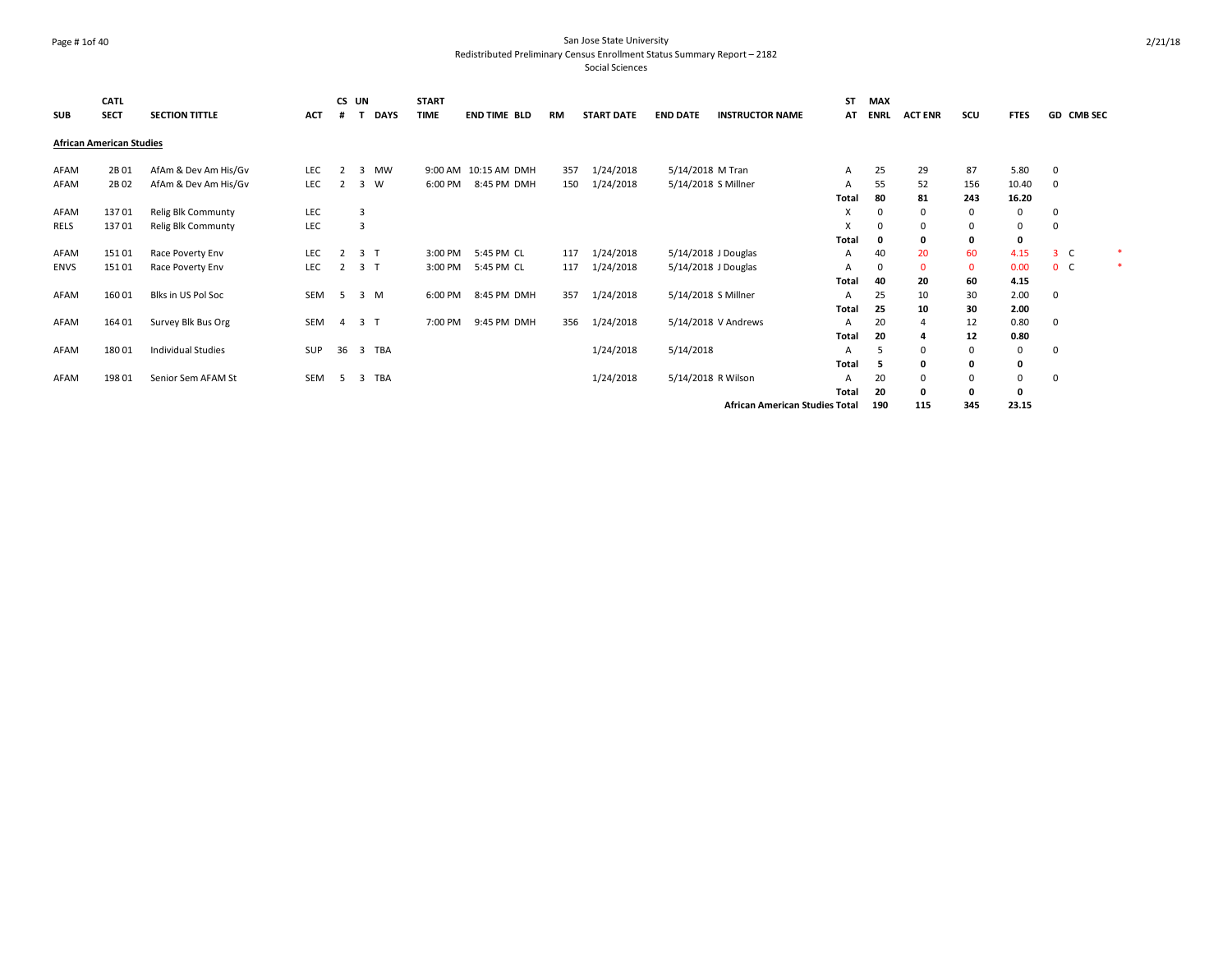San Jose State University
Redistributed Preliminary Census Enrollment Status Summary Report – 2182
Social Sciences

2/21/18

| SUB | CATL SECT | SECTION TITTLE | ACT | CS # | UN T | DAYS | START TIME | END TIME | BLD | RM | START DATE | END DATE | INSTRUCTOR NAME | ST AT | MAX ENRL | ACT ENR | SCU | FTES | GD | CMB SEC | |
|---|---|---|---|---|---|---|---|---|---|---|---|---|---|---|---|---|---|---|---|---|---|
| **African American Studies** | | | | | | | | | | | | | | | | | | | | | |
| AFAM | 2B 01 | AfAm & Dev Am His/Gv | LEC | 2 | 3 | MW | 9:00 AM | 10:15 AM | DMH | 357 | 1/24/2018 | 5/14/2018 | M Tran | A | 25 | 29 | 87 | 5.80 | 0 | | |
| AFAM | 2B 02 | AfAm & Dev Am His/Gv | LEC | 2 | 3 | W | 6:00 PM | 8:45 PM | DMH | 150 | 1/24/2018 | 5/14/2018 | S Millner | A | 55 | 52 | 156 | 10.40 | 0 | | |
| | | | | | | | | | | | | | | **Total** | **80** | **81** | **243** | **16.20** | | | |
| AFAM | 137 01 | Relig Blk Communty | LEC | | 3 | | | | | | | | | X | 0 | 0 | 0 | 0 | 0 | | |
| RELS | 137 01 | Relig Blk Communty | LEC | | 3 | | | | | | | | | X | 0 | 0 | 0 | 0 | 0 | | |
| | | | | | | | | | | | | | | **Total** | **0** | **0** | **0** | **0** | | | |
| AFAM | 151 01 | Race Poverty Env | LEC | 2 | 3 | T | 3:00 PM | 5:45 PM | CL | 117 | 1/24/2018 | 5/14/2018 | J Douglas | A | 40 | 20 | 60 | 4.15 | 3 | C | * |
| ENVS | 151 01 | Race Poverty Env | LEC | 2 | 3 | T | 3:00 PM | 5:45 PM | CL | 117 | 1/24/2018 | 5/14/2018 | J Douglas | A | 0 | 0 | 0 | 0.00 | 0 | C | * |
| | | | | | | | | | | | | | | **Total** | **40** | **20** | **60** | **4.15** | | | |
| AFAM | 160 01 | Blks in US Pol Soc | SEM | 5 | 3 | M | 6:00 PM | 8:45 PM | DMH | 357 | 1/24/2018 | 5/14/2018 | S Millner | A | 25 | 10 | 30 | 2.00 | 0 | | |
| | | | | | | | | | | | | | | **Total** | **25** | **10** | **30** | **2.00** | | | |
| AFAM | 164 01 | Survey Blk Bus Org | SEM | 4 | 3 | T | 7:00 PM | 9:45 PM | DMH | 356 | 1/24/2018 | 5/14/2018 | V Andrews | A | 20 | 4 | 12 | 0.80 | 0 | | |
| | | | | | | | | | | | | | | **Total** | **20** | **4** | **12** | **0.80** | | | |
| AFAM | 180 01 | Individual Studies | SUP | 36 | 3 | TBA | | | | | 1/24/2018 | 5/14/2018 | | A | 5 | 0 | 0 | 0 | 0 | | |
| | | | | | | | | | | | | | | **Total** | **5** | **0** | **0** | **0** | | | |
| AFAM | 198 01 | Senior Sem AFAM St | SEM | 5 | 3 | TBA | | | | | 1/24/2018 | 5/14/2018 | R Wilson | A | 20 | 0 | 0 | 0 | 0 | | |
| | | | | | | | | | | | | | | **Total** | **20** | **0** | **0** | **0** | | | |
| | | | | | | | | | | | | | **African American Studies Total** | | **190** | **115** | **345** | **23.15** | | | |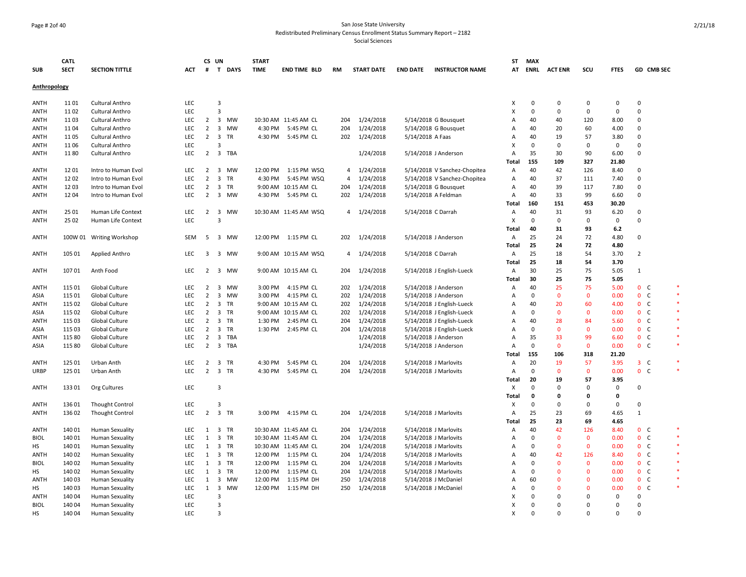San Jose State University
Redistributed Preliminary Census Enrollment Status Summary Report – 2182
Social Sciences

| SUB | CATL SECT | SECTION TITTLE | ACT | CS # | UN T | DAYS | START TIME | END TIME | BLD | RM | START DATE | END DATE | INSTRUCTOR NAME | ST AT | MAX ENRL | ACT ENR | SCU | FTES | GD | CMB SEC | |
|---|---|---|---|---|---|---|---|---|---|---|---|---|---|---|---|---|---|---|---|---|---|
| **Anthropology** | | | | | | | | | | | | | | | | | | | | | |
| ANTH | 11 01 | Cultural Anthro | LEC | | 3 | | | | | | | | | X | 0 | 0 | 0 | 0 | 0 | | |
| ANTH | 11 02 | Cultural Anthro | LEC | | 3 | | | | | | | | | X | 0 | 0 | 0 | 0 | 0 | | |
| ANTH | 11 03 | Cultural Anthro | LEC | 2 | 3 | MW | 10:30 AM | 11:45 AM | CL | 204 | 1/24/2018 | 5/14/2018 | G Bousquet | A | 40 | 40 | 120 | 8.00 | 0 | | |
| ANTH | 11 04 | Cultural Anthro | LEC | 2 | 3 | MW | 4:30 PM | 5:45 PM | CL | 204 | 1/24/2018 | 5/14/2018 | G Bousquet | A | 40 | 20 | 60 | 4.00 | 0 | | |
| ANTH | 11 05 | Cultural Anthro | LEC | 2 | 3 | TR | 4:30 PM | 5:45 PM | CL | 202 | 1/24/2018 | 5/14/2018 | A Faas | A | 40 | 19 | 57 | 3.80 | 0 | | |
| ANTH | 11 06 | Cultural Anthro | LEC | | 3 | | | | | | | | | X | 0 | 0 | 0 | 0 | 0 | | |
| ANTH | 11 80 | Cultural Anthro | LEC | 2 | 3 | TBA | | | | | 1/24/2018 | 5/14/2018 | J Anderson | A | 35 | 30 | 90 | 6.00 | 0 | | |
| | | | | | | | | | | | | | | **Total** | **155** | **109** | **327** | **21.80** | | | |
| ANTH | 12 01 | Intro to Human Evol | LEC | 2 | 3 | MW | 12:00 PM | 1:15 PM | WSQ | 4 | 1/24/2018 | 5/14/2018 | V Sanchez-Chopitea | A | 40 | 42 | 126 | 8.40 | 0 | | |
| ANTH | 12 02 | Intro to Human Evol | LEC | 2 | 3 | TR | 4:30 PM | 5:45 PM | WSQ | 4 | 1/24/2018 | 5/14/2018 | V Sanchez-Chopitea | A | 40 | 37 | 111 | 7.40 | 0 | | |
| ANTH | 12 03 | Intro to Human Evol | LEC | 2 | 3 | TR | 9:00 AM | 10:15 AM | CL | 204 | 1/24/2018 | 5/14/2018 | G Bousquet | A | 40 | 39 | 117 | 7.80 | 0 | | |
| ANTH | 12 04 | Intro to Human Evol | LEC | 2 | 3 | MW | 4:30 PM | 5:45 PM | CL | 202 | 1/24/2018 | 5/14/2018 | A Feldman | A | 40 | 33 | 99 | 6.60 | 0 | | |
| | | | | | | | | | | | | | | **Total** | **160** | **151** | **453** | **30.20** | | | |
| ANTH | 25 01 | Human Life Context | LEC | 2 | 3 | MW | 10:30 AM | 11:45 AM | WSQ | 4 | 1/24/2018 | 5/14/2018 | C Darrah | A | 40 | 31 | 93 | 6.20 | 0 | | |
| ANTH | 25 02 | Human Life Context | LEC | | 3 | | | | | | | | | X | 0 | 0 | 0 | 0 | 0 | | |
| | | | | | | | | | | | | | | **Total** | **40** | **31** | **93** | **6.2** | | | |
| ANTH | 100W 01 | Writing Workshop | SEM | 5 | 3 | MW | 12:00 PM | 1:15 PM | CL | 202 | 1/24/2018 | 5/14/2018 | J Anderson | A | 25 | 24 | 72 | 4.80 | 0 | | |
| | | | | | | | | | | | | | | **Total** | **25** | **24** | **72** | **4.80** | | | |
| ANTH | 105 01 | Applied Anthro | LEC | 3 | 3 | MW | 9:00 AM | 10:15 AM | WSQ | 4 | 1/24/2018 | 5/14/2018 | C Darrah | A | 25 | 18 | 54 | 3.70 | 2 | | |
| | | | | | | | | | | | | | | **Total** | **25** | **18** | **54** | **3.70** | | | |
| ANTH | 107 01 | Anth Food | LEC | 2 | 3 | MW | 9:00 AM | 10:15 AM | CL | 204 | 1/24/2018 | 5/14/2018 | J English-Lueck | A | 30 | 25 | 75 | 5.05 | 1 | | |
| | | | | | | | | | | | | | | **Total** | **30** | **25** | **75** | **5.05** | | | |
| ANTH | 115 01 | Global Culture | LEC | 2 | 3 | MW | 3:00 PM | 4:15 PM | CL | 202 | 1/24/2018 | 5/14/2018 | J Anderson | A | 40 | 25 | 75 | 5.00 | 0 | C | * |
| ASIA | 115 01 | Global Culture | LEC | 2 | 3 | MW | 3:00 PM | 4:15 PM | CL | 202 | 1/24/2018 | 5/14/2018 | J Anderson | A | 0 | 0 | 0 | 0.00 | 0 | C | * |
| ANTH | 115 02 | Global Culture | LEC | 2 | 3 | TR | 9:00 AM | 10:15 AM | CL | 202 | 1/24/2018 | 5/14/2018 | J English-Lueck | A | 40 | 20 | 60 | 4.00 | 0 | C | * |
| ASIA | 115 02 | Global Culture | LEC | 2 | 3 | TR | 9:00 AM | 10:15 AM | CL | 202 | 1/24/2018 | 5/14/2018 | J English-Lueck | A | 0 | 0 | 0 | 0.00 | 0 | C | * |
| ANTH | 115 03 | Global Culture | LEC | 2 | 3 | TR | 1:30 PM | 2:45 PM | CL | 204 | 1/24/2018 | 5/14/2018 | J English-Lueck | A | 40 | 28 | 84 | 5.60 | 0 | C | * |
| ASIA | 115 03 | Global Culture | LEC | 2 | 3 | TR | 1:30 PM | 2:45 PM | CL | 204 | 1/24/2018 | 5/14/2018 | J English-Lueck | A | 0 | 0 | 0 | 0.00 | 0 | C | * |
| ANTH | 115 80 | Global Culture | LEC | 2 | 3 | TBA | | | | | 1/24/2018 | 5/14/2018 | J Anderson | A | 35 | 33 | 99 | 6.60 | 0 | C | * |
| ASIA | 115 80 | Global Culture | LEC | 2 | 3 | TBA | | | | | 1/24/2018 | 5/14/2018 | J Anderson | A | 0 | 0 | 0 | 0.00 | 0 | C | * |
| | | | | | | | | | | | | | | **Total** | **155** | **106** | **318** | **21.20** | | | |
| ANTH | 125 01 | Urban Anth | LEC | 2 | 3 | TR | 4:30 PM | 5:45 PM | CL | 204 | 1/24/2018 | 5/14/2018 | J Marlovits | A | 20 | 19 | 57 | 3.95 | 3 | C | * |
| URBP | 125 01 | Urban Anth | LEC | 2 | 3 | TR | 4:30 PM | 5:45 PM | CL | 204 | 1/24/2018 | 5/14/2018 | J Marlovits | A | 0 | 0 | 0 | 0.00 | 0 | C | * |
| | | | | | | | | | | | | | | **Total** | **20** | **19** | **57** | **3.95** | | | |
| ANTH | 133 01 | Org Cultures | LEC | | 3 | | | | | | | | | X | 0 | 0 | 0 | 0 | 0 | | |
| | | | | | | | | | | | | | | **Total** | **0** | **0** | **0** | **0** | | | |
| ANTH | 136 01 | Thought Control | LEC | | 3 | | | | | | | | | X | 0 | 0 | 0 | 0 | 0 | | |
| ANTH | 136 02 | Thought Control | LEC | 2 | 3 | TR | 3:00 PM | 4:15 PM | CL | 204 | 1/24/2018 | 5/14/2018 | J Marlovits | A | 25 | 23 | 69 | 4.65 | 1 | | |
| | | | | | | | | | | | | | | **Total** | **25** | **23** | **69** | **4.65** | | | |
| ANTH | 140 01 | Human Sexuality | LEC | 1 | 3 | TR | 10:30 AM | 11:45 AM | CL | 204 | 1/24/2018 | 5/14/2018 | J Marlovits | A | 40 | 42 | 126 | 8.40 | 0 | C | * |
| BIOL | 140 01 | Human Sexuality | LEC | 1 | 3 | TR | 10:30 AM | 11:45 AM | CL | 204 | 1/24/2018 | 5/14/2018 | J Marlovits | A | 0 | 0 | 0 | 0.00 | 0 | C | * |
| HS | 140 01 | Human Sexuality | LEC | 1 | 3 | TR | 10:30 AM | 11:45 AM | CL | 204 | 1/24/2018 | 5/14/2018 | J Marlovits | A | 0 | 0 | 0 | 0.00 | 0 | C | * |
| ANTH | 140 02 | Human Sexuality | LEC | 1 | 3 | TR | 12:00 PM | 1:15 PM | CL | 204 | 1/24/2018 | 5/14/2018 | J Marlovits | A | 40 | 42 | 126 | 8.40 | 0 | C | * |
| BIOL | 140 02 | Human Sexuality | LEC | 1 | 3 | TR | 12:00 PM | 1:15 PM | CL | 204 | 1/24/2018 | 5/14/2018 | J Marlovits | A | 0 | 0 | 0 | 0.00 | 0 | C | * |
| HS | 140 02 | Human Sexuality | LEC | 1 | 3 | TR | 12:00 PM | 1:15 PM | CL | 204 | 1/24/2018 | 5/14/2018 | J Marlovits | A | 0 | 0 | 0 | 0.00 | 0 | C | * |
| ANTH | 140 03 | Human Sexuality | LEC | 1 | 3 | MW | 12:00 PM | 1:15 PM | DH | 250 | 1/24/2018 | 5/14/2018 | J McDaniel | A | 60 | 0 | 0 | 0.00 | 0 | C | * |
| HS | 140 03 | Human Sexuality | LEC | 1 | 3 | MW | 12:00 PM | 1:15 PM | DH | 250 | 1/24/2018 | 5/14/2018 | J McDaniel | A | 0 | 0 | 0 | 0.00 | 0 | C | * |
| ANTH | 140 04 | Human Sexuality | LEC | | 3 | | | | | | | | | X | 0 | 0 | 0 | 0 | 0 | | |
| BIOL | 140 04 | Human Sexuality | LEC | | 3 | | | | | | | | | X | 0 | 0 | 0 | 0 | 0 | | |
| HS | 140 04 | Human Sexuality | LEC | | 3 | | | | | | | | | X | 0 | 0 | 0 | 0 | 0 | | |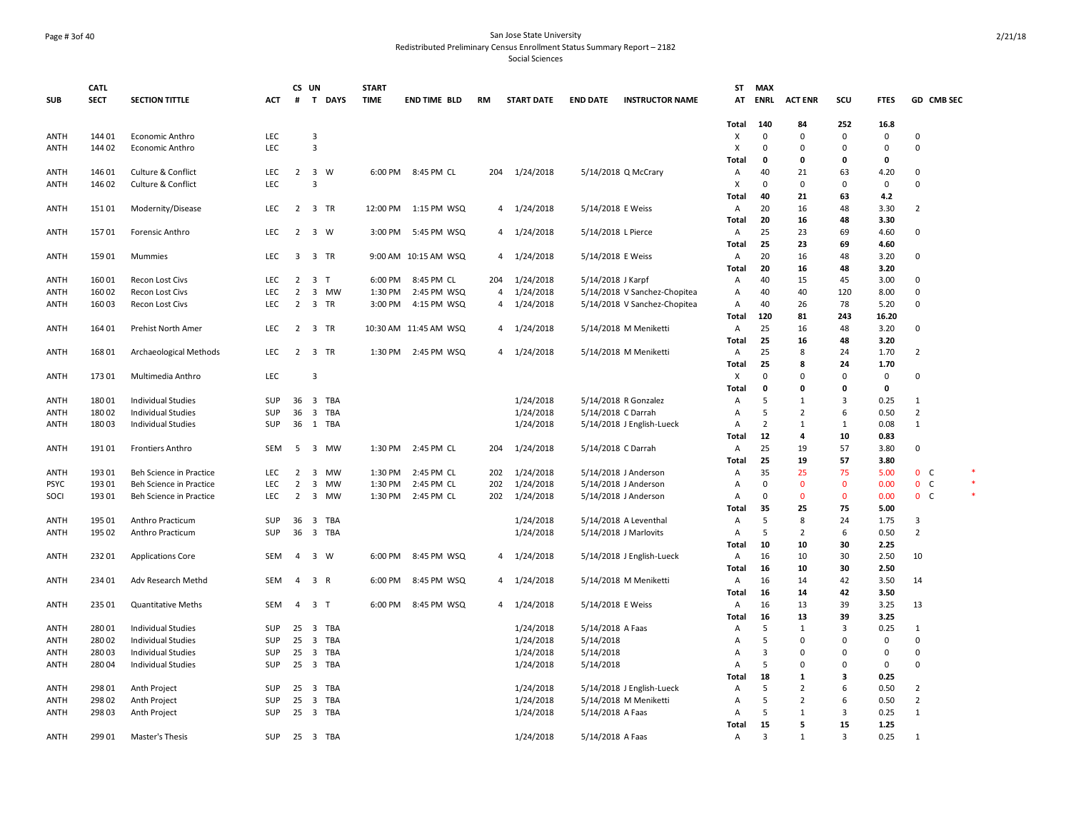San Jose State University
Redistributed Preliminary Census Enrollment Status Summary Report – 2182
Social Sciences

| SUB | CATL SECT | SECTION TITTLE | ACT | CS # | UN T | DAYS | START TIME | END TIME | BLD | RM | START DATE | END DATE | INSTRUCTOR NAME | ST AT | MAX ENRL | ACT ENR | SCU | FTES | GD | CMB SEC |
|---|---|---|---|---|---|---|---|---|---|---|---|---|---|---|---|---|---|---|---|---|
| | | | | | | | | | | | | | | Total | 140 | 84 | 252 | 16.8 | | |
| ANTH | 144 01 | Economic Anthro | LEC | | 3 | | | | | | | | | X | 0 | 0 | 0 | 0 | 0 | |
| ANTH | 144 02 | Economic Anthro | LEC | | 3 | | | | | | | | | X | 0 | 0 | 0 | 0 | 0 | |
| | | | | | | | | | | | | | | Total | 0 | 0 | 0 | 0 | | |
| ANTH | 146 01 | Culture & Conflict | LEC | 2 | 3 | W | 6:00 PM | 8:45 PM | CL | 204 | 1/24/2018 | 5/14/2018 | Q McCrary | A | 40 | 21 | 63 | 4.20 | 0 | |
| ANTH | 146 02 | Culture & Conflict | LEC | | 3 | | | | | | | | | X | 0 | 0 | 0 | 0 | 0 | |
| | | | | | | | | | | | | | | Total | 40 | 21 | 63 | 4.2 | | |
| ANTH | 151 01 | Modernity/Disease | LEC | 2 | 3 | TR | 12:00 PM | 1:15 PM | WSQ | 4 | 1/24/2018 | 5/14/2018 | E Weiss | A | 20 | 16 | 48 | 3.30 | 2 | |
| | | | | | | | | | | | | | | Total | 20 | 16 | 48 | 3.30 | | |
| ANTH | 157 01 | Forensic Anthro | LEC | 2 | 3 | W | 3:00 PM | 5:45 PM | WSQ | 4 | 1/24/2018 | 5/14/2018 | L Pierce | A | 25 | 23 | 69 | 4.60 | 0 | |
| | | | | | | | | | | | | | | Total | 25 | 23 | 69 | 4.60 | | |
| ANTH | 159 01 | Mummies | LEC | 3 | 3 | TR | 9:00 AM | 10:15 AM | WSQ | 4 | 1/24/2018 | 5/14/2018 | E Weiss | A | 20 | 16 | 48 | 3.20 | 0 | |
| | | | | | | | | | | | | | | Total | 20 | 16 | 48 | 3.20 | | |
| ANTH | 160 01 | Recon Lost Civs | LEC | 2 | 3 | T | 6:00 PM | 8:45 PM | CL | 204 | 1/24/2018 | 5/14/2018 | J Karpf | A | 40 | 15 | 45 | 3.00 | 0 | |
| ANTH | 160 02 | Recon Lost Civs | LEC | 2 | 3 | MW | 1:30 PM | 2:45 PM | WSQ | 4 | 1/24/2018 | 5/14/2018 | V Sanchez-Chopitea | A | 40 | 40 | 120 | 8.00 | 0 | |
| ANTH | 160 03 | Recon Lost Civs | LEC | 2 | 3 | TR | 3:00 PM | 4:15 PM | WSQ | 4 | 1/24/2018 | 5/14/2018 | V Sanchez-Chopitea | A | 40 | 26 | 78 | 5.20 | 0 | |
| | | | | | | | | | | | | | | Total | 120 | 81 | 243 | 16.20 | | |
| ANTH | 164 01 | Prehist North Amer | LEC | 2 | 3 | TR | 10:30 AM | 11:45 AM | WSQ | 4 | 1/24/2018 | 5/14/2018 | M Meniketti | A | 25 | 16 | 48 | 3.20 | 0 | |
| | | | | | | | | | | | | | | Total | 25 | 16 | 48 | 3.20 | | |
| ANTH | 168 01 | Archaeological Methods | LEC | 2 | 3 | TR | 1:30 PM | 2:45 PM | WSQ | 4 | 1/24/2018 | 5/14/2018 | M Meniketti | A | 25 | 8 | 24 | 1.70 | 2 | |
| | | | | | | | | | | | | | | Total | 25 | 8 | 24 | 1.70 | | |
| ANTH | 173 01 | Multimedia Anthro | LEC | | 3 | | | | | | | | | X | 0 | 0 | 0 | 0 | 0 | |
| | | | | | | | | | | | | | | Total | 0 | 0 | 0 | 0 | | |
| ANTH | 180 01 | Individual Studies | SUP | 36 | 3 | TBA | | | | | 1/24/2018 | 5/14/2018 | R Gonzalez | A | 5 | 1 | 3 | 0.25 | 1 | |
| ANTH | 180 02 | Individual Studies | SUP | 36 | 3 | TBA | | | | | 1/24/2018 | 5/14/2018 | C Darrah | A | 5 | 2 | 6 | 0.50 | 2 | |
| ANTH | 180 03 | Individual Studies | SUP | 36 | 1 | TBA | | | | | 1/24/2018 | 5/14/2018 | J English-Lueck | A | 2 | 1 | 1 | 0.08 | 1 | |
| | | | | | | | | | | | | | | Total | 12 | 4 | 10 | 0.83 | | |
| ANTH | 191 01 | Frontiers Anthro | SEM | 5 | 3 | MW | 1:30 PM | 2:45 PM | CL | 204 | 1/24/2018 | 5/14/2018 | C Darrah | A | 25 | 19 | 57 | 3.80 | 0 | |
| | | | | | | | | | | | | | | Total | 25 | 19 | 57 | 3.80 | | |
| ANTH | 193 01 | Beh Science in Practice | LEC | 2 | 3 | MW | 1:30 PM | 2:45 PM | CL | 202 | 1/24/2018 | 5/14/2018 | J Anderson | A | 35 | 25 | 75 | 5.00 | 0 | C * |
| PSYC | 193 01 | Beh Science in Practice | LEC | 2 | 3 | MW | 1:30 PM | 2:45 PM | CL | 202 | 1/24/2018 | 5/14/2018 | J Anderson | A | 0 | 0 | 0 | 0.00 | 0 | C * |
| SOCI | 193 01 | Beh Science in Practice | LEC | 2 | 3 | MW | 1:30 PM | 2:45 PM | CL | 202 | 1/24/2018 | 5/14/2018 | J Anderson | A | 0 | 0 | 0 | 0.00 | 0 | C * |
| | | | | | | | | | | | | | | Total | 35 | 25 | 75 | 5.00 | | |
| ANTH | 195 01 | Anthro Practicum | SUP | 36 | 3 | TBA | | | | | 1/24/2018 | 5/14/2018 | A Leventhal | A | 5 | 8 | 24 | 1.75 | 3 | |
| ANTH | 195 02 | Anthro Practicum | SUP | 36 | 3 | TBA | | | | | 1/24/2018 | 5/14/2018 | J Marlovits | A | 5 | 2 | 6 | 0.50 | 2 | |
| | | | | | | | | | | | | | | Total | 10 | 10 | 30 | 2.25 | | |
| ANTH | 232 01 | Applications Core | SEM | 4 | 3 | W | 6:00 PM | 8:45 PM | WSQ | 4 | 1/24/2018 | 5/14/2018 | J English-Lueck | A | 16 | 10 | 30 | 2.50 | 10 | |
| | | | | | | | | | | | | | | Total | 16 | 10 | 30 | 2.50 | | |
| ANTH | 234 01 | Adv Research Methd | SEM | 4 | 3 | R | 6:00 PM | 8:45 PM | WSQ | 4 | 1/24/2018 | 5/14/2018 | M Meniketti | A | 16 | 14 | 42 | 3.50 | 14 | |
| | | | | | | | | | | | | | | Total | 16 | 14 | 42 | 3.50 | | |
| ANTH | 235 01 | Quantitative Meths | SEM | 4 | 3 | T | 6:00 PM | 8:45 PM | WSQ | 4 | 1/24/2018 | 5/14/2018 | E Weiss | A | 16 | 13 | 39 | 3.25 | 13 | |
| | | | | | | | | | | | | | | Total | 16 | 13 | 39 | 3.25 | | |
| ANTH | 280 01 | Individual Studies | SUP | 25 | 3 | TBA | | | | | 1/24/2018 | 5/14/2018 | A Faas | A | 5 | 1 | 3 | 0.25 | 1 | |
| ANTH | 280 02 | Individual Studies | SUP | 25 | 3 | TBA | | | | | 1/24/2018 | 5/14/2018 | | A | 5 | 0 | 0 | 0 | 0 | |
| ANTH | 280 03 | Individual Studies | SUP | 25 | 3 | TBA | | | | | 1/24/2018 | 5/14/2018 | | A | 3 | 0 | 0 | 0 | 0 | |
| ANTH | 280 04 | Individual Studies | SUP | 25 | 3 | TBA | | | | | 1/24/2018 | 5/14/2018 | | A | 5 | 0 | 0 | 0 | 0 | |
| | | | | | | | | | | | | | | Total | 18 | 1 | 3 | 0.25 | | |
| ANTH | 298 01 | Anth Project | SUP | 25 | 3 | TBA | | | | | 1/24/2018 | 5/14/2018 | J English-Lueck | A | 5 | 2 | 6 | 0.50 | 2 | |
| ANTH | 298 02 | Anth Project | SUP | 25 | 3 | TBA | | | | | 1/24/2018 | 5/14/2018 | M Meniketti | A | 5 | 2 | 6 | 0.50 | 2 | |
| ANTH | 298 03 | Anth Project | SUP | 25 | 3 | TBA | | | | | 1/24/2018 | 5/14/2018 | A Faas | A | 5 | 1 | 3 | 0.25 | 1 | |
| | | | | | | | | | | | | | | Total | 15 | 5 | 15 | 1.25 | | |
| ANTH | 299 01 | Master's Thesis | SUP | 25 | 3 | TBA | | | | | 1/24/2018 | 5/14/2018 | A Faas | A | 3 | 1 | 3 | 0.25 | 1 | |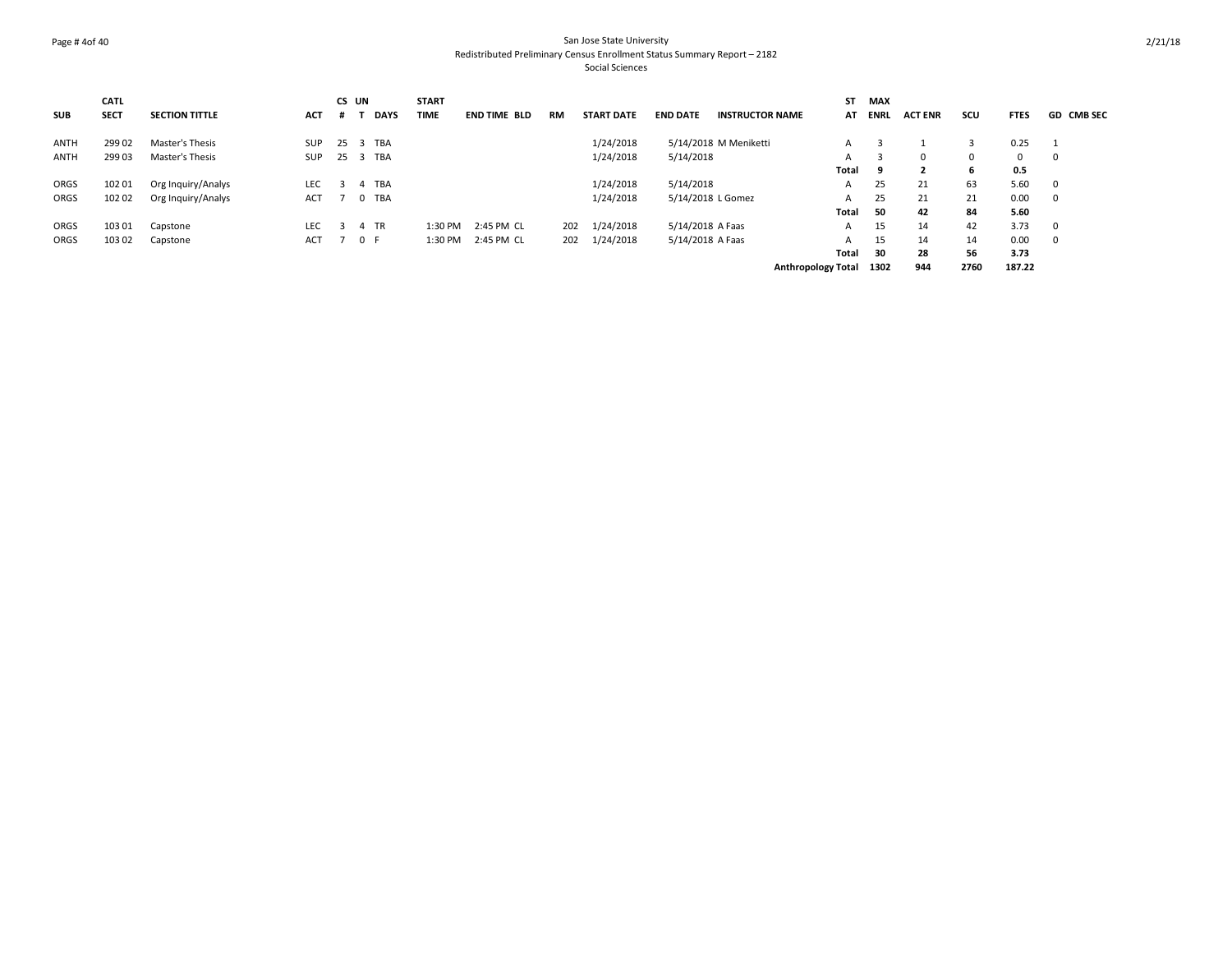San Jose State University
Redistributed Preliminary Census Enrollment Status Summary Report – 2182
Social Sciences

| SUB | CATL SECT | SECTION TITTLE | ACT | CS # | UN T | DAYS | START TIME | END TIME | BLD | RM | START DATE | END DATE | INSTRUCTOR NAME | ST AT | MAX ENRL | ACT ENR | SCU | FTES | GD | CMB SEC |
|---|---|---|---|---|---|---|---|---|---|---|---|---|---|---|---|---|---|---|---|---|
| ANTH | 299 02 | Master's Thesis | SUP | 25 | 3 | TBA | | | | | 1/24/2018 | 5/14/2018 | M Meniketti | A | 3 | 1 | 3 | 0.25 | 1 | |
| ANTH | 299 03 | Master's Thesis | SUP | 25 | 3 | TBA | | | | | 1/24/2018 | 5/14/2018 | | A | 3 | 0 | 0 | 0 | 0 | |
| | | | | | | | | | | | | | | **Total** | **9** | **2** | **6** | **0.5** | | |
| ORGS | 102 01 | Org Inquiry/Analys | LEC | 3 | 4 | TBA | | | | | 1/24/2018 | 5/14/2018 | | A | 25 | 21 | 63 | 5.60 | 0 | |
| ORGS | 102 02 | Org Inquiry/Analys | ACT | 7 | 0 | TBA | | | | | 1/24/2018 | 5/14/2018 | L Gomez | A | 25 | 21 | 21 | 0.00 | 0 | |
| | | | | | | | | | | | | | | **Total** | **50** | **42** | **84** | **5.60** | | |
| ORGS | 103 01 | Capstone | LEC | 3 | 4 | TR | 1:30 PM | 2:45 PM | CL | 202 | 1/24/2018 | 5/14/2018 | A Faas | A | 15 | 14 | 42 | 3.73 | 0 | |
| ORGS | 103 02 | Capstone | ACT | 7 | 0 | F | 1:30 PM | 2:45 PM | CL | 202 | 1/24/2018 | 5/14/2018 | A Faas | A | 15 | 14 | 14 | 0.00 | 0 | |
| | | | | | | | | | | | | | | **Total** | **30** | **28** | **56** | **3.73** | | |
| | | | | | | | | | | | | | | **Anthropology Total** | **1302** | **944** | **2760** | **187.22** | | |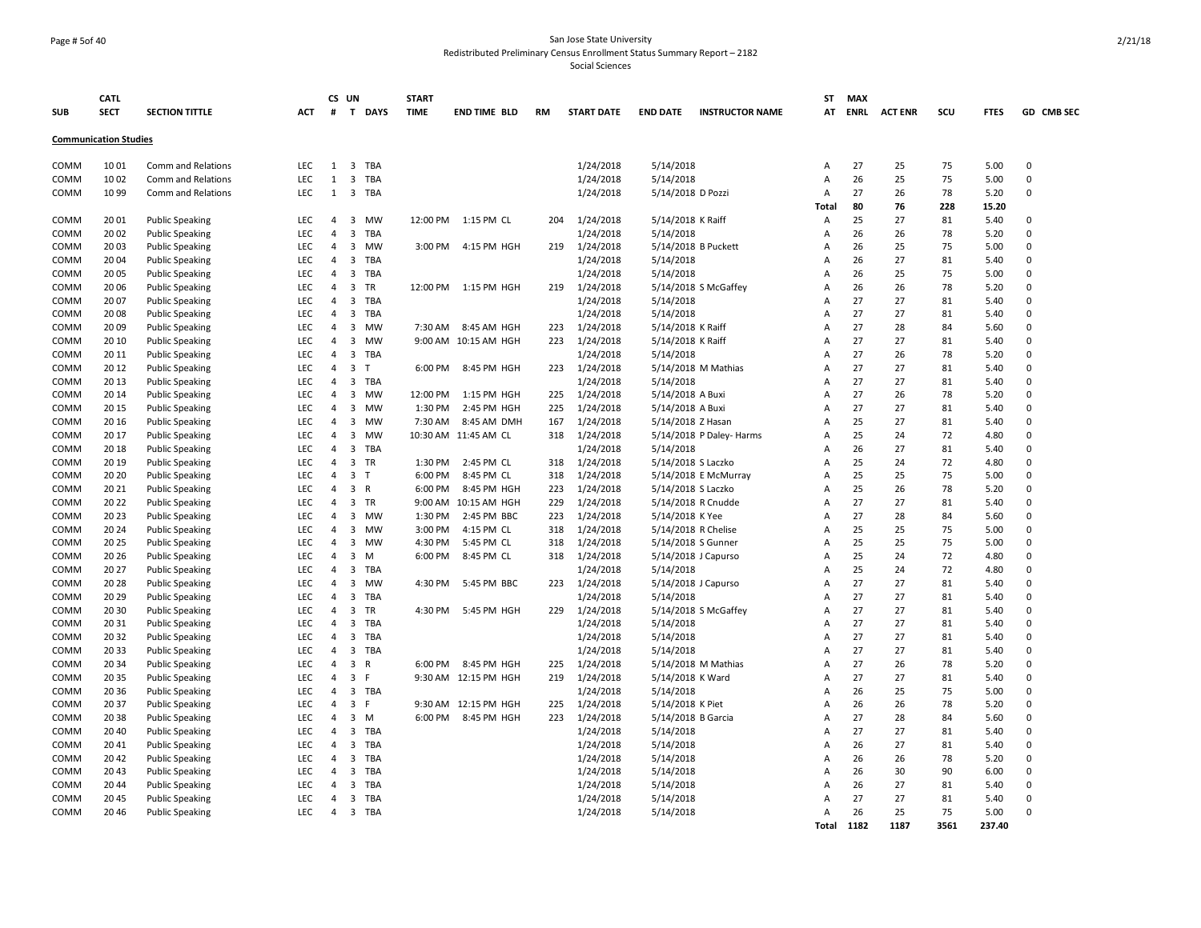San Jose State University
Redistributed Preliminary Census Enrollment Status Summary Report – 2182
Social Sciences

| SUB | CATL SECT | SECTION TITTLE | ACT | CS # | UN T | DAYS | START TIME | END TIME | BLD | RM | START DATE | END DATE | INSTRUCTOR NAME | ST AT | MAX ENRL | ACT ENR | SCU | FTES | GD | CMB SEC |
|---|---|---|---|---|---|---|---|---|---|---|---|---|---|---|---|---|---|---|---|---|
| **Communication Studies** | | | | | | | | | | | | | | | | | | | | |
| COMM | 10 01 | Comm and Relations | LEC | 1 | 3 | TBA | | | | | 1/24/2018 | 5/14/2018 | | A | 27 | 25 | 75 | 5.00 | 0 | |
| COMM | 10 02 | Comm and Relations | LEC | 1 | 3 | TBA | | | | | 1/24/2018 | 5/14/2018 | | A | 26 | 25 | 75 | 5.00 | 0 | |
| COMM | 10 99 | Comm and Relations | LEC | 1 | 3 | TBA | | | | | 1/24/2018 | 5/14/2018 | D Pozzi | A | 27 | 26 | 78 | 5.20 | 0 | |
| | | | | | | | | | | | | | | Total | 80 | 76 | 228 | 15.20 | | |
| COMM | 20 01 | Public Speaking | LEC | 4 | 3 | MW | 12:00 PM | 1:15 PM | CL | 204 | 1/24/2018 | 5/14/2018 | K Raiff | A | 25 | 27 | 81 | 5.40 | 0 | |
| COMM | 20 02 | Public Speaking | LEC | 4 | 3 | TBA | | | | | 1/24/2018 | 5/14/2018 | | A | 26 | 26 | 78 | 5.20 | 0 | |
| COMM | 20 03 | Public Speaking | LEC | 4 | 3 | MW | 3:00 PM | 4:15 PM | HGH | 219 | 1/24/2018 | 5/14/2018 | B Puckett | A | 26 | 25 | 75 | 5.00 | 0 | |
| COMM | 20 04 | Public Speaking | LEC | 4 | 3 | TBA | | | | | 1/24/2018 | 5/14/2018 | | A | 26 | 27 | 81 | 5.40 | 0 | |
| COMM | 20 05 | Public Speaking | LEC | 4 | 3 | TBA | | | | | 1/24/2018 | 5/14/2018 | | A | 26 | 25 | 75 | 5.00 | 0 | |
| COMM | 20 06 | Public Speaking | LEC | 4 | 3 | TR | 12:00 PM | 1:15 PM | HGH | 219 | 1/24/2018 | 5/14/2018 | S McGaffey | A | 26 | 26 | 78 | 5.20 | 0 | |
| COMM | 20 07 | Public Speaking | LEC | 4 | 3 | TBA | | | | | 1/24/2018 | 5/14/2018 | | A | 27 | 27 | 81 | 5.40 | 0 | |
| COMM | 20 08 | Public Speaking | LEC | 4 | 3 | TBA | | | | | 1/24/2018 | 5/14/2018 | | A | 27 | 27 | 81 | 5.40 | 0 | |
| COMM | 20 09 | Public Speaking | LEC | 4 | 3 | MW | 7:30 AM | 8:45 AM | HGH | 223 | 1/24/2018 | 5/14/2018 | K Raiff | A | 27 | 28 | 84 | 5.60 | 0 | |
| COMM | 20 10 | Public Speaking | LEC | 4 | 3 | MW | 9:00 AM | 10:15 AM | HGH | 223 | 1/24/2018 | 5/14/2018 | K Raiff | A | 27 | 27 | 81 | 5.40 | 0 | |
| COMM | 20 11 | Public Speaking | LEC | 4 | 3 | TBA | | | | | 1/24/2018 | 5/14/2018 | | A | 27 | 26 | 78 | 5.20 | 0 | |
| COMM | 20 12 | Public Speaking | LEC | 4 | 3 | T | 6:00 PM | 8:45 PM | HGH | 223 | 1/24/2018 | 5/14/2018 | M Mathias | A | 27 | 27 | 81 | 5.40 | 0 | |
| COMM | 20 13 | Public Speaking | LEC | 4 | 3 | TBA | | | | | 1/24/2018 | 5/14/2018 | | A | 27 | 27 | 81 | 5.40 | 0 | |
| COMM | 20 14 | Public Speaking | LEC | 4 | 3 | MW | 12:00 PM | 1:15 PM | HGH | 225 | 1/24/2018 | 5/14/2018 | A Buxi | A | 27 | 26 | 78 | 5.20 | 0 | |
| COMM | 20 15 | Public Speaking | LEC | 4 | 3 | MW | 1:30 PM | 2:45 PM | HGH | 225 | 1/24/2018 | 5/14/2018 | A Buxi | A | 27 | 27 | 81 | 5.40 | 0 | |
| COMM | 20 16 | Public Speaking | LEC | 4 | 3 | MW | 7:30 AM | 8:45 AM | DMH | 167 | 1/24/2018 | 5/14/2018 | Z Hasan | A | 25 | 27 | 81 | 5.40 | 0 | |
| COMM | 20 17 | Public Speaking | LEC | 4 | 3 | MW | 10:30 AM | 11:45 AM | CL | 318 | 1/24/2018 | 5/14/2018 | P Daley- Harms | A | 25 | 24 | 72 | 4.80 | 0 | |
| COMM | 20 18 | Public Speaking | LEC | 4 | 3 | TBA | | | | | 1/24/2018 | 5/14/2018 | | A | 26 | 27 | 81 | 5.40 | 0 | |
| COMM | 20 19 | Public Speaking | LEC | 4 | 3 | TR | 1:30 PM | 2:45 PM | CL | 318 | 1/24/2018 | 5/14/2018 | S Laczko | A | 25 | 24 | 72 | 4.80 | 0 | |
| COMM | 20 20 | Public Speaking | LEC | 4 | 3 | T | 6:00 PM | 8:45 PM | CL | 318 | 1/24/2018 | 5/14/2018 | E McMurray | A | 25 | 25 | 75 | 5.00 | 0 | |
| COMM | 20 21 | Public Speaking | LEC | 4 | 3 | R | 6:00 PM | 8:45 PM | HGH | 223 | 1/24/2018 | 5/14/2018 | S Laczko | A | 25 | 26 | 78 | 5.20 | 0 | |
| COMM | 20 22 | Public Speaking | LEC | 4 | 3 | TR | 9:00 AM | 10:15 AM | HGH | 229 | 1/24/2018 | 5/14/2018 | R Cnudde | A | 27 | 27 | 81 | 5.40 | 0 | |
| COMM | 20 23 | Public Speaking | LEC | 4 | 3 | MW | 1:30 PM | 2:45 PM | BBC | 223 | 1/24/2018 | 5/14/2018 | K Yee | A | 27 | 28 | 84 | 5.60 | 0 | |
| COMM | 20 24 | Public Speaking | LEC | 4 | 3 | MW | 3:00 PM | 4:15 PM | CL | 318 | 1/24/2018 | 5/14/2018 | R Chelise | A | 25 | 25 | 75 | 5.00 | 0 | |
| COMM | 20 25 | Public Speaking | LEC | 4 | 3 | MW | 4:30 PM | 5:45 PM | CL | 318 | 1/24/2018 | 5/14/2018 | S Gunner | A | 25 | 25 | 75 | 5.00 | 0 | |
| COMM | 20 26 | Public Speaking | LEC | 4 | 3 | M | 6:00 PM | 8:45 PM | CL | 318 | 1/24/2018 | 5/14/2018 | J Capurso | A | 25 | 24 | 72 | 4.80 | 0 | |
| COMM | 20 27 | Public Speaking | LEC | 4 | 3 | TBA | | | | | 1/24/2018 | 5/14/2018 | | A | 25 | 24 | 72 | 4.80 | 0 | |
| COMM | 20 28 | Public Speaking | LEC | 4 | 3 | MW | 4:30 PM | 5:45 PM | BBC | 223 | 1/24/2018 | 5/14/2018 | J Capurso | A | 27 | 27 | 81 | 5.40 | 0 | |
| COMM | 20 29 | Public Speaking | LEC | 4 | 3 | TBA | | | | | 1/24/2018 | 5/14/2018 | | A | 27 | 27 | 81 | 5.40 | 0 | |
| COMM | 20 30 | Public Speaking | LEC | 4 | 3 | TR | 4:30 PM | 5:45 PM | HGH | 229 | 1/24/2018 | 5/14/2018 | S McGaffey | A | 27 | 27 | 81 | 5.40 | 0 | |
| COMM | 20 31 | Public Speaking | LEC | 4 | 3 | TBA | | | | | 1/24/2018 | 5/14/2018 | | A | 27 | 27 | 81 | 5.40 | 0 | |
| COMM | 20 32 | Public Speaking | LEC | 4 | 3 | TBA | | | | | 1/24/2018 | 5/14/2018 | | A | 27 | 27 | 81 | 5.40 | 0 | |
| COMM | 20 33 | Public Speaking | LEC | 4 | 3 | TBA | | | | | 1/24/2018 | 5/14/2018 | | A | 27 | 27 | 81 | 5.40 | 0 | |
| COMM | 20 34 | Public Speaking | LEC | 4 | 3 | R | 6:00 PM | 8:45 PM | HGH | 225 | 1/24/2018 | 5/14/2018 | M Mathias | A | 27 | 26 | 78 | 5.20 | 0 | |
| COMM | 20 35 | Public Speaking | LEC | 4 | 3 | F | 9:30 AM | 12:15 PM | HGH | 219 | 1/24/2018 | 5/14/2018 | K Ward | A | 27 | 27 | 81 | 5.40 | 0 | |
| COMM | 20 36 | Public Speaking | LEC | 4 | 3 | TBA | | | | | 1/24/2018 | 5/14/2018 | | A | 26 | 25 | 75 | 5.00 | 0 | |
| COMM | 20 37 | Public Speaking | LEC | 4 | 3 | F | 9:30 AM | 12:15 PM | HGH | 225 | 1/24/2018 | 5/14/2018 | K Piet | A | 26 | 26 | 78 | 5.20 | 0 | |
| COMM | 20 38 | Public Speaking | LEC | 4 | 3 | M | 6:00 PM | 8:45 PM | HGH | 223 | 1/24/2018 | 5/14/2018 | B Garcia | A | 27 | 28 | 84 | 5.60 | 0 | |
| COMM | 20 40 | Public Speaking | LEC | 4 | 3 | TBA | | | | | 1/24/2018 | 5/14/2018 | | A | 27 | 27 | 81 | 5.40 | 0 | |
| COMM | 20 41 | Public Speaking | LEC | 4 | 3 | TBA | | | | | 1/24/2018 | 5/14/2018 | | A | 26 | 27 | 81 | 5.40 | 0 | |
| COMM | 20 42 | Public Speaking | LEC | 4 | 3 | TBA | | | | | 1/24/2018 | 5/14/2018 | | A | 26 | 26 | 78 | 5.20 | 0 | |
| COMM | 20 43 | Public Speaking | LEC | 4 | 3 | TBA | | | | | 1/24/2018 | 5/14/2018 | | A | 26 | 30 | 90 | 6.00 | 0 | |
| COMM | 20 44 | Public Speaking | LEC | 4 | 3 | TBA | | | | | 1/24/2018 | 5/14/2018 | | A | 26 | 27 | 81 | 5.40 | 0 | |
| COMM | 20 45 | Public Speaking | LEC | 4 | 3 | TBA | | | | | 1/24/2018 | 5/14/2018 | | A | 27 | 27 | 81 | 5.40 | 0 | |
| COMM | 20 46 | Public Speaking | LEC | 4 | 3 | TBA | | | | | 1/24/2018 | 5/14/2018 | | A | 26 | 25 | 75 | 5.00 | 0 | |
| | | | | | | | | | | | | | | Total | 1182 | 1187 | 3561 | 237.40 | | |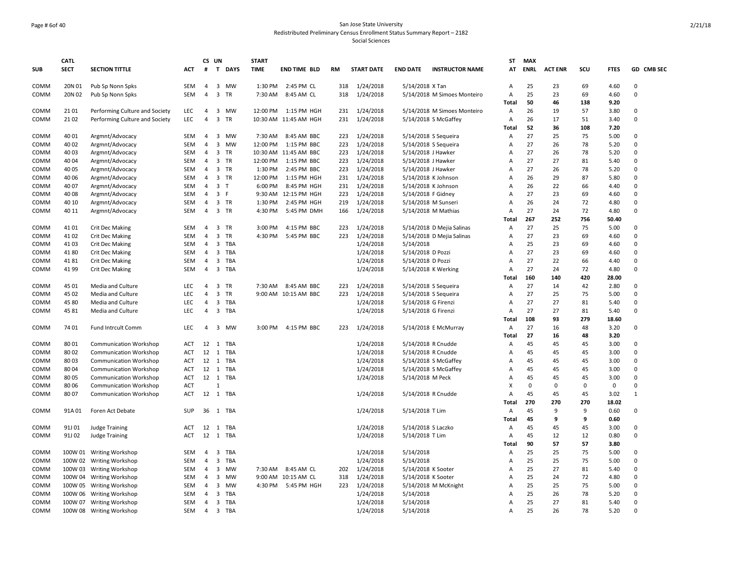San Jose State University
Redistributed Preliminary Census Enrollment Status Summary Report – 2182
Social Sciences

| SUB | CATL SECT | SECTION TITTLE | ACT | CS # | UN T | DAYS | START TIME | END TIME | BLD | RM | START DATE | END DATE | INSTRUCTOR NAME | ST AT | MAX ENRL | ACT ENR | SCU | FTES | GD | CMB SEC |
|---|---|---|---|---|---|---|---|---|---|---|---|---|---|---|---|---|---|---|---|---|
| COMM | 20N 01 | Pub Sp Nonn Spks | SEM | 4 | 3 | MW | 1:30 PM | 2:45 PM | CL | 318 | 1/24/2018 | 5/14/2018 | X Tan | A | 25 | 23 | 69 | 4.60 | 0 | |
| COMM | 20N 02 | Pub Sp Nonn Spks | SEM | 4 | 3 | TR | 7:30 AM | 8:45 AM | CL | 318 | 1/24/2018 | 5/14/2018 | M Simoes Monteiro | A | 25 | 23 | 69 | 4.60 | 0 | |
| | | | | | | | | | | | | | | Total | 50 | 46 | 138 | 9.20 | | |
| COMM | 21 01 | Performing Culture and Society | LEC | 4 | 3 | MW | 12:00 PM | 1:15 PM | HGH | 231 | 1/24/2018 | 5/14/2018 | M Simoes Monteiro | A | 26 | 19 | 57 | 3.80 | 0 | |
| COMM | 21 02 | Performing Culture and Society | LEC | 4 | 3 | TR | 10:30 AM | 11:45 AM | HGH | 231 | 1/24/2018 | 5/14/2018 | S McGaffey | A | 26 | 17 | 51 | 3.40 | 0 | |
| | | | | | | | | | | | | | | Total | 52 | 36 | 108 | 7.20 | | |
| COMM | 40 01 | Argmnt/Advocacy | SEM | 4 | 3 | MW | 7:30 AM | 8:45 AM | BBC | 223 | 1/24/2018 | 5/14/2018 | S Sequeira | A | 27 | 25 | 75 | 5.00 | 0 | |
| COMM | 40 02 | Argmnt/Advocacy | SEM | 4 | 3 | MW | 12:00 PM | 1:15 PM | BBC | 223 | 1/24/2018 | 5/14/2018 | S Sequeira | A | 27 | 26 | 78 | 5.20 | 0 | |
| COMM | 40 03 | Argmnt/Advocacy | SEM | 4 | 3 | TR | 10:30 AM | 11:45 AM | BBC | 223 | 1/24/2018 | 5/14/2018 | J Hawker | A | 27 | 26 | 78 | 5.20 | 0 | |
| COMM | 40 04 | Argmnt/Advocacy | SEM | 4 | 3 | TR | 12:00 PM | 1:15 PM | BBC | 223 | 1/24/2018 | 5/14/2018 | J Hawker | A | 27 | 27 | 81 | 5.40 | 0 | |
| COMM | 40 05 | Argmnt/Advocacy | SEM | 4 | 3 | TR | 1:30 PM | 2:45 PM | BBC | 223 | 1/24/2018 | 5/14/2018 | J Hawker | A | 27 | 26 | 78 | 5.20 | 0 | |
| COMM | 40 06 | Argmnt/Advocacy | SEM | 4 | 3 | TR | 12:00 PM | 1:15 PM | HGH | 231 | 1/24/2018 | 5/14/2018 | K Johnson | A | 26 | 29 | 87 | 5.80 | 0 | |
| COMM | 40 07 | Argmnt/Advocacy | SEM | 4 | 3 | T | 6:00 PM | 8:45 PM | HGH | 231 | 1/24/2018 | 5/14/2018 | K Johnson | A | 26 | 22 | 66 | 4.40 | 0 | |
| COMM | 40 08 | Argmnt/Advocacy | SEM | 4 | 3 | F | 9:30 AM | 12:15 PM | HGH | 223 | 1/24/2018 | 5/14/2018 | F Gidney | A | 27 | 23 | 69 | 4.60 | 0 | |
| COMM | 40 10 | Argmnt/Advocacy | SEM | 4 | 3 | TR | 1:30 PM | 2:45 PM | HGH | 219 | 1/24/2018 | 5/14/2018 | M Sunseri | A | 26 | 24 | 72 | 4.80 | 0 | |
| COMM | 40 11 | Argmnt/Advocacy | SEM | 4 | 3 | TR | 4:30 PM | 5:45 PM | DMH | 166 | 1/24/2018 | 5/14/2018 | M Mathias | A | 27 | 24 | 72 | 4.80 | 0 | |
| | | | | | | | | | | | | | | Total | 267 | 252 | 756 | 50.40 | | |
| COMM | 41 01 | Crit Dec Making | SEM | 4 | 3 | TR | 3:00 PM | 4:15 PM | BBC | 223 | 1/24/2018 | 5/14/2018 | D Mejia Salinas | A | 27 | 25 | 75 | 5.00 | 0 | |
| COMM | 41 02 | Crit Dec Making | SEM | 4 | 3 | TR | 4:30 PM | 5:45 PM | BBC | 223 | 1/24/2018 | 5/14/2018 | D Mejia Salinas | A | 27 | 23 | 69 | 4.60 | 0 | |
| COMM | 41 03 | Crit Dec Making | SEM | 4 | 3 | TBA | | | | | 1/24/2018 | 5/14/2018 | | A | 25 | 23 | 69 | 4.60 | 0 | |
| COMM | 41 80 | Crit Dec Making | SEM | 4 | 3 | TBA | | | | | 1/24/2018 | 5/14/2018 | D Pozzi | A | 27 | 23 | 69 | 4.60 | 0 | |
| COMM | 41 81 | Crit Dec Making | SEM | 4 | 3 | TBA | | | | | 1/24/2018 | 5/14/2018 | D Pozzi | A | 27 | 22 | 66 | 4.40 | 0 | |
| COMM | 41 99 | Crit Dec Making | SEM | 4 | 3 | TBA | | | | | 1/24/2018 | 5/14/2018 | K Werking | A | 27 | 24 | 72 | 4.80 | 0 | |
| | | | | | | | | | | | | | | Total | 160 | 140 | 420 | 28.00 | | |
| COMM | 45 01 | Media and Culture | LEC | 4 | 3 | TR | 7:30 AM | 8:45 AM | BBC | 223 | 1/24/2018 | 5/14/2018 | S Sequeira | A | 27 | 14 | 42 | 2.80 | 0 | |
| COMM | 45 02 | Media and Culture | LEC | 4 | 3 | TR | 9:00 AM | 10:15 AM | BBC | 223 | 1/24/2018 | 5/14/2018 | S Sequeira | A | 27 | 25 | 75 | 5.00 | 0 | |
| COMM | 45 80 | Media and Culture | LEC | 4 | 3 | TBA | | | | | 1/24/2018 | 5/14/2018 | G Firenzi | A | 27 | 27 | 81 | 5.40 | 0 | |
| COMM | 45 81 | Media and Culture | LEC | 4 | 3 | TBA | | | | | 1/24/2018 | 5/14/2018 | G Firenzi | A | 27 | 27 | 81 | 5.40 | 0 | |
| | | | | | | | | | | | | | | Total | 108 | 93 | 279 | 18.60 | | |
| COMM | 74 01 | Fund Intrcult Comm | LEC | 4 | 3 | MW | 3:00 PM | 4:15 PM | BBC | 223 | 1/24/2018 | 5/14/2018 | E McMurray | A | 27 | 16 | 48 | 3.20 | 0 | |
| | | | | | | | | | | | | | | Total | 27 | 16 | 48 | 3.20 | | |
| COMM | 80 01 | Communication Workshop | ACT | 12 | 1 | TBA | | | | | 1/24/2018 | 5/14/2018 | R Cnudde | A | 45 | 45 | 45 | 3.00 | 0 | |
| COMM | 80 02 | Communication Workshop | ACT | 12 | 1 | TBA | | | | | 1/24/2018 | 5/14/2018 | R Cnudde | A | 45 | 45 | 45 | 3.00 | 0 | |
| COMM | 80 03 | Communication Workshop | ACT | 12 | 1 | TBA | | | | | 1/24/2018 | 5/14/2018 | S McGaffey | A | 45 | 45 | 45 | 3.00 | 0 | |
| COMM | 80 04 | Communication Workshop | ACT | 12 | 1 | TBA | | | | | 1/24/2018 | 5/14/2018 | S McGaffey | A | 45 | 45 | 45 | 3.00 | 0 | |
| COMM | 80 05 | Communication Workshop | ACT | 12 | 1 | TBA | | | | | 1/24/2018 | 5/14/2018 | M Peck | A | 45 | 45 | 45 | 3.00 | 0 | |
| COMM | 80 06 | Communication Workshop | ACT | | 1 | | | | | | | | | X | 0 | 0 | 0 | 0 | 0 | |
| COMM | 80 07 | Communication Workshop | ACT | 12 | 1 | TBA | | | | | 1/24/2018 | 5/14/2018 | R Cnudde | A | 45 | 45 | 45 | 3.02 | 1 | |
| | | | | | | | | | | | | | | Total | 270 | 270 | 270 | 18.02 | | |
| COMM | 91A 01 | Foren Act Debate | SUP | 36 | 1 | TBA | | | | | 1/24/2018 | 5/14/2018 | T Lim | A | 45 | 9 | 9 | 0.60 | 0 | |
| | | | | | | | | | | | | | | Total | 45 | 9 | 9 | 0.60 | | |
| COMM | 91J 01 | Judge Training | ACT | 12 | 1 | TBA | | | | | 1/24/2018 | 5/14/2018 | S Laczko | A | 45 | 45 | 45 | 3.00 | 0 | |
| COMM | 91J 02 | Judge Training | ACT | 12 | 1 | TBA | | | | | 1/24/2018 | 5/14/2018 | T Lim | A | 45 | 12 | 12 | 0.80 | 0 | |
| | | | | | | | | | | | | | | Total | 90 | 57 | 57 | 3.80 | | |
| COMM | 100W 01 | Writing Workshop | SEM | 4 | 3 | TBA | | | | | 1/24/2018 | 5/14/2018 | | A | 25 | 25 | 75 | 5.00 | 0 | |
| COMM | 100W 02 | Writing Workshop | SEM | 4 | 3 | TBA | | | | | 1/24/2018 | 5/14/2018 | | A | 25 | 25 | 75 | 5.00 | 0 | |
| COMM | 100W 03 | Writing Workshop | SEM | 4 | 3 | MW | 7:30 AM | 8:45 AM | CL | 202 | 1/24/2018 | 5/14/2018 | K Sooter | A | 25 | 27 | 81 | 5.40 | 0 | |
| COMM | 100W 04 | Writing Workshop | SEM | 4 | 3 | MW | 9:00 AM | 10:15 AM | CL | 318 | 1/24/2018 | 5/14/2018 | K Sooter | A | 25 | 24 | 72 | 4.80 | 0 | |
| COMM | 100W 05 | Writing Workshop | SEM | 4 | 3 | MW | 4:30 PM | 5:45 PM | HGH | 223 | 1/24/2018 | 5/14/2018 | M McKnight | A | 25 | 25 | 75 | 5.00 | 0 | |
| COMM | 100W 06 | Writing Workshop | SEM | 4 | 3 | TBA | | | | | 1/24/2018 | 5/14/2018 | | A | 25 | 26 | 78 | 5.20 | 0 | |
| COMM | 100W 07 | Writing Workshop | SEM | 4 | 3 | TBA | | | | | 1/24/2018 | 5/14/2018 | | A | 25 | 27 | 81 | 5.40 | 0 | |
| COMM | 100W 08 | Writing Workshop | SEM | 4 | 3 | TBA | | | | | 1/24/2018 | 5/14/2018 | | A | 25 | 26 | 78 | 5.20 | 0 | |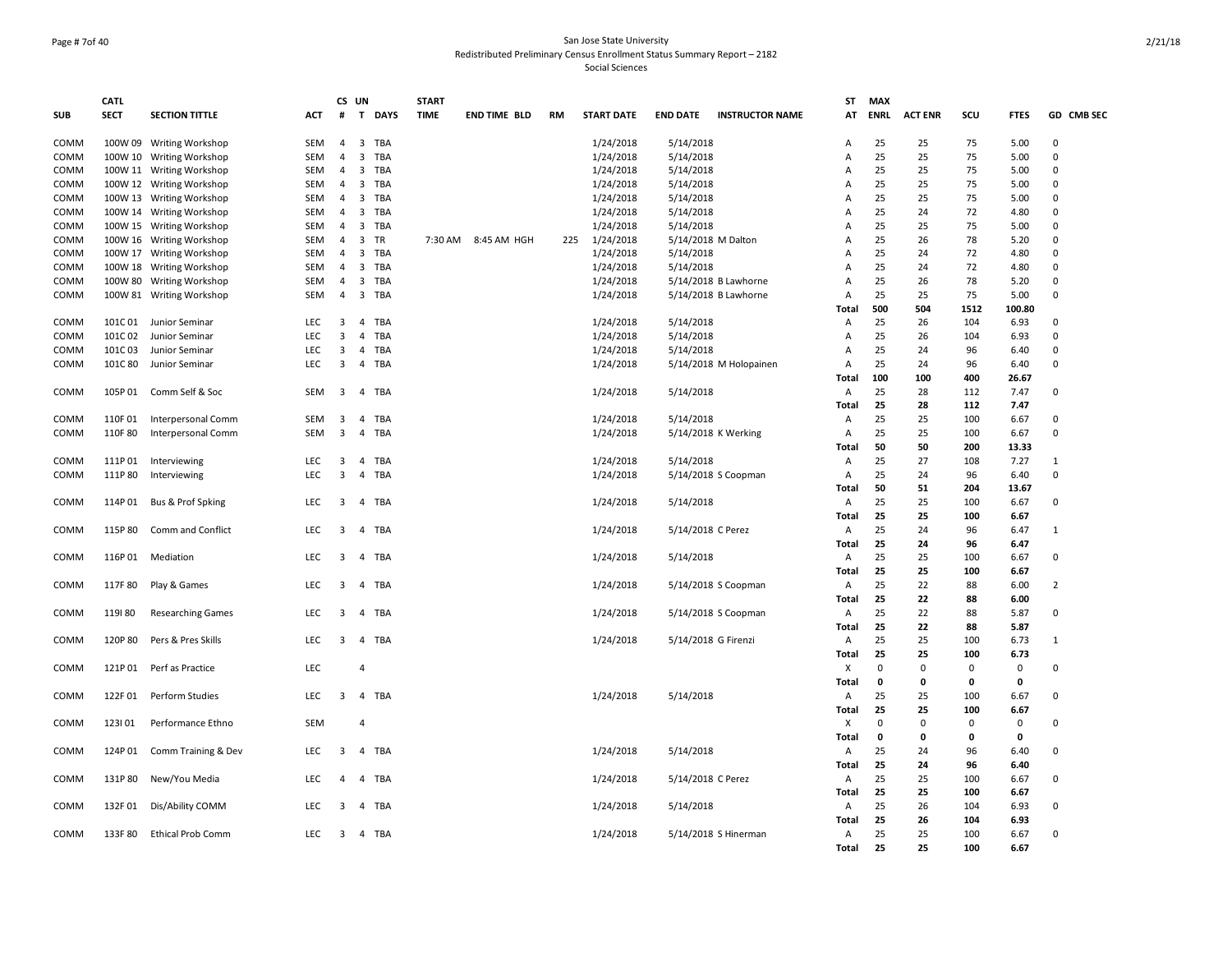# San Jose State University

## Redistributed Preliminary Census Enrollment Status Summary Report – 2182

### Social Sciences

| SUB | CATL SECT | SECTION TITTLE | ACT | CS # | UN T | DAYS | START TIME | END TIME | BLD | RM | START DATE | END DATE | INSTRUCTOR NAME | ST AT | MAX ENRL | ACT ENR | SCU | FTES | GD | CMB SEC |
|---|---|---|---|---|---|---|---|---|---|---|---|---|---|---|---|---|---|---|---|---|
| COMM | 100W 09 | Writing Workshop | SEM | 4 | 3 | TBA | | | | | 1/24/2018 | 5/14/2018 | | A | 25 | 25 | 75 | 5.00 | 0 | |
| COMM | 100W 10 | Writing Workshop | SEM | 4 | 3 | TBA | | | | | 1/24/2018 | 5/14/2018 | | A | 25 | 25 | 75 | 5.00 | 0 | |
| COMM | 100W 11 | Writing Workshop | SEM | 4 | 3 | TBA | | | | | 1/24/2018 | 5/14/2018 | | A | 25 | 25 | 75 | 5.00 | 0 | |
| COMM | 100W 12 | Writing Workshop | SEM | 4 | 3 | TBA | | | | | 1/24/2018 | 5/14/2018 | | A | 25 | 25 | 75 | 5.00 | 0 | |
| COMM | 100W 13 | Writing Workshop | SEM | 4 | 3 | TBA | | | | | 1/24/2018 | 5/14/2018 | | A | 25 | 25 | 75 | 5.00 | 0 | |
| COMM | 100W 14 | Writing Workshop | SEM | 4 | 3 | TBA | | | | | 1/24/2018 | 5/14/2018 | | A | 25 | 24 | 72 | 4.80 | 0 | |
| COMM | 100W 15 | Writing Workshop | SEM | 4 | 3 | TBA | | | | | 1/24/2018 | 5/14/2018 | | A | 25 | 25 | 75 | 5.00 | 0 | |
| COMM | 100W 16 | Writing Workshop | SEM | 4 | 3 | TR | 7:30 AM | 8:45 AM | HGH | 225 | 1/24/2018 | 5/14/2018 | M Dalton | A | 25 | 26 | 78 | 5.20 | 0 | |
| COMM | 100W 17 | Writing Workshop | SEM | 4 | 3 | TBA | | | | | 1/24/2018 | 5/14/2018 | | A | 25 | 24 | 72 | 4.80 | 0 | |
| COMM | 100W 18 | Writing Workshop | SEM | 4 | 3 | TBA | | | | | 1/24/2018 | 5/14/2018 | | A | 25 | 24 | 72 | 4.80 | 0 | |
| COMM | 100W 80 | Writing Workshop | SEM | 4 | 3 | TBA | | | | | 1/24/2018 | 5/14/2018 | B Lawhorne | A | 25 | 26 | 78 | 5.20 | 0 | |
| COMM | 100W 81 | Writing Workshop | SEM | 4 | 3 | TBA | | | | | 1/24/2018 | 5/14/2018 | B Lawhorne | A | 25 | 25 | 75 | 5.00 | 0 | |
| | | | | | | | | | | | | | | **Total** | **500** | **504** | **1512** | **100.80** | | |
| COMM | 101C 01 | Junior Seminar | LEC | 3 | 4 | TBA | | | | | 1/24/2018 | 5/14/2018 | | A | 25 | 26 | 104 | 6.93 | 0 | |
| COMM | 101C 02 | Junior Seminar | LEC | 3 | 4 | TBA | | | | | 1/24/2018 | 5/14/2018 | | A | 25 | 26 | 104 | 6.93 | 0 | |
| COMM | 101C 03 | Junior Seminar | LEC | 3 | 4 | TBA | | | | | 1/24/2018 | 5/14/2018 | | A | 25 | 24 | 96 | 6.40 | 0 | |
| COMM | 101C 80 | Junior Seminar | LEC | 3 | 4 | TBA | | | | | 1/24/2018 | 5/14/2018 | M Holopainen | A | 25 | 24 | 96 | 6.40 | 0 | |
| | | | | | | | | | | | | | | **Total** | **100** | **100** | **400** | **26.67** | | |
| COMM | 105P 01 | Comm Self & Soc | SEM | 3 | 4 | TBA | | | | | 1/24/2018 | 5/14/2018 | | A | 25 | 28 | 112 | 7.47 | 0 | |
| | | | | | | | | | | | | | | **Total** | **25** | **28** | **112** | **7.47** | | |
| COMM | 110F 01 | Interpersonal Comm | SEM | 3 | 4 | TBA | | | | | 1/24/2018 | 5/14/2018 | | A | 25 | 25 | 100 | 6.67 | 0 | |
| COMM | 110F 80 | Interpersonal Comm | SEM | 3 | 4 | TBA | | | | | 1/24/2018 | 5/14/2018 | K Werking | A | 25 | 25 | 100 | 6.67 | 0 | |
| | | | | | | | | | | | | | | **Total** | **50** | **50** | **200** | **13.33** | | |
| COMM | 111P 01 | Interviewing | LEC | 3 | 4 | TBA | | | | | 1/24/2018 | 5/14/2018 | | A | 25 | 27 | 108 | 7.27 | 1 | |
| COMM | 111P 80 | Interviewing | LEC | 3 | 4 | TBA | | | | | 1/24/2018 | 5/14/2018 | S Coopman | A | 25 | 24 | 96 | 6.40 | 0 | |
| | | | | | | | | | | | | | | **Total** | **50** | **51** | **204** | **13.67** | | |
| COMM | 114P 01 | Bus & Prof Spking | LEC | 3 | 4 | TBA | | | | | 1/24/2018 | 5/14/2018 | | A | 25 | 25 | 100 | 6.67 | 0 | |
| | | | | | | | | | | | | | | **Total** | **25** | **25** | **100** | **6.67** | | |
| COMM | 115P 80 | Comm and Conflict | LEC | 3 | 4 | TBA | | | | | 1/24/2018 | 5/14/2018 | C Perez | A | 25 | 24 | 96 | 6.47 | 1 | |
| | | | | | | | | | | | | | | **Total** | **25** | **24** | **96** | **6.47** | | |
| COMM | 116P 01 | Mediation | LEC | 3 | 4 | TBA | | | | | 1/24/2018 | 5/14/2018 | | A | 25 | 25 | 100 | 6.67 | 0 | |
| | | | | | | | | | | | | | | **Total** | **25** | **25** | **100** | **6.67** | | |
| COMM | 117F 80 | Play & Games | LEC | 3 | 4 | TBA | | | | | 1/24/2018 | 5/14/2018 | S Coopman | A | 25 | 22 | 88 | 6.00 | 2 | |
| | | | | | | | | | | | | | | **Total** | **25** | **22** | **88** | **6.00** | | |
| COMM | 119I 80 | Researching Games | LEC | 3 | 4 | TBA | | | | | 1/24/2018 | 5/14/2018 | S Coopman | A | 25 | 22 | 88 | 5.87 | 0 | |
| | | | | | | | | | | | | | | **Total** | **25** | **22** | **88** | **5.87** | | |
| COMM | 120P 80 | Pers & Pres Skills | LEC | 3 | 4 | TBA | | | | | 1/24/2018 | 5/14/2018 | G Firenzi | A | 25 | 25 | 100 | 6.73 | 1 | |
| | | | | | | | | | | | | | | **Total** | **25** | **25** | **100** | **6.73** | | |
| COMM | 121P 01 | Perf as Practice | LEC | | 4 | | | | | | | | | X | 0 | 0 | 0 | 0 | 0 | |
| | | | | | | | | | | | | | | **Total** | **0** | **0** | **0** | **0** | | |
| COMM | 122F 01 | Perform Studies | LEC | 3 | 4 | TBA | | | | | 1/24/2018 | 5/14/2018 | | A | 25 | 25 | 100 | 6.67 | 0 | |
| | | | | | | | | | | | | | | **Total** | **25** | **25** | **100** | **6.67** | | |
| COMM | 123I 01 | Performance Ethno | SEM | | 4 | | | | | | | | | X | 0 | 0 | 0 | 0 | 0 | |
| | | | | | | | | | | | | | | **Total** | **0** | **0** | **0** | **0** | | |
| COMM | 124P 01 | Comm Training & Dev | LEC | 3 | 4 | TBA | | | | | 1/24/2018 | 5/14/2018 | | A | 25 | 24 | 96 | 6.40 | 0 | |
| | | | | | | | | | | | | | | **Total** | **25** | **24** | **96** | **6.40** | | |
| COMM | 131P 80 | New/You Media | LEC | 4 | 4 | TBA | | | | | 1/24/2018 | 5/14/2018 | C Perez | A | 25 | 25 | 100 | 6.67 | 0 | |
| | | | | | | | | | | | | | | **Total** | **25** | **25** | **100** | **6.67** | | |
| COMM | 132F 01 | Dis/Ability COMM | LEC | 3 | 4 | TBA | | | | | 1/24/2018 | 5/14/2018 | | A | 25 | 26 | 104 | 6.93 | 0 | |
| | | | | | | | | | | | | | | **Total** | **25** | **26** | **104** | **6.93** | | |
| COMM | 133F 80 | Ethical Prob Comm | LEC | 3 | 4 | TBA | | | | | 1/24/2018 | 5/14/2018 | S Hinerman | A | 25 | 25 | 100 | 6.67 | 0 | |
| | | | | | | | | | | | | | | **Total** | **25** | **25** | **100** | **6.67** | | |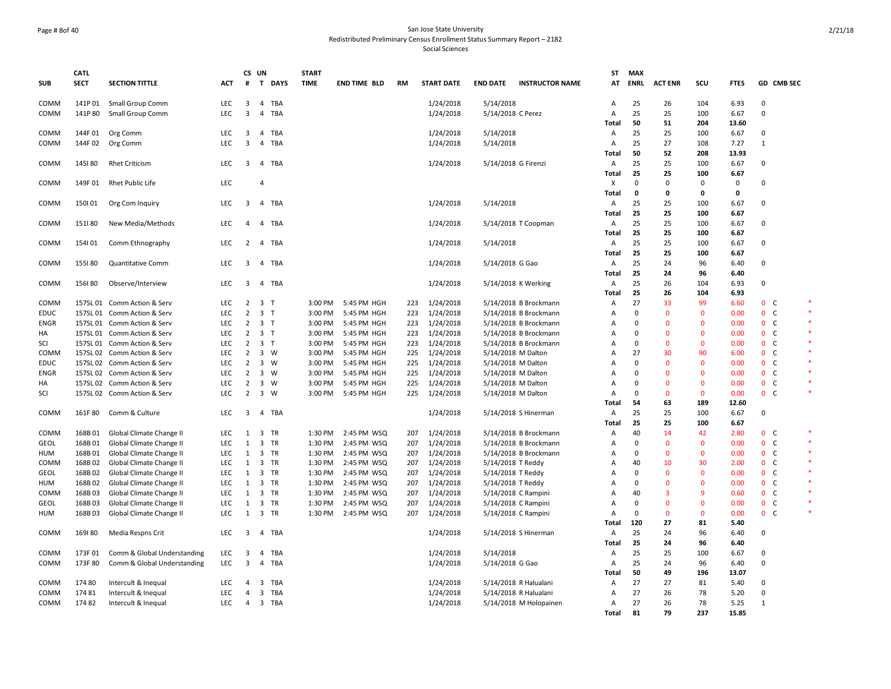San Jose State University
Redistributed Preliminary Census Enrollment Status Summary Report – 2182
Social Sciences

| SUB | CATL SECT | SECTION TITTLE | ACT | CS # | UN T | DAYS | START TIME | END TIME | BLD | RM | START DATE | END DATE | INSTRUCTOR NAME | ST AT | MAX ENRL | ACT ENR | SCU | FTES | GD | CMB SEC | |
|---|---|---|---|---|---|---|---|---|---|---|---|---|---|---|---|---|---|---|---|---|---|
| COMM | 141P 01 | Small Group Comm | LEC | 3 | 4 | TBA | | | | | 1/24/2018 | 5/14/2018 | | A | 25 | 26 | 104 | 6.93 | 0 | | |
| COMM | 141P 80 | Small Group Comm | LEC | 3 | 4 | TBA | | | | | 1/24/2018 | 5/14/2018 | C Perez | A | 25 | 25 | 100 | 6.67 | 0 | | |
| | | | | | | | | | | | | | | Total | 50 | 51 | 204 | 13.60 | | | |
| COMM | 144F 01 | Org Comm | LEC | 3 | 4 | TBA | | | | | 1/24/2018 | 5/14/2018 | | A | 25 | 25 | 100 | 6.67 | 0 | | |
| COMM | 144F 02 | Org Comm | LEC | 3 | 4 | TBA | | | | | 1/24/2018 | 5/14/2018 | | A | 25 | 27 | 108 | 7.27 | 1 | | |
| | | | | | | | | | | | | | | Total | 50 | 52 | 208 | 13.93 | | | |
| COMM | 145I 80 | Rhet Criticism | LEC | 3 | 4 | TBA | | | | | 1/24/2018 | 5/14/2018 | G Firenzi | A | 25 | 25 | 100 | 6.67 | 0 | | |
| | | | | | | | | | | | | | | Total | 25 | 25 | 100 | 6.67 | | | |
| COMM | 149F 01 | Rhet Public Life | LEC | | 4 | | | | | | | | | X | 0 | 0 | 0 | 0 | 0 | | |
| | | | | | | | | | | | | | | Total | 0 | 0 | 0 | 0 | | | |
| COMM | 150I 01 | Org Com Inquiry | LEC | 3 | 4 | TBA | | | | | 1/24/2018 | 5/14/2018 | | A | 25 | 25 | 100 | 6.67 | 0 | | |
| | | | | | | | | | | | | | | Total | 25 | 25 | 100 | 6.67 | | | |
| COMM | 151I 80 | New Media/Methods | LEC | 4 | 4 | TBA | | | | | 1/24/2018 | 5/14/2018 | T Coopman | A | 25 | 25 | 100 | 6.67 | 0 | | |
| | | | | | | | | | | | | | | Total | 25 | 25 | 100 | 6.67 | | | |
| COMM | 154I 01 | Comm Ethnography | LEC | 2 | 4 | TBA | | | | | 1/24/2018 | 5/14/2018 | | A | 25 | 25 | 100 | 6.67 | 0 | | |
| | | | | | | | | | | | | | | Total | 25 | 25 | 100 | 6.67 | | | |
| COMM | 155I 80 | Quantitative Comm | LEC | 3 | 4 | TBA | | | | | 1/24/2018 | 5/14/2018 | G Gao | A | 25 | 24 | 96 | 6.40 | 0 | | |
| | | | | | | | | | | | | | | Total | 25 | 24 | 96 | 6.40 | | | |
| COMM | 156I 80 | Observe/Interview | LEC | 3 | 4 | TBA | | | | | 1/24/2018 | 5/14/2018 | K Werking | A | 25 | 26 | 104 | 6.93 | 0 | | |
| | | | | | | | | | | | | | | Total | 25 | 26 | 104 | 6.93 | | | |
| COMM | 157SL 01 | Comm Action & Serv | LEC | 2 | 3 | T | 3:00 PM | 5:45 PM | HGH | 223 | 1/24/2018 | 5/14/2018 | B Brockmann | A | 27 | 33 | 99 | 6.60 | 0 | C | * |
| EDUC | 157SL 01 | Comm Action & Serv | LEC | 2 | 3 | T | 3:00 PM | 5:45 PM | HGH | 223 | 1/24/2018 | 5/14/2018 | B Brockmann | A | 0 | 0 | 0 | 0.00 | 0 | C | * |
| ENGR | 157SL 01 | Comm Action & Serv | LEC | 2 | 3 | T | 3:00 PM | 5:45 PM | HGH | 223 | 1/24/2018 | 5/14/2018 | B Brockmann | A | 0 | 0 | 0 | 0.00 | 0 | C | * |
| HA | 157SL 01 | Comm Action & Serv | LEC | 2 | 3 | T | 3:00 PM | 5:45 PM | HGH | 223 | 1/24/2018 | 5/14/2018 | B Brockmann | A | 0 | 0 | 0 | 0.00 | 0 | C | * |
| SCI | 157SL 01 | Comm Action & Serv | LEC | 2 | 3 | T | 3:00 PM | 5:45 PM | HGH | 223 | 1/24/2018 | 5/14/2018 | B Brockmann | A | 0 | 0 | 0 | 0.00 | 0 | C | * |
| COMM | 157SL 02 | Comm Action & Serv | LEC | 2 | 3 | W | 3:00 PM | 5:45 PM | HGH | 225 | 1/24/2018 | 5/14/2018 | M Dalton | A | 27 | 30 | 90 | 6.00 | 0 | C | * |
| EDUC | 157SL 02 | Comm Action & Serv | LEC | 2 | 3 | W | 3:00 PM | 5:45 PM | HGH | 225 | 1/24/2018 | 5/14/2018 | M Dalton | A | 0 | 0 | 0 | 0.00 | 0 | C | * |
| ENGR | 157SL 02 | Comm Action & Serv | LEC | 2 | 3 | W | 3:00 PM | 5:45 PM | HGH | 225 | 1/24/2018 | 5/14/2018 | M Dalton | A | 0 | 0 | 0 | 0.00 | 0 | C | * |
| HA | 157SL 02 | Comm Action & Serv | LEC | 2 | 3 | W | 3:00 PM | 5:45 PM | HGH | 225 | 1/24/2018 | 5/14/2018 | M Dalton | A | 0 | 0 | 0 | 0.00 | 0 | C | * |
| SCI | 157SL 02 | Comm Action & Serv | LEC | 2 | 3 | W | 3:00 PM | 5:45 PM | HGH | 225 | 1/24/2018 | 5/14/2018 | M Dalton | A | 0 | 0 | 0 | 0.00 | 0 | C | * |
| | | | | | | | | | | | | | | Total | 54 | 63 | 189 | 12.60 | | | |
| COMM | 161F 80 | Comm & Culture | LEC | 3 | 4 | TBA | | | | | 1/24/2018 | 5/14/2018 | S Hinerman | A | 25 | 25 | 100 | 6.67 | 0 | | |
| | | | | | | | | | | | | | | Total | 25 | 25 | 100 | 6.67 | | | |
| COMM | 168B 01 | Global Climate Change II | LEC | 1 | 3 | TR | 1:30 PM | 2:45 PM | WSQ | 207 | 1/24/2018 | 5/14/2018 | B Brockmann | A | 40 | 14 | 42 | 2.80 | 0 | C | * |
| GEOL | 168B 01 | Global Climate Change II | LEC | 1 | 3 | TR | 1:30 PM | 2:45 PM | WSQ | 207 | 1/24/2018 | 5/14/2018 | B Brockmann | A | 0 | 0 | 0 | 0.00 | 0 | C | * |
| HUM | 168B 01 | Global Climate Change II | LEC | 1 | 3 | TR | 1:30 PM | 2:45 PM | WSQ | 207 | 1/24/2018 | 5/14/2018 | B Brockmann | A | 0 | 0 | 0 | 0.00 | 0 | C | * |
| COMM | 168B 02 | Global Climate Change II | LEC | 1 | 3 | TR | 1:30 PM | 2:45 PM | WSQ | 207 | 1/24/2018 | 5/14/2018 | T Reddy | A | 40 | 10 | 30 | 2.00 | 0 | C | * |
| GEOL | 168B 02 | Global Climate Change II | LEC | 1 | 3 | TR | 1:30 PM | 2:45 PM | WSQ | 207 | 1/24/2018 | 5/14/2018 | T Reddy | A | 0 | 0 | 0 | 0.00 | 0 | C | * |
| HUM | 168B 02 | Global Climate Change II | LEC | 1 | 3 | TR | 1:30 PM | 2:45 PM | WSQ | 207 | 1/24/2018 | 5/14/2018 | T Reddy | A | 0 | 0 | 0 | 0.00 | 0 | C | * |
| COMM | 168B 03 | Global Climate Change II | LEC | 1 | 3 | TR | 1:30 PM | 2:45 PM | WSQ | 207 | 1/24/2018 | 5/14/2018 | C Rampini | A | 40 | 3 | 9 | 0.60 | 0 | C | * |
| GEOL | 168B 03 | Global Climate Change II | LEC | 1 | 3 | TR | 1:30 PM | 2:45 PM | WSQ | 207 | 1/24/2018 | 5/14/2018 | C Rampini | A | 0 | 0 | 0 | 0.00 | 0 | C | * |
| HUM | 168B 03 | Global Climate Change II | LEC | 1 | 3 | TR | 1:30 PM | 2:45 PM | WSQ | 207 | 1/24/2018 | 5/14/2018 | C Rampini | A | 0 | 0 | 0 | 0.00 | 0 | C | * |
| | | | | | | | | | | | | | | Total | 120 | 27 | 81 | 5.40 | | | |
| COMM | 169I 80 | Media Respns Crit | LEC | 3 | 4 | TBA | | | | | 1/24/2018 | 5/14/2018 | S Hinerman | A | 25 | 24 | 96 | 6.40 | 0 | | |
| | | | | | | | | | | | | | | Total | 25 | 24 | 96 | 6.40 | | | |
| COMM | 173F 01 | Comm & Global Understanding | LEC | 3 | 4 | TBA | | | | | 1/24/2018 | 5/14/2018 | | A | 25 | 25 | 100 | 6.67 | 0 | | |
| COMM | 173F 80 | Comm & Global Understanding | LEC | 3 | 4 | TBA | | | | | 1/24/2018 | 5/14/2018 | G Gao | A | 25 | 24 | 96 | 6.40 | 0 | | |
| | | | | | | | | | | | | | | Total | 50 | 49 | 196 | 13.07 | | | |
| COMM | 174 80 | Intercult & Inequal | LEC | 4 | 3 | TBA | | | | | 1/24/2018 | 5/14/2018 | R Halualani | A | 27 | 27 | 81 | 5.40 | 0 | | |
| COMM | 174 81 | Intercult & Inequal | LEC | 4 | 3 | TBA | | | | | 1/24/2018 | 5/14/2018 | R Halualani | A | 27 | 26 | 78 | 5.20 | 0 | | |
| COMM | 174 82 | Intercult & Inequal | LEC | 4 | 3 | TBA | | | | | 1/24/2018 | 5/14/2018 | M Holopainen | A | 27 | 26 | 78 | 5.25 | 1 | | |
| | | | | | | | | | | | | | | Total | 81 | 79 | 237 | 15.85 | | | |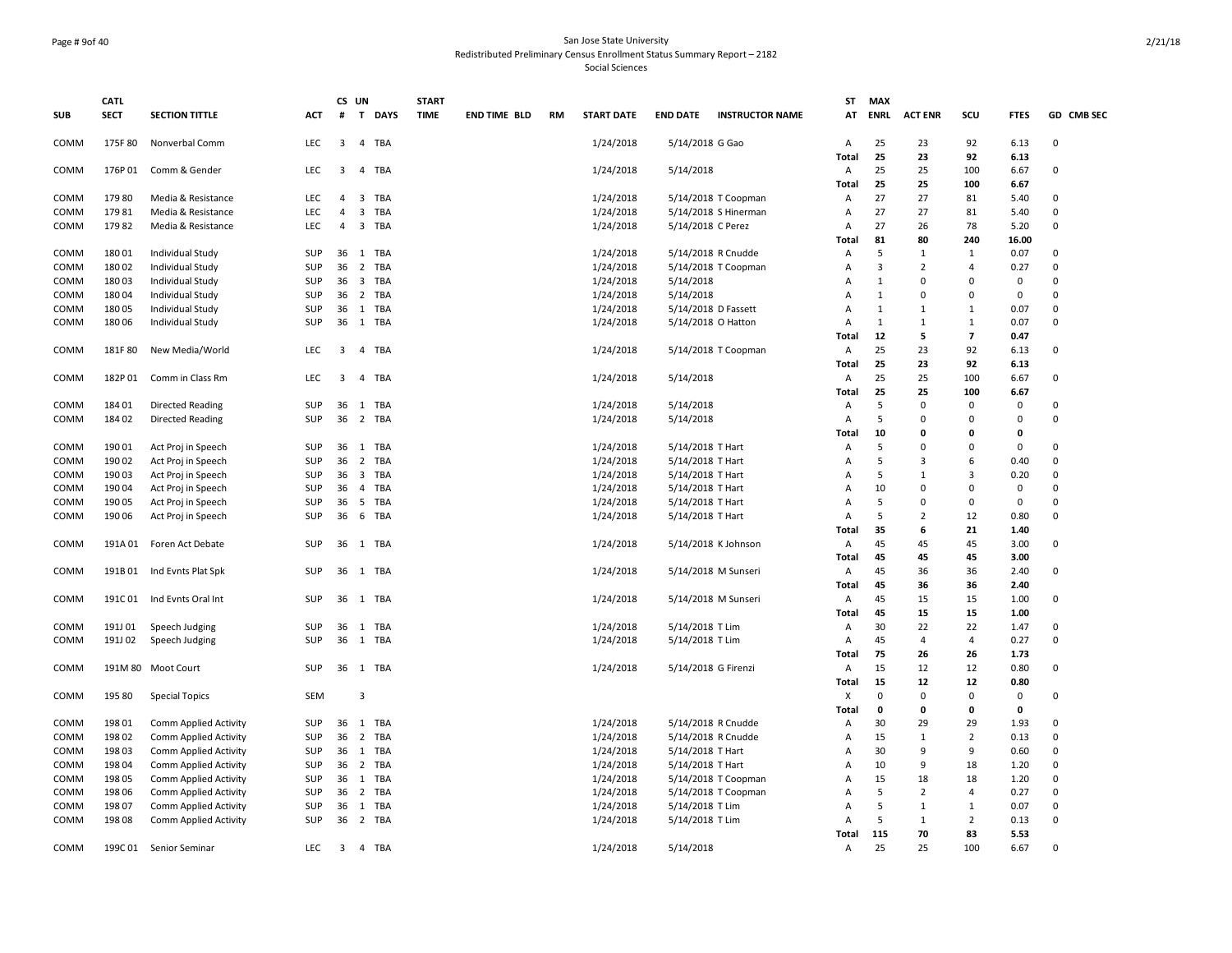San Jose State University
Redistributed Preliminary Census Enrollment Status Summary Report – 2182
Social Sciences

| SUB | CATL SECT | SECTION TITTLE | ACT | CS # | UN T | DAYS | START TIME | END TIME | BLD | RM | START DATE | END DATE | INSTRUCTOR NAME | ST AT | MAX ENRL | ACT ENR | SCU | FTES | GD | CMB SEC |
|---|---|---|---|---|---|---|---|---|---|---|---|---|---|---|---|---|---|---|---|---|
| COMM | 175F 80 | Nonverbal Comm | LEC | 3 | 4 | TBA | | | | | 1/24/2018 | 5/14/2018 | G Gao | A | 25 | 23 | 92 | 6.13 | 0 | |
| | | | | | | | | | | | | | | Total | 25 | 23 | 92 | 6.13 | | |
| COMM | 176P 01 | Comm & Gender | LEC | 3 | 4 | TBA | | | | | 1/24/2018 | 5/14/2018 | | A | 25 | 25 | 100 | 6.67 | 0 | |
| | | | | | | | | | | | | | | Total | 25 | 25 | 100 | 6.67 | | |
| COMM | 179 80 | Media & Resistance | LEC | 4 | 3 | TBA | | | | | 1/24/2018 | 5/14/2018 | T Coopman | A | 27 | 27 | 81 | 5.40 | 0 | |
| COMM | 179 81 | Media & Resistance | LEC | 4 | 3 | TBA | | | | | 1/24/2018 | 5/14/2018 | S Hinerman | A | 27 | 27 | 81 | 5.40 | 0 | |
| COMM | 179 82 | Media & Resistance | LEC | 4 | 3 | TBA | | | | | 1/24/2018 | 5/14/2018 | C Perez | A | 27 | 26 | 78 | 5.20 | 0 | |
| | | | | | | | | | | | | | | Total | 81 | 80 | 240 | 16.00 | | |
| COMM | 180 01 | Individual Study | SUP | 36 | 1 | TBA | | | | | 1/24/2018 | 5/14/2018 | R Cnudde | A | 5 | 1 | 1 | 0.07 | 0 | |
| COMM | 180 02 | Individual Study | SUP | 36 | 2 | TBA | | | | | 1/24/2018 | 5/14/2018 | T Coopman | A | 3 | 2 | 4 | 0.27 | 0 | |
| COMM | 180 03 | Individual Study | SUP | 36 | 3 | TBA | | | | | 1/24/2018 | 5/14/2018 | | A | 1 | 0 | 0 | 0 | 0 | |
| COMM | 180 04 | Individual Study | SUP | 36 | 2 | TBA | | | | | 1/24/2018 | 5/14/2018 | | A | 1 | 0 | 0 | 0 | 0 | |
| COMM | 180 05 | Individual Study | SUP | 36 | 1 | TBA | | | | | 1/24/2018 | 5/14/2018 | D Fassett | A | 1 | 1 | 1 | 0.07 | 0 | |
| COMM | 180 06 | Individual Study | SUP | 36 | 1 | TBA | | | | | 1/24/2018 | 5/14/2018 | O Hatton | A | 1 | 1 | 1 | 0.07 | 0 | |
| | | | | | | | | | | | | | | Total | 12 | 5 | 7 | 0.47 | | |
| COMM | 181F 80 | New Media/World | LEC | 3 | 4 | TBA | | | | | 1/24/2018 | 5/14/2018 | T Coopman | A | 25 | 23 | 92 | 6.13 | 0 | |
| | | | | | | | | | | | | | | Total | 25 | 23 | 92 | 6.13 | | |
| COMM | 182P 01 | Comm in Class Rm | LEC | 3 | 4 | TBA | | | | | 1/24/2018 | 5/14/2018 | | A | 25 | 25 | 100 | 6.67 | 0 | |
| | | | | | | | | | | | | | | Total | 25 | 25 | 100 | 6.67 | | |
| COMM | 184 01 | Directed Reading | SUP | 36 | 1 | TBA | | | | | 1/24/2018 | 5/14/2018 | | A | 5 | 0 | 0 | 0 | 0 | |
| COMM | 184 02 | Directed Reading | SUP | 36 | 2 | TBA | | | | | 1/24/2018 | 5/14/2018 | | A | 5 | 0 | 0 | 0 | 0 | |
| | | | | | | | | | | | | | | Total | 10 | 0 | 0 | 0 | | |
| COMM | 190 01 | Act Proj in Speech | SUP | 36 | 1 | TBA | | | | | 1/24/2018 | 5/14/2018 | T Hart | A | 5 | 0 | 0 | 0 | 0 | |
| COMM | 190 02 | Act Proj in Speech | SUP | 36 | 2 | TBA | | | | | 1/24/2018 | 5/14/2018 | T Hart | A | 5 | 3 | 6 | 0.40 | 0 | |
| COMM | 190 03 | Act Proj in Speech | SUP | 36 | 3 | TBA | | | | | 1/24/2018 | 5/14/2018 | T Hart | A | 5 | 1 | 3 | 0.20 | 0 | |
| COMM | 190 04 | Act Proj in Speech | SUP | 36 | 4 | TBA | | | | | 1/24/2018 | 5/14/2018 | T Hart | A | 10 | 0 | 0 | 0 | 0 | |
| COMM | 190 05 | Act Proj in Speech | SUP | 36 | 5 | TBA | | | | | 1/24/2018 | 5/14/2018 | T Hart | A | 5 | 0 | 0 | 0 | 0 | |
| COMM | 190 06 | Act Proj in Speech | SUP | 36 | 6 | TBA | | | | | 1/24/2018 | 5/14/2018 | T Hart | A | 5 | 2 | 12 | 0.80 | 0 | |
| | | | | | | | | | | | | | | Total | 35 | 6 | 21 | 1.40 | | |
| COMM | 191A 01 | Foren Act Debate | SUP | 36 | 1 | TBA | | | | | 1/24/2018 | 5/14/2018 | K Johnson | A | 45 | 45 | 45 | 3.00 | 0 | |
| | | | | | | | | | | | | | | Total | 45 | 45 | 45 | 3.00 | | |
| COMM | 191B 01 | Ind Evnts Plat Spk | SUP | 36 | 1 | TBA | | | | | 1/24/2018 | 5/14/2018 | M Sunseri | A | 45 | 36 | 36 | 2.40 | 0 | |
| | | | | | | | | | | | | | | Total | 45 | 36 | 36 | 2.40 | | |
| COMM | 191C 01 | Ind Evnts Oral Int | SUP | 36 | 1 | TBA | | | | | 1/24/2018 | 5/14/2018 | M Sunseri | A | 45 | 15 | 15 | 1.00 | 0 | |
| | | | | | | | | | | | | | | Total | 45 | 15 | 15 | 1.00 | | |
| COMM | 191J 01 | Speech Judging | SUP | 36 | 1 | TBA | | | | | 1/24/2018 | 5/14/2018 | T Lim | A | 30 | 22 | 22 | 1.47 | 0 | |
| COMM | 191J 02 | Speech Judging | SUP | 36 | 1 | TBA | | | | | 1/24/2018 | 5/14/2018 | T Lim | A | 45 | 4 | 4 | 0.27 | 0 | |
| | | | | | | | | | | | | | | Total | 75 | 26 | 26 | 1.73 | | |
| COMM | 191M 80 | Moot Court | SUP | 36 | 1 | TBA | | | | | 1/24/2018 | 5/14/2018 | G Firenzi | A | 15 | 12 | 12 | 0.80 | 0 | |
| | | | | | | | | | | | | | | Total | 15 | 12 | 12 | 0.80 | | |
| COMM | 195 80 | Special Topics | SEM | | 3 | | | | | | | | | X | 0 | 0 | 0 | 0 | 0 | |
| | | | | | | | | | | | | | | Total | 0 | 0 | 0 | 0 | | |
| COMM | 198 01 | Comm Applied Activity | SUP | 36 | 1 | TBA | | | | | 1/24/2018 | 5/14/2018 | R Cnudde | A | 30 | 29 | 29 | 1.93 | 0 | |
| COMM | 198 02 | Comm Applied Activity | SUP | 36 | 2 | TBA | | | | | 1/24/2018 | 5/14/2018 | R Cnudde | A | 15 | 1 | 2 | 0.13 | 0 | |
| COMM | 198 03 | Comm Applied Activity | SUP | 36 | 1 | TBA | | | | | 1/24/2018 | 5/14/2018 | T Hart | A | 30 | 9 | 9 | 0.60 | 0 | |
| COMM | 198 04 | Comm Applied Activity | SUP | 36 | 2 | TBA | | | | | 1/24/2018 | 5/14/2018 | T Hart | A | 10 | 9 | 18 | 1.20 | 0 | |
| COMM | 198 05 | Comm Applied Activity | SUP | 36 | 1 | TBA | | | | | 1/24/2018 | 5/14/2018 | T Coopman | A | 15 | 18 | 18 | 1.20 | 0 | |
| COMM | 198 06 | Comm Applied Activity | SUP | 36 | 2 | TBA | | | | | 1/24/2018 | 5/14/2018 | T Coopman | A | 5 | 2 | 4 | 0.27 | 0 | |
| COMM | 198 07 | Comm Applied Activity | SUP | 36 | 1 | TBA | | | | | 1/24/2018 | 5/14/2018 | T Lim | A | 5 | 1 | 1 | 0.07 | 0 | |
| COMM | 198 08 | Comm Applied Activity | SUP | 36 | 2 | TBA | | | | | 1/24/2018 | 5/14/2018 | T Lim | A | 5 | 1 | 2 | 0.13 | 0 | |
| | | | | | | | | | | | | | | Total | 115 | 70 | 83 | 5.53 | | |
| COMM | 199C 01 | Senior Seminar | LEC | 3 | 4 | TBA | | | | | 1/24/2018 | 5/14/2018 | | A | 25 | 25 | 100 | 6.67 | 0 | |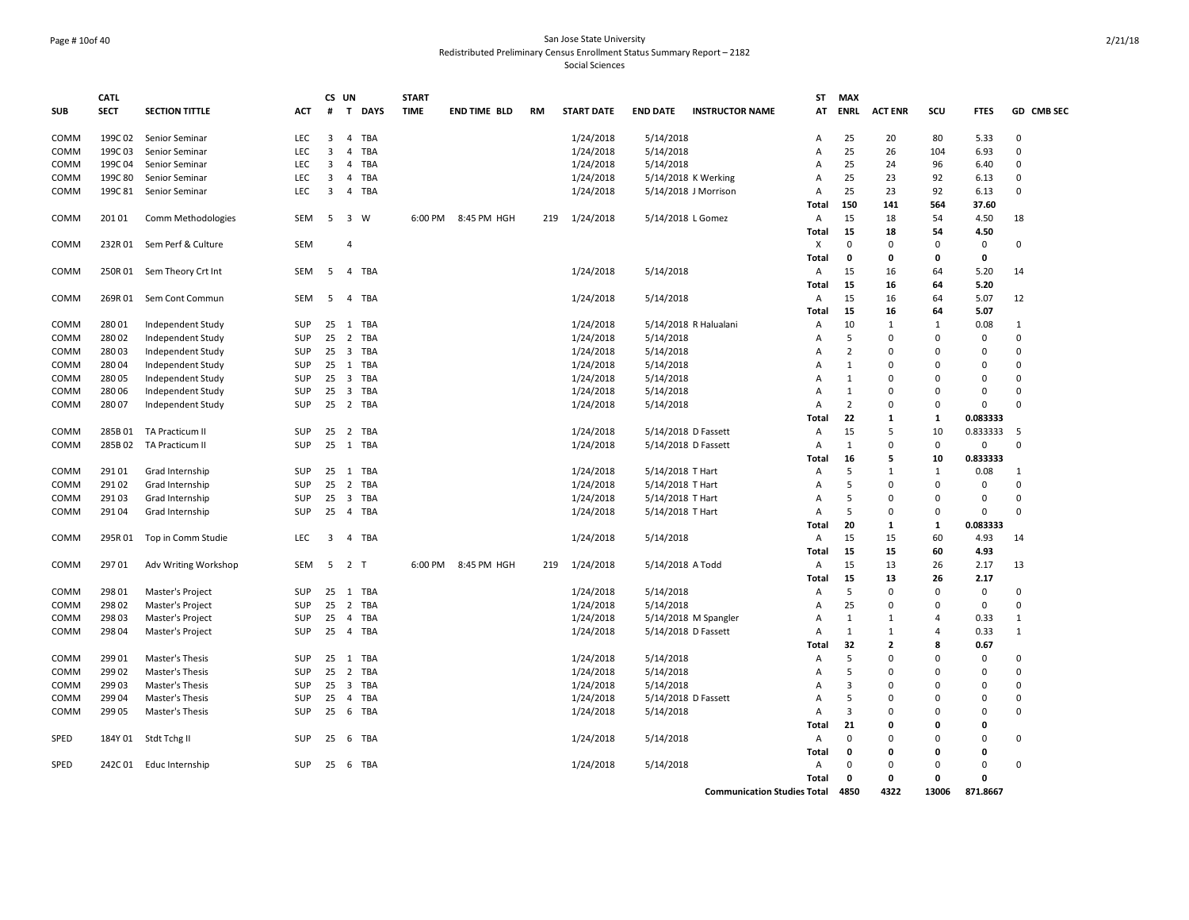San Jose State University
Redistributed Preliminary Census Enrollment Status Summary Report – 2182
Social Sciences

| SUB | CATL SECT | SECTION TITTLE | ACT | CS # | UN T | DAYS | START TIME | END TIME | BLD | RM | START DATE | END DATE | INSTRUCTOR NAME | ST AT | MAX ENRL | ACT ENR | SCU | FTES | GD | CMB SEC |
|---|---|---|---|---|---|---|---|---|---|---|---|---|---|---|---|---|---|---|---|---|
| COMM | 199C 02 | Senior Seminar | LEC | 3 | 4 | TBA | | | | | 1/24/2018 | 5/14/2018 | | A | 25 | 20 | 80 | 5.33 | 0 | |
| COMM | 199C 03 | Senior Seminar | LEC | 3 | 4 | TBA | | | | | 1/24/2018 | 5/14/2018 | | A | 25 | 26 | 104 | 6.93 | 0 | |
| COMM | 199C 04 | Senior Seminar | LEC | 3 | 4 | TBA | | | | | 1/24/2018 | 5/14/2018 | | A | 25 | 24 | 96 | 6.40 | 0 | |
| COMM | 199C 80 | Senior Seminar | LEC | 3 | 4 | TBA | | | | | 1/24/2018 | 5/14/2018 | K Werking | A | 25 | 23 | 92 | 6.13 | 0 | |
| COMM | 199C 81 | Senior Seminar | LEC | 3 | 4 | TBA | | | | | 1/24/2018 | 5/14/2018 | J Morrison | A | 25 | 23 | 92 | 6.13 | 0 | |
| | | | | | | | | | | | | | | **Total** | **150** | **141** | **564** | **37.60** | | |
| COMM | 201 01 | Comm Methodologies | SEM | 5 | 3 | W | 6:00 PM | 8:45 PM | HGH | 219 | 1/24/2018 | 5/14/2018 | L Gomez | A | 15 | 18 | 54 | 4.50 | 18 | |
| | | | | | | | | | | | | | | **Total** | **15** | **18** | **54** | **4.50** | | |
| COMM | 232R 01 | Sem Perf & Culture | SEM | | 4 | | | | | | | | | X | 0 | 0 | 0 | 0 | 0 | |
| | | | | | | | | | | | | | | **Total** | **0** | **0** | **0** | **0** | | |
| COMM | 250R 01 | Sem Theory Crt Int | SEM | 5 | 4 | TBA | | | | | 1/24/2018 | 5/14/2018 | | A | 15 | 16 | 64 | 5.20 | 14 | |
| | | | | | | | | | | | | | | **Total** | **15** | **16** | **64** | **5.20** | | |
| COMM | 269R 01 | Sem Cont Commun | SEM | 5 | 4 | TBA | | | | | 1/24/2018 | 5/14/2018 | | A | 15 | 16 | 64 | 5.07 | 12 | |
| | | | | | | | | | | | | | | **Total** | **15** | **16** | **64** | **5.07** | | |
| COMM | 280 01 | Independent Study | SUP | 25 | 1 | TBA | | | | | 1/24/2018 | 5/14/2018 | R Halualani | A | 10 | 1 | 1 | 0.08 | 1 | |
| COMM | 280 02 | Independent Study | SUP | 25 | 2 | TBA | | | | | 1/24/2018 | 5/14/2018 | | A | 5 | 0 | 0 | 0 | 0 | |
| COMM | 280 03 | Independent Study | SUP | 25 | 3 | TBA | | | | | 1/24/2018 | 5/14/2018 | | A | 2 | 0 | 0 | 0 | 0 | |
| COMM | 280 04 | Independent Study | SUP | 25 | 1 | TBA | | | | | 1/24/2018 | 5/14/2018 | | A | 1 | 0 | 0 | 0 | 0 | |
| COMM | 280 05 | Independent Study | SUP | 25 | 3 | TBA | | | | | 1/24/2018 | 5/14/2018 | | A | 1 | 0 | 0 | 0 | 0 | |
| COMM | 280 06 | Independent Study | SUP | 25 | 3 | TBA | | | | | 1/24/2018 | 5/14/2018 | | A | 1 | 0 | 0 | 0 | 0 | |
| COMM | 280 07 | Independent Study | SUP | 25 | 2 | TBA | | | | | 1/24/2018 | 5/14/2018 | | A | 2 | 0 | 0 | 0 | 0 | |
| | | | | | | | | | | | | | | **Total** | **22** | **1** | **1** | **0.083333** | | |
| COMM | 285B 01 | TA Practicum II | SUP | 25 | 2 | TBA | | | | | 1/24/2018 | 5/14/2018 | D Fassett | A | 15 | 5 | 10 | 0.833333 | 5 | |
| COMM | 285B 02 | TA Practicum II | SUP | 25 | 1 | TBA | | | | | 1/24/2018 | 5/14/2018 | D Fassett | A | 1 | 0 | 0 | 0 | 0 | |
| | | | | | | | | | | | | | | **Total** | **16** | **5** | **10** | **0.833333** | | |
| COMM | 291 01 | Grad Internship | SUP | 25 | 1 | TBA | | | | | 1/24/2018 | 5/14/2018 | T Hart | A | 5 | 1 | 1 | 0.08 | 1 | |
| COMM | 291 02 | Grad Internship | SUP | 25 | 2 | TBA | | | | | 1/24/2018 | 5/14/2018 | T Hart | A | 5 | 0 | 0 | 0 | 0 | |
| COMM | 291 03 | Grad Internship | SUP | 25 | 3 | TBA | | | | | 1/24/2018 | 5/14/2018 | T Hart | A | 5 | 0 | 0 | 0 | 0 | |
| COMM | 291 04 | Grad Internship | SUP | 25 | 4 | TBA | | | | | 1/24/2018 | 5/14/2018 | T Hart | A | 5 | 0 | 0 | 0 | 0 | |
| | | | | | | | | | | | | | | **Total** | **20** | **1** | **1** | **0.083333** | | |
| COMM | 295R 01 | Top in Comm Studie | LEC | 3 | 4 | TBA | | | | | 1/24/2018 | 5/14/2018 | | A | 15 | 15 | 60 | 4.93 | 14 | |
| | | | | | | | | | | | | | | **Total** | **15** | **15** | **60** | **4.93** | | |
| COMM | 297 01 | Adv Writing Workshop | SEM | 5 | 2 | T | 6:00 PM | 8:45 PM | HGH | 219 | 1/24/2018 | 5/14/2018 | A Todd | A | 15 | 13 | 26 | 2.17 | 13 | |
| | | | | | | | | | | | | | | **Total** | **15** | **13** | **26** | **2.17** | | |
| COMM | 298 01 | Master's Project | SUP | 25 | 1 | TBA | | | | | 1/24/2018 | 5/14/2018 | | A | 5 | 0 | 0 | 0 | 0 | |
| COMM | 298 02 | Master's Project | SUP | 25 | 2 | TBA | | | | | 1/24/2018 | 5/14/2018 | | A | 25 | 0 | 0 | 0 | 0 | |
| COMM | 298 03 | Master's Project | SUP | 25 | 4 | TBA | | | | | 1/24/2018 | 5/14/2018 | M Spangler | A | 1 | 1 | 4 | 0.33 | 1 | |
| COMM | 298 04 | Master's Project | SUP | 25 | 4 | TBA | | | | | 1/24/2018 | 5/14/2018 | D Fassett | A | 1 | 1 | 4 | 0.33 | 1 | |
| | | | | | | | | | | | | | | **Total** | **32** | **2** | **8** | **0.67** | | |
| COMM | 299 01 | Master's Thesis | SUP | 25 | 1 | TBA | | | | | 1/24/2018 | 5/14/2018 | | A | 5 | 0 | 0 | 0 | 0 | |
| COMM | 299 02 | Master's Thesis | SUP | 25 | 2 | TBA | | | | | 1/24/2018 | 5/14/2018 | | A | 5 | 0 | 0 | 0 | 0 | |
| COMM | 299 03 | Master's Thesis | SUP | 25 | 3 | TBA | | | | | 1/24/2018 | 5/14/2018 | | A | 3 | 0 | 0 | 0 | 0 | |
| COMM | 299 04 | Master's Thesis | SUP | 25 | 4 | TBA | | | | | 1/24/2018 | 5/14/2018 | D Fassett | A | 5 | 0 | 0 | 0 | 0 | |
| COMM | 299 05 | Master's Thesis | SUP | 25 | 6 | TBA | | | | | 1/24/2018 | 5/14/2018 | | A | 3 | 0 | 0 | 0 | 0 | |
| | | | | | | | | | | | | | | **Total** | **21** | **0** | **0** | **0** | | |
| SPED | 184Y 01 | Stdt Tchg II | SUP | 25 | 6 | TBA | | | | | 1/24/2018 | 5/14/2018 | | A | 0 | 0 | 0 | 0 | 0 | |
| | | | | | | | | | | | | | | **Total** | **0** | **0** | **0** | **0** | | |
| SPED | 242C 01 | Educ Internship | SUP | 25 | 6 | TBA | | | | | 1/24/2018 | 5/14/2018 | | A | 0 | 0 | 0 | 0 | 0 | |
| | | | | | | | | | | | | | | **Total** | **0** | **0** | **0** | **0** | | |
| | | | | | | | | | | | | | **Communication Studies Total** | | **4850** | **4322** | **13006** | **871.8667** | | |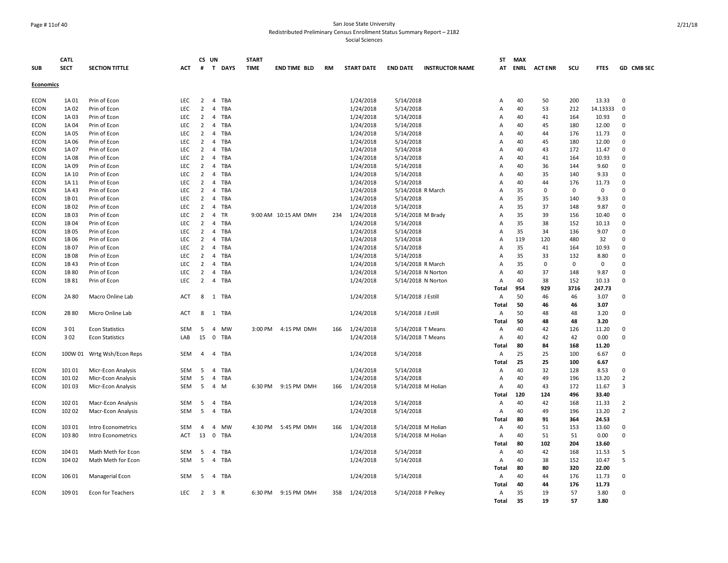San Jose State University
Redistributed Preliminary Census Enrollment Status Summary Report – 2182
Social Sciences

| SUB | CATL SECT | SECTION TITTLE | ACT | CS # | UN T | DAYS | START TIME | END TIME | BLD | RM | START DATE | END DATE | INSTRUCTOR NAME | ST AT | MAX ENRL | ACT ENR | SCU | FTES | GD | CMB SEC |
|---|---|---|---|---|---|---|---|---|---|---|---|---|---|---|---|---|---|---|---|---|
| **Economics** | | | | | | | | | | | | | | | | | | | | |
| ECON | 1A 01 | Prin of Econ | LEC | 2 | 4 | TBA | | | | | 1/24/2018 | 5/14/2018 | | A | 40 | 50 | 200 | 13.33 | 0 | |
| ECON | 1A 02 | Prin of Econ | LEC | 2 | 4 | TBA | | | | | 1/24/2018 | 5/14/2018 | | A | 40 | 53 | 212 | 14.13333 | 0 | |
| ECON | 1A 03 | Prin of Econ | LEC | 2 | 4 | TBA | | | | | 1/24/2018 | 5/14/2018 | | A | 40 | 41 | 164 | 10.93 | 0 | |
| ECON | 1A 04 | Prin of Econ | LEC | 2 | 4 | TBA | | | | | 1/24/2018 | 5/14/2018 | | A | 40 | 45 | 180 | 12.00 | 0 | |
| ECON | 1A 05 | Prin of Econ | LEC | 2 | 4 | TBA | | | | | 1/24/2018 | 5/14/2018 | | A | 40 | 44 | 176 | 11.73 | 0 | |
| ECON | 1A 06 | Prin of Econ | LEC | 2 | 4 | TBA | | | | | 1/24/2018 | 5/14/2018 | | A | 40 | 45 | 180 | 12.00 | 0 | |
| ECON | 1A 07 | Prin of Econ | LEC | 2 | 4 | TBA | | | | | 1/24/2018 | 5/14/2018 | | A | 40 | 43 | 172 | 11.47 | 0 | |
| ECON | 1A 08 | Prin of Econ | LEC | 2 | 4 | TBA | | | | | 1/24/2018 | 5/14/2018 | | A | 40 | 41 | 164 | 10.93 | 0 | |
| ECON | 1A 09 | Prin of Econ | LEC | 2 | 4 | TBA | | | | | 1/24/2018 | 5/14/2018 | | A | 40 | 36 | 144 | 9.60 | 0 | |
| ECON | 1A 10 | Prin of Econ | LEC | 2 | 4 | TBA | | | | | 1/24/2018 | 5/14/2018 | | A | 40 | 35 | 140 | 9.33 | 0 | |
| ECON | 1A 11 | Prin of Econ | LEC | 2 | 4 | TBA | | | | | 1/24/2018 | 5/14/2018 | | A | 40 | 44 | 176 | 11.73 | 0 | |
| ECON | 1A 43 | Prin of Econ | LEC | 2 | 4 | TBA | | | | | 1/24/2018 | 5/14/2018 | R March | A | 35 | 0 | 0 | 0 | 0 | |
| ECON | 1B 01 | Prin of Econ | LEC | 2 | 4 | TBA | | | | | 1/24/2018 | 5/14/2018 | | A | 35 | 35 | 140 | 9.33 | 0 | |
| ECON | 1B 02 | Prin of Econ | LEC | 2 | 4 | TBA | | | | | 1/24/2018 | 5/14/2018 | | A | 35 | 37 | 148 | 9.87 | 0 | |
| ECON | 1B 03 | Prin of Econ | LEC | 2 | 4 | TR | 9:00 AM | 10:15 AM | DMH | 234 | 1/24/2018 | 5/14/2018 | M Brady | A | 35 | 39 | 156 | 10.40 | 0 | |
| ECON | 1B 04 | Prin of Econ | LEC | 2 | 4 | TBA | | | | | 1/24/2018 | 5/14/2018 | | A | 35 | 38 | 152 | 10.13 | 0 | |
| ECON | 1B 05 | Prin of Econ | LEC | 2 | 4 | TBA | | | | | 1/24/2018 | 5/14/2018 | | A | 35 | 34 | 136 | 9.07 | 0 | |
| ECON | 1B 06 | Prin of Econ | LEC | 2 | 4 | TBA | | | | | 1/24/2018 | 5/14/2018 | | A | 119 | 120 | 480 | 32 | 0 | |
| ECON | 1B 07 | Prin of Econ | LEC | 2 | 4 | TBA | | | | | 1/24/2018 | 5/14/2018 | | A | 35 | 41 | 164 | 10.93 | 0 | |
| ECON | 1B 08 | Prin of Econ | LEC | 2 | 4 | TBA | | | | | 1/24/2018 | 5/14/2018 | | A | 35 | 33 | 132 | 8.80 | 0 | |
| ECON | 1B 43 | Prin of Econ | LEC | 2 | 4 | TBA | | | | | 1/24/2018 | 5/14/2018 | R March | A | 35 | 0 | 0 | 0 | 0 | |
| ECON | 1B 80 | Prin of Econ | LEC | 2 | 4 | TBA | | | | | 1/24/2018 | 5/14/2018 | N Norton | A | 40 | 37 | 148 | 9.87 | 0 | |
| ECON | 1B 81 | Prin of Econ | LEC | 2 | 4 | TBA | | | | | 1/24/2018 | 5/14/2018 | N Norton | A | 40 | 38 | 152 | 10.13 | 0 | |
| | | | | | | | | | | | | | | **Total** | **954** | **929** | **3716** | **247.73** | | |
| ECON | 2A 80 | Macro Online Lab | ACT | 8 | 1 | TBA | | | | | 1/24/2018 | 5/14/2018 | J Estill | A | 50 | 46 | 46 | 3.07 | 0 | |
| | | | | | | | | | | | | | | **Total** | **50** | **46** | **46** | **3.07** | | |
| ECON | 2B 80 | Micro Online Lab | ACT | 8 | 1 | TBA | | | | | 1/24/2018 | 5/14/2018 | J Estill | A | 50 | 48 | 48 | 3.20 | 0 | |
| | | | | | | | | | | | | | | **Total** | **50** | **48** | **48** | **3.20** | | |
| ECON | 3 01 | Econ Statistics | SEM | 5 | 4 | MW | 3:00 PM | 4:15 PM | DMH | 166 | 1/24/2018 | 5/14/2018 | T Means | A | 40 | 42 | 126 | 11.20 | 0 | |
| ECON | 3 02 | Econ Statistics | LAB | 15 | 0 | TBA | | | | | 1/24/2018 | 5/14/2018 | T Means | A | 40 | 42 | 42 | 0.00 | 0 | |
| | | | | | | | | | | | | | | **Total** | **80** | **84** | **168** | **11.20** | | |
| ECON | 100W 01 | Wrtg Wsh/Econ Reps | SEM | 4 | 4 | TBA | | | | | 1/24/2018 | 5/14/2018 | | A | 25 | 25 | 100 | 6.67 | 0 | |
| | | | | | | | | | | | | | | **Total** | **25** | **25** | **100** | **6.67** | | |
| ECON | 101 01 | Micr-Econ Analysis | SEM | 5 | 4 | TBA | | | | | 1/24/2018 | 5/14/2018 | | A | 40 | 32 | 128 | 8.53 | 0 | |
| ECON | 101 02 | Micr-Econ Analysis | SEM | 5 | 4 | TBA | | | | | 1/24/2018 | 5/14/2018 | | A | 40 | 49 | 196 | 13.20 | 2 | |
| ECON | 101 03 | Micr-Econ Analysis | SEM | 5 | 4 | M | 6:30 PM | 9:15 PM | DMH | 166 | 1/24/2018 | 5/14/2018 | M Holian | A | 40 | 43 | 172 | 11.67 | 3 | |
| | | | | | | | | | | | | | | **Total** | **120** | **124** | **496** | **33.40** | | |
| ECON | 102 01 | Macr-Econ Analysis | SEM | 5 | 4 | TBA | | | | | 1/24/2018 | 5/14/2018 | | A | 40 | 42 | 168 | 11.33 | 2 | |
| ECON | 102 02 | Macr-Econ Analysis | SEM | 5 | 4 | TBA | | | | | 1/24/2018 | 5/14/2018 | | A | 40 | 49 | 196 | 13.20 | 2 | |
| | | | | | | | | | | | | | | **Total** | **80** | **91** | **364** | **24.53** | | |
| ECON | 103 01 | Intro Econometrics | SEM | 4 | 4 | MW | 4:30 PM | 5:45 PM | DMH | 166 | 1/24/2018 | 5/14/2018 | M Holian | A | 40 | 51 | 153 | 13.60 | 0 | |
| ECON | 103 80 | Intro Econometrics | ACT | 13 | 0 | TBA | | | | | 1/24/2018 | 5/14/2018 | M Holian | A | 40 | 51 | 51 | 0.00 | 0 | |
| | | | | | | | | | | | | | | **Total** | **80** | **102** | **204** | **13.60** | | |
| ECON | 104 01 | Math Meth for Econ | SEM | 5 | 4 | TBA | | | | | 1/24/2018 | 5/14/2018 | | A | 40 | 42 | 168 | 11.53 | 5 | |
| ECON | 104 02 | Math Meth for Econ | SEM | 5 | 4 | TBA | | | | | 1/24/2018 | 5/14/2018 | | A | 40 | 38 | 152 | 10.47 | 5 | |
| | | | | | | | | | | | | | | **Total** | **80** | **80** | **320** | **22.00** | | |
| ECON | 106 01 | Managerial Econ | SEM | 5 | 4 | TBA | | | | | 1/24/2018 | 5/14/2018 | | A | 40 | 44 | 176 | 11.73 | 0 | |
| | | | | | | | | | | | | | | **Total** | **40** | **44** | **176** | **11.73** | | |
| ECON | 109 01 | Econ for Teachers | LEC | 2 | 3 | R | 6:30 PM | 9:15 PM | DMH | 358 | 1/24/2018 | 5/14/2018 | P Pelkey | A | 35 | 19 | 57 | 3.80 | 0 | |
| | | | | | | | | | | | | | | **Total** | **35** | **19** | **57** | **3.80** | | |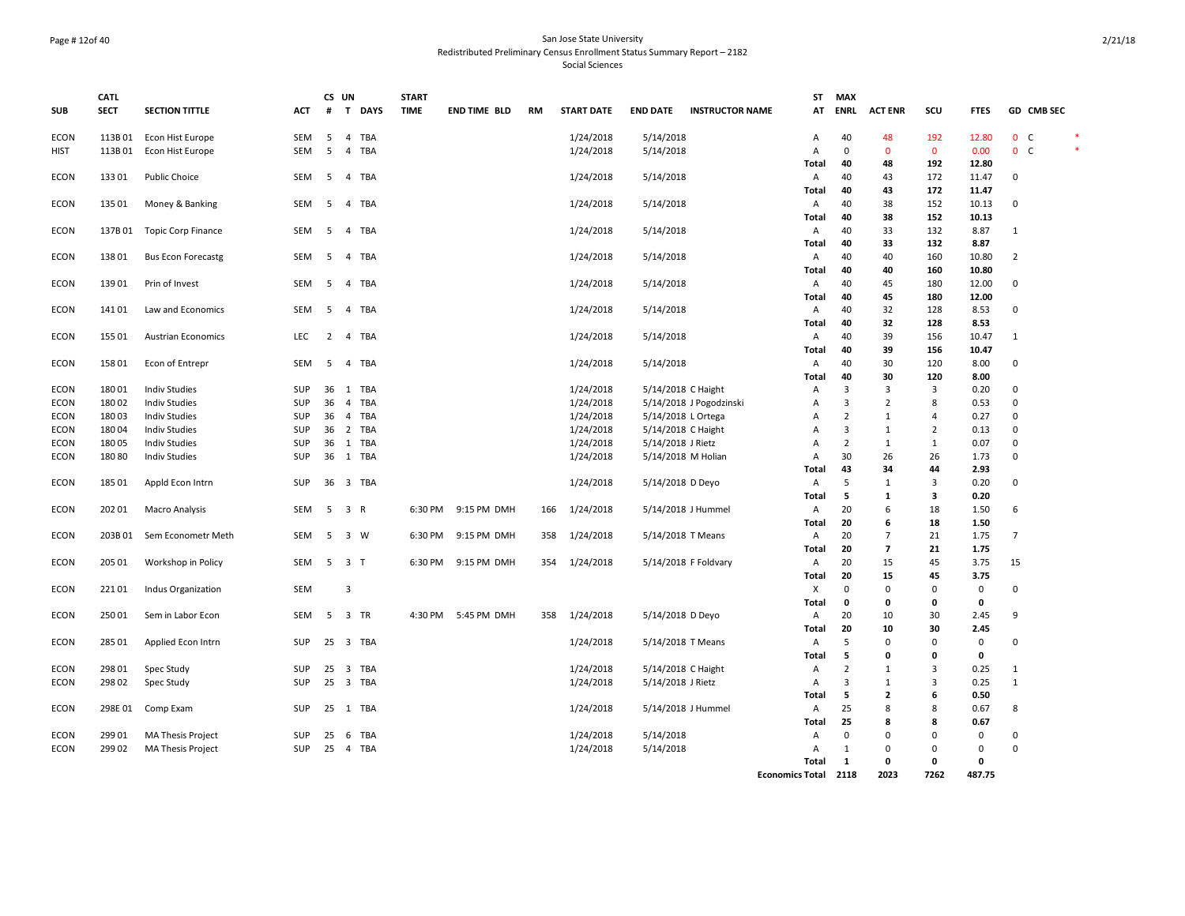# San Jose State University

## Redistributed Preliminary Census Enrollment Status Summary Report – 2182

### Social Sciences

| SUB | CATL SECT | SECTION TITTLE | ACT | CS # | UN T | DAYS | START TIME | END TIME | BLD | RM | START DATE | END DATE | INSTRUCTOR NAME | ST AT | MAX ENRL | ACT ENR | SCU | FTES | GD | CMB SEC | |
|---|---|---|---|---|---|---|---|---|---|---|---|---|---|---|---|---|---|---|---|---|---|
| ECON | 113B 01 | Econ Hist Europe | SEM | 5 | 4 | TBA | | | | | 1/24/2018 | 5/14/2018 | | A | 40 | 48 | 192 | 12.80 | 0 | C | * |
| HIST | 113B 01 | Econ Hist Europe | SEM | 5 | 4 | TBA | | | | | 1/24/2018 | 5/14/2018 | | A | 0 | 0 | 0 | 0.00 | 0 | C | * |
| | | | | | | | | | | | | | | Total | 40 | 48 | 192 | 12.80 | | | |
| ECON | 133 01 | Public Choice | SEM | 5 | 4 | TBA | | | | | 1/24/2018 | 5/14/2018 | | A | 40 | 43 | 172 | 11.47 | 0 | | |
| | | | | | | | | | | | | | | Total | 40 | 43 | 172 | 11.47 | | | |
| ECON | 135 01 | Money & Banking | SEM | 5 | 4 | TBA | | | | | 1/24/2018 | 5/14/2018 | | A | 40 | 38 | 152 | 10.13 | 0 | | |
| | | | | | | | | | | | | | | Total | 40 | 38 | 152 | 10.13 | | | |
| ECON | 137B 01 | Topic Corp Finance | SEM | 5 | 4 | TBA | | | | | 1/24/2018 | 5/14/2018 | | A | 40 | 33 | 132 | 8.87 | 1 | | |
| | | | | | | | | | | | | | | Total | 40 | 33 | 132 | 8.87 | | | |
| ECON | 138 01 | Bus Econ Forecastg | SEM | 5 | 4 | TBA | | | | | 1/24/2018 | 5/14/2018 | | A | 40 | 40 | 160 | 10.80 | 2 | | |
| | | | | | | | | | | | | | | Total | 40 | 40 | 160 | 10.80 | | | |
| ECON | 139 01 | Prin of Invest | SEM | 5 | 4 | TBA | | | | | 1/24/2018 | 5/14/2018 | | A | 40 | 45 | 180 | 12.00 | 0 | | |
| | | | | | | | | | | | | | | Total | 40 | 45 | 180 | 12.00 | | | |
| ECON | 141 01 | Law and Economics | SEM | 5 | 4 | TBA | | | | | 1/24/2018 | 5/14/2018 | | A | 40 | 32 | 128 | 8.53 | 0 | | |
| | | | | | | | | | | | | | | Total | 40 | 32 | 128 | 8.53 | | | |
| ECON | 155 01 | Austrian Economics | LEC | 2 | 4 | TBA | | | | | 1/24/2018 | 5/14/2018 | | A | 40 | 39 | 156 | 10.47 | 1 | | |
| | | | | | | | | | | | | | | Total | 40 | 39 | 156 | 10.47 | | | |
| ECON | 158 01 | Econ of Entrepr | SEM | 5 | 4 | TBA | | | | | 1/24/2018 | 5/14/2018 | | A | 40 | 30 | 120 | 8.00 | 0 | | |
| | | | | | | | | | | | | | | Total | 40 | 30 | 120 | 8.00 | | | |
| ECON | 180 01 | Indiv Studies | SUP | 36 | 1 | TBA | | | | | 1/24/2018 | 5/14/2018 | C Haight | A | 3 | 3 | 3 | 0.20 | 0 | | |
| ECON | 180 02 | Indiv Studies | SUP | 36 | 4 | TBA | | | | | 1/24/2018 | 5/14/2018 | J Pogodzinski | A | 3 | 2 | 8 | 0.53 | 0 | | |
| ECON | 180 03 | Indiv Studies | SUP | 36 | 4 | TBA | | | | | 1/24/2018 | 5/14/2018 | L Ortega | A | 2 | 1 | 4 | 0.27 | 0 | | |
| ECON | 180 04 | Indiv Studies | SUP | 36 | 2 | TBA | | | | | 1/24/2018 | 5/14/2018 | C Haight | A | 3 | 1 | 2 | 0.13 | 0 | | |
| ECON | 180 05 | Indiv Studies | SUP | 36 | 1 | TBA | | | | | 1/24/2018 | 5/14/2018 | J Rietz | A | 2 | 1 | 1 | 0.07 | 0 | | |
| ECON | 180 80 | Indiv Studies | SUP | 36 | 1 | TBA | | | | | 1/24/2018 | 5/14/2018 | M Holian | A | 30 | 26 | 26 | 1.73 | 0 | | |
| | | | | | | | | | | | | | | Total | 43 | 34 | 44 | 2.93 | | | |
| ECON | 185 01 | Appld Econ Intrn | SUP | 36 | 3 | TBA | | | | | 1/24/2018 | 5/14/2018 | D Deyo | A | 5 | 1 | 3 | 0.20 | 0 | | |
| | | | | | | | | | | | | | | Total | 5 | 1 | 3 | 0.20 | | | |
| ECON | 202 01 | Macro Analysis | SEM | 5 | 3 | R | 6:30 PM | 9:15 PM | DMH | 166 | 1/24/2018 | 5/14/2018 | J Hummel | A | 20 | 6 | 18 | 1.50 | 6 | | |
| | | | | | | | | | | | | | | Total | 20 | 6 | 18 | 1.50 | | | |
| ECON | 203B 01 | Sem Econometr Meth | SEM | 5 | 3 | W | 6:30 PM | 9:15 PM | DMH | 358 | 1/24/2018 | 5/14/2018 | T Means | A | 20 | 7 | 21 | 1.75 | 7 | | |
| | | | | | | | | | | | | | | Total | 20 | 7 | 21 | 1.75 | | | |
| ECON | 205 01 | Workshop in Policy | SEM | 5 | 3 | T | 6:30 PM | 9:15 PM | DMH | 354 | 1/24/2018 | 5/14/2018 | F Foldvary | A | 20 | 15 | 45 | 3.75 | 15 | | |
| | | | | | | | | | | | | | | Total | 20 | 15 | 45 | 3.75 | | | |
| ECON | 221 01 | Indus Organization | SEM | | 3 | | | | | | | | | X | 0 | 0 | 0 | 0 | 0 | | |
| | | | | | | | | | | | | | | Total | 0 | 0 | 0 | 0 | | | |
| ECON | 250 01 | Sem in Labor Econ | SEM | 5 | 3 | TR | 4:30 PM | 5:45 PM | DMH | 358 | 1/24/2018 | 5/14/2018 | D Deyo | A | 20 | 10 | 30 | 2.45 | 9 | | |
| | | | | | | | | | | | | | | Total | 20 | 10 | 30 | 2.45 | | | |
| ECON | 285 01 | Applied Econ Intrn | SUP | 25 | 3 | TBA | | | | | 1/24/2018 | 5/14/2018 | T Means | A | 5 | 0 | 0 | 0 | 0 | | |
| | | | | | | | | | | | | | | Total | 5 | 0 | 0 | 0 | | | |
| ECON | 298 01 | Spec Study | SUP | 25 | 3 | TBA | | | | | 1/24/2018 | 5/14/2018 | C Haight | A | 2 | 1 | 3 | 0.25 | 1 | | |
| ECON | 298 02 | Spec Study | SUP | 25 | 3 | TBA | | | | | 1/24/2018 | 5/14/2018 | J Rietz | A | 3 | 1 | 3 | 0.25 | 1 | | |
| | | | | | | | | | | | | | | Total | 5 | 2 | 6 | 0.50 | | | |
| ECON | 298E 01 | Comp Exam | SUP | 25 | 1 | TBA | | | | | 1/24/2018 | 5/14/2018 | J Hummel | A | 25 | 8 | 8 | 0.67 | 8 | | |
| | | | | | | | | | | | | | | Total | 25 | 8 | 8 | 0.67 | | | |
| ECON | 299 01 | MA Thesis Project | SUP | 25 | 6 | TBA | | | | | 1/24/2018 | 5/14/2018 | | A | 0 | 0 | 0 | 0 | 0 | | |
| ECON | 299 02 | MA Thesis Project | SUP | 25 | 4 | TBA | | | | | 1/24/2018 | 5/14/2018 | | A | 1 | 0 | 0 | 0 | 0 | | |
| | | | | | | | | | | | | | | Total | 1 | 0 | 0 | 0 | | | |
| | | | | | | | | | | | | | | Economics Total | 2118 | 2023 | 7262 | 487.75 | | | |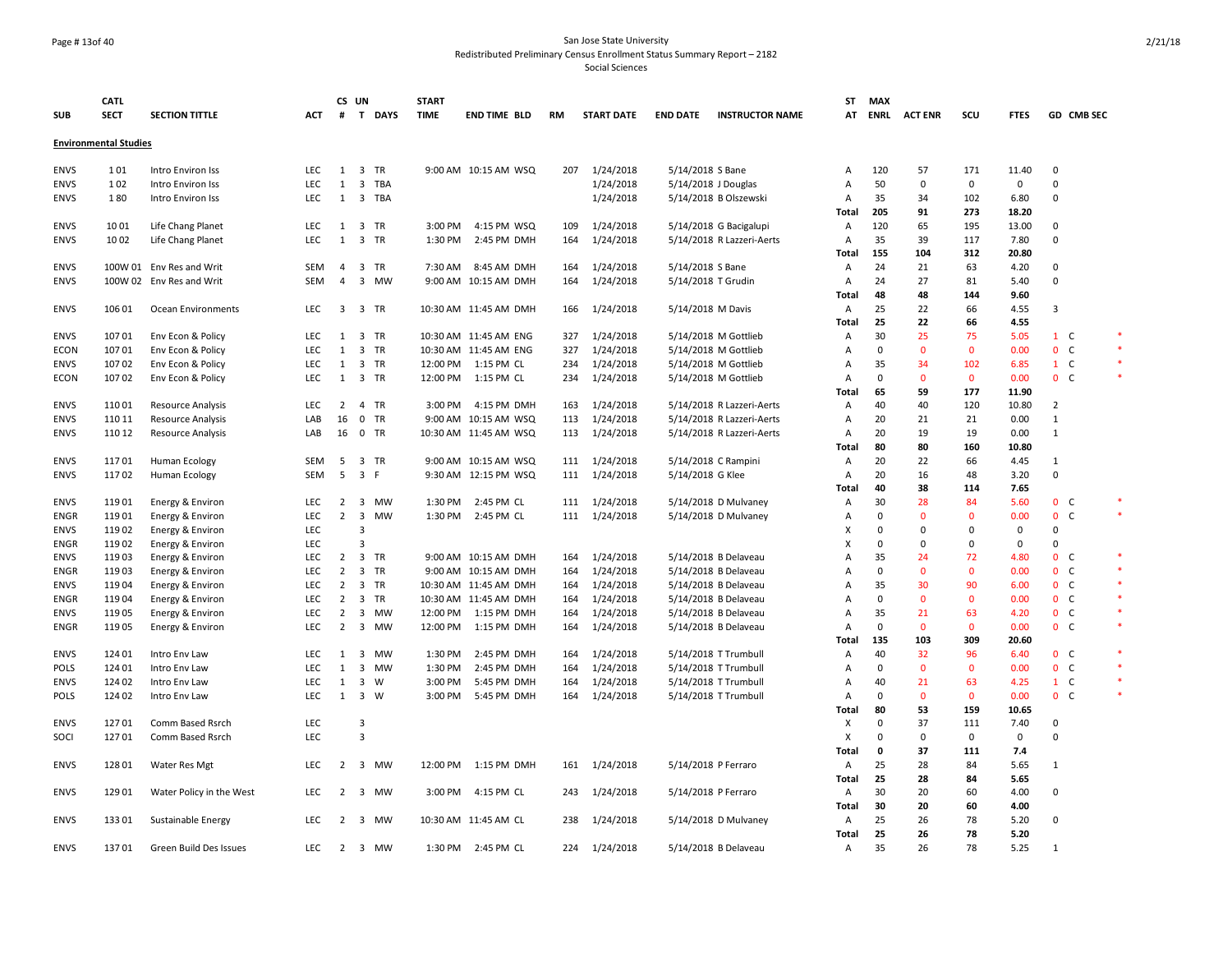San Jose State University
Redistributed Preliminary Census Enrollment Status Summary Report – 2182
Social Sciences

| SUB | CATL SECT | SECTION TITTLE | ACT | CS # | UN T | DAYS | START TIME | END TIME | BLD | RM | START DATE | END DATE | INSTRUCTOR NAME | ST AT | MAX ENRL | ACT ENR | SCU | FTES | GD | CMB SEC | |
|---|---|---|---|---|---|---|---|---|---|---|---|---|---|---|---|---|---|---|---|---|---|
| **Environmental Studies** | | | | | | | | | | | | | | | | | | | | | |
| ENVS | 1 01 | Intro Environ Iss | LEC | 1 | 3 | TR | 9:00 AM | 10:15 AM | WSQ | 207 | 1/24/2018 | 5/14/2018 | S Bane | A | 120 | 57 | 171 | 11.40 | 0 | | |
| ENVS | 1 02 | Intro Environ Iss | LEC | 1 | 3 | TBA | | | | | 1/24/2018 | 5/14/2018 | J Douglas | A | 50 | 0 | 0 | 0 | 0 | | |
| ENVS | 1 80 | Intro Environ Iss | LEC | 1 | 3 | TBA | | | | | 1/24/2018 | 5/14/2018 | B Olszewski | A | 35 | 34 | 102 | 6.80 | 0 | | |
| | | | | | | | | | | | | | | **Total** | **205** | **91** | **273** | **18.20** | | | |
| ENVS | 10 01 | Life Chang Planet | LEC | 1 | 3 | TR | 3:00 PM | 4:15 PM | WSQ | 109 | 1/24/2018 | 5/14/2018 | G Bacigalupi | A | 120 | 65 | 195 | 13.00 | 0 | | |
| ENVS | 10 02 | Life Chang Planet | LEC | 1 | 3 | TR | 1:30 PM | 2:45 PM | DMH | 164 | 1/24/2018 | 5/14/2018 | R Lazzeri-Aerts | A | 35 | 39 | 117 | 7.80 | 0 | | |
| | | | | | | | | | | | | | | **Total** | **155** | **104** | **312** | **20.80** | | | |
| ENVS | 100W 01 | Env Res and Writ | SEM | 4 | 3 | TR | 7:30 AM | 8:45 AM | DMH | 164 | 1/24/2018 | 5/14/2018 | S Bane | A | 24 | 21 | 63 | 4.20 | 0 | | |
| ENVS | 100W 02 | Env Res and Writ | SEM | 4 | 3 | MW | 9:00 AM | 10:15 AM | DMH | 164 | 1/24/2018 | 5/14/2018 | T Grudin | A | 24 | 27 | 81 | 5.40 | 0 | | |
| | | | | | | | | | | | | | | **Total** | **48** | **48** | **144** | **9.60** | | | |
| ENVS | 106 01 | Ocean Environments | LEC | 3 | 3 | TR | 10:30 AM | 11:45 AM | DMH | 166 | 1/24/2018 | 5/14/2018 | M Davis | A | 25 | 22 | 66 | 4.55 | 3 | | |
| | | | | | | | | | | | | | | **Total** | **25** | **22** | **66** | **4.55** | | | |
| ENVS | 107 01 | Env Econ & Policy | LEC | 1 | 3 | TR | 10:30 AM | 11:45 AM | ENG | 327 | 1/24/2018 | 5/14/2018 | M Gottlieb | A | 30 | 25 | 75 | 5.05 | 1 | C | * |
| ECON | 107 01 | Env Econ & Policy | LEC | 1 | 3 | TR | 10:30 AM | 11:45 AM | ENG | 327 | 1/24/2018 | 5/14/2018 | M Gottlieb | A | 0 | 0 | 0 | 0.00 | 0 | C | * |
| ENVS | 107 02 | Env Econ & Policy | LEC | 1 | 3 | TR | 12:00 PM | 1:15 PM | CL | 234 | 1/24/2018 | 5/14/2018 | M Gottlieb | A | 35 | 34 | 102 | 6.85 | 1 | C | * |
| ECON | 107 02 | Env Econ & Policy | LEC | 1 | 3 | TR | 12:00 PM | 1:15 PM | CL | 234 | 1/24/2018 | 5/14/2018 | M Gottlieb | A | 0 | 0 | 0 | 0.00 | 0 | C | * |
| | | | | | | | | | | | | | | **Total** | **65** | **59** | **177** | **11.90** | | | |
| ENVS | 110 01 | Resource Analysis | LEC | 2 | 4 | TR | 3:00 PM | 4:15 PM | DMH | 163 | 1/24/2018 | 5/14/2018 | R Lazzeri-Aerts | A | 40 | 40 | 120 | 10.80 | 2 | | |
| ENVS | 110 11 | Resource Analysis | LAB | 16 | 0 | TR | 9:00 AM | 10:15 AM | WSQ | 113 | 1/24/2018 | 5/14/2018 | R Lazzeri-Aerts | A | 20 | 21 | 21 | 0.00 | 1 | | |
| ENVS | 110 12 | Resource Analysis | LAB | 16 | 0 | TR | 10:30 AM | 11:45 AM | WSQ | 113 | 1/24/2018 | 5/14/2018 | R Lazzeri-Aerts | A | 20 | 19 | 19 | 0.00 | 1 | | |
| | | | | | | | | | | | | | | **Total** | **80** | **80** | **160** | **10.80** | | | |
| ENVS | 117 01 | Human Ecology | SEM | 5 | 3 | TR | 9:00 AM | 10:15 AM | WSQ | 111 | 1/24/2018 | 5/14/2018 | C Rampini | A | 20 | 22 | 66 | 4.45 | 1 | | |
| ENVS | 117 02 | Human Ecology | SEM | 5 | 3 | F | 9:30 AM | 12:15 PM | WSQ | 111 | 1/24/2018 | 5/14/2018 | G Klee | A | 20 | 16 | 48 | 3.20 | 0 | | |
| | | | | | | | | | | | | | | **Total** | **40** | **38** | **114** | **7.65** | | | |
| ENVS | 119 01 | Energy & Environ | LEC | 2 | 3 | MW | 1:30 PM | 2:45 PM | CL | 111 | 1/24/2018 | 5/14/2018 | D Mulvaney | A | 30 | 28 | 84 | 5.60 | 0 | C | * |
| ENGR | 119 01 | Energy & Environ | LEC | 2 | 3 | MW | 1:30 PM | 2:45 PM | CL | 111 | 1/24/2018 | 5/14/2018 | D Mulvaney | A | 0 | 0 | 0 | 0.00 | 0 | C | * |
| ENVS | 119 02 | Energy & Environ | LEC | | 3 | | | | | | | | | X | 0 | 0 | 0 | 0 | 0 | | |
| ENGR | 119 02 | Energy & Environ | LEC | | 3 | | | | | | | | | X | 0 | 0 | 0 | 0 | 0 | | |
| ENVS | 119 03 | Energy & Environ | LEC | 2 | 3 | TR | 9:00 AM | 10:15 AM | DMH | 164 | 1/24/2018 | 5/14/2018 | B Delaveau | A | 35 | 24 | 72 | 4.80 | 0 | C | * |
| ENGR | 119 03 | Energy & Environ | LEC | 2 | 3 | TR | 9:00 AM | 10:15 AM | DMH | 164 | 1/24/2018 | 5/14/2018 | B Delaveau | A | 0 | 0 | 0 | 0.00 | 0 | C | * |
| ENVS | 119 04 | Energy & Environ | LEC | 2 | 3 | TR | 10:30 AM | 11:45 AM | DMH | 164 | 1/24/2018 | 5/14/2018 | B Delaveau | A | 35 | 30 | 90 | 6.00 | 0 | C | * |
| ENGR | 119 04 | Energy & Environ | LEC | 2 | 3 | TR | 10:30 AM | 11:45 AM | DMH | 164 | 1/24/2018 | 5/14/2018 | B Delaveau | A | 0 | 0 | 0 | 0.00 | 0 | C | * |
| ENVS | 119 05 | Energy & Environ | LEC | 2 | 3 | MW | 12:00 PM | 1:15 PM | DMH | 164 | 1/24/2018 | 5/14/2018 | B Delaveau | A | 35 | 21 | 63 | 4.20 | 0 | C | * |
| ENGR | 119 05 | Energy & Environ | LEC | 2 | 3 | MW | 12:00 PM | 1:15 PM | DMH | 164 | 1/24/2018 | 5/14/2018 | B Delaveau | A | 0 | 0 | 0 | 0.00 | 0 | C | * |
| | | | | | | | | | | | | | | **Total** | **135** | **103** | **309** | **20.60** | | | |
| ENVS | 124 01 | Intro Env Law | LEC | 1 | 3 | MW | 1:30 PM | 2:45 PM | DMH | 164 | 1/24/2018 | 5/14/2018 | T Trumbull | A | 40 | 32 | 96 | 6.40 | 0 | C | * |
| POLS | 124 01 | Intro Env Law | LEC | 1 | 3 | MW | 1:30 PM | 2:45 PM | DMH | 164 | 1/24/2018 | 5/14/2018 | T Trumbull | A | 0 | 0 | 0 | 0.00 | 0 | C | * |
| ENVS | 124 02 | Intro Env Law | LEC | 1 | 3 | W | 3:00 PM | 5:45 PM | DMH | 164 | 1/24/2018 | 5/14/2018 | T Trumbull | A | 40 | 21 | 63 | 4.25 | 1 | C | * |
| POLS | 124 02 | Intro Env Law | LEC | 1 | 3 | W | 3:00 PM | 5:45 PM | DMH | 164 | 1/24/2018 | 5/14/2018 | T Trumbull | A | 0 | 0 | 0 | 0.00 | 0 | C | * |
| | | | | | | | | | | | | | | **Total** | **80** | **53** | **159** | **10.65** | | | |
| ENVS | 127 01 | Comm Based Rsrch | LEC | | 3 | | | | | | | | | X | 0 | 37 | 111 | 7.40 | 0 | | |
| SOCI | 127 01 | Comm Based Rsrch | LEC | | 3 | | | | | | | | | X | 0 | 0 | 0 | 0 | 0 | | |
| | | | | | | | | | | | | | | **Total** | **0** | **37** | **111** | **7.4** | | | |
| ENVS | 128 01 | Water Res Mgt | LEC | 2 | 3 | MW | 12:00 PM | 1:15 PM | DMH | 161 | 1/24/2018 | 5/14/2018 | P Ferraro | A | 25 | 28 | 84 | 5.65 | 1 | | |
| | | | | | | | | | | | | | | **Total** | **25** | **28** | **84** | **5.65** | | | |
| ENVS | 129 01 | Water Policy in the West | LEC | 2 | 3 | MW | 3:00 PM | 4:15 PM | CL | 243 | 1/24/2018 | 5/14/2018 | P Ferraro | A | 30 | 20 | 60 | 4.00 | 0 | | |
| | | | | | | | | | | | | | | **Total** | **30** | **20** | **60** | **4.00** | | | |
| ENVS | 133 01 | Sustainable Energy | LEC | 2 | 3 | MW | 10:30 AM | 11:45 AM | CL | 238 | 1/24/2018 | 5/14/2018 | D Mulvaney | A | 25 | 26 | 78 | 5.20 | 0 | | |
| | | | | | | | | | | | | | | **Total** | **25** | **26** | **78** | **5.20** | | | |
| ENVS | 137 01 | Green Build Des Issues | LEC | 2 | 3 | MW | 1:30 PM | 2:45 PM | CL | 224 | 1/24/2018 | 5/14/2018 | B Delaveau | A | 35 | 26 | 78 | 5.25 | 1 | | |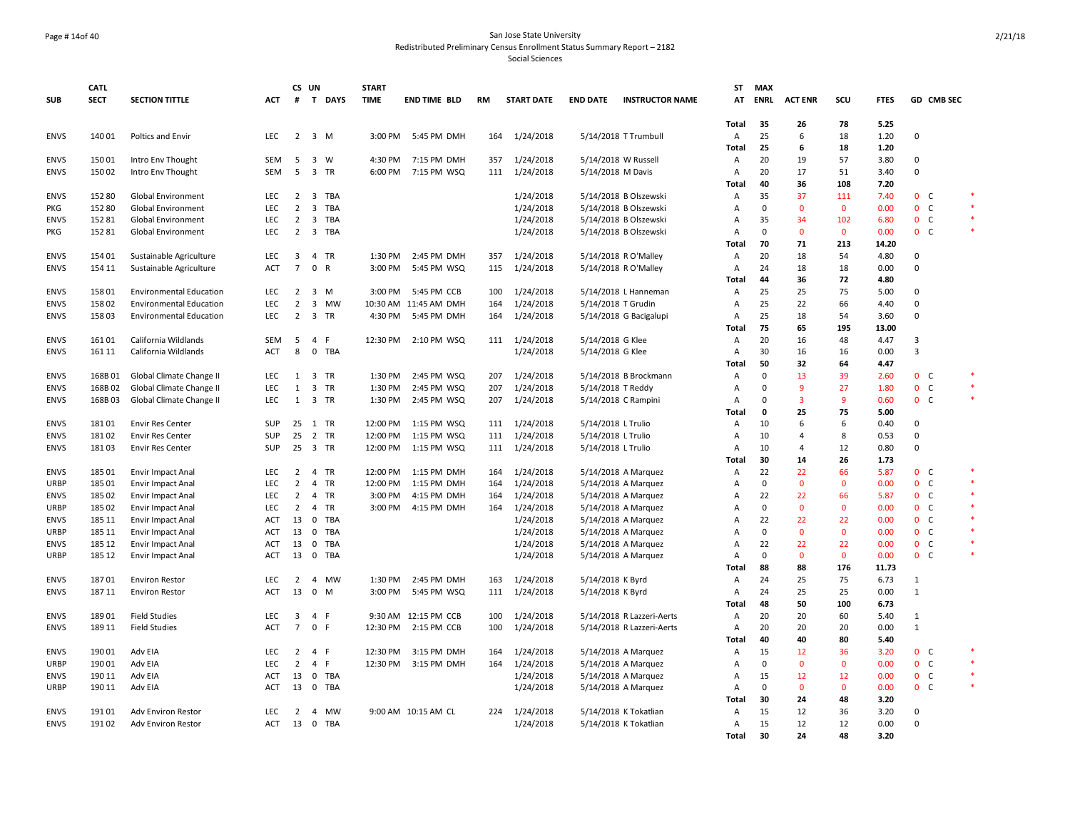San Jose State University
Redistributed Preliminary Census Enrollment Status Summary Report – 2182
Social Sciences

| SUB | CATL SECT | SECTION TITTLE | ACT | CS # | UN T | DAYS | START TIME | END TIME | BLD | RM | START DATE | END DATE | INSTRUCTOR NAME | ST AT | MAX ENRL | ACT ENR | SCU | FTES | GD | CMB SEC | |
|---|---|---|---|---|---|---|---|---|---|---|---|---|---|---|---|---|---|---|---|---|---|
| | | | | | | | | | | | | | | Total | 35 | 26 | 78 | 5.25 | | | |
| ENVS | 140 01 | Poltics and Envir | LEC | 2 | 3 | M | 3:00 PM | 5:45 PM | DMH | 164 | 1/24/2018 | 5/14/2018 | T Trumbull | A | 25 | 6 | 18 | 1.20 | 0 | | |
| | | | | | | | | | | | | | | Total | 25 | 6 | 18 | 1.20 | | | |
| ENVS | 150 01 | Intro Env Thought | SEM | 5 | 3 | W | 4:30 PM | 7:15 PM | DMH | 357 | 1/24/2018 | 5/14/2018 | W Russell | A | 20 | 19 | 57 | 3.80 | 0 | | |
| ENVS | 150 02 | Intro Env Thought | SEM | 5 | 3 | TR | 6:00 PM | 7:15 PM | WSQ | 111 | 1/24/2018 | 5/14/2018 | M Davis | A | 20 | 17 | 51 | 3.40 | 0 | | |
| | | | | | | | | | | | | | | Total | 40 | 36 | 108 | 7.20 | | | |
| ENVS | 152 80 | Global Environment | LEC | 2 | 3 | TBA | | | | | 1/24/2018 | 5/14/2018 | B Olszewski | A | 35 | 37 | 111 | 7.40 | 0 | C | * |
| PKG | 152 80 | Global Environment | LEC | 2 | 3 | TBA | | | | | 1/24/2018 | 5/14/2018 | B Olszewski | A | 0 | 0 | 0 | 0.00 | 0 | C | * |
| ENVS | 152 81 | Global Environment | LEC | 2 | 3 | TBA | | | | | 1/24/2018 | 5/14/2018 | B Olszewski | A | 35 | 34 | 102 | 6.80 | 0 | C | * |
| PKG | 152 81 | Global Environment | LEC | 2 | 3 | TBA | | | | | 1/24/2018 | 5/14/2018 | B Olszewski | A | 0 | 0 | 0 | 0.00 | 0 | C | * |
| | | | | | | | | | | | | | | Total | 70 | 71 | 213 | 14.20 | | | |
| ENVS | 154 01 | Sustainable Agriculture | LEC | 3 | 4 | TR | 1:30 PM | 2:45 PM | DMH | 357 | 1/24/2018 | 5/14/2018 | R O'Malley | A | 20 | 18 | 54 | 4.80 | 0 | | |
| ENVS | 154 11 | Sustainable Agriculture | ACT | 7 | 0 | R | 3:00 PM | 5:45 PM | WSQ | 115 | 1/24/2018 | 5/14/2018 | R O'Malley | A | 24 | 18 | 18 | 0.00 | 0 | | |
| | | | | | | | | | | | | | | Total | 44 | 36 | 72 | 4.80 | | | |
| ENVS | 158 01 | Environmental Education | LEC | 2 | 3 | M | 3:00 PM | 5:45 PM | CCB | 100 | 1/24/2018 | 5/14/2018 | L Hanneman | A | 25 | 25 | 75 | 5.00 | 0 | | |
| ENVS | 158 02 | Environmental Education | LEC | 2 | 3 | MW | 10:30 AM | 11:45 AM | DMH | 164 | 1/24/2018 | 5/14/2018 | T Grudin | A | 25 | 22 | 66 | 4.40 | 0 | | |
| ENVS | 158 03 | Environmental Education | LEC | 2 | 3 | TR | 4:30 PM | 5:45 PM | DMH | 164 | 1/24/2018 | 5/14/2018 | G Bacigalupi | A | 25 | 18 | 54 | 3.60 | 0 | | |
| | | | | | | | | | | | | | | Total | 75 | 65 | 195 | 13.00 | | | |
| ENVS | 161 01 | California Wildlands | SEM | 5 | 4 | F | 12:30 PM | 2:10 PM | WSQ | 111 | 1/24/2018 | 5/14/2018 | G Klee | A | 20 | 16 | 48 | 4.47 | 3 | | |
| ENVS | 161 11 | California Wildlands | ACT | 8 | 0 | TBA | | | | | 1/24/2018 | 5/14/2018 | G Klee | A | 30 | 16 | 16 | 0.00 | 3 | | |
| | | | | | | | | | | | | | | Total | 50 | 32 | 64 | 4.47 | | | |
| ENVS | 168B 01 | Global Climate Change II | LEC | 1 | 3 | TR | 1:30 PM | 2:45 PM | WSQ | 207 | 1/24/2018 | 5/14/2018 | B Brockmann | A | 0 | 13 | 39 | 2.60 | 0 | C | * |
| ENVS | 168B 02 | Global Climate Change II | LEC | 1 | 3 | TR | 1:30 PM | 2:45 PM | WSQ | 207 | 1/24/2018 | 5/14/2018 | T Reddy | A | 0 | 9 | 27 | 1.80 | 0 | C | * |
| ENVS | 168B 03 | Global Climate Change II | LEC | 1 | 3 | TR | 1:30 PM | 2:45 PM | WSQ | 207 | 1/24/2018 | 5/14/2018 | C Rampini | A | 0 | 3 | 9 | 0.60 | 0 | C | * |
| | | | | | | | | | | | | | | Total | 0 | 25 | 75 | 5.00 | | | |
| ENVS | 181 01 | Envir Res Center | SUP | 25 | 1 | TR | 12:00 PM | 1:15 PM | WSQ | 111 | 1/24/2018 | 5/14/2018 | L Trulio | A | 10 | 6 | 6 | 0.40 | 0 | | |
| ENVS | 181 02 | Envir Res Center | SUP | 25 | 2 | TR | 12:00 PM | 1:15 PM | WSQ | 111 | 1/24/2018 | 5/14/2018 | L Trulio | A | 10 | 4 | 8 | 0.53 | 0 | | |
| ENVS | 181 03 | Envir Res Center | SUP | 25 | 3 | TR | 12:00 PM | 1:15 PM | WSQ | 111 | 1/24/2018 | 5/14/2018 | L Trulio | A | 10 | 4 | 12 | 0.80 | 0 | | |
| | | | | | | | | | | | | | | Total | 30 | 14 | 26 | 1.73 | | | |
| ENVS | 185 01 | Envir Impact Anal | LEC | 2 | 4 | TR | 12:00 PM | 1:15 PM | DMH | 164 | 1/24/2018 | 5/14/2018 | A Marquez | A | 22 | 22 | 66 | 5.87 | 0 | C | * |
| URBP | 185 01 | Envir Impact Anal | LEC | 2 | 4 | TR | 12:00 PM | 1:15 PM | DMH | 164 | 1/24/2018 | 5/14/2018 | A Marquez | A | 0 | 0 | 0 | 0.00 | 0 | C | * |
| ENVS | 185 02 | Envir Impact Anal | LEC | 2 | 4 | TR | 3:00 PM | 4:15 PM | DMH | 164 | 1/24/2018 | 5/14/2018 | A Marquez | A | 22 | 22 | 66 | 5.87 | 0 | C | * |
| URBP | 185 02 | Envir Impact Anal | LEC | 2 | 4 | TR | 3:00 PM | 4:15 PM | DMH | 164 | 1/24/2018 | 5/14/2018 | A Marquez | A | 0 | 0 | 0 | 0.00 | 0 | C | * |
| ENVS | 185 11 | Envir Impact Anal | ACT | 13 | 0 | TBA | | | | | 1/24/2018 | 5/14/2018 | A Marquez | A | 22 | 22 | 22 | 0.00 | 0 | C | * |
| URBP | 185 11 | Envir Impact Anal | ACT | 13 | 0 | TBA | | | | | 1/24/2018 | 5/14/2018 | A Marquez | A | 0 | 0 | 0 | 0.00 | 0 | C | * |
| ENVS | 185 12 | Envir Impact Anal | ACT | 13 | 0 | TBA | | | | | 1/24/2018 | 5/14/2018 | A Marquez | A | 22 | 22 | 22 | 0.00 | 0 | C | * |
| URBP | 185 12 | Envir Impact Anal | ACT | 13 | 0 | TBA | | | | | 1/24/2018 | 5/14/2018 | A Marquez | A | 0 | 0 | 0 | 0.00 | 0 | C | * |
| | | | | | | | | | | | | | | Total | 88 | 88 | 176 | 11.73 | | | |
| ENVS | 187 01 | Environ Restor | LEC | 2 | 4 | MW | 1:30 PM | 2:45 PM | DMH | 163 | 1/24/2018 | 5/14/2018 | K Byrd | A | 24 | 25 | 75 | 6.73 | 1 | | |
| ENVS | 187 11 | Environ Restor | ACT | 13 | 0 | M | 3:00 PM | 5:45 PM | WSQ | 111 | 1/24/2018 | 5/14/2018 | K Byrd | A | 24 | 25 | 25 | 0.00 | 1 | | |
| | | | | | | | | | | | | | | Total | 48 | 50 | 100 | 6.73 | | | |
| ENVS | 189 01 | Field Studies | LEC | 3 | 4 | F | 9:30 AM | 12:15 PM | CCB | 100 | 1/24/2018 | 5/14/2018 | R Lazzeri-Aerts | A | 20 | 20 | 60 | 5.40 | 1 | | |
| ENVS | 189 11 | Field Studies | ACT | 7 | 0 | F | 12:30 PM | 2:15 PM | CCB | 100 | 1/24/2018 | 5/14/2018 | R Lazzeri-Aerts | A | 20 | 20 | 20 | 0.00 | 1 | | |
| | | | | | | | | | | | | | | Total | 40 | 40 | 80 | 5.40 | | | |
| ENVS | 190 01 | Adv EIA | LEC | 2 | 4 | F | 12:30 PM | 3:15 PM | DMH | 164 | 1/24/2018 | 5/14/2018 | A Marquez | A | 15 | 12 | 36 | 3.20 | 0 | C | * |
| URBP | 190 01 | Adv EIA | LEC | 2 | 4 | F | 12:30 PM | 3:15 PM | DMH | 164 | 1/24/2018 | 5/14/2018 | A Marquez | A | 0 | 0 | 0 | 0.00 | 0 | C | * |
| ENVS | 190 11 | Adv EIA | ACT | 13 | 0 | TBA | | | | | 1/24/2018 | 5/14/2018 | A Marquez | A | 15 | 12 | 12 | 0.00 | 0 | C | * |
| URBP | 190 11 | Adv EIA | ACT | 13 | 0 | TBA | | | | | 1/24/2018 | 5/14/2018 | A Marquez | A | 0 | 0 | 0 | 0.00 | 0 | C | * |
| | | | | | | | | | | | | | | Total | 30 | 24 | 48 | 3.20 | | | |
| ENVS | 191 01 | Adv Environ Restor | LEC | 2 | 4 | MW | 9:00 AM | 10:15 AM | CL | 224 | 1/24/2018 | 5/14/2018 | K Tokatlian | A | 15 | 12 | 36 | 3.20 | 0 | | |
| ENVS | 191 02 | Adv Environ Restor | ACT | 13 | 0 | TBA | | | | | 1/24/2018 | 5/14/2018 | K Tokatlian | A | 15 | 12 | 12 | 0.00 | 0 | | |
| | | | | | | | | | | | | | | Total | 30 | 24 | 48 | 3.20 | | | |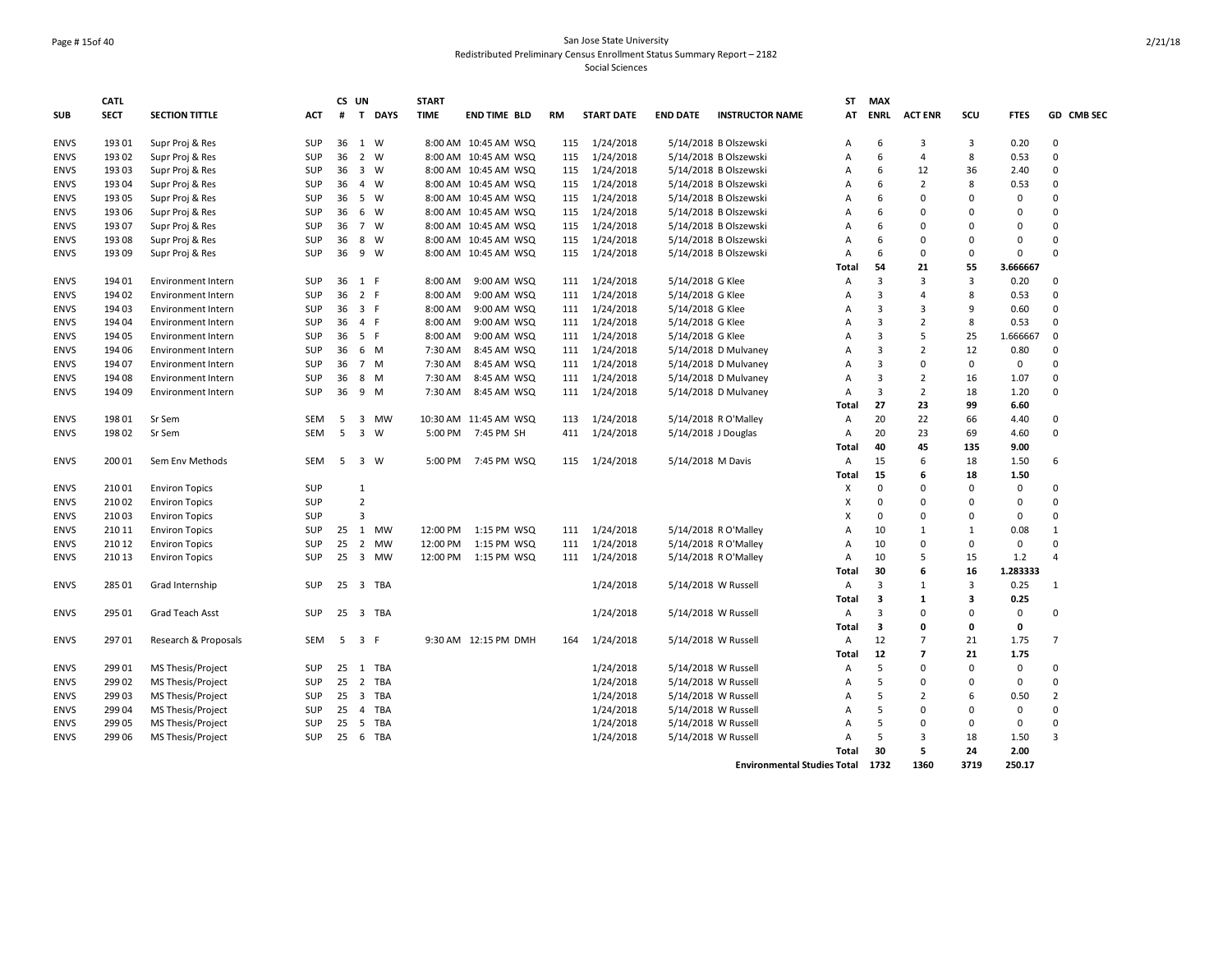San Jose State University
Redistributed Preliminary Census Enrollment Status Summary Report – 2182
Social Sciences

| SUB | CATL SECT | SECTION TITTLE | ACT | CS # | UN T | DAYS | START TIME | END TIME | BLD | RM | START DATE | END DATE | INSTRUCTOR NAME | ST AT | MAX ENRL | ACT ENR | SCU | FTES | GD | CMB SEC |
|---|---|---|---|---|---|---|---|---|---|---|---|---|---|---|---|---|---|---|---|---|
| ENVS | 193 01 | Supr Proj & Res | SUP | 36 | 1 | W | 8:00 AM | 10:45 AM | WSQ | 115 | 1/24/2018 | 5/14/2018 | B Olszewski | A | 6 | 3 | 3 | 0.20 | 0 | |
| ENVS | 193 02 | Supr Proj & Res | SUP | 36 | 2 | W | 8:00 AM | 10:45 AM | WSQ | 115 | 1/24/2018 | 5/14/2018 | B Olszewski | A | 6 | 4 | 8 | 0.53 | 0 | |
| ENVS | 193 03 | Supr Proj & Res | SUP | 36 | 3 | W | 8:00 AM | 10:45 AM | WSQ | 115 | 1/24/2018 | 5/14/2018 | B Olszewski | A | 6 | 12 | 36 | 2.40 | 0 | |
| ENVS | 193 04 | Supr Proj & Res | SUP | 36 | 4 | W | 8:00 AM | 10:45 AM | WSQ | 115 | 1/24/2018 | 5/14/2018 | B Olszewski | A | 6 | 2 | 8 | 0.53 | 0 | |
| ENVS | 193 05 | Supr Proj & Res | SUP | 36 | 5 | W | 8:00 AM | 10:45 AM | WSQ | 115 | 1/24/2018 | 5/14/2018 | B Olszewski | A | 6 | 0 | 0 | 0 | 0 | |
| ENVS | 193 06 | Supr Proj & Res | SUP | 36 | 6 | W | 8:00 AM | 10:45 AM | WSQ | 115 | 1/24/2018 | 5/14/2018 | B Olszewski | A | 6 | 0 | 0 | 0 | 0 | |
| ENVS | 193 07 | Supr Proj & Res | SUP | 36 | 7 | W | 8:00 AM | 10:45 AM | WSQ | 115 | 1/24/2018 | 5/14/2018 | B Olszewski | A | 6 | 0 | 0 | 0 | 0 | |
| ENVS | 193 08 | Supr Proj & Res | SUP | 36 | 8 | W | 8:00 AM | 10:45 AM | WSQ | 115 | 1/24/2018 | 5/14/2018 | B Olszewski | A | 6 | 0 | 0 | 0 | 0 | |
| ENVS | 193 09 | Supr Proj & Res | SUP | 36 | 9 | W | 8:00 AM | 10:45 AM | WSQ | 115 | 1/24/2018 | 5/14/2018 | B Olszewski | A | 6 | 0 | 0 | 0 | 0 | |
| | | | | | | | | | | | | | | **Total** | **54** | **21** | **55** | **3.666667** | | |
| ENVS | 194 01 | Environment Intern | SUP | 36 | 1 | F | 8:00 AM | 9:00 AM | WSQ | 111 | 1/24/2018 | 5/14/2018 | G Klee | A | 3 | 3 | 3 | 0.20 | 0 | |
| ENVS | 194 02 | Environment Intern | SUP | 36 | 2 | F | 8:00 AM | 9:00 AM | WSQ | 111 | 1/24/2018 | 5/14/2018 | G Klee | A | 3 | 4 | 8 | 0.53 | 0 | |
| ENVS | 194 03 | Environment Intern | SUP | 36 | 3 | F | 8:00 AM | 9:00 AM | WSQ | 111 | 1/24/2018 | 5/14/2018 | G Klee | A | 3 | 3 | 9 | 0.60 | 0 | |
| ENVS | 194 04 | Environment Intern | SUP | 36 | 4 | F | 8:00 AM | 9:00 AM | WSQ | 111 | 1/24/2018 | 5/14/2018 | G Klee | A | 3 | 2 | 8 | 0.53 | 0 | |
| ENVS | 194 05 | Environment Intern | SUP | 36 | 5 | F | 8:00 AM | 9:00 AM | WSQ | 111 | 1/24/2018 | 5/14/2018 | G Klee | A | 3 | 5 | 25 | 1.666667 | 0 | |
| ENVS | 194 06 | Environment Intern | SUP | 36 | 6 | M | 7:30 AM | 8:45 AM | WSQ | 111 | 1/24/2018 | 5/14/2018 | D Mulvaney | A | 3 | 2 | 12 | 0.80 | 0 | |
| ENVS | 194 07 | Environment Intern | SUP | 36 | 7 | M | 7:30 AM | 8:45 AM | WSQ | 111 | 1/24/2018 | 5/14/2018 | D Mulvaney | A | 3 | 0 | 0 | 0 | 0 | |
| ENVS | 194 08 | Environment Intern | SUP | 36 | 8 | M | 7:30 AM | 8:45 AM | WSQ | 111 | 1/24/2018 | 5/14/2018 | D Mulvaney | A | 3 | 2 | 16 | 1.07 | 0 | |
| ENVS | 194 09 | Environment Intern | SUP | 36 | 9 | M | 7:30 AM | 8:45 AM | WSQ | 111 | 1/24/2018 | 5/14/2018 | D Mulvaney | A | 3 | 2 | 18 | 1.20 | 0 | |
| | | | | | | | | | | | | | | **Total** | **27** | **23** | **99** | **6.60** | | |
| ENVS | 198 01 | Sr Sem | SEM | 5 | 3 | MW | 10:30 AM | 11:45 AM | WSQ | 113 | 1/24/2018 | 5/14/2018 | R O'Malley | A | 20 | 22 | 66 | 4.40 | 0 | |
| ENVS | 198 02 | Sr Sem | SEM | 5 | 3 | W | 5:00 PM | 7:45 PM | SH | 411 | 1/24/2018 | 5/14/2018 | J Douglas | A | 20 | 23 | 69 | 4.60 | 0 | |
| | | | | | | | | | | | | | | **Total** | **40** | **45** | **135** | **9.00** | | |
| ENVS | 200 01 | Sem Env Methods | SEM | 5 | 3 | W | 5:00 PM | 7:45 PM | WSQ | 115 | 1/24/2018 | 5/14/2018 | M Davis | A | 15 | 6 | 18 | 1.50 | 6 | |
| | | | | | | | | | | | | | | **Total** | **15** | **6** | **18** | **1.50** | | |
| ENVS | 210 01 | Environ Topics | SUP | | 1 | | | | | | | | | X | 0 | 0 | 0 | 0 | 0 | |
| ENVS | 210 02 | Environ Topics | SUP | | 2 | | | | | | | | | X | 0 | 0 | 0 | 0 | 0 | |
| ENVS | 210 03 | Environ Topics | SUP | | 3 | | | | | | | | | X | 0 | 0 | 0 | 0 | 0 | |
| ENVS | 210 11 | Environ Topics | SUP | 25 | 1 | MW | 12:00 PM | 1:15 PM | WSQ | 111 | 1/24/2018 | 5/14/2018 | R O'Malley | A | 10 | 1 | 1 | 0.08 | 1 | |
| ENVS | 210 12 | Environ Topics | SUP | 25 | 2 | MW | 12:00 PM | 1:15 PM | WSQ | 111 | 1/24/2018 | 5/14/2018 | R O'Malley | A | 10 | 0 | 0 | 0 | 0 | |
| ENVS | 210 13 | Environ Topics | SUP | 25 | 3 | MW | 12:00 PM | 1:15 PM | WSQ | 111 | 1/24/2018 | 5/14/2018 | R O'Malley | A | 10 | 5 | 15 | 1.2 | 4 | |
| | | | | | | | | | | | | | | **Total** | **30** | **6** | **16** | **1.283333** | | |
| ENVS | 285 01 | Grad Internship | SUP | 25 | 3 | TBA | | | | | 1/24/2018 | 5/14/2018 | W Russell | A | 3 | 1 | 3 | 0.25 | 1 | |
| | | | | | | | | | | | | | | **Total** | **3** | **1** | **3** | **0.25** | | |
| ENVS | 295 01 | Grad Teach Asst | SUP | 25 | 3 | TBA | | | | | 1/24/2018 | 5/14/2018 | W Russell | A | 3 | 0 | 0 | 0 | 0 | |
| | | | | | | | | | | | | | | **Total** | **3** | **0** | **0** | **0** | | |
| ENVS | 297 01 | Research & Proposals | SEM | 5 | 3 | F | 9:30 AM | 12:15 PM | DMH | 164 | 1/24/2018 | 5/14/2018 | W Russell | A | 12 | 7 | 21 | 1.75 | 7 | |
| | | | | | | | | | | | | | | **Total** | **12** | **7** | **21** | **1.75** | | |
| ENVS | 299 01 | MS Thesis/Project | SUP | 25 | 1 | TBA | | | | | 1/24/2018 | 5/14/2018 | W Russell | A | 5 | 0 | 0 | 0 | 0 | |
| ENVS | 299 02 | MS Thesis/Project | SUP | 25 | 2 | TBA | | | | | 1/24/2018 | 5/14/2018 | W Russell | A | 5 | 0 | 0 | 0 | 0 | |
| ENVS | 299 03 | MS Thesis/Project | SUP | 25 | 3 | TBA | | | | | 1/24/2018 | 5/14/2018 | W Russell | A | 5 | 2 | 6 | 0.50 | 2 | |
| ENVS | 299 04 | MS Thesis/Project | SUP | 25 | 4 | TBA | | | | | 1/24/2018 | 5/14/2018 | W Russell | A | 5 | 0 | 0 | 0 | 0 | |
| ENVS | 299 05 | MS Thesis/Project | SUP | 25 | 5 | TBA | | | | | 1/24/2018 | 5/14/2018 | W Russell | A | 5 | 0 | 0 | 0 | 0 | |
| ENVS | 299 06 | MS Thesis/Project | SUP | 25 | 6 | TBA | | | | | 1/24/2018 | 5/14/2018 | W Russell | A | 5 | 3 | 18 | 1.50 | 3 | |
| | | | | | | | | | | | | | | **Total** | **30** | **5** | **24** | **2.00** | | |
| | | | | | | | | | | | | | **Environmental Studies Total** | | **1732** | **1360** | **3719** | **250.17** | | |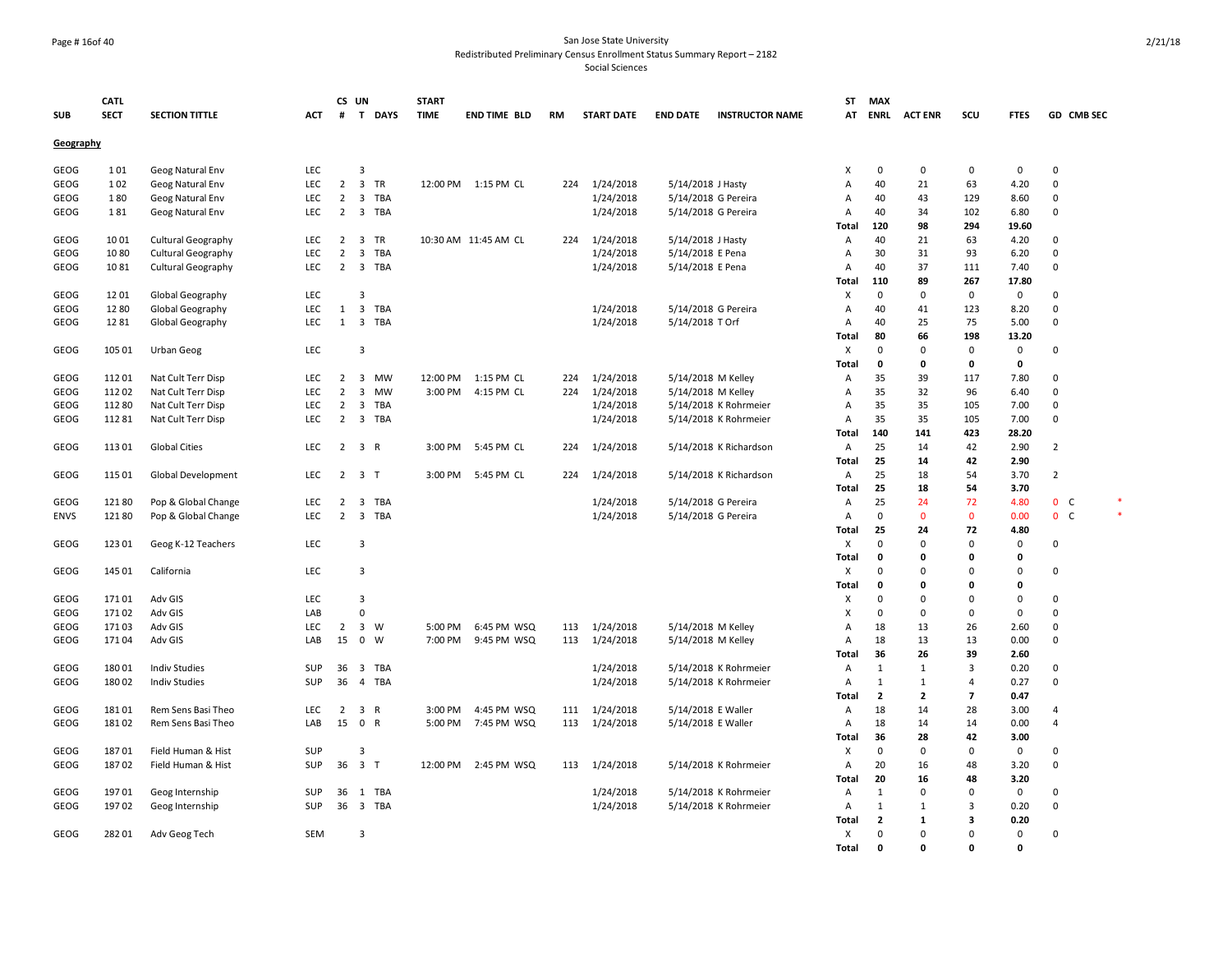San Jose State University
Redistributed Preliminary Census Enrollment Status Summary Report – 2182
Social Sciences

| SUB | CATL SECT | SECTION TITTLE | ACT | CS # | UN T | DAYS | START TIME | END TIME | BLD | RM | START DATE | END DATE | INSTRUCTOR NAME | ST AT | MAX ENRL | ACT ENR | SCU | FTES | GD | CMB SEC | |
|---|---|---|---|---|---|---|---|---|---|---|---|---|---|---|---|---|---|---|---|---|---|
| **Geography** | | | | | | | | | | | | | | | | | | | | | |
| GEOG | 1 01 | Geog Natural Env | LEC | | 3 | | | | | | | | | X | 0 | 0 | 0 | 0 | 0 | | |
| GEOG | 1 02 | Geog Natural Env | LEC | 2 | 3 | TR | 12:00 PM | 1:15 PM | CL | 224 | 1/24/2018 | 5/14/2018 | J Hasty | A | 40 | 21 | 63 | 4.20 | 0 | | |
| GEOG | 1 80 | Geog Natural Env | LEC | 2 | 3 | TBA | | | | | 1/24/2018 | 5/14/2018 | G Pereira | A | 40 | 43 | 129 | 8.60 | 0 | | |
| GEOG | 1 81 | Geog Natural Env | LEC | 2 | 3 | TBA | | | | | 1/24/2018 | 5/14/2018 | G Pereira | A | 40 | 34 | 102 | 6.80 | 0 | | |
| | | | | | | | | | | | | | | **Total** | **120** | **98** | **294** | **19.60** | | | |
| GEOG | 10 01 | Cultural Geography | LEC | 2 | 3 | TR | 10:30 AM | 11:45 AM | CL | 224 | 1/24/2018 | 5/14/2018 | J Hasty | A | 40 | 21 | 63 | 4.20 | 0 | | |
| GEOG | 10 80 | Cultural Geography | LEC | 2 | 3 | TBA | | | | | 1/24/2018 | 5/14/2018 | E Pena | A | 30 | 31 | 93 | 6.20 | 0 | | |
| GEOG | 10 81 | Cultural Geography | LEC | 2 | 3 | TBA | | | | | 1/24/2018 | 5/14/2018 | E Pena | A | 40 | 37 | 111 | 7.40 | 0 | | |
| | | | | | | | | | | | | | | **Total** | **110** | **89** | **267** | **17.80** | | | |
| GEOG | 12 01 | Global Geography | LEC | | 3 | | | | | | | | | X | 0 | 0 | 0 | 0 | 0 | | |
| GEOG | 12 80 | Global Geography | LEC | 1 | 3 | TBA | | | | | 1/24/2018 | 5/14/2018 | G Pereira | A | 40 | 41 | 123 | 8.20 | 0 | | |
| GEOG | 12 81 | Global Geography | LEC | 1 | 3 | TBA | | | | | 1/24/2018 | 5/14/2018 | T Orf | A | 40 | 25 | 75 | 5.00 | 0 | | |
| | | | | | | | | | | | | | | **Total** | **80** | **66** | **198** | **13.20** | | | |
| GEOG | 105 01 | Urban Geog | LEC | | 3 | | | | | | | | | X | 0 | 0 | 0 | 0 | 0 | | |
| | | | | | | | | | | | | | | **Total** | **0** | **0** | **0** | **0** | | | |
| GEOG | 112 01 | Nat Cult Terr Disp | LEC | 2 | 3 | MW | 12:00 PM | 1:15 PM | CL | 224 | 1/24/2018 | 5/14/2018 | M Kelley | A | 35 | 39 | 117 | 7.80 | 0 | | |
| GEOG | 112 02 | Nat Cult Terr Disp | LEC | 2 | 3 | MW | 3:00 PM | 4:15 PM | CL | 224 | 1/24/2018 | 5/14/2018 | M Kelley | A | 35 | 32 | 96 | 6.40 | 0 | | |
| GEOG | 112 80 | Nat Cult Terr Disp | LEC | 2 | 3 | TBA | | | | | 1/24/2018 | 5/14/2018 | K Rohrmeier | A | 35 | 35 | 105 | 7.00 | 0 | | |
| GEOG | 112 81 | Nat Cult Terr Disp | LEC | 2 | 3 | TBA | | | | | 1/24/2018 | 5/14/2018 | K Rohrmeier | A | 35 | 35 | 105 | 7.00 | 0 | | |
| | | | | | | | | | | | | | | **Total** | **140** | **141** | **423** | **28.20** | | | |
| GEOG | 113 01 | Global Cities | LEC | 2 | 3 | R | 3:00 PM | 5:45 PM | CL | 224 | 1/24/2018 | 5/14/2018 | K Richardson | A | 25 | 14 | 42 | 2.90 | 2 | | |
| | | | | | | | | | | | | | | **Total** | **25** | **14** | **42** | **2.90** | | | |
| GEOG | 115 01 | Global Development | LEC | 2 | 3 | T | 3:00 PM | 5:45 PM | CL | 224 | 1/24/2018 | 5/14/2018 | K Richardson | A | 25 | 18 | 54 | 3.70 | 2 | | |
| | | | | | | | | | | | | | | **Total** | **25** | **18** | **54** | **3.70** | | | |
| GEOG | 121 80 | Pop & Global Change | LEC | 2 | 3 | TBA | | | | | 1/24/2018 | 5/14/2018 | G Pereira | A | 25 | 24 | 72 | 4.80 | 0 | C | * |
| ENVS | 121 80 | Pop & Global Change | LEC | 2 | 3 | TBA | | | | | 1/24/2018 | 5/14/2018 | G Pereira | A | 0 | 0 | 0 | 0.00 | 0 | C | * |
| | | | | | | | | | | | | | | **Total** | **25** | **24** | **72** | **4.80** | | | |
| GEOG | 123 01 | Geog K-12 Teachers | LEC | | 3 | | | | | | | | | X | 0 | 0 | 0 | 0 | 0 | | |
| | | | | | | | | | | | | | | **Total** | **0** | **0** | **0** | **0** | | | |
| GEOG | 145 01 | California | LEC | | 3 | | | | | | | | | X | 0 | 0 | 0 | 0 | 0 | | |
| | | | | | | | | | | | | | | **Total** | **0** | **0** | **0** | **0** | | | |
| GEOG | 171 01 | Adv GIS | LEC | | 3 | | | | | | | | | X | 0 | 0 | 0 | 0 | 0 | | |
| GEOG | 171 02 | Adv GIS | LAB | | 0 | | | | | | | | | X | 0 | 0 | 0 | 0 | 0 | | |
| GEOG | 171 03 | Adv GIS | LEC | 2 | 3 | W | 5:00 PM | 6:45 PM | WSQ | 113 | 1/24/2018 | 5/14/2018 | M Kelley | A | 18 | 13 | 26 | 2.60 | 0 | | |
| GEOG | 171 04 | Adv GIS | LAB | 15 | 0 | W | 7:00 PM | 9:45 PM | WSQ | 113 | 1/24/2018 | 5/14/2018 | M Kelley | A | 18 | 13 | 13 | 0.00 | 0 | | |
| | | | | | | | | | | | | | | **Total** | **36** | **26** | **39** | **2.60** | | | |
| GEOG | 180 01 | Indiv Studies | SUP | 36 | 3 | TBA | | | | | 1/24/2018 | 5/14/2018 | K Rohrmeier | A | 1 | 1 | 3 | 0.20 | 0 | | |
| GEOG | 180 02 | Indiv Studies | SUP | 36 | 4 | TBA | | | | | 1/24/2018 | 5/14/2018 | K Rohrmeier | A | 1 | 1 | 4 | 0.27 | 0 | | |
| | | | | | | | | | | | | | | **Total** | **2** | **2** | **7** | **0.47** | | | |
| GEOG | 181 01 | Rem Sens Basi Theo | LEC | 2 | 3 | R | 3:00 PM | 4:45 PM | WSQ | 111 | 1/24/2018 | 5/14/2018 | E Waller | A | 18 | 14 | 28 | 3.00 | 4 | | |
| GEOG | 181 02 | Rem Sens Basi Theo | LAB | 15 | 0 | R | 5:00 PM | 7:45 PM | WSQ | 113 | 1/24/2018 | 5/14/2018 | E Waller | A | 18 | 14 | 14 | 0.00 | 4 | | |
| | | | | | | | | | | | | | | **Total** | **36** | **28** | **42** | **3.00** | | | |
| GEOG | 187 01 | Field Human & Hist | SUP | | 3 | | | | | | | | | X | 0 | 0 | 0 | 0 | 0 | | |
| GEOG | 187 02 | Field Human & Hist | SUP | 36 | 3 | T | 12:00 PM | 2:45 PM | WSQ | 113 | 1/24/2018 | 5/14/2018 | K Rohrmeier | A | 20 | 16 | 48 | 3.20 | 0 | | |
| | | | | | | | | | | | | | | **Total** | **20** | **16** | **48** | **3.20** | | | |
| GEOG | 197 01 | Geog Internship | SUP | 36 | 1 | TBA | | | | | 1/24/2018 | 5/14/2018 | K Rohrmeier | A | 1 | 0 | 0 | 0 | 0 | | |
| GEOG | 197 02 | Geog Internship | SUP | 36 | 3 | TBA | | | | | 1/24/2018 | 5/14/2018 | K Rohrmeier | A | 1 | 1 | 3 | 0.20 | 0 | | |
| | | | | | | | | | | | | | | **Total** | **2** | **1** | **3** | **0.20** | | | |
| GEOG | 282 01 | Adv Geog Tech | SEM | | 3 | | | | | | | | | X | 0 | 0 | 0 | 0 | 0 | | |
| | | | | | | | | | | | | | | **Total** | **0** | **0** | **0** | **0** | | | |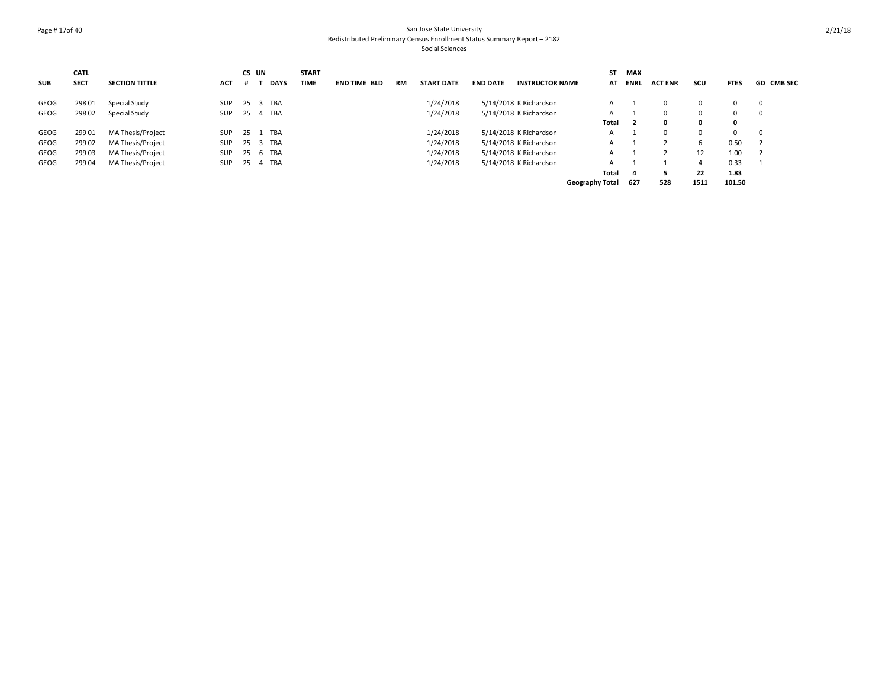| SUB | CATL SECT | SECTION TITTLE | ACT | CS # | UN T | DAYS | START TIME | END TIME | BLD | RM | START DATE | END DATE | INSTRUCTOR NAME | ST AT | MAX ENRL | ACT ENR | SCU | FTES | GD | CMB SEC |
|---|---|---|---|---|---|---|---|---|---|---|---|---|---|---|---|---|---|---|---|---|
| GEOG | 298 01 | Special Study | SUP | 25 | 3 | TBA | | | | | 1/24/2018 | 5/14/2018 | K Richardson | A | 1 | 0 | 0 | 0 | 0 | |
| GEOG | 298 02 | Special Study | SUP | 25 | 4 | TBA | | | | | 1/24/2018 | 5/14/2018 | K Richardson | A | 1 | 0 | 0 | 0 | 0 | |
| | | | | | | | | | | | | | | **Total** | **2** | **0** | **0** | **0** | | |
| GEOG | 299 01 | MA Thesis/Project | SUP | 25 | 1 | TBA | | | | | 1/24/2018 | 5/14/2018 | K Richardson | A | 1 | 0 | 0 | 0 | 0 | |
| GEOG | 299 02 | MA Thesis/Project | SUP | 25 | 3 | TBA | | | | | 1/24/2018 | 5/14/2018 | K Richardson | A | 1 | 2 | 6 | 0.50 | 2 | |
| GEOG | 299 03 | MA Thesis/Project | SUP | 25 | 6 | TBA | | | | | 1/24/2018 | 5/14/2018 | K Richardson | A | 1 | 2 | 12 | 1.00 | 2 | |
| GEOG | 299 04 | MA Thesis/Project | SUP | 25 | 4 | TBA | | | | | 1/24/2018 | 5/14/2018 | K Richardson | A | 1 | 1 | 4 | 0.33 | 1 | |
| | | | | | | | | | | | | | | **Total** | **4** | **5** | **22** | **1.83** | | |
| | | | | | | | | | | | | | | **Geography Total** | **627** | **528** | **1511** | **101.50** | | |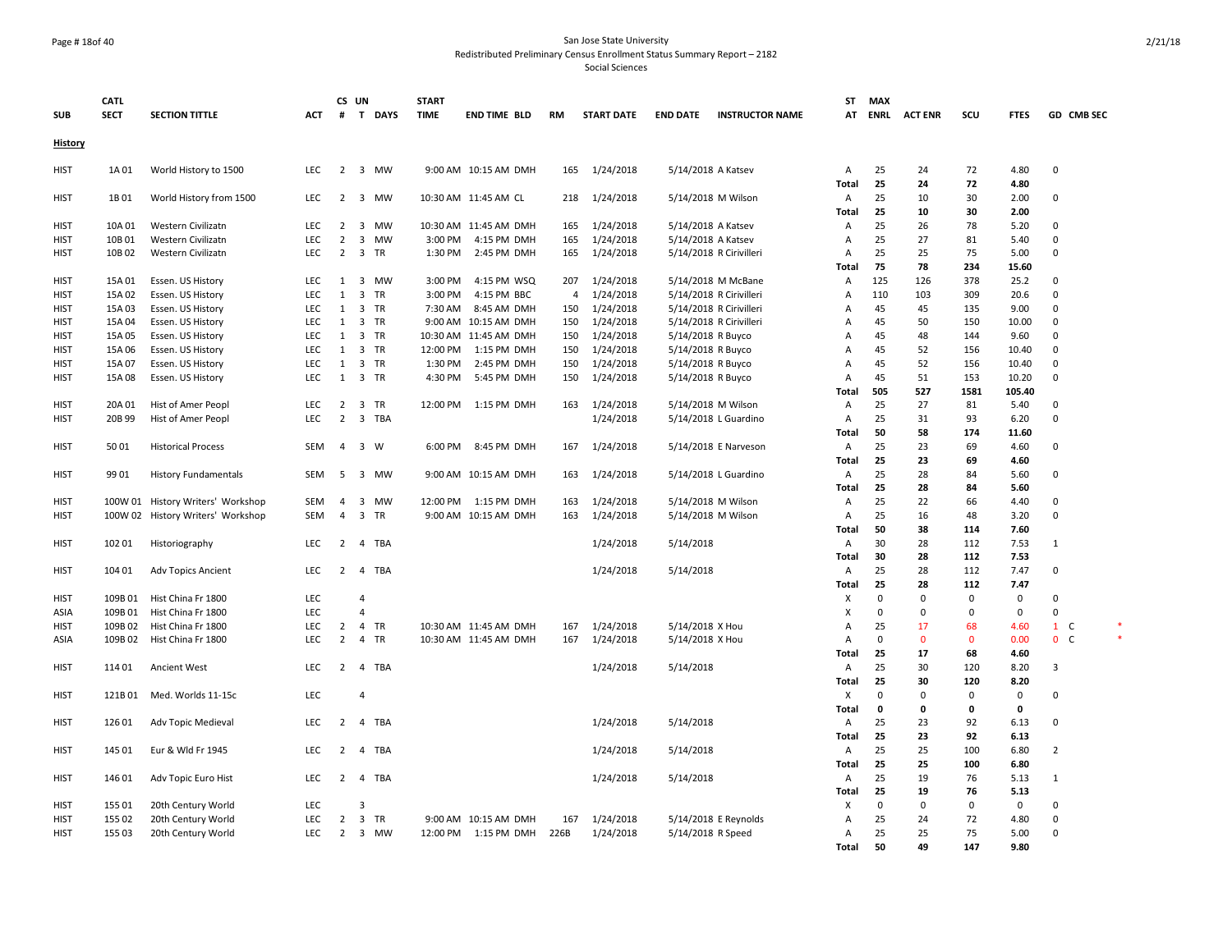San Jose State University
Redistributed Preliminary Census Enrollment Status Summary Report – 2182
Social Sciences

| SUB | CATL SECT | SECTION TITTLE | ACT | CS # | UN T | DAYS | START TIME | END TIME | BLD | RM | START DATE | END DATE | INSTRUCTOR NAME | ST AT | MAX ENRL | ACT ENR | SCU | FTES | GD | CMB SEC | |
|---|---|---|---|---|---|---|---|---|---|---|---|---|---|---|---|---|---|---|---|---|---|
| **History** | | | | | | | | | | | | | | | | | | | | | |
| HIST | 1A 01 | World History to 1500 | LEC | 2 | 3 | MW | 9:00 AM | 10:15 AM | DMH | 165 | 1/24/2018 | 5/14/2018 | A Katsev | A | 25 | 24 | 72 | 4.80 | 0 | | |
| | | | | | | | | | | | | | | **Total** | **25** | **24** | **72** | **4.80** | | | |
| HIST | 1B 01 | World History from 1500 | LEC | 2 | 3 | MW | 10:30 AM | 11:45 AM | CL | 218 | 1/24/2018 | 5/14/2018 | M Wilson | A | 25 | 10 | 30 | 2.00 | 0 | | |
| | | | | | | | | | | | | | | **Total** | **25** | **10** | **30** | **2.00** | | | |
| HIST | 10A 01 | Western Civilizatn | LEC | 2 | 3 | MW | 10:30 AM | 11:45 AM | DMH | 165 | 1/24/2018 | 5/14/2018 | A Katsev | A | 25 | 26 | 78 | 5.20 | 0 | | |
| HIST | 10B 01 | Western Civilizatn | LEC | 2 | 3 | MW | 3:00 PM | 4:15 PM | DMH | 165 | 1/24/2018 | 5/14/2018 | A Katsev | A | 25 | 27 | 81 | 5.40 | 0 | | |
| HIST | 10B 02 | Western Civilizatn | LEC | 2 | 3 | TR | 1:30 PM | 2:45 PM | DMH | 165 | 1/24/2018 | 5/14/2018 | R Cirivilleri | A | 25 | 25 | 75 | 5.00 | 0 | | |
| | | | | | | | | | | | | | | **Total** | **75** | **78** | **234** | **15.60** | | | |
| HIST | 15A 01 | Essen. US History | LEC | 1 | 3 | MW | 3:00 PM | 4:15 PM | WSQ | 207 | 1/24/2018 | 5/14/2018 | M McBane | A | 125 | 126 | 378 | 25.2 | 0 | | |
| HIST | 15A 02 | Essen. US History | LEC | 1 | 3 | TR | 3:00 PM | 4:15 PM | BBC | 4 | 1/24/2018 | 5/14/2018 | R Cirivilleri | A | 110 | 103 | 309 | 20.6 | 0 | | |
| HIST | 15A 03 | Essen. US History | LEC | 1 | 3 | TR | 7:30 AM | 8:45 AM | DMH | 150 | 1/24/2018 | 5/14/2018 | R Cirivilleri | A | 45 | 45 | 135 | 9.00 | 0 | | |
| HIST | 15A 04 | Essen. US History | LEC | 1 | 3 | TR | 9:00 AM | 10:15 AM | DMH | 150 | 1/24/2018 | 5/14/2018 | R Cirivilleri | A | 45 | 50 | 150 | 10.00 | 0 | | |
| HIST | 15A 05 | Essen. US History | LEC | 1 | 3 | TR | 10:30 AM | 11:45 AM | DMH | 150 | 1/24/2018 | 5/14/2018 | R Buyco | A | 45 | 48 | 144 | 9.60 | 0 | | |
| HIST | 15A 06 | Essen. US History | LEC | 1 | 3 | TR | 12:00 PM | 1:15 PM | DMH | 150 | 1/24/2018 | 5/14/2018 | R Buyco | A | 45 | 52 | 156 | 10.40 | 0 | | |
| HIST | 15A 07 | Essen. US History | LEC | 1 | 3 | TR | 1:30 PM | 2:45 PM | DMH | 150 | 1/24/2018 | 5/14/2018 | R Buyco | A | 45 | 52 | 156 | 10.40 | 0 | | |
| HIST | 15A 08 | Essen. US History | LEC | 1 | 3 | TR | 4:30 PM | 5:45 PM | DMH | 150 | 1/24/2018 | 5/14/2018 | R Buyco | A | 45 | 51 | 153 | 10.20 | 0 | | |
| | | | | | | | | | | | | | | **Total** | **505** | **527** | **1581** | **105.40** | | | |
| HIST | 20A 01 | Hist of Amer Peopl | LEC | 2 | 3 | TR | 12:00 PM | 1:15 PM | DMH | 163 | 1/24/2018 | 5/14/2018 | M Wilson | A | 25 | 27 | 81 | 5.40 | 0 | | |
| HIST | 20B 99 | Hist of Amer Peopl | LEC | 2 | 3 | TBA | | | | | 1/24/2018 | 5/14/2018 | L Guardino | A | 25 | 31 | 93 | 6.20 | 0 | | |
| | | | | | | | | | | | | | | **Total** | **50** | **58** | **174** | **11.60** | | | |
| HIST | 50 01 | Historical Process | SEM | 4 | 3 | W | 6:00 PM | 8:45 PM | DMH | 167 | 1/24/2018 | 5/14/2018 | E Narveson | A | 25 | 23 | 69 | 4.60 | 0 | | |
| | | | | | | | | | | | | | | **Total** | **25** | **23** | **69** | **4.60** | | | |
| HIST | 99 01 | History Fundamentals | SEM | 5 | 3 | MW | 9:00 AM | 10:15 AM | DMH | 163 | 1/24/2018 | 5/14/2018 | L Guardino | A | 25 | 28 | 84 | 5.60 | 0 | | |
| | | | | | | | | | | | | | | **Total** | **25** | **28** | **84** | **5.60** | | | |
| HIST | 100W 01 | History Writers' Workshop | SEM | 4 | 3 | MW | 12:00 PM | 1:15 PM | DMH | 163 | 1/24/2018 | 5/14/2018 | M Wilson | A | 25 | 22 | 66 | 4.40 | 0 | | |
| HIST | 100W 02 | History Writers' Workshop | SEM | 4 | 3 | TR | 9:00 AM | 10:15 AM | DMH | 163 | 1/24/2018 | 5/14/2018 | M Wilson | A | 25 | 16 | 48 | 3.20 | 0 | | |
| | | | | | | | | | | | | | | **Total** | **50** | **38** | **114** | **7.60** | | | |
| HIST | 102 01 | Historiography | LEC | 2 | 4 | TBA | | | | | 1/24/2018 | 5/14/2018 | | A | 30 | 28 | 112 | 7.53 | 1 | | |
| | | | | | | | | | | | | | | **Total** | **30** | **28** | **112** | **7.53** | | | |
| HIST | 104 01 | Adv Topics Ancient | LEC | 2 | 4 | TBA | | | | | 1/24/2018 | 5/14/2018 | | A | 25 | 28 | 112 | 7.47 | 0 | | |
| | | | | | | | | | | | | | | **Total** | **25** | **28** | **112** | **7.47** | | | |
| HIST | 109B 01 | Hist China Fr 1800 | LEC | | 4 | | | | | | | | | X | 0 | 0 | 0 | 0 | 0 | | |
| ASIA | 109B 01 | Hist China Fr 1800 | LEC | | 4 | | | | | | | | | X | 0 | 0 | 0 | 0 | 0 | | |
| HIST | 109B 02 | Hist China Fr 1800 | LEC | 2 | 4 | TR | 10:30 AM | 11:45 AM | DMH | 167 | 1/24/2018 | 5/14/2018 | X Hou | A | 25 | 17 | 68 | 4.60 | 1 | C | * |
| ASIA | 109B 02 | Hist China Fr 1800 | LEC | 2 | 4 | TR | 10:30 AM | 11:45 AM | DMH | 167 | 1/24/2018 | 5/14/2018 | X Hou | A | 0 | 0 | 0 | 0.00 | 0 | C | * |
| | | | | | | | | | | | | | | **Total** | **25** | **17** | **68** | **4.60** | | | |
| HIST | 114 01 | Ancient West | LEC | 2 | 4 | TBA | | | | | 1/24/2018 | 5/14/2018 | | A | 25 | 30 | 120 | 8.20 | 3 | | |
| | | | | | | | | | | | | | | **Total** | **25** | **30** | **120** | **8.20** | | | |
| HIST | 121B 01 | Med. Worlds 11-15c | LEC | | 4 | | | | | | | | | X | 0 | 0 | 0 | 0 | 0 | | |
| | | | | | | | | | | | | | | **Total** | **0** | **0** | **0** | **0** | | | |
| HIST | 126 01 | Adv Topic Medieval | LEC | 2 | 4 | TBA | | | | | 1/24/2018 | 5/14/2018 | | A | 25 | 23 | 92 | 6.13 | 0 | | |
| | | | | | | | | | | | | | | **Total** | **25** | **23** | **92** | **6.13** | | | |
| HIST | 145 01 | Eur & Wld Fr 1945 | LEC | 2 | 4 | TBA | | | | | 1/24/2018 | 5/14/2018 | | A | 25 | 25 | 100 | 6.80 | 2 | | |
| | | | | | | | | | | | | | | **Total** | **25** | **25** | **100** | **6.80** | | | |
| HIST | 146 01 | Adv Topic Euro Hist | LEC | 2 | 4 | TBA | | | | | 1/24/2018 | 5/14/2018 | | A | 25 | 19 | 76 | 5.13 | 1 | | |
| | | | | | | | | | | | | | | **Total** | **25** | **19** | **76** | **5.13** | | | |
| HIST | 155 01 | 20th Century World | LEC | | 3 | | | | | | | | | X | 0 | 0 | 0 | 0 | 0 | | |
| HIST | 155 02 | 20th Century World | LEC | 2 | 3 | TR | 9:00 AM | 10:15 AM | DMH | 167 | 1/24/2018 | 5/14/2018 | E Reynolds | A | 25 | 24 | 72 | 4.80 | 0 | | |
| HIST | 155 03 | 20th Century World | LEC | 2 | 3 | MW | 12:00 PM | 1:15 PM | DMH | 226B | 1/24/2018 | 5/14/2018 | R Speed | A | 25 | 25 | 75 | 5.00 | 0 | | |
| | | | | | | | | | | | | | | **Total** | **50** | **49** | **147** | **9.80** | | | |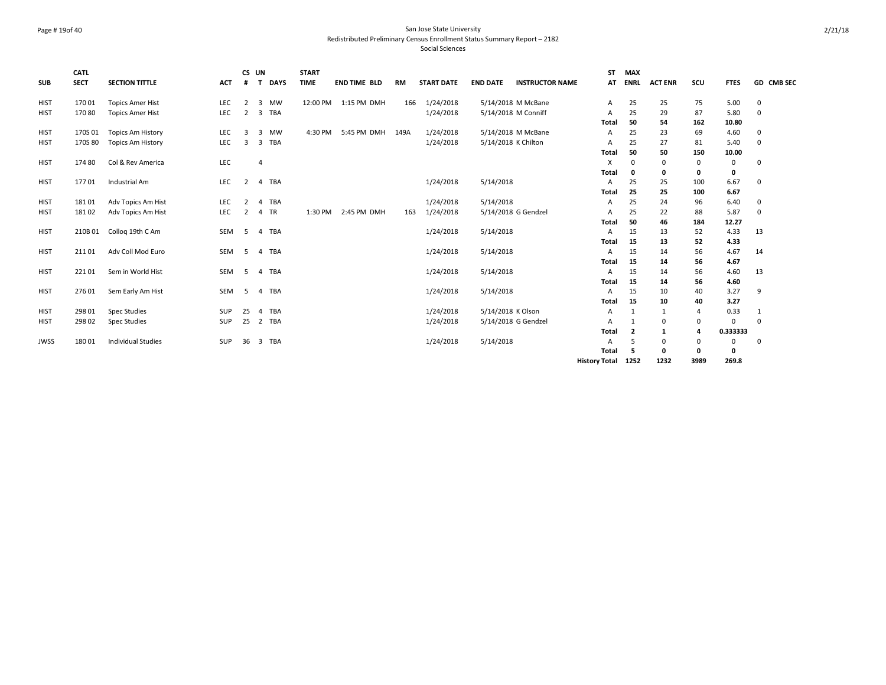San Jose State University
Redistributed Preliminary Census Enrollment Status Summary Report – 2182
Social Sciences

| SUB | CATL SECT | SECTION TITTLE | ACT | CS # | UN T | DAYS | START TIME | END TIME | BLD | RM | START DATE | END DATE | INSTRUCTOR NAME | ST AT | MAX ENRL | ACT ENR | SCU | FTES | GD | CMB SEC |
|---|---|---|---|---|---|---|---|---|---|---|---|---|---|---|---|---|---|---|---|---|
| HIST | 170 01 | Topics Amer Hist | LEC | 2 | 3 | MW | 12:00 PM | 1:15 PM | DMH | 166 | 1/24/2018 | 5/14/2018 | M McBane | A | 25 | 25 | 75 | 5.00 | 0 | |
| HIST | 170 80 | Topics Amer Hist | LEC | 2 | 3 | TBA | | | | | 1/24/2018 | 5/14/2018 | M Conniff | A | 25 | 29 | 87 | 5.80 | 0 | |
| | | | | | | | | | | | | | | **Total** | **50** | **54** | **162** | **10.80** | | |
| HIST | 170S 01 | Topics Am History | LEC | 3 | 3 | MW | 4:30 PM | 5:45 PM | DMH | 149A | 1/24/2018 | 5/14/2018 | M McBane | A | 25 | 23 | 69 | 4.60 | 0 | |
| HIST | 170S 80 | Topics Am History | LEC | 3 | 3 | TBA | | | | | 1/24/2018 | 5/14/2018 | K Chilton | A | 25 | 27 | 81 | 5.40 | 0 | |
| | | | | | | | | | | | | | | **Total** | **50** | **50** | **150** | **10.00** | | |
| HIST | 174 80 | Col & Rev America | LEC | | 4 | | | | | | | | | X | 0 | 0 | 0 | 0 | 0 | |
| | | | | | | | | | | | | | | **Total** | **0** | **0** | **0** | **0** | | |
| HIST | 177 01 | Industrial Am | LEC | 2 | 4 | TBA | | | | | 1/24/2018 | 5/14/2018 | | A | 25 | 25 | 100 | 6.67 | 0 | |
| | | | | | | | | | | | | | | **Total** | **25** | **25** | **100** | **6.67** | | |
| HIST | 181 01 | Adv Topics Am Hist | LEC | 2 | 4 | TBA | | | | | 1/24/2018 | 5/14/2018 | | A | 25 | 24 | 96 | 6.40 | 0 | |
| HIST | 181 02 | Adv Topics Am Hist | LEC | 2 | 4 | TR | 1:30 PM | 2:45 PM | DMH | 163 | 1/24/2018 | 5/14/2018 | G Gendzel | A | 25 | 22 | 88 | 5.87 | 0 | |
| | | | | | | | | | | | | | | **Total** | **50** | **46** | **184** | **12.27** | | |
| HIST | 210B 01 | Colloq 19th C Am | SEM | 5 | 4 | TBA | | | | | 1/24/2018 | 5/14/2018 | | A | 15 | 13 | 52 | 4.33 | 13 | |
| | | | | | | | | | | | | | | **Total** | **15** | **13** | **52** | **4.33** | | |
| HIST | 211 01 | Adv Coll Mod Euro | SEM | 5 | 4 | TBA | | | | | 1/24/2018 | 5/14/2018 | | A | 15 | 14 | 56 | 4.67 | 14 | |
| | | | | | | | | | | | | | | **Total** | **15** | **14** | **56** | **4.67** | | |
| HIST | 221 01 | Sem in World Hist | SEM | 5 | 4 | TBA | | | | | 1/24/2018 | 5/14/2018 | | A | 15 | 14 | 56 | 4.60 | 13 | |
| | | | | | | | | | | | | | | **Total** | **15** | **14** | **56** | **4.60** | | |
| HIST | 276 01 | Sem Early Am Hist | SEM | 5 | 4 | TBA | | | | | 1/24/2018 | 5/14/2018 | | A | 15 | 10 | 40 | 3.27 | 9 | |
| | | | | | | | | | | | | | | **Total** | **15** | **10** | **40** | **3.27** | | |
| HIST | 298 01 | Spec Studies | SUP | 25 | 4 | TBA | | | | | 1/24/2018 | 5/14/2018 | K Olson | A | 1 | 1 | 4 | 0.33 | 1 | |
| HIST | 298 02 | Spec Studies | SUP | 25 | 2 | TBA | | | | | 1/24/2018 | 5/14/2018 | G Gendzel | A | 1 | 0 | 0 | 0 | 0 | |
| | | | | | | | | | | | | | | **Total** | **2** | **1** | **4** | **0.333333** | | |
| JWSS | 180 01 | Individual Studies | SUP | 36 | 3 | TBA | | | | | 1/24/2018 | 5/14/2018 | | A | 5 | 0 | 0 | 0 | 0 | |
| | | | | | | | | | | | | | | **Total** | **5** | **0** | **0** | **0** | | |
| | | | | | | | | | | | | | | **History Total** | **1252** | **1232** | **3989** | **269.8** | | |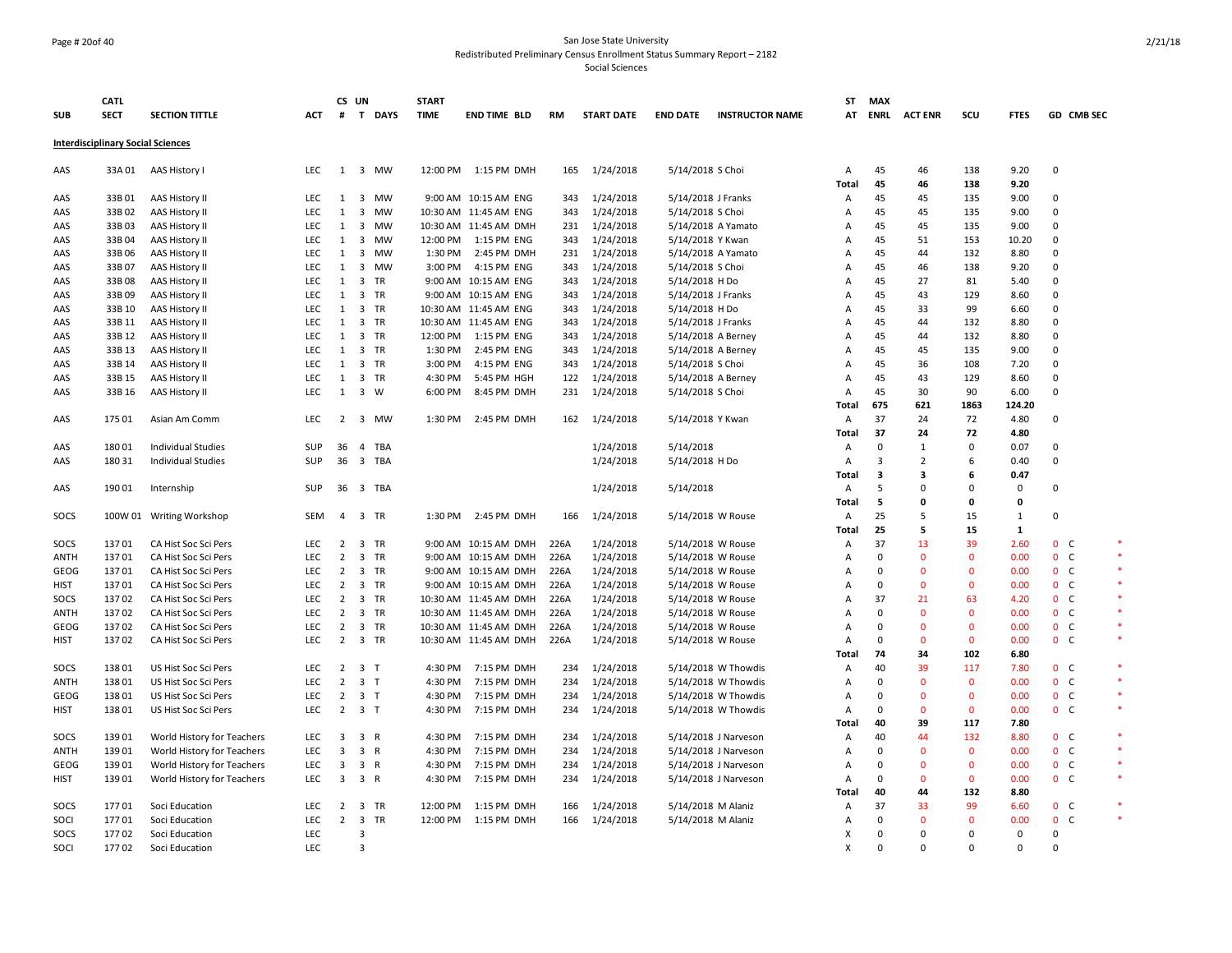San Jose State University
Redistributed Preliminary Census Enrollment Status Summary Report – 2182
Social Sciences

| SUB | CATL SECT | SECTION TITTLE | ACT | CS # | UN T | DAYS | START TIME | END TIME | BLD | RM | START DATE | END DATE | INSTRUCTOR NAME | ST AT | MAX ENRL | ACT ENR | SCU | FTES | GD | CMB SEC | |
|---|---|---|---|---|---|---|---|---|---|---|---|---|---|---|---|---|---|---|---|---|---|
| **Interdisciplinary Social Sciences** | | | | | | | | | | | | | | | | | | | | | |
| AAS | 33A 01 | AAS History I | LEC | 1 | 3 | MW | 12:00 PM | 1:15 PM | DMH | 165 | 1/24/2018 | 5/14/2018 | S Choi | A | 45 | 46 | 138 | 9.20 | 0 | | |
| | | | | | | | | | | | | | | **Total** | **45** | **46** | **138** | **9.20** | | | |
| AAS | 33B 01 | AAS History II | LEC | 1 | 3 | MW | 9:00 AM | 10:15 AM | ENG | 343 | 1/24/2018 | 5/14/2018 | J Franks | A | 45 | 45 | 135 | 9.00 | 0 | | |
| AAS | 33B 02 | AAS History II | LEC | 1 | 3 | MW | 10:30 AM | 11:45 AM | ENG | 343 | 1/24/2018 | 5/14/2018 | S Choi | A | 45 | 45 | 135 | 9.00 | 0 | | |
| AAS | 33B 03 | AAS History II | LEC | 1 | 3 | MW | 10:30 AM | 11:45 AM | DMH | 231 | 1/24/2018 | 5/14/2018 | A Yamato | A | 45 | 45 | 135 | 9.00 | 0 | | |
| AAS | 33B 04 | AAS History II | LEC | 1 | 3 | MW | 12:00 PM | 1:15 PM | ENG | 343 | 1/24/2018 | 5/14/2018 | Y Kwan | A | 45 | 51 | 153 | 10.20 | 0 | | |
| AAS | 33B 06 | AAS History II | LEC | 1 | 3 | MW | 1:30 PM | 2:45 PM | DMH | 231 | 1/24/2018 | 5/14/2018 | A Yamato | A | 45 | 44 | 132 | 8.80 | 0 | | |
| AAS | 33B 07 | AAS History II | LEC | 1 | 3 | MW | 3:00 PM | 4:15 PM | ENG | 343 | 1/24/2018 | 5/14/2018 | S Choi | A | 45 | 46 | 138 | 9.20 | 0 | | |
| AAS | 33B 08 | AAS History II | LEC | 1 | 3 | TR | 9:00 AM | 10:15 AM | ENG | 343 | 1/24/2018 | 5/14/2018 | H Do | A | 45 | 27 | 81 | 5.40 | 0 | | |
| AAS | 33B 09 | AAS History II | LEC | 1 | 3 | TR | 9:00 AM | 10:15 AM | ENG | 343 | 1/24/2018 | 5/14/2018 | J Franks | A | 45 | 43 | 129 | 8.60 | 0 | | |
| AAS | 33B 10 | AAS History II | LEC | 1 | 3 | TR | 10:30 AM | 11:45 AM | ENG | 343 | 1/24/2018 | 5/14/2018 | H Do | A | 45 | 33 | 99 | 6.60 | 0 | | |
| AAS | 33B 11 | AAS History II | LEC | 1 | 3 | TR | 10:30 AM | 11:45 AM | ENG | 343 | 1/24/2018 | 5/14/2018 | J Franks | A | 45 | 44 | 132 | 8.80 | 0 | | |
| AAS | 33B 12 | AAS History II | LEC | 1 | 3 | TR | 12:00 PM | 1:15 PM | ENG | 343 | 1/24/2018 | 5/14/2018 | A Berney | A | 45 | 44 | 132 | 8.80 | 0 | | |
| AAS | 33B 13 | AAS History II | LEC | 1 | 3 | TR | 1:30 PM | 2:45 PM | ENG | 343 | 1/24/2018 | 5/14/2018 | A Berney | A | 45 | 45 | 135 | 9.00 | 0 | | |
| AAS | 33B 14 | AAS History II | LEC | 1 | 3 | TR | 3:00 PM | 4:15 PM | ENG | 343 | 1/24/2018 | 5/14/2018 | S Choi | A | 45 | 36 | 108 | 7.20 | 0 | | |
| AAS | 33B 15 | AAS History II | LEC | 1 | 3 | TR | 4:30 PM | 5:45 PM | HGH | 122 | 1/24/2018 | 5/14/2018 | A Berney | A | 45 | 43 | 129 | 8.60 | 0 | | |
| AAS | 33B 16 | AAS History II | LEC | 1 | 3 | W | 6:00 PM | 8:45 PM | DMH | 231 | 1/24/2018 | 5/14/2018 | S Choi | A | 45 | 30 | 90 | 6.00 | 0 | | |
| | | | | | | | | | | | | | | **Total** | **675** | **621** | **1863** | **124.20** | | | |
| AAS | 175 01 | Asian Am Comm | LEC | 2 | 3 | MW | 1:30 PM | 2:45 PM | DMH | 162 | 1/24/2018 | 5/14/2018 | Y Kwan | A | 37 | 24 | 72 | 4.80 | 0 | | |
| | | | | | | | | | | | | | | **Total** | **37** | **24** | **72** | **4.80** | | | |
| AAS | 180 01 | Individual Studies | SUP | 36 | 4 | TBA | | | | | 1/24/2018 | 5/14/2018 | | A | 0 | 1 | 0 | 0.07 | 0 | | |
| AAS | 180 31 | Individual Studies | SUP | 36 | 3 | TBA | | | | | 1/24/2018 | 5/14/2018 | H Do | A | 3 | 2 | 6 | 0.40 | 0 | | |
| | | | | | | | | | | | | | | **Total** | **3** | **3** | **6** | **0.47** | | | |
| AAS | 190 01 | Internship | SUP | 36 | 3 | TBA | | | | | 1/24/2018 | 5/14/2018 | | A | 5 | 0 | 0 | 0 | 0 | | |
| | | | | | | | | | | | | | | **Total** | **5** | **0** | **0** | **0** | | | |
| SOCS | 100W 01 | Writing Workshop | SEM | 4 | 3 | TR | 1:30 PM | 2:45 PM | DMH | 166 | 1/24/2018 | 5/14/2018 | W Rouse | A | 25 | 5 | 15 | 1 | 0 | | |
| | | | | | | | | | | | | | | **Total** | **25** | **5** | **15** | **1** | | | |
| SOCS | 137 01 | CA Hist Soc Sci Pers | LEC | 2 | 3 | TR | 9:00 AM | 10:15 AM | DMH | 226A | 1/24/2018 | 5/14/2018 | W Rouse | A | 37 | 13 | 39 | 2.60 | 0 | C | * |
| ANTH | 137 01 | CA Hist Soc Sci Pers | LEC | 2 | 3 | TR | 9:00 AM | 10:15 AM | DMH | 226A | 1/24/2018 | 5/14/2018 | W Rouse | A | 0 | 0 | 0 | 0.00 | 0 | C | * |
| GEOG | 137 01 | CA Hist Soc Sci Pers | LEC | 2 | 3 | TR | 9:00 AM | 10:15 AM | DMH | 226A | 1/24/2018 | 5/14/2018 | W Rouse | A | 0 | 0 | 0 | 0.00 | 0 | C | * |
| HIST | 137 01 | CA Hist Soc Sci Pers | LEC | 2 | 3 | TR | 9:00 AM | 10:15 AM | DMH | 226A | 1/24/2018 | 5/14/2018 | W Rouse | A | 0 | 0 | 0 | 0.00 | 0 | C | * |
| SOCS | 137 02 | CA Hist Soc Sci Pers | LEC | 2 | 3 | TR | 10:30 AM | 11:45 AM | DMH | 226A | 1/24/2018 | 5/14/2018 | W Rouse | A | 37 | 21 | 63 | 4.20 | 0 | C | * |
| ANTH | 137 02 | CA Hist Soc Sci Pers | LEC | 2 | 3 | TR | 10:30 AM | 11:45 AM | DMH | 226A | 1/24/2018 | 5/14/2018 | W Rouse | A | 0 | 0 | 0 | 0.00 | 0 | C | * |
| GEOG | 137 02 | CA Hist Soc Sci Pers | LEC | 2 | 3 | TR | 10:30 AM | 11:45 AM | DMH | 226A | 1/24/2018 | 5/14/2018 | W Rouse | A | 0 | 0 | 0 | 0.00 | 0 | C | * |
| HIST | 137 02 | CA Hist Soc Sci Pers | LEC | 2 | 3 | TR | 10:30 AM | 11:45 AM | DMH | 226A | 1/24/2018 | 5/14/2018 | W Rouse | A | 0 | 0 | 0 | 0.00 | 0 | C | * |
| | | | | | | | | | | | | | | **Total** | **74** | **34** | **102** | **6.80** | | | |
| SOCS | 138 01 | US Hist Soc Sci Pers | LEC | 2 | 3 | T | 4:30 PM | 7:15 PM | DMH | 234 | 1/24/2018 | 5/14/2018 | W Thowdis | A | 40 | 39 | 117 | 7.80 | 0 | C | * |
| ANTH | 138 01 | US Hist Soc Sci Pers | LEC | 2 | 3 | T | 4:30 PM | 7:15 PM | DMH | 234 | 1/24/2018 | 5/14/2018 | W Thowdis | A | 0 | 0 | 0 | 0.00 | 0 | C | * |
| GEOG | 138 01 | US Hist Soc Sci Pers | LEC | 2 | 3 | T | 4:30 PM | 7:15 PM | DMH | 234 | 1/24/2018 | 5/14/2018 | W Thowdis | A | 0 | 0 | 0 | 0.00 | 0 | C | * |
| HIST | 138 01 | US Hist Soc Sci Pers | LEC | 2 | 3 | T | 4:30 PM | 7:15 PM | DMH | 234 | 1/24/2018 | 5/14/2018 | W Thowdis | A | 0 | 0 | 0 | 0.00 | 0 | C | * |
| | | | | | | | | | | | | | | **Total** | **40** | **39** | **117** | **7.80** | | | |
| SOCS | 139 01 | World History for Teachers | LEC | 3 | 3 | R | 4:30 PM | 7:15 PM | DMH | 234 | 1/24/2018 | 5/14/2018 | J Narveson | A | 40 | 44 | 132 | 8.80 | 0 | C | * |
| ANTH | 139 01 | World History for Teachers | LEC | 3 | 3 | R | 4:30 PM | 7:15 PM | DMH | 234 | 1/24/2018 | 5/14/2018 | J Narveson | A | 0 | 0 | 0 | 0.00 | 0 | C | * |
| GEOG | 139 01 | World History for Teachers | LEC | 3 | 3 | R | 4:30 PM | 7:15 PM | DMH | 234 | 1/24/2018 | 5/14/2018 | J Narveson | A | 0 | 0 | 0 | 0.00 | 0 | C | * |
| HIST | 139 01 | World History for Teachers | LEC | 3 | 3 | R | 4:30 PM | 7:15 PM | DMH | 234 | 1/24/2018 | 5/14/2018 | J Narveson | A | 0 | 0 | 0 | 0.00 | 0 | C | * |
| | | | | | | | | | | | | | | **Total** | **40** | **44** | **132** | **8.80** | | | |
| SOCS | 177 01 | Soci Education | LEC | 2 | 3 | TR | 12:00 PM | 1:15 PM | DMH | 166 | 1/24/2018 | 5/14/2018 | M Alaniz | A | 37 | 33 | 99 | 6.60 | 0 | C | * |
| SOCI | 177 01 | Soci Education | LEC | 2 | 3 | TR | 12:00 PM | 1:15 PM | DMH | 166 | 1/24/2018 | 5/14/2018 | M Alaniz | A | 0 | 0 | 0 | 0.00 | 0 | C | * |
| SOCS | 177 02 | Soci Education | LEC | | 3 | | | | | | | | | X | 0 | 0 | 0 | 0 | 0 | | |
| SOCI | 177 02 | Soci Education | LEC | | 3 | | | | | | | | | X | 0 | 0 | 0 | 0 | 0 | | |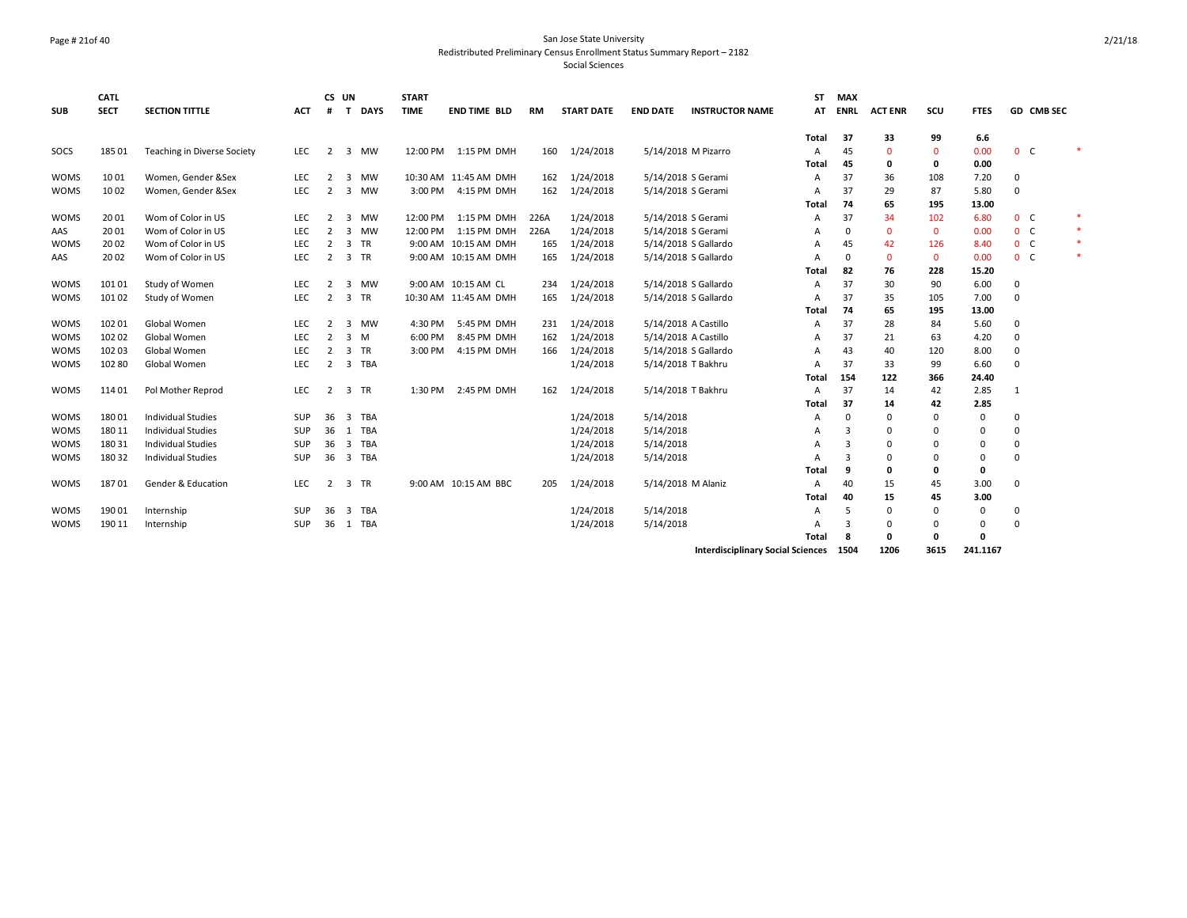San Jose State University
Redistributed Preliminary Census Enrollment Status Summary Report – 2182
Social Sciences

| SUB | CATL SECT | SECTION TITTLE | ACT | CS # | UN T | DAYS | START TIME | END TIME | BLD | RM | START DATE | END DATE | INSTRUCTOR NAME | ST AT | MAX ENRL | ACT ENR | SCU | FTES | GD | CMB SEC | |
|---|---|---|---|---|---|---|---|---|---|---|---|---|---|---|---|---|---|---|---|---|---|
| | | | | | | | | | | | | | | Total | 37 | 33 | 99 | 6.6 | | | |
| SOCS | 185 01 | Teaching in Diverse Society | LEC | 2 | 3 | MW | 12:00 PM | 1:15 PM | DMH | 160 | 1/24/2018 | 5/14/2018 | M Pizarro | A | 45 | 0 | 0 | 0.00 | 0 | C | * |
| | | | | | | | | | | | | | | Total | 45 | 0 | 0 | 0.00 | | | |
| WOMS | 10 01 | Women, Gender &Sex | LEC | 2 | 3 | MW | 10:30 AM | 11:45 AM | DMH | 162 | 1/24/2018 | 5/14/2018 | S Gerami | A | 37 | 36 | 108 | 7.20 | 0 | | |
| WOMS | 10 02 | Women, Gender &Sex | LEC | 2 | 3 | MW | 3:00 PM | 4:15 PM | DMH | 162 | 1/24/2018 | 5/14/2018 | S Gerami | A | 37 | 29 | 87 | 5.80 | 0 | | |
| | | | | | | | | | | | | | | Total | 74 | 65 | 195 | 13.00 | | | |
| WOMS | 20 01 | Wom of Color in US | LEC | 2 | 3 | MW | 12:00 PM | 1:15 PM | DMH | 226A | 1/24/2018 | 5/14/2018 | S Gerami | A | 37 | 34 | 102 | 6.80 | 0 | C | * |
| AAS | 20 01 | Wom of Color in US | LEC | 2 | 3 | MW | 12:00 PM | 1:15 PM | DMH | 226A | 1/24/2018 | 5/14/2018 | S Gerami | A | 0 | 0 | 0 | 0.00 | 0 | C | * |
| WOMS | 20 02 | Wom of Color in US | LEC | 2 | 3 | TR | 9:00 AM | 10:15 AM | DMH | 165 | 1/24/2018 | 5/14/2018 | S Gallardo | A | 45 | 42 | 126 | 8.40 | 0 | C | * |
| AAS | 20 02 | Wom of Color in US | LEC | 2 | 3 | TR | 9:00 AM | 10:15 AM | DMH | 165 | 1/24/2018 | 5/14/2018 | S Gallardo | A | 0 | 0 | 0 | 0.00 | 0 | C | * |
| | | | | | | | | | | | | | | Total | 82 | 76 | 228 | 15.20 | | | |
| WOMS | 101 01 | Study of Women | LEC | 2 | 3 | MW | 9:00 AM | 10:15 AM | CL | 234 | 1/24/2018 | 5/14/2018 | S Gallardo | A | 37 | 30 | 90 | 6.00 | 0 | | |
| WOMS | 101 02 | Study of Women | LEC | 2 | 3 | TR | 10:30 AM | 11:45 AM | DMH | 165 | 1/24/2018 | 5/14/2018 | S Gallardo | A | 37 | 35 | 105 | 7.00 | 0 | | |
| | | | | | | | | | | | | | | Total | 74 | 65 | 195 | 13.00 | | | |
| WOMS | 102 01 | Global Women | LEC | 2 | 3 | MW | 4:30 PM | 5:45 PM | DMH | 231 | 1/24/2018 | 5/14/2018 | A Castillo | A | 37 | 28 | 84 | 5.60 | 0 | | |
| WOMS | 102 02 | Global Women | LEC | 2 | 3 | M | 6:00 PM | 8:45 PM | DMH | 162 | 1/24/2018 | 5/14/2018 | A Castillo | A | 37 | 21 | 63 | 4.20 | 0 | | |
| WOMS | 102 03 | Global Women | LEC | 2 | 3 | TR | 3:00 PM | 4:15 PM | DMH | 166 | 1/24/2018 | 5/14/2018 | S Gallardo | A | 43 | 40 | 120 | 8.00 | 0 | | |
| WOMS | 102 80 | Global Women | LEC | 2 | 3 | TBA | | | | | 1/24/2018 | 5/14/2018 | T Bakhru | A | 37 | 33 | 99 | 6.60 | 0 | | |
| | | | | | | | | | | | | | | Total | 154 | 122 | 366 | 24.40 | | | |
| WOMS | 114 01 | Pol Mother Reprod | LEC | 2 | 3 | TR | 1:30 PM | 2:45 PM | DMH | 162 | 1/24/2018 | 5/14/2018 | T Bakhru | A | 37 | 14 | 42 | 2.85 | 1 | | |
| | | | | | | | | | | | | | | Total | 37 | 14 | 42 | 2.85 | | | |
| WOMS | 180 01 | Individual Studies | SUP | 36 | 3 | TBA | | | | | 1/24/2018 | 5/14/2018 | | A | 0 | 0 | 0 | 0 | 0 | | |
| WOMS | 180 11 | Individual Studies | SUP | 36 | 1 | TBA | | | | | 1/24/2018 | 5/14/2018 | | A | 3 | 0 | 0 | 0 | 0 | | |
| WOMS | 180 31 | Individual Studies | SUP | 36 | 3 | TBA | | | | | 1/24/2018 | 5/14/2018 | | A | 3 | 0 | 0 | 0 | 0 | | |
| WOMS | 180 32 | Individual Studies | SUP | 36 | 3 | TBA | | | | | 1/24/2018 | 5/14/2018 | | A | 3 | 0 | 0 | 0 | 0 | | |
| | | | | | | | | | | | | | | Total | 9 | 0 | 0 | 0 | | | |
| WOMS | 187 01 | Gender & Education | LEC | 2 | 3 | TR | 9:00 AM | 10:15 AM | BBC | 205 | 1/24/2018 | 5/14/2018 | M Alaniz | A | 40 | 15 | 45 | 3.00 | 0 | | |
| | | | | | | | | | | | | | | Total | 40 | 15 | 45 | 3.00 | | | |
| WOMS | 190 01 | Internship | SUP | 36 | 3 | TBA | | | | | 1/24/2018 | 5/14/2018 | | A | 5 | 0 | 0 | 0 | 0 | | |
| WOMS | 190 11 | Internship | SUP | 36 | 1 | TBA | | | | | 1/24/2018 | 5/14/2018 | | A | 3 | 0 | 0 | 0 | 0 | | |
| | | | | | | | | | | | | | | Total | 8 | 0 | 0 | 0 | | | |
| | | | | | | | | | | | | | Interdisciplinary Social Sciences | | 1504 | 1206 | 3615 | 241.1167 | | | |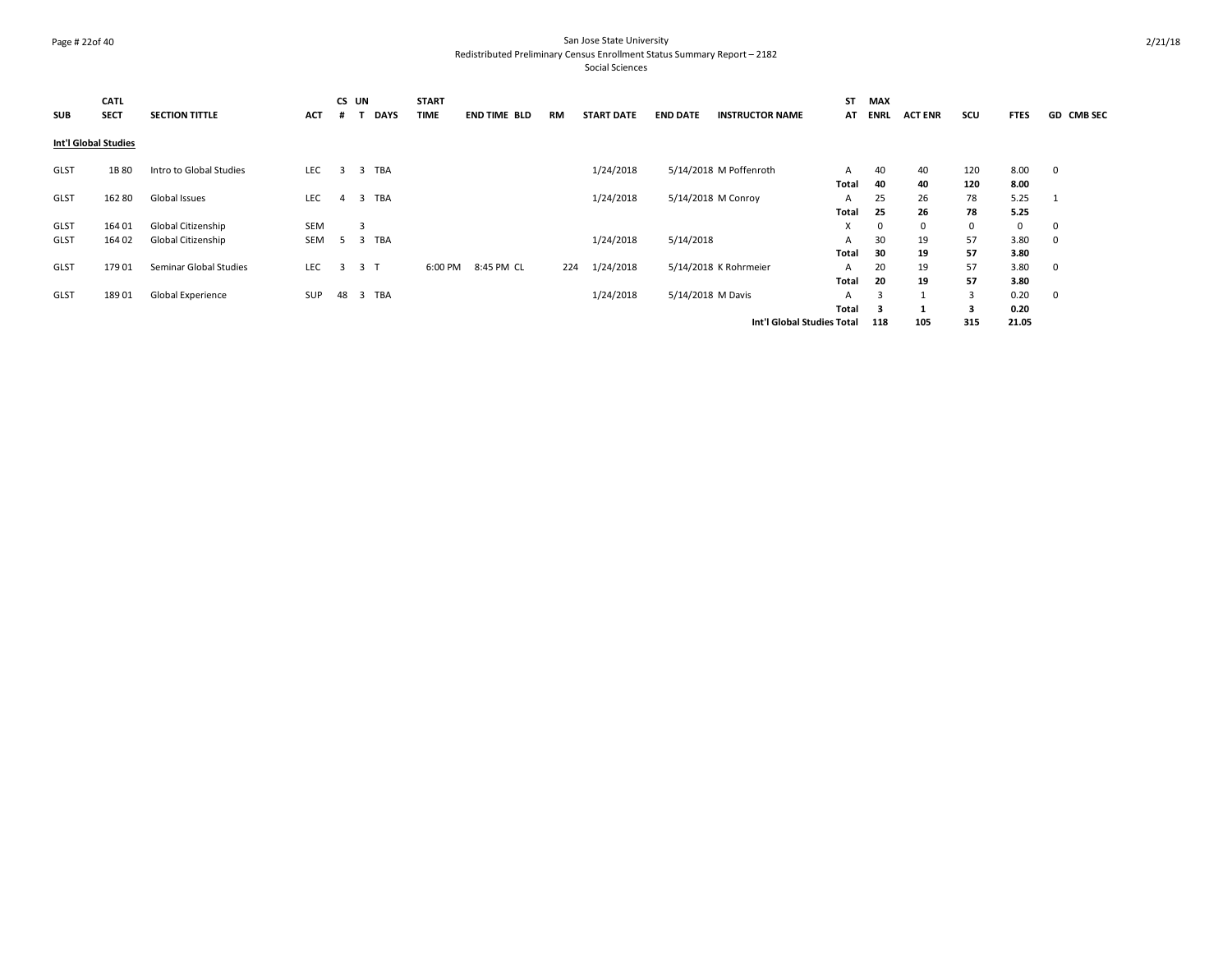San Jose State University
Redistributed Preliminary Census Enrollment Status Summary Report – 2182
Social Sciences

| SUB | CATL SECT | SECTION TITTLE | ACT | CS # | UN T | DAYS | START TIME | END TIME | BLD | RM | START DATE | END DATE | INSTRUCTOR NAME | ST AT | MAX ENRL | ACT ENR | SCU | FTES | GD | CMB SEC |
|---|---|---|---|---|---|---|---|---|---|---|---|---|---|---|---|---|---|---|---|---|
| **Int'l Global Studies** | | | | | | | | | | | | | | | | | | | | |
| GLST | 1B 80 | Intro to Global Studies | LEC | 3 | 3 | TBA | | | | | 1/24/2018 | 5/14/2018 | M Poffenroth | A | 40 | 40 | 120 | 8.00 | 0 | |
| | | | | | | | | | | | | | | **Total** | **40** | **40** | **120** | **8.00** | | |
| GLST | 162 80 | Global Issues | LEC | 4 | 3 | TBA | | | | | 1/24/2018 | 5/14/2018 | M Conroy | A | 25 | 26 | 78 | 5.25 | 1 | |
| | | | | | | | | | | | | | | **Total** | **25** | **26** | **78** | **5.25** | | |
| GLST | 164 01 | Global Citizenship | SEM | | 3 | | | | | | | | | X | 0 | 0 | 0 | 0 | 0 | |
| GLST | 164 02 | Global Citizenship | SEM | 5 | 3 | TBA | | | | | 1/24/2018 | 5/14/2018 | | A | 30 | 19 | 57 | 3.80 | 0 | |
| | | | | | | | | | | | | | | **Total** | **30** | **19** | **57** | **3.80** | | |
| GLST | 179 01 | Seminar Global Studies | LEC | 3 | 3 | T | 6:00 PM | 8:45 PM | CL | 224 | 1/24/2018 | 5/14/2018 | K Rohrmeier | A | 20 | 19 | 57 | 3.80 | 0 | |
| | | | | | | | | | | | | | | **Total** | **20** | **19** | **57** | **3.80** | | |
| GLST | 189 01 | Global Experience | SUP | 48 | 3 | TBA | | | | | 1/24/2018 | 5/14/2018 | M Davis | A | 3 | 1 | 3 | 0.20 | 0 | |
| | | | | | | | | | | | | | | **Total** | **3** | **1** | **3** | **0.20** | | |
| | | | | | | | | | | | | | **Int'l Global Studies Total** | | **118** | **105** | **315** | **21.05** | | |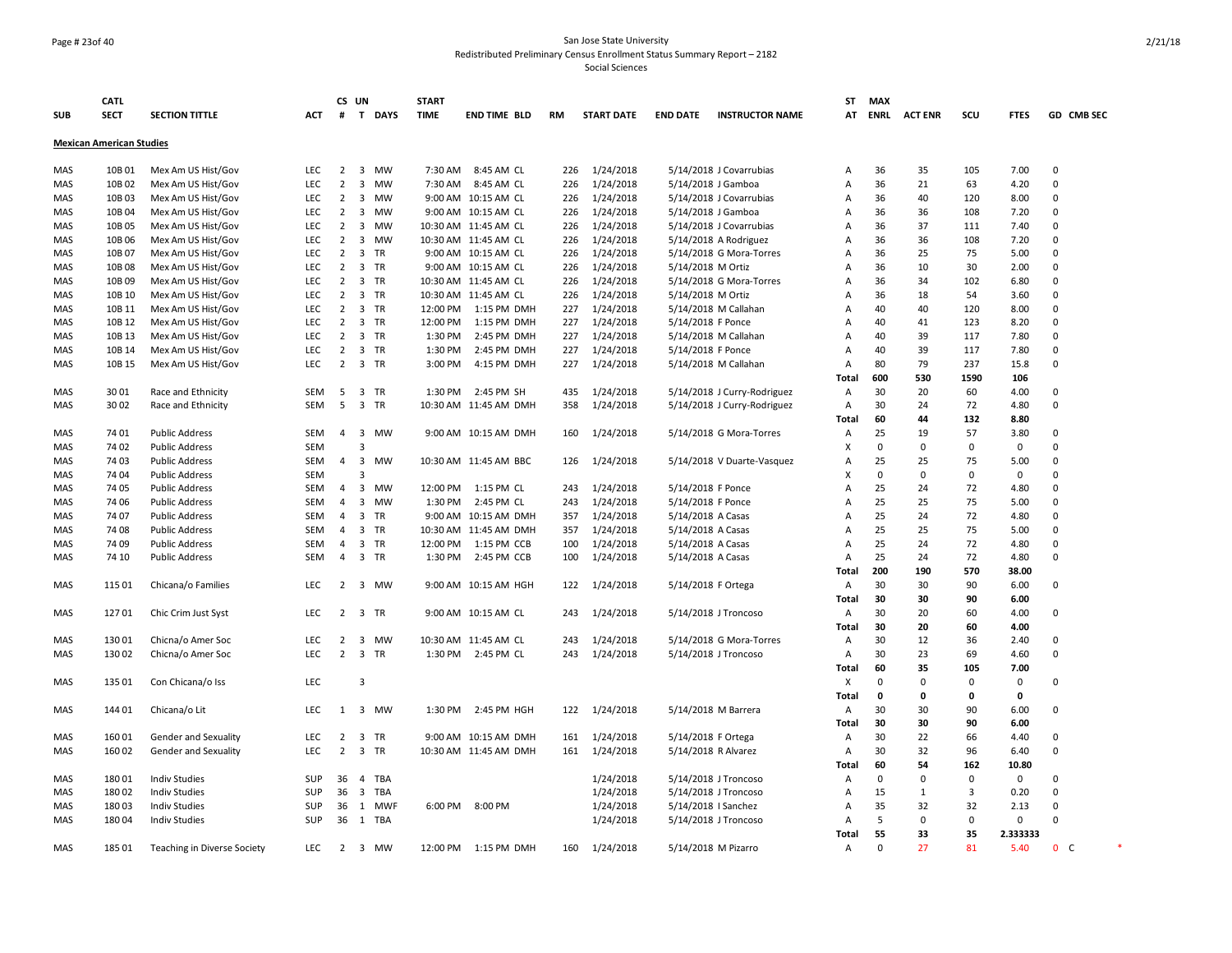San Jose State University
Redistributed Preliminary Census Enrollment Status Summary Report – 2182
Social Sciences

| SUB | CATL SECT | SECTION TITTLE | ACT | CS # | UN T | DAYS | START TIME | END TIME | BLD | RM | START DATE | END DATE | INSTRUCTOR NAME | ST AT | MAX ENRL | ACT ENR | SCU | FTES | GD | CMB SEC |
|---|---|---|---|---|---|---|---|---|---|---|---|---|---|---|---|---|---|---|---|---|
| **Mexican American Studies** | | | | | | | | | | | | | | | | | | | | |
| MAS | 10B 01 | Mex Am US Hist/Gov | LEC | 2 | 3 | MW | 7:30 AM | 8:45 AM | CL | 226 | 1/24/2018 | 5/14/2018 | J Covarrubias | A | 36 | 35 | 105 | 7.00 | 0 | |
| MAS | 10B 02 | Mex Am US Hist/Gov | LEC | 2 | 3 | MW | 7:30 AM | 8:45 AM | CL | 226 | 1/24/2018 | 5/14/2018 | J Gamboa | A | 36 | 21 | 63 | 4.20 | 0 | |
| MAS | 10B 03 | Mex Am US Hist/Gov | LEC | 2 | 3 | MW | 9:00 AM | 10:15 AM | CL | 226 | 1/24/2018 | 5/14/2018 | J Covarrubias | A | 36 | 40 | 120 | 8.00 | 0 | |
| MAS | 10B 04 | Mex Am US Hist/Gov | LEC | 2 | 3 | MW | 9:00 AM | 10:15 AM | CL | 226 | 1/24/2018 | 5/14/2018 | J Gamboa | A | 36 | 36 | 108 | 7.20 | 0 | |
| MAS | 10B 05 | Mex Am US Hist/Gov | LEC | 2 | 3 | MW | 10:30 AM | 11:45 AM | CL | 226 | 1/24/2018 | 5/14/2018 | J Covarrubias | A | 36 | 37 | 111 | 7.40 | 0 | |
| MAS | 10B 06 | Mex Am US Hist/Gov | LEC | 2 | 3 | MW | 10:30 AM | 11:45 AM | CL | 226 | 1/24/2018 | 5/14/2018 | A Rodriguez | A | 36 | 36 | 108 | 7.20 | 0 | |
| MAS | 10B 07 | Mex Am US Hist/Gov | LEC | 2 | 3 | TR | 9:00 AM | 10:15 AM | CL | 226 | 1/24/2018 | 5/14/2018 | G Mora-Torres | A | 36 | 25 | 75 | 5.00 | 0 | |
| MAS | 10B 08 | Mex Am US Hist/Gov | LEC | 2 | 3 | TR | 9:00 AM | 10:15 AM | CL | 226 | 1/24/2018 | 5/14/2018 | M Ortiz | A | 36 | 10 | 30 | 2.00 | 0 | |
| MAS | 10B 09 | Mex Am US Hist/Gov | LEC | 2 | 3 | TR | 10:30 AM | 11:45 AM | CL | 226 | 1/24/2018 | 5/14/2018 | G Mora-Torres | A | 36 | 34 | 102 | 6.80 | 0 | |
| MAS | 10B 10 | Mex Am US Hist/Gov | LEC | 2 | 3 | TR | 10:30 AM | 11:45 AM | CL | 226 | 1/24/2018 | 5/14/2018 | M Ortiz | A | 36 | 18 | 54 | 3.60 | 0 | |
| MAS | 10B 11 | Mex Am US Hist/Gov | LEC | 2 | 3 | TR | 12:00 PM | 1:15 PM | DMH | 227 | 1/24/2018 | 5/14/2018 | M Callahan | A | 40 | 40 | 120 | 8.00 | 0 | |
| MAS | 10B 12 | Mex Am US Hist/Gov | LEC | 2 | 3 | TR | 12:00 PM | 1:15 PM | DMH | 227 | 1/24/2018 | 5/14/2018 | F Ponce | A | 40 | 41 | 123 | 8.20 | 0 | |
| MAS | 10B 13 | Mex Am US Hist/Gov | LEC | 2 | 3 | TR | 1:30 PM | 2:45 PM | DMH | 227 | 1/24/2018 | 5/14/2018 | M Callahan | A | 40 | 39 | 117 | 7.80 | 0 | |
| MAS | 10B 14 | Mex Am US Hist/Gov | LEC | 2 | 3 | TR | 1:30 PM | 2:45 PM | DMH | 227 | 1/24/2018 | 5/14/2018 | F Ponce | A | 40 | 39 | 117 | 7.80 | 0 | |
| MAS | 10B 15 | Mex Am US Hist/Gov | LEC | 2 | 3 | TR | 3:00 PM | 4:15 PM | DMH | 227 | 1/24/2018 | 5/14/2018 | M Callahan | A | 80 | 79 | 237 | 15.8 | 0 | |
| | | | | | | | | | | | | | | **Total** | **600** | **530** | **1590** | **106** | | |
| MAS | 30 01 | Race and Ethnicity | SEM | 5 | 3 | TR | 1:30 PM | 2:45 PM | SH | 435 | 1/24/2018 | 5/14/2018 | J Curry-Rodriguez | A | 30 | 20 | 60 | 4.00 | 0 | |
| MAS | 30 02 | Race and Ethnicity | SEM | 5 | 3 | TR | 10:30 AM | 11:45 AM | DMH | 358 | 1/24/2018 | 5/14/2018 | J Curry-Rodriguez | A | 30 | 24 | 72 | 4.80 | 0 | |
| | | | | | | | | | | | | | | **Total** | **60** | **44** | **132** | **8.80** | | |
| MAS | 74 01 | Public Address | SEM | 4 | 3 | MW | 9:00 AM | 10:15 AM | DMH | 160 | 1/24/2018 | 5/14/2018 | G Mora-Torres | A | 25 | 19 | 57 | 3.80 | 0 | |
| MAS | 74 02 | Public Address | SEM | | 3 | | | | | | | | | X | 0 | 0 | 0 | 0 | 0 | |
| MAS | 74 03 | Public Address | SEM | 4 | 3 | MW | 10:30 AM | 11:45 AM | BBC | 126 | 1/24/2018 | 5/14/2018 | V Duarte-Vasquez | A | 25 | 25 | 75 | 5.00 | 0 | |
| MAS | 74 04 | Public Address | SEM | | 3 | | | | | | | | | X | 0 | 0 | 0 | 0 | 0 | |
| MAS | 74 05 | Public Address | SEM | 4 | 3 | MW | 12:00 PM | 1:15 PM | CL | 243 | 1/24/2018 | 5/14/2018 | F Ponce | A | 25 | 24 | 72 | 4.80 | 0 | |
| MAS | 74 06 | Public Address | SEM | 4 | 3 | MW | 1:30 PM | 2:45 PM | CL | 243 | 1/24/2018 | 5/14/2018 | F Ponce | A | 25 | 25 | 75 | 5.00 | 0 | |
| MAS | 74 07 | Public Address | SEM | 4 | 3 | TR | 9:00 AM | 10:15 AM | DMH | 357 | 1/24/2018 | 5/14/2018 | A Casas | A | 25 | 24 | 72 | 4.80 | 0 | |
| MAS | 74 08 | Public Address | SEM | 4 | 3 | TR | 10:30 AM | 11:45 AM | DMH | 357 | 1/24/2018 | 5/14/2018 | A Casas | A | 25 | 25 | 75 | 5.00 | 0 | |
| MAS | 74 09 | Public Address | SEM | 4 | 3 | TR | 12:00 PM | 1:15 PM | CCB | 100 | 1/24/2018 | 5/14/2018 | A Casas | A | 25 | 24 | 72 | 4.80 | 0 | |
| MAS | 74 10 | Public Address | SEM | 4 | 3 | TR | 1:30 PM | 2:45 PM | CCB | 100 | 1/24/2018 | 5/14/2018 | A Casas | A | 25 | 24 | 72 | 4.80 | 0 | |
| | | | | | | | | | | | | | | **Total** | **200** | **190** | **570** | **38.00** | | |
| MAS | 115 01 | Chicana/o Families | LEC | 2 | 3 | MW | 9:00 AM | 10:15 AM | HGH | 122 | 1/24/2018 | 5/14/2018 | F Ortega | A | 30 | 30 | 90 | 6.00 | 0 | |
| | | | | | | | | | | | | | | **Total** | **30** | **30** | **90** | **6.00** | | |
| MAS | 127 01 | Chic Crim Just Syst | LEC | 2 | 3 | TR | 9:00 AM | 10:15 AM | CL | 243 | 1/24/2018 | 5/14/2018 | J Troncoso | A | 30 | 20 | 60 | 4.00 | 0 | |
| | | | | | | | | | | | | | | **Total** | **30** | **20** | **60** | **4.00** | | |
| MAS | 130 01 | Chicna/o Amer Soc | LEC | 2 | 3 | MW | 10:30 AM | 11:45 AM | CL | 243 | 1/24/2018 | 5/14/2018 | G Mora-Torres | A | 30 | 12 | 36 | 2.40 | 0 | |
| MAS | 130 02 | Chicna/o Amer Soc | LEC | 2 | 3 | TR | 1:30 PM | 2:45 PM | CL | 243 | 1/24/2018 | 5/14/2018 | J Troncoso | A | 30 | 23 | 69 | 4.60 | 0 | |
| | | | | | | | | | | | | | | **Total** | **60** | **35** | **105** | **7.00** | | |
| MAS | 135 01 | Con Chicana/o Iss | LEC | | 3 | | | | | | | | | X | 0 | 0 | 0 | 0 | 0 | |
| | | | | | | | | | | | | | | **Total** | **0** | **0** | **0** | **0** | | |
| MAS | 144 01 | Chicana/o Lit | LEC | 1 | 3 | MW | 1:30 PM | 2:45 PM | HGH | 122 | 1/24/2018 | 5/14/2018 | M Barrera | A | 30 | 30 | 90 | 6.00 | 0 | |
| | | | | | | | | | | | | | | **Total** | **30** | **30** | **90** | **6.00** | | |
| MAS | 160 01 | Gender and Sexuality | LEC | 2 | 3 | TR | 9:00 AM | 10:15 AM | DMH | 161 | 1/24/2018 | 5/14/2018 | F Ortega | A | 30 | 22 | 66 | 4.40 | 0 | |
| MAS | 160 02 | Gender and Sexuality | LEC | 2 | 3 | TR | 10:30 AM | 11:45 AM | DMH | 161 | 1/24/2018 | 5/14/2018 | R Alvarez | A | 30 | 32 | 96 | 6.40 | 0 | |
| | | | | | | | | | | | | | | **Total** | **60** | **54** | **162** | **10.80** | | |
| MAS | 180 01 | Indiv Studies | SUP | 36 | 4 | TBA | | | | | 1/24/2018 | 5/14/2018 | J Troncoso | A | 0 | 0 | 0 | 0 | 0 | |
| MAS | 180 02 | Indiv Studies | SUP | 36 | 3 | TBA | | | | | 1/24/2018 | 5/14/2018 | J Troncoso | A | 15 | 1 | 3 | 0.20 | 0 | |
| MAS | 180 03 | Indiv Studies | SUP | 36 | 1 | MWF | 6:00 PM | 8:00 PM | | | 1/24/2018 | 5/14/2018 | I Sanchez | A | 35 | 32 | 32 | 2.13 | 0 | |
| MAS | 180 04 | Indiv Studies | SUP | 36 | 1 | TBA | | | | | 1/24/2018 | 5/14/2018 | J Troncoso | A | 5 | 0 | 0 | 0 | 0 | |
| | | | | | | | | | | | | | | **Total** | **55** | **33** | **35** | **2.333333** | | |
| MAS | 185 01 | Teaching in Diverse Society | LEC | 2 | 3 | MW | 12:00 PM | 1:15 PM | DMH | 160 | 1/24/2018 | 5/14/2018 | M Pizarro | A | 0 | 27 | 81 | 5.40 | 0 | C * |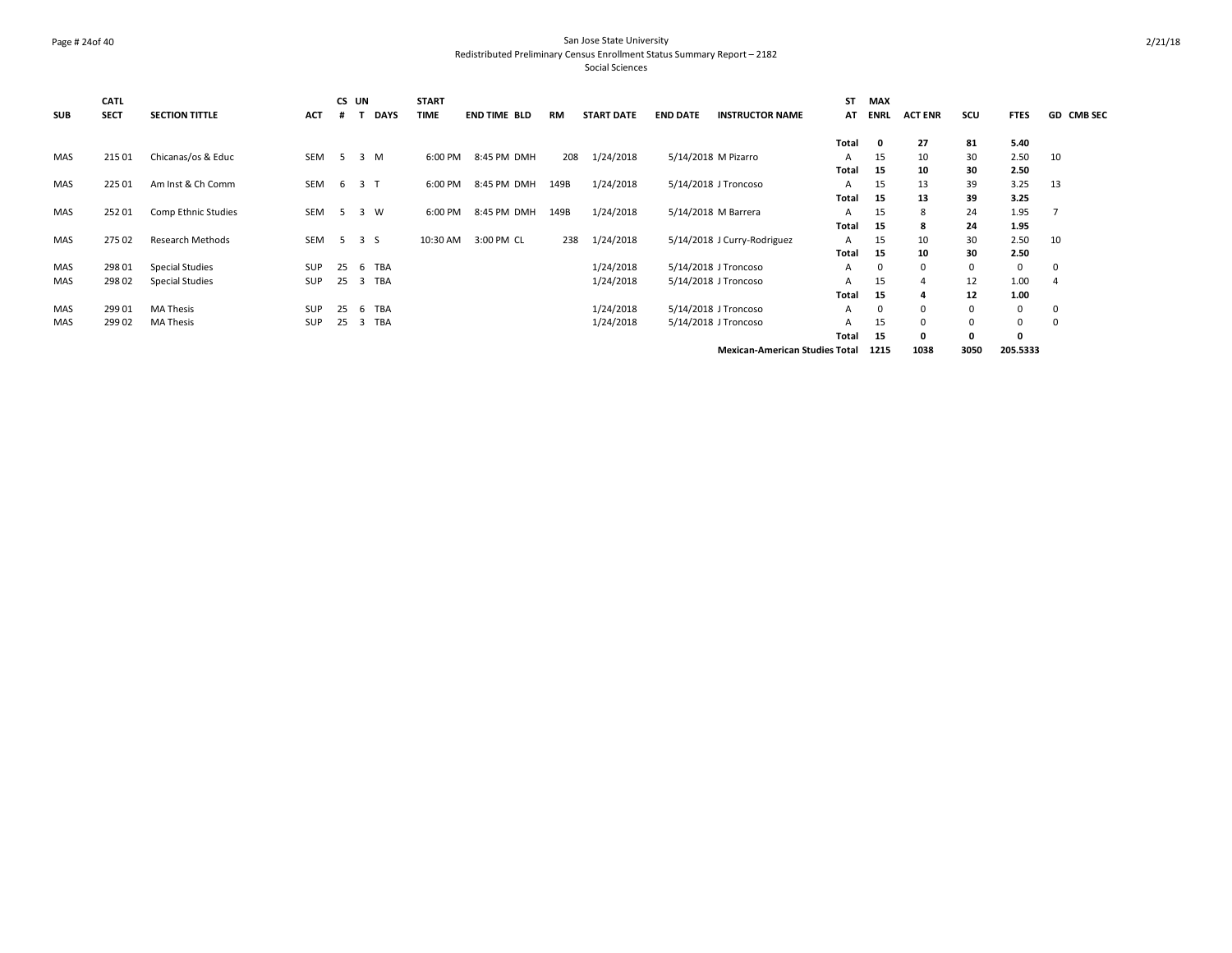| SUB | CATL SECT | SECTION TITTLE | ACT | CS # | UN T | DAYS | START TIME | END TIME | BLD | RM | START DATE | END DATE | INSTRUCTOR NAME | ST AT | MAX ENRL | ACT ENR | SCU | FTES | GD | CMB SEC |
|---|---|---|---|---|---|---|---|---|---|---|---|---|---|---|---|---|---|---|---|---|
| | | | | | | | | | | | | | | **Total** | **0** | **27** | **81** | **5.40** | | |
| MAS | 215 01 | Chicanas/os & Educ | SEM | 5 | 3 | M | 6:00 PM | 8:45 PM | DMH | 208 | 1/24/2018 | 5/14/2018 | M Pizarro | A | 15 | 10 | 30 | 2.50 | 10 | |
| | | | | | | | | | | | | | | **Total** | **15** | **10** | **30** | **2.50** | | |
| MAS | 225 01 | Am Inst & Ch Comm | SEM | 6 | 3 | T | 6:00 PM | 8:45 PM | DMH | 149B | 1/24/2018 | 5/14/2018 | J Troncoso | A | 15 | 13 | 39 | 3.25 | 13 | |
| | | | | | | | | | | | | | | **Total** | **15** | **13** | **39** | **3.25** | | |
| MAS | 252 01 | Comp Ethnic Studies | SEM | 5 | 3 | W | 6:00 PM | 8:45 PM | DMH | 149B | 1/24/2018 | 5/14/2018 | M Barrera | A | 15 | 8 | 24 | 1.95 | 7 | |
| | | | | | | | | | | | | | | **Total** | **15** | **8** | **24** | **1.95** | | |
| MAS | 275 02 | Research Methods | SEM | 5 | 3 | S | 10:30 AM | 3:00 PM | CL | 238 | 1/24/2018 | 5/14/2018 | J Curry-Rodriguez | A | 15 | 10 | 30 | 2.50 | 10 | |
| | | | | | | | | | | | | | | **Total** | **15** | **10** | **30** | **2.50** | | |
| MAS | 298 01 | Special Studies | SUP | 25 | 6 | TBA | | | | | 1/24/2018 | 5/14/2018 | J Troncoso | A | 0 | 0 | 0 | 0 | 0 | |
| MAS | 298 02 | Special Studies | SUP | 25 | 3 | TBA | | | | | 1/24/2018 | 5/14/2018 | J Troncoso | A | 15 | 4 | 12 | 1.00 | 4 | |
| | | | | | | | | | | | | | | **Total** | **15** | **4** | **12** | **1.00** | | |
| MAS | 299 01 | MA Thesis | SUP | 25 | 6 | TBA | | | | | 1/24/2018 | 5/14/2018 | J Troncoso | A | 0 | 0 | 0 | 0 | 0 | |
| MAS | 299 02 | MA Thesis | SUP | 25 | 3 | TBA | | | | | 1/24/2018 | 5/14/2018 | J Troncoso | A | 15 | 0 | 0 | 0 | 0 | |
| | | | | | | | | | | | | | | **Total** | **15** | **0** | **0** | **0** | | |
| | | | | | | | | | | | | | **Mexican-American Studies Total** | | **1215** | **1038** | **3050** | **205.5333** | | |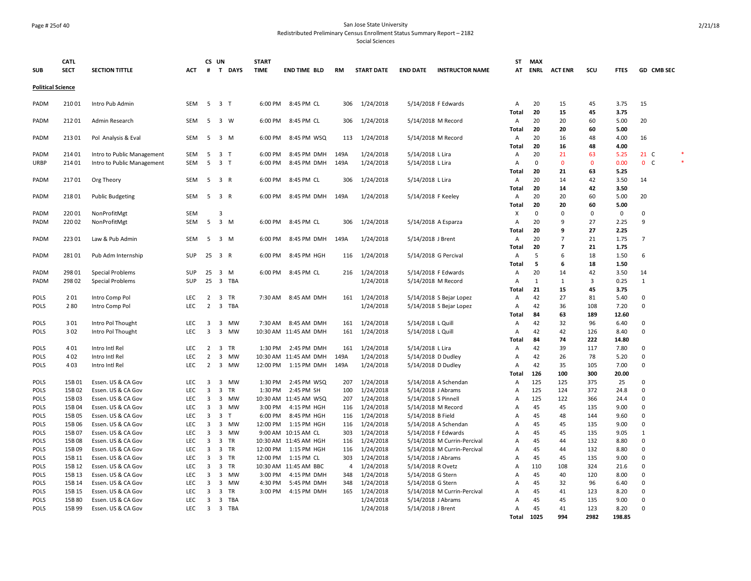San Jose State University
Redistributed Preliminary Census Enrollment Status Summary Report – 2182
Social Sciences

| SUB | CATL SECT | SECTION TITTLE | ACT | CS # | UN T | DAYS | START TIME | END TIME | BLD | RM | START DATE | END DATE | INSTRUCTOR NAME | ST AT | MAX ENRL | ACT ENR | SCU | FTES | GD | CMB SEC | |
|---|---|---|---|---|---|---|---|---|---|---|---|---|---|---|---|---|---|---|---|---|---|
| **Political Science** | | | | | | | | | | | | | | | | | | | | | |
| PADM | 210 01 | Intro Pub Admin | SEM | 5 | 3 | T | 6:00 PM | 8:45 PM | CL | 306 | 1/24/2018 | 5/14/2018 | F Edwards | A | 20 | 15 | 45 | 3.75 | 15 | | |
| | | | | | | | | | | | | | | **Total** | **20** | **15** | **45** | **3.75** | | | |
| PADM | 212 01 | Admin Research | SEM | 5 | 3 | W | 6:00 PM | 8:45 PM | CL | 306 | 1/24/2018 | 5/14/2018 | M Record | A | 20 | 20 | 60 | 5.00 | 20 | | |
| | | | | | | | | | | | | | | **Total** | **20** | **20** | **60** | **5.00** | | | |
| PADM | 213 01 | Pol Analysis & Eval | SEM | 5 | 3 | M | 6:00 PM | 8:45 PM | WSQ | 113 | 1/24/2018 | 5/14/2018 | M Record | A | 20 | 16 | 48 | 4.00 | 16 | | |
| | | | | | | | | | | | | | | **Total** | **20** | **16** | **48** | **4.00** | | | |
| PADM | 214 01 | Intro to Public Management | SEM | 5 | 3 | T | 6:00 PM | 8:45 PM | DMH | 149A | 1/24/2018 | 5/14/2018 | L Lira | A | 20 | 21 | 63 | 5.25 | 21 | C | * |
| URBP | 214 01 | Intro to Public Management | SEM | 5 | 3 | T | 6:00 PM | 8:45 PM | DMH | 149A | 1/24/2018 | 5/14/2018 | L Lira | A | 0 | 0 | 0 | 0.00 | 0 | C | * |
| | | | | | | | | | | | | | | **Total** | **20** | **21** | **63** | **5.25** | | | |
| PADM | 217 01 | Org Theory | SEM | 5 | 3 | R | 6:00 PM | 8:45 PM | CL | 306 | 1/24/2018 | 5/14/2018 | L Lira | A | 20 | 14 | 42 | 3.50 | 14 | | |
| | | | | | | | | | | | | | | **Total** | **20** | **14** | **42** | **3.50** | | | |
| PADM | 218 01 | Public Budgeting | SEM | 5 | 3 | R | 6:00 PM | 8:45 PM | DMH | 149A | 1/24/2018 | 5/14/2018 | F Keeley | A | 20 | 20 | 60 | 5.00 | 20 | | |
| | | | | | | | | | | | | | | **Total** | **20** | **20** | **60** | **5.00** | | | |
| PADM | 220 01 | NonProfitMgt | SEM | | 3 | | | | | | | | | X | 0 | 0 | 0 | 0 | 0 | | |
| PADM | 220 02 | NonProfitMgt | SEM | 5 | 3 | M | 6:00 PM | 8:45 PM | CL | 306 | 1/24/2018 | 5/14/2018 | A Esparza | A | 20 | 9 | 27 | 2.25 | 9 | | |
| | | | | | | | | | | | | | | **Total** | **20** | **9** | **27** | **2.25** | | | |
| PADM | 223 01 | Law & Pub Admin | SEM | 5 | 3 | M | 6:00 PM | 8:45 PM | DMH | 149A | 1/24/2018 | 5/14/2018 | J Brent | A | 20 | 7 | 21 | 1.75 | 7 | | |
| | | | | | | | | | | | | | | **Total** | **20** | **7** | **21** | **1.75** | | | |
| PADM | 281 01 | Pub Adm Internship | SUP | 25 | 3 | R | 6:00 PM | 8:45 PM | HGH | 116 | 1/24/2018 | 5/14/2018 | G Percival | A | 5 | 6 | 18 | 1.50 | 6 | | |
| | | | | | | | | | | | | | | **Total** | **5** | **6** | **18** | **1.50** | | | |
| PADM | 298 01 | Special Problems | SUP | 25 | 3 | M | 6:00 PM | 8:45 PM | CL | 216 | 1/24/2018 | 5/14/2018 | F Edwards | A | 20 | 14 | 42 | 3.50 | 14 | | |
| PADM | 298 02 | Special Problems | SUP | 25 | 3 | TBA | | | | | 1/24/2018 | 5/14/2018 | M Record | A | 1 | 1 | 3 | 0.25 | 1 | | |
| | | | | | | | | | | | | | | **Total** | **21** | **15** | **45** | **3.75** | | | |
| POLS | 2 01 | Intro Comp Pol | LEC | 2 | 3 | TR | 7:30 AM | 8:45 AM | DMH | 161 | 1/24/2018 | 5/14/2018 | S Bejar Lopez | A | 42 | 27 | 81 | 5.40 | 0 | | |
| POLS | 2 80 | Intro Comp Pol | LEC | 2 | 3 | TBA | | | | | 1/24/2018 | 5/14/2018 | S Bejar Lopez | A | 42 | 36 | 108 | 7.20 | 0 | | |
| | | | | | | | | | | | | | | **Total** | **84** | **63** | **189** | **12.60** | | | |
| POLS | 3 01 | Intro Pol Thought | LEC | 3 | 3 | MW | 7:30 AM | 8:45 AM | DMH | 161 | 1/24/2018 | 5/14/2018 | L Quill | A | 42 | 32 | 96 | 6.40 | 0 | | |
| POLS | 3 02 | Intro Pol Thought | LEC | 3 | 3 | MW | 10:30 AM | 11:45 AM | DMH | 161 | 1/24/2018 | 5/14/2018 | L Quill | A | 42 | 42 | 126 | 8.40 | 0 | | |
| | | | | | | | | | | | | | | **Total** | **84** | **74** | **222** | **14.80** | | | |
| POLS | 4 01 | Intro Intl Rel | LEC | 2 | 3 | TR | 1:30 PM | 2:45 PM | DMH | 161 | 1/24/2018 | 5/14/2018 | L Lira | A | 42 | 39 | 117 | 7.80 | 0 | | |
| POLS | 4 02 | Intro Intl Rel | LEC | 2 | 3 | MW | 10:30 AM | 11:45 AM | DMH | 149A | 1/24/2018 | 5/14/2018 | D Dudley | A | 42 | 26 | 78 | 5.20 | 0 | | |
| POLS | 4 03 | Intro Intl Rel | LEC | 2 | 3 | MW | 12:00 PM | 1:15 PM | DMH | 149A | 1/24/2018 | 5/14/2018 | D Dudley | A | 42 | 35 | 105 | 7.00 | 0 | | |
| | | | | | | | | | | | | | | **Total** | **126** | **100** | **300** | **20.00** | | | |
| POLS | 15B 01 | Essen. US & CA Gov | LEC | 3 | 3 | MW | 1:30 PM | 2:45 PM | WSQ | 207 | 1/24/2018 | 5/14/2018 | A Schendan | A | 125 | 125 | 375 | 25 | 0 | | |
| POLS | 15B 02 | Essen. US & CA Gov | LEC | 3 | 3 | TR | 1:30 PM | 2:45 PM | SH | 100 | 1/24/2018 | 5/14/2018 | J Abrams | A | 125 | 124 | 372 | 24.8 | 0 | | |
| POLS | 15B 03 | Essen. US & CA Gov | LEC | 3 | 3 | MW | 10:30 AM | 11:45 AM | WSQ | 207 | 1/24/2018 | 5/14/2018 | S Pinnell | A | 125 | 122 | 366 | 24.4 | 0 | | |
| POLS | 15B 04 | Essen. US & CA Gov | LEC | 3 | 3 | MW | 3:00 PM | 4:15 PM | HGH | 116 | 1/24/2018 | 5/14/2018 | M Record | A | 45 | 45 | 135 | 9.00 | 0 | | |
| POLS | 15B 05 | Essen. US & CA Gov | LEC | 3 | 3 | T | 6:00 PM | 8:45 PM | HGH | 116 | 1/24/2018 | 5/14/2018 | B Field | A | 45 | 48 | 144 | 9.60 | 0 | | |
| POLS | 15B 06 | Essen. US & CA Gov | LEC | 3 | 3 | MW | 12:00 PM | 1:15 PM | HGH | 116 | 1/24/2018 | 5/14/2018 | A Schendan | A | 45 | 45 | 135 | 9.00 | 0 | | |
| POLS | 15B 07 | Essen. US & CA Gov | LEC | 3 | 3 | MW | 9:00 AM | 10:15 AM | CL | 303 | 1/24/2018 | 5/14/2018 | F Edwards | A | 45 | 45 | 135 | 9.05 | 1 | | |
| POLS | 15B 08 | Essen. US & CA Gov | LEC | 3 | 3 | TR | 10:30 AM | 11:45 AM | HGH | 116 | 1/24/2018 | 5/14/2018 | M Currin-Percival | A | 45 | 44 | 132 | 8.80 | 0 | | |
| POLS | 15B 09 | Essen. US & CA Gov | LEC | 3 | 3 | TR | 12:00 PM | 1:15 PM | HGH | 116 | 1/24/2018 | 5/14/2018 | M Currin-Percival | A | 45 | 44 | 132 | 8.80 | 0 | | |
| POLS | 15B 11 | Essen. US & CA Gov | LEC | 3 | 3 | TR | 12:00 PM | 1:15 PM | CL | 303 | 1/24/2018 | 5/14/2018 | J Abrams | A | 45 | 45 | 135 | 9.00 | 0 | | |
| POLS | 15B 12 | Essen. US & CA Gov | LEC | 3 | 3 | TR | 10:30 AM | 11:45 AM | BBC | 4 | 1/24/2018 | 5/14/2018 | R Ovetz | A | 110 | 108 | 324 | 21.6 | 0 | | |
| POLS | 15B 13 | Essen. US & CA Gov | LEC | 3 | 3 | MW | 3:00 PM | 4:15 PM | DMH | 348 | 1/24/2018 | 5/14/2018 | G Stern | A | 45 | 40 | 120 | 8.00 | 0 | | |
| POLS | 15B 14 | Essen. US & CA Gov | LEC | 3 | 3 | MW | 4:30 PM | 5:45 PM | DMH | 348 | 1/24/2018 | 5/14/2018 | G Stern | A | 45 | 32 | 96 | 6.40 | 0 | | |
| POLS | 15B 15 | Essen. US & CA Gov | LEC | 3 | 3 | TR | 3:00 PM | 4:15 PM | DMH | 165 | 1/24/2018 | 5/14/2018 | M Currin-Percival | A | 45 | 41 | 123 | 8.20 | 0 | | |
| POLS | 15B 80 | Essen. US & CA Gov | LEC | 3 | 3 | TBA | | | | | 1/24/2018 | 5/14/2018 | J Abrams | A | 45 | 45 | 135 | 9.00 | 0 | | |
| POLS | 15B 99 | Essen. US & CA Gov | LEC | 3 | 3 | TBA | | | | | 1/24/2018 | 5/14/2018 | J Brent | A | 45 | 41 | 123 | 8.20 | 0 | | |
| | | | | | | | | | | | | | | **Total** | **1025** | **994** | **2982** | **198.85** | | | |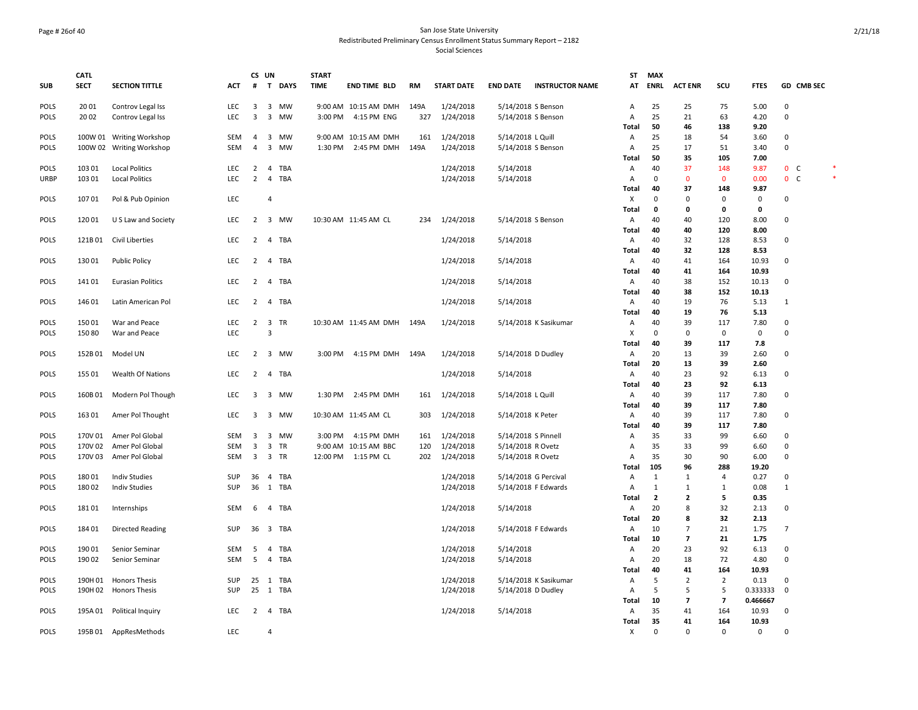San Jose State University
Redistributed Preliminary Census Enrollment Status Summary Report – 2182
Social Sciences

| SUB | CATL SECT | SECTION TITTLE | ACT | CS # | UN T | DAYS | START TIME | END TIME | BLD | RM | START DATE | END DATE | INSTRUCTOR NAME | ST AT | MAX ENRL | ACT ENR | SCU | FTES | GD | CMB SEC | |
|---|---|---|---|---|---|---|---|---|---|---|---|---|---|---|---|---|---|---|---|---|---|
| POLS | 20 01 | Controv Legal Iss | LEC | 3 | 3 | MW | 9:00 AM | 10:15 AM | DMH | 149A | 1/24/2018 | 5/14/2018 | S Benson | A | 25 | 25 | 75 | 5.00 | 0 | | |
| POLS | 20 02 | Controv Legal Iss | LEC | 3 | 3 | MW | 3:00 PM | 4:15 PM | ENG | 327 | 1/24/2018 | 5/14/2018 | S Benson | A | 25 | 21 | 63 | 4.20 | 0 | | |
| | | | | | | | | | | | | | | **Total** | **50** | **46** | **138** | **9.20** | | | |
| POLS | 100W 01 | Writing Workshop | SEM | 4 | 3 | MW | 9:00 AM | 10:15 AM | DMH | 161 | 1/24/2018 | 5/14/2018 | L Quill | A | 25 | 18 | 54 | 3.60 | 0 | | |
| POLS | 100W 02 | Writing Workshop | SEM | 4 | 3 | MW | 1:30 PM | 2:45 PM | DMH | 149A | 1/24/2018 | 5/14/2018 | S Benson | A | 25 | 17 | 51 | 3.40 | 0 | | |
| | | | | | | | | | | | | | | **Total** | **50** | **35** | **105** | **7.00** | | | |
| POLS | 103 01 | Local Politics | LEC | 2 | 4 | TBA | | | | | 1/24/2018 | 5/14/2018 | | A | 40 | 37 | 148 | 9.87 | 0 | C | * |
| URBP | 103 01 | Local Politics | LEC | 2 | 4 | TBA | | | | | 1/24/2018 | 5/14/2018 | | A | 0 | 0 | 0 | 0.00 | 0 | C | * |
| | | | | | | | | | | | | | | **Total** | **40** | **37** | **148** | **9.87** | | | |
| POLS | 107 01 | Pol & Pub Opinion | LEC | | 4 | | | | | | | | | X | 0 | 0 | 0 | 0 | 0 | | |
| | | | | | | | | | | | | | | **Total** | **0** | **0** | **0** | **0** | | | |
| POLS | 120 01 | U S Law and Society | LEC | 2 | 3 | MW | 10:30 AM | 11:45 AM | CL | 234 | 1/24/2018 | 5/14/2018 | S Benson | A | 40 | 40 | 120 | 8.00 | 0 | | |
| | | | | | | | | | | | | | | **Total** | **40** | **40** | **120** | **8.00** | | | |
| POLS | 121B 01 | Civil Liberties | LEC | 2 | 4 | TBA | | | | | 1/24/2018 | 5/14/2018 | | A | 40 | 32 | 128 | 8.53 | 0 | | |
| | | | | | | | | | | | | | | **Total** | **40** | **32** | **128** | **8.53** | | | |
| POLS | 130 01 | Public Policy | LEC | 2 | 4 | TBA | | | | | 1/24/2018 | 5/14/2018 | | A | 40 | 41 | 164 | 10.93 | 0 | | |
| | | | | | | | | | | | | | | **Total** | **40** | **41** | **164** | **10.93** | | | |
| POLS | 141 01 | Eurasian Politics | LEC | 2 | 4 | TBA | | | | | 1/24/2018 | 5/14/2018 | | A | 40 | 38 | 152 | 10.13 | 0 | | |
| | | | | | | | | | | | | | | **Total** | **40** | **38** | **152** | **10.13** | | | |
| POLS | 146 01 | Latin American Pol | LEC | 2 | 4 | TBA | | | | | 1/24/2018 | 5/14/2018 | | A | 40 | 19 | 76 | 5.13 | 1 | | |
| | | | | | | | | | | | | | | **Total** | **40** | **19** | **76** | **5.13** | | | |
| POLS | 150 01 | War and Peace | LEC | 2 | 3 | TR | 10:30 AM | 11:45 AM | DMH | 149A | 1/24/2018 | 5/14/2018 | K Sasikumar | A | 40 | 39 | 117 | 7.80 | 0 | | |
| POLS | 150 80 | War and Peace | LEC | | 3 | | | | | | | | | X | 0 | 0 | 0 | 0 | 0 | | |
| | | | | | | | | | | | | | | **Total** | **40** | **39** | **117** | **7.8** | | | |
| POLS | 152B 01 | Model UN | LEC | 2 | 3 | MW | 3:00 PM | 4:15 PM | DMH | 149A | 1/24/2018 | 5/14/2018 | D Dudley | A | 20 | 13 | 39 | 2.60 | 0 | | |
| | | | | | | | | | | | | | | **Total** | **20** | **13** | **39** | **2.60** | | | |
| POLS | 155 01 | Wealth Of Nations | LEC | 2 | 4 | TBA | | | | | 1/24/2018 | 5/14/2018 | | A | 40 | 23 | 92 | 6.13 | 0 | | |
| | | | | | | | | | | | | | | **Total** | **40** | **23** | **92** | **6.13** | | | |
| POLS | 160B 01 | Modern Pol Though | LEC | 3 | 3 | MW | 1:30 PM | 2:45 PM | DMH | 161 | 1/24/2018 | 5/14/2018 | L Quill | A | 40 | 39 | 117 | 7.80 | 0 | | |
| | | | | | | | | | | | | | | **Total** | **40** | **39** | **117** | **7.80** | | | |
| POLS | 163 01 | Amer Pol Thought | LEC | 3 | 3 | MW | 10:30 AM | 11:45 AM | CL | 303 | 1/24/2018 | 5/14/2018 | K Peter | A | 40 | 39 | 117 | 7.80 | 0 | | |
| | | | | | | | | | | | | | | **Total** | **40** | **39** | **117** | **7.80** | | | |
| POLS | 170V 01 | Amer Pol Global | SEM | 3 | 3 | MW | 3:00 PM | 4:15 PM | DMH | 161 | 1/24/2018 | 5/14/2018 | S Pinnell | A | 35 | 33 | 99 | 6.60 | 0 | | |
| POLS | 170V 02 | Amer Pol Global | SEM | 3 | 3 | TR | 9:00 AM | 10:15 AM | BBC | 120 | 1/24/2018 | 5/14/2018 | R Ovetz | A | 35 | 33 | 99 | 6.60 | 0 | | |
| POLS | 170V 03 | Amer Pol Global | SEM | 3 | 3 | TR | 12:00 PM | 1:15 PM | CL | 202 | 1/24/2018 | 5/14/2018 | R Ovetz | A | 35 | 30 | 90 | 6.00 | 0 | | |
| | | | | | | | | | | | | | | **Total** | **105** | **96** | **288** | **19.20** | | | |
| POLS | 180 01 | Indiv Studies | SUP | 36 | 4 | TBA | | | | | 1/24/2018 | 5/14/2018 | G Percival | A | 1 | 1 | 4 | 0.27 | 0 | | |
| POLS | 180 02 | Indiv Studies | SUP | 36 | 1 | TBA | | | | | 1/24/2018 | 5/14/2018 | F Edwards | A | 1 | 1 | 1 | 0.08 | 1 | | |
| | | | | | | | | | | | | | | **Total** | **2** | **2** | **5** | **0.35** | | | |
| POLS | 181 01 | Internships | SEM | 6 | 4 | TBA | | | | | 1/24/2018 | 5/14/2018 | | A | 20 | 8 | 32 | 2.13 | 0 | | |
| | | | | | | | | | | | | | | **Total** | **20** | **8** | **32** | **2.13** | | | |
| POLS | 184 01 | Directed Reading | SUP | 36 | 3 | TBA | | | | | 1/24/2018 | 5/14/2018 | F Edwards | A | 10 | 7 | 21 | 1.75 | 7 | | |
| | | | | | | | | | | | | | | **Total** | **10** | **7** | **21** | **1.75** | | | |
| POLS | 190 01 | Senior Seminar | SEM | 5 | 4 | TBA | | | | | 1/24/2018 | 5/14/2018 | | A | 20 | 23 | 92 | 6.13 | 0 | | |
| POLS | 190 02 | Senior Seminar | SEM | 5 | 4 | TBA | | | | | 1/24/2018 | 5/14/2018 | | A | 20 | 18 | 72 | 4.80 | 0 | | |
| | | | | | | | | | | | | | | **Total** | **40** | **41** | **164** | **10.93** | | | |
| POLS | 190H 01 | Honors Thesis | SUP | 25 | 1 | TBA | | | | | 1/24/2018 | 5/14/2018 | K Sasikumar | A | 5 | 2 | 2 | 0.13 | 0 | | |
| POLS | 190H 02 | Honors Thesis | SUP | 25 | 1 | TBA | | | | | 1/24/2018 | 5/14/2018 | D Dudley | A | 5 | 5 | 5 | 0.333333 | 0 | | |
| | | | | | | | | | | | | | | **Total** | **10** | **7** | **7** | **0.466667** | | | |
| POLS | 195A 01 | Political Inquiry | LEC | 2 | 4 | TBA | | | | | 1/24/2018 | 5/14/2018 | | A | 35 | 41 | 164 | 10.93 | 0 | | |
| | | | | | | | | | | | | | | **Total** | **35** | **41** | **164** | **10.93** | | | |
| POLS | 195B 01 | AppResMethods | LEC | | 4 | | | | | | | | | X | 0 | 0 | 0 | 0 | 0 | | |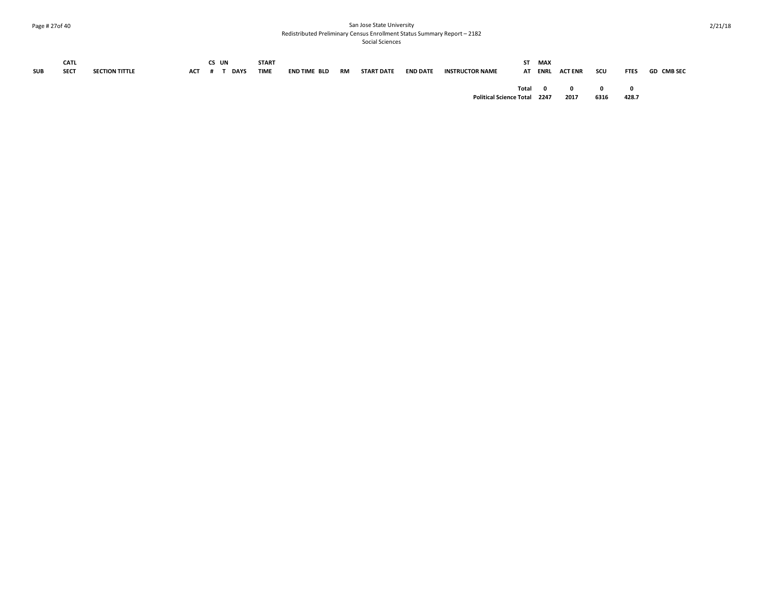| SUB | CATL SECT | SECTION TITTLE | ACT | CS # | UN T | DAYS | START TIME | END TIME | BLD | RM | START DATE | END DATE | INSTRUCTOR NAME | ST AT | MAX ENRL | ACT ENR | SCU | FTES | GD | CMB SEC |
|---|---|---|---|---|---|---|---|---|---|---|---|---|---|---|---|---|---|---|---|---|
| | | | | | | | | | | | | | | **Total** | **0** | **0** | **0** | **0** | | |
| | | | | | | | | | | | | | | **Political Science Total** | **2247** | **2017** | **6316** | **428.7** | | |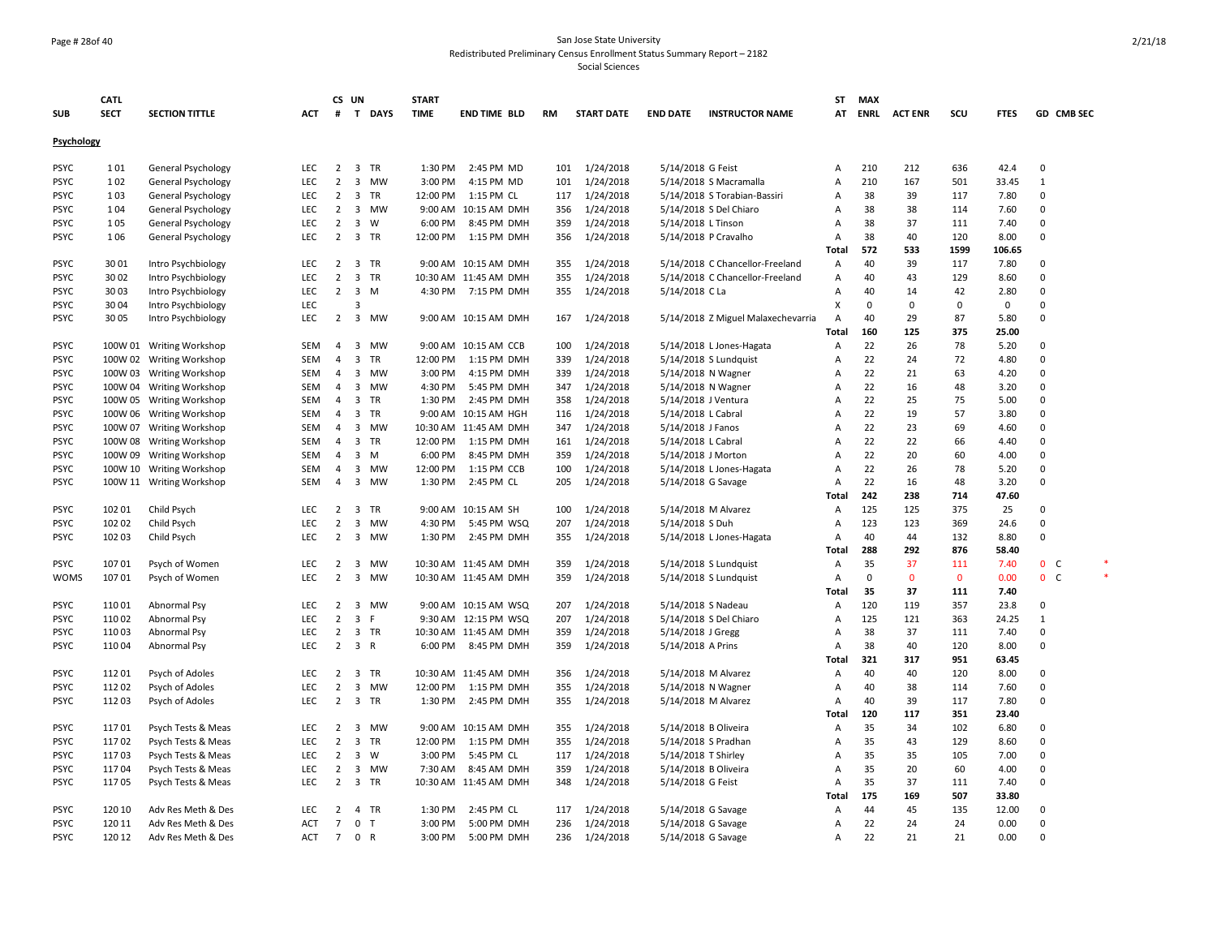San Jose State University
Redistributed Preliminary Census Enrollment Status Summary Report – 2182
Social Sciences

| SUB | CATL SECT | SECTION TITTLE | ACT | CS # | UN T | DAYS | START TIME | END TIME | BLD | RM | START DATE | END DATE | INSTRUCTOR NAME | ST AT | MAX ENRL | ACT ENR | SCU | FTES | GD | CMB SEC | |
|---|---|---|---|---|---|---|---|---|---|---|---|---|---|---|---|---|---|---|---|---|---|
| **Psychology** | | | | | | | | | | | | | | | | | | | | | |
| PSYC | 1 01 | General Psychology | LEC | 2 | 3 | TR | 1:30 PM | 2:45 PM | MD | 101 | 1/24/2018 | 5/14/2018 | G Feist | A | 210 | 212 | 636 | 42.4 | 0 | | |
| PSYC | 1 02 | General Psychology | LEC | 2 | 3 | MW | 3:00 PM | 4:15 PM | MD | 101 | 1/24/2018 | 5/14/2018 | S Macramalla | A | 210 | 167 | 501 | 33.45 | 1 | | |
| PSYC | 1 03 | General Psychology | LEC | 2 | 3 | TR | 12:00 PM | 1:15 PM | CL | 117 | 1/24/2018 | 5/14/2018 | S Torabian-Bassiri | A | 38 | 39 | 117 | 7.80 | 0 | | |
| PSYC | 1 04 | General Psychology | LEC | 2 | 3 | MW | 9:00 AM | 10:15 AM | DMH | 356 | 1/24/2018 | 5/14/2018 | S Del Chiaro | A | 38 | 38 | 114 | 7.60 | 0 | | |
| PSYC | 1 05 | General Psychology | LEC | 2 | 3 | W | 6:00 PM | 8:45 PM | DMH | 359 | 1/24/2018 | 5/14/2018 | L Tinson | A | 38 | 37 | 111 | 7.40 | 0 | | |
| PSYC | 1 06 | General Psychology | LEC | 2 | 3 | TR | 12:00 PM | 1:15 PM | DMH | 356 | 1/24/2018 | 5/14/2018 | P Cravalho | A | 38 | 40 | 120 | 8.00 | 0 | | |
| | | | | | | | | | | | | | | Total | 572 | 533 | 1599 | 106.65 | | | |
| PSYC | 30 01 | Intro Psychbiology | LEC | 2 | 3 | TR | 9:00 AM | 10:15 AM | DMH | 355 | 1/24/2018 | 5/14/2018 | C Chancellor-Freeland | A | 40 | 39 | 117 | 7.80 | 0 | | |
| PSYC | 30 02 | Intro Psychbiology | LEC | 2 | 3 | TR | 10:30 AM | 11:45 AM | DMH | 355 | 1/24/2018 | 5/14/2018 | C Chancellor-Freeland | A | 40 | 43 | 129 | 8.60 | 0 | | |
| PSYC | 30 03 | Intro Psychbiology | LEC | 2 | 3 | M | 4:30 PM | 7:15 PM | DMH | 355 | 1/24/2018 | 5/14/2018 | C La | A | 40 | 14 | 42 | 2.80 | 0 | | |
| PSYC | 30 04 | Intro Psychbiology | LEC | | 3 | | | | | | | | | X | 0 | 0 | 0 | 0 | 0 | | |
| PSYC | 30 05 | Intro Psychbiology | LEC | 2 | 3 | MW | 9:00 AM | 10:15 AM | DMH | 167 | 1/24/2018 | 5/14/2018 | Z Miguel Malaxechevarria | A | 40 | 29 | 87 | 5.80 | 0 | | |
| | | | | | | | | | | | | | | Total | 160 | 125 | 375 | 25.00 | | | |
| PSYC | 100W 01 | Writing Workshop | SEM | 4 | 3 | MW | 9:00 AM | 10:15 AM | CCB | 100 | 1/24/2018 | 5/14/2018 | L Jones-Hagata | A | 22 | 26 | 78 | 5.20 | 0 | | |
| PSYC | 100W 02 | Writing Workshop | SEM | 4 | 3 | TR | 12:00 PM | 1:15 PM | DMH | 339 | 1/24/2018 | 5/14/2018 | S Lundquist | A | 22 | 24 | 72 | 4.80 | 0 | | |
| PSYC | 100W 03 | Writing Workshop | SEM | 4 | 3 | MW | 3:00 PM | 4:15 PM | DMH | 339 | 1/24/2018 | 5/14/2018 | N Wagner | A | 22 | 21 | 63 | 4.20 | 0 | | |
| PSYC | 100W 04 | Writing Workshop | SEM | 4 | 3 | MW | 4:30 PM | 5:45 PM | DMH | 347 | 1/24/2018 | 5/14/2018 | N Wagner | A | 22 | 16 | 48 | 3.20 | 0 | | |
| PSYC | 100W 05 | Writing Workshop | SEM | 4 | 3 | TR | 1:30 PM | 2:45 PM | DMH | 358 | 1/24/2018 | 5/14/2018 | J Ventura | A | 22 | 25 | 75 | 5.00 | 0 | | |
| PSYC | 100W 06 | Writing Workshop | SEM | 4 | 3 | TR | 9:00 AM | 10:15 AM | HGH | 116 | 1/24/2018 | 5/14/2018 | L Cabral | A | 22 | 19 | 57 | 3.80 | 0 | | |
| PSYC | 100W 07 | Writing Workshop | SEM | 4 | 3 | MW | 10:30 AM | 11:45 AM | DMH | 347 | 1/24/2018 | 5/14/2018 | J Fanos | A | 22 | 23 | 69 | 4.60 | 0 | | |
| PSYC | 100W 08 | Writing Workshop | SEM | 4 | 3 | TR | 12:00 PM | 1:15 PM | DMH | 161 | 1/24/2018 | 5/14/2018 | L Cabral | A | 22 | 22 | 66 | 4.40 | 0 | | |
| PSYC | 100W 09 | Writing Workshop | SEM | 4 | 3 | M | 6:00 PM | 8:45 PM | DMH | 359 | 1/24/2018 | 5/14/2018 | J Morton | A | 22 | 20 | 60 | 4.00 | 0 | | |
| PSYC | 100W 10 | Writing Workshop | SEM | 4 | 3 | MW | 12:00 PM | 1:15 PM | CCB | 100 | 1/24/2018 | 5/14/2018 | L Jones-Hagata | A | 22 | 26 | 78 | 5.20 | 0 | | |
| PSYC | 100W 11 | Writing Workshop | SEM | 4 | 3 | MW | 1:30 PM | 2:45 PM | CL | 205 | 1/24/2018 | 5/14/2018 | G Savage | A | 22 | 16 | 48 | 3.20 | 0 | | |
| | | | | | | | | | | | | | | Total | 242 | 238 | 714 | 47.60 | | | |
| PSYC | 102 01 | Child Psych | LEC | 2 | 3 | TR | 9:00 AM | 10:15 AM | SH | 100 | 1/24/2018 | 5/14/2018 | M Alvarez | A | 125 | 125 | 375 | 25 | 0 | | |
| PSYC | 102 02 | Child Psych | LEC | 2 | 3 | MW | 4:30 PM | 5:45 PM | WSQ | 207 | 1/24/2018 | 5/14/2018 | S Duh | A | 123 | 123 | 369 | 24.6 | 0 | | |
| PSYC | 102 03 | Child Psych | LEC | 2 | 3 | MW | 1:30 PM | 2:45 PM | DMH | 355 | 1/24/2018 | 5/14/2018 | L Jones-Hagata | A | 40 | 44 | 132 | 8.80 | 0 | | |
| | | | | | | | | | | | | | | Total | 288 | 292 | 876 | 58.40 | | | |
| PSYC | 107 01 | Psych of Women | LEC | 2 | 3 | MW | 10:30 AM | 11:45 AM | DMH | 359 | 1/24/2018 | 5/14/2018 | S Lundquist | A | 35 | 37 | 111 | 7.40 | 0 | C | * |
| WOMS | 107 01 | Psych of Women | LEC | 2 | 3 | MW | 10:30 AM | 11:45 AM | DMH | 359 | 1/24/2018 | 5/14/2018 | S Lundquist | A | 0 | 0 | 0 | 0.00 | 0 | C | * |
| | | | | | | | | | | | | | | Total | 35 | 37 | 111 | 7.40 | | | |
| PSYC | 110 01 | Abnormal Psy | LEC | 2 | 3 | MW | 9:00 AM | 10:15 AM | WSQ | 207 | 1/24/2018 | 5/14/2018 | S Nadeau | A | 120 | 119 | 357 | 23.8 | 0 | | |
| PSYC | 110 02 | Abnormal Psy | LEC | 2 | 3 | F | 9:30 AM | 12:15 PM | WSQ | 207 | 1/24/2018 | 5/14/2018 | S Del Chiaro | A | 125 | 121 | 363 | 24.25 | 1 | | |
| PSYC | 110 03 | Abnormal Psy | LEC | 2 | 3 | TR | 10:30 AM | 11:45 AM | DMH | 359 | 1/24/2018 | 5/14/2018 | J Gregg | A | 38 | 37 | 111 | 7.40 | 0 | | |
| PSYC | 110 04 | Abnormal Psy | LEC | 2 | 3 | R | 6:00 PM | 8:45 PM | DMH | 359 | 1/24/2018 | 5/14/2018 | A Prins | A | 38 | 40 | 120 | 8.00 | 0 | | |
| | | | | | | | | | | | | | | Total | 321 | 317 | 951 | 63.45 | | | |
| PSYC | 112 01 | Psych of Adoles | LEC | 2 | 3 | TR | 10:30 AM | 11:45 AM | DMH | 356 | 1/24/2018 | 5/14/2018 | M Alvarez | A | 40 | 40 | 120 | 8.00 | 0 | | |
| PSYC | 112 02 | Psych of Adoles | LEC | 2 | 3 | MW | 12:00 PM | 1:15 PM | DMH | 355 | 1/24/2018 | 5/14/2018 | N Wagner | A | 40 | 38 | 114 | 7.60 | 0 | | |
| PSYC | 112 03 | Psych of Adoles | LEC | 2 | 3 | TR | 1:30 PM | 2:45 PM | DMH | 355 | 1/24/2018 | 5/14/2018 | M Alvarez | A | 40 | 39 | 117 | 7.80 | 0 | | |
| | | | | | | | | | | | | | | Total | 120 | 117 | 351 | 23.40 | | | |
| PSYC | 117 01 | Psych Tests & Meas | LEC | 2 | 3 | MW | 9:00 AM | 10:15 AM | DMH | 355 | 1/24/2018 | 5/14/2018 | B Oliveira | A | 35 | 34 | 102 | 6.80 | 0 | | |
| PSYC | 117 02 | Psych Tests & Meas | LEC | 2 | 3 | TR | 12:00 PM | 1:15 PM | DMH | 355 | 1/24/2018 | 5/14/2018 | S Pradhan | A | 35 | 43 | 129 | 8.60 | 0 | | |
| PSYC | 117 03 | Psych Tests & Meas | LEC | 2 | 3 | W | 3:00 PM | 5:45 PM | CL | 117 | 1/24/2018 | 5/14/2018 | T Shirley | A | 35 | 35 | 105 | 7.00 | 0 | | |
| PSYC | 117 04 | Psych Tests & Meas | LEC | 2 | 3 | MW | 7:30 AM | 8:45 AM | DMH | 359 | 1/24/2018 | 5/14/2018 | B Oliveira | A | 35 | 20 | 60 | 4.00 | 0 | | |
| PSYC | 117 05 | Psych Tests & Meas | LEC | 2 | 3 | TR | 10:30 AM | 11:45 AM | DMH | 348 | 1/24/2018 | 5/14/2018 | G Feist | A | 35 | 37 | 111 | 7.40 | 0 | | |
| | | | | | | | | | | | | | | Total | 175 | 169 | 507 | 33.80 | | | |
| PSYC | 120 10 | Adv Res Meth & Des | LEC | 2 | 4 | TR | 1:30 PM | 2:45 PM | CL | 117 | 1/24/2018 | 5/14/2018 | G Savage | A | 44 | 45 | 135 | 12.00 | 0 | | |
| PSYC | 120 11 | Adv Res Meth & Des | ACT | 7 | 0 | T | 3:00 PM | 5:00 PM | DMH | 236 | 1/24/2018 | 5/14/2018 | G Savage | A | 22 | 24 | 24 | 0.00 | 0 | | |
| PSYC | 120 12 | Adv Res Meth & Des | ACT | 7 | 0 | R | 3:00 PM | 5:00 PM | DMH | 236 | 1/24/2018 | 5/14/2018 | G Savage | A | 22 | 21 | 21 | 0.00 | 0 | | |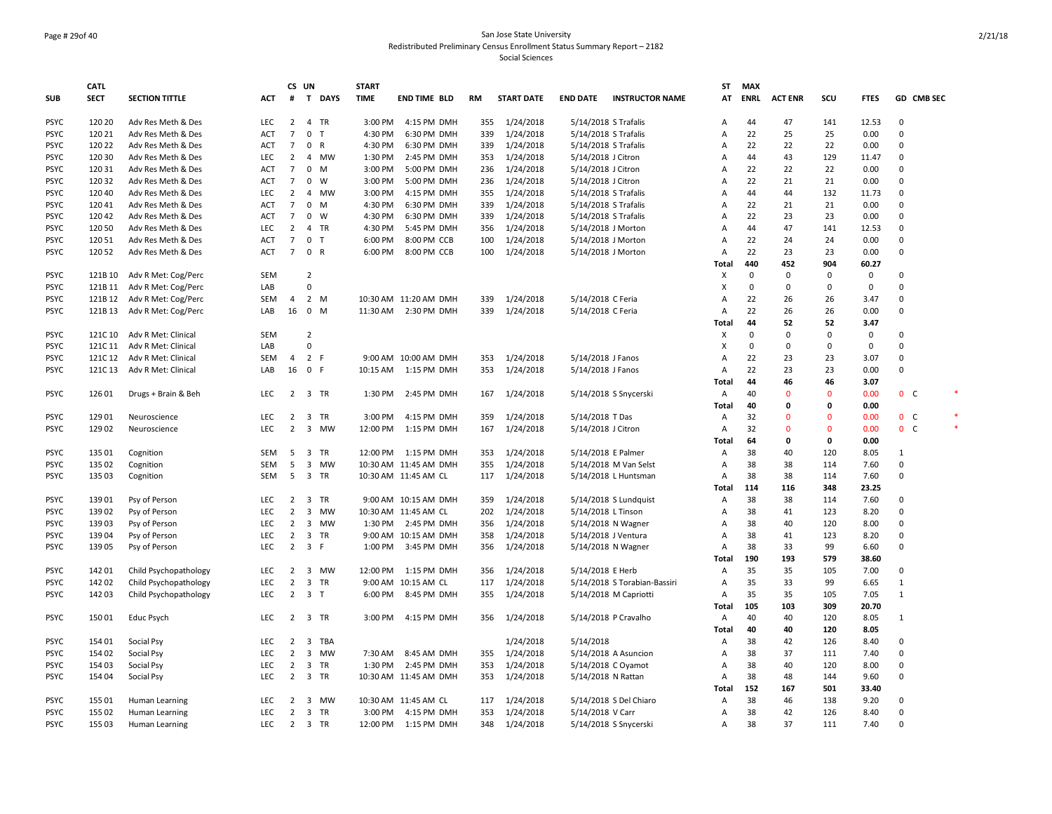San Jose State University
Redistributed Preliminary Census Enrollment Status Summary Report – 2182
Social Sciences

| SUB | CATL SECT | SECTION TITTLE | ACT | CS # | UN T | DAYS | START TIME | END TIME | BLD | RM | START DATE | END DATE | INSTRUCTOR NAME | ST AT | MAX ENRL | ACT ENR | SCU | FTES | GD | CMB SEC | |
|---|---|---|---|---|---|---|---|---|---|---|---|---|---|---|---|---|---|---|---|---|---|
| PSYC | 120 20 | Adv Res Meth & Des | LEC | 2 | 4 | TR | 3:00 PM | 4:15 PM | DMH | 355 | 1/24/2018 | 5/14/2018 | S Trafalis | A | 44 | 47 | 141 | 12.53 | 0 | | |
| PSYC | 120 21 | Adv Res Meth & Des | ACT | 7 | 0 | T | 4:30 PM | 6:30 PM | DMH | 339 | 1/24/2018 | 5/14/2018 | S Trafalis | A | 22 | 25 | 25 | 0.00 | 0 | | |
| PSYC | 120 22 | Adv Res Meth & Des | ACT | 7 | 0 | R | 4:30 PM | 6:30 PM | DMH | 339 | 1/24/2018 | 5/14/2018 | S Trafalis | A | 22 | 22 | 22 | 0.00 | 0 | | |
| PSYC | 120 30 | Adv Res Meth & Des | LEC | 2 | 4 | MW | 1:30 PM | 2:45 PM | DMH | 353 | 1/24/2018 | 5/14/2018 | J Citron | A | 44 | 43 | 129 | 11.47 | 0 | | |
| PSYC | 120 31 | Adv Res Meth & Des | ACT | 7 | 0 | M | 3:00 PM | 5:00 PM | DMH | 236 | 1/24/2018 | 5/14/2018 | J Citron | A | 22 | 22 | 22 | 0.00 | 0 | | |
| PSYC | 120 32 | Adv Res Meth & Des | ACT | 7 | 0 | W | 3:00 PM | 5:00 PM | DMH | 236 | 1/24/2018 | 5/14/2018 | J Citron | A | 22 | 21 | 21 | 0.00 | 0 | | |
| PSYC | 120 40 | Adv Res Meth & Des | LEC | 2 | 4 | MW | 3:00 PM | 4:15 PM | DMH | 355 | 1/24/2018 | 5/14/2018 | S Trafalis | A | 44 | 44 | 132 | 11.73 | 0 | | |
| PSYC | 120 41 | Adv Res Meth & Des | ACT | 7 | 0 | M | 4:30 PM | 6:30 PM | DMH | 339 | 1/24/2018 | 5/14/2018 | S Trafalis | A | 22 | 21 | 21 | 0.00 | 0 | | |
| PSYC | 120 42 | Adv Res Meth & Des | ACT | 7 | 0 | W | 4:30 PM | 6:30 PM | DMH | 339 | 1/24/2018 | 5/14/2018 | S Trafalis | A | 22 | 23 | 23 | 0.00 | 0 | | |
| PSYC | 120 50 | Adv Res Meth & Des | LEC | 2 | 4 | TR | 4:30 PM | 5:45 PM | DMH | 356 | 1/24/2018 | 5/14/2018 | J Morton | A | 44 | 47 | 141 | 12.53 | 0 | | |
| PSYC | 120 51 | Adv Res Meth & Des | ACT | 7 | 0 | T | 6:00 PM | 8:00 PM | CCB | 100 | 1/24/2018 | 5/14/2018 | J Morton | A | 22 | 24 | 24 | 0.00 | 0 | | |
| PSYC | 120 52 | Adv Res Meth & Des | ACT | 7 | 0 | R | 6:00 PM | 8:00 PM | CCB | 100 | 1/24/2018 | 5/14/2018 | J Morton | A | 22 | 23 | 23 | 0.00 | 0 | | |
| | | | | | | | | | | | | | | **Total** | **440** | **452** | **904** | **60.27** | | | |
| PSYC | 121B 10 | Adv R Met: Cog/Perc | SEM | | 2 | | | | | | | | | X | 0 | 0 | 0 | 0 | 0 | | |
| PSYC | 121B 11 | Adv R Met: Cog/Perc | LAB | | 0 | | | | | | | | | X | 0 | 0 | 0 | 0 | 0 | | |
| PSYC | 121B 12 | Adv R Met: Cog/Perc | SEM | 4 | 2 | M | 10:30 AM | 11:20 AM | DMH | 339 | 1/24/2018 | 5/14/2018 | C Feria | A | 22 | 26 | 26 | 3.47 | 0 | | |
| PSYC | 121B 13 | Adv R Met: Cog/Perc | LAB | 16 | 0 | M | 11:30 AM | 2:30 PM | DMH | 339 | 1/24/2018 | 5/14/2018 | C Feria | A | 22 | 26 | 26 | 0.00 | 0 | | |
| | | | | | | | | | | | | | | **Total** | **44** | **52** | **52** | **3.47** | | | |
| PSYC | 121C 10 | Adv R Met: Clinical | SEM | | 2 | | | | | | | | | X | 0 | 0 | 0 | 0 | 0 | | |
| PSYC | 121C 11 | Adv R Met: Clinical | LAB | | 0 | | | | | | | | | X | 0 | 0 | 0 | 0 | 0 | | |
| PSYC | 121C 12 | Adv R Met: Clinical | SEM | 4 | 2 | F | 9:00 AM | 10:00 AM | DMH | 353 | 1/24/2018 | 5/14/2018 | J Fanos | A | 22 | 23 | 23 | 3.07 | 0 | | |
| PSYC | 121C 13 | Adv R Met: Clinical | LAB | 16 | 0 | F | 10:15 AM | 1:15 PM | DMH | 353 | 1/24/2018 | 5/14/2018 | J Fanos | A | 22 | 23 | 23 | 0.00 | 0 | | |
| | | | | | | | | | | | | | | **Total** | **44** | **46** | **46** | **3.07** | | | |
| PSYC | 126 01 | Drugs + Brain & Beh | LEC | 2 | 3 | TR | 1:30 PM | 2:45 PM | DMH | 167 | 1/24/2018 | 5/14/2018 | S Snycerski | A | 40 | 0 | 0 | 0.00 | 0 | C | * |
| | | | | | | | | | | | | | | **Total** | **40** | **0** | **0** | **0.00** | | | |
| PSYC | 129 01 | Neuroscience | LEC | 2 | 3 | TR | 3:00 PM | 4:15 PM | DMH | 359 | 1/24/2018 | 5/14/2018 | T Das | A | 32 | 0 | 0 | 0.00 | 0 | C | * |
| PSYC | 129 02 | Neuroscience | LEC | 2 | 3 | MW | 12:00 PM | 1:15 PM | DMH | 167 | 1/24/2018 | 5/14/2018 | J Citron | A | 32 | 0 | 0 | 0.00 | 0 | C | * |
| | | | | | | | | | | | | | | **Total** | **64** | **0** | **0** | **0.00** | | | |
| PSYC | 135 01 | Cognition | SEM | 5 | 3 | TR | 12:00 PM | 1:15 PM | DMH | 353 | 1/24/2018 | 5/14/2018 | E Palmer | A | 38 | 40 | 120 | 8.05 | 1 | | |
| PSYC | 135 02 | Cognition | SEM | 5 | 3 | MW | 10:30 AM | 11:45 AM | DMH | 355 | 1/24/2018 | 5/14/2018 | M Van Selst | A | 38 | 38 | 114 | 7.60 | 0 | | |
| PSYC | 135 03 | Cognition | SEM | 5 | 3 | TR | 10:30 AM | 11:45 AM | CL | 117 | 1/24/2018 | 5/14/2018 | L Huntsman | A | 38 | 38 | 114 | 7.60 | 0 | | |
| | | | | | | | | | | | | | | **Total** | **114** | **116** | **348** | **23.25** | | | |
| PSYC | 139 01 | Psy of Person | LEC | 2 | 3 | TR | 9:00 AM | 10:15 AM | DMH | 359 | 1/24/2018 | 5/14/2018 | S Lundquist | A | 38 | 38 | 114 | 7.60 | 0 | | |
| PSYC | 139 02 | Psy of Person | LEC | 2 | 3 | MW | 10:30 AM | 11:45 AM | CL | 202 | 1/24/2018 | 5/14/2018 | L Tinson | A | 38 | 41 | 123 | 8.20 | 0 | | |
| PSYC | 139 03 | Psy of Person | LEC | 2 | 3 | MW | 1:30 PM | 2:45 PM | DMH | 356 | 1/24/2018 | 5/14/2018 | N Wagner | A | 38 | 40 | 120 | 8.00 | 0 | | |
| PSYC | 139 04 | Psy of Person | LEC | 2 | 3 | TR | 9:00 AM | 10:15 AM | DMH | 358 | 1/24/2018 | 5/14/2018 | J Ventura | A | 38 | 41 | 123 | 8.20 | 0 | | |
| PSYC | 139 05 | Psy of Person | LEC | 2 | 3 | F | 1:00 PM | 3:45 PM | DMH | 356 | 1/24/2018 | 5/14/2018 | N Wagner | A | 38 | 33 | 99 | 6.60 | 0 | | |
| | | | | | | | | | | | | | | **Total** | **190** | **193** | **579** | **38.60** | | | |
| PSYC | 142 01 | Child Psychopathology | LEC | 2 | 3 | MW | 12:00 PM | 1:15 PM | DMH | 356 | 1/24/2018 | 5/14/2018 | E Herb | A | 35 | 35 | 105 | 7.00 | 0 | | |
| PSYC | 142 02 | Child Psychopathology | LEC | 2 | 3 | TR | 9:00 AM | 10:15 AM | CL | 117 | 1/24/2018 | 5/14/2018 | S Torabian-Bassiri | A | 35 | 33 | 99 | 6.65 | 1 | | |
| PSYC | 142 03 | Child Psychopathology | LEC | 2 | 3 | T | 6:00 PM | 8:45 PM | DMH | 355 | 1/24/2018 | 5/14/2018 | M Capriotti | A | 35 | 35 | 105 | 7.05 | 1 | | |
| | | | | | | | | | | | | | | **Total** | **105** | **103** | **309** | **20.70** | | | |
| PSYC | 150 01 | Educ Psych | LEC | 2 | 3 | TR | 3:00 PM | 4:15 PM | DMH | 356 | 1/24/2018 | 5/14/2018 | P Cravalho | A | 40 | 40 | 120 | 8.05 | 1 | | |
| | | | | | | | | | | | | | | **Total** | **40** | **40** | **120** | **8.05** | | | |
| PSYC | 154 01 | Social Psy | LEC | 2 | 3 | TBA | | | | | 1/24/2018 | 5/14/2018 | | A | 38 | 42 | 126 | 8.40 | 0 | | |
| PSYC | 154 02 | Social Psy | LEC | 2 | 3 | MW | 7:30 AM | 8:45 AM | DMH | 355 | 1/24/2018 | 5/14/2018 | A Asuncion | A | 38 | 37 | 111 | 7.40 | 0 | | |
| PSYC | 154 03 | Social Psy | LEC | 2 | 3 | TR | 1:30 PM | 2:45 PM | DMH | 353 | 1/24/2018 | 5/14/2018 | C Oyamot | A | 38 | 40 | 120 | 8.00 | 0 | | |
| PSYC | 154 04 | Social Psy | LEC | 2 | 3 | TR | 10:30 AM | 11:45 AM | DMH | 353 | 1/24/2018 | 5/14/2018 | N Rattan | A | 38 | 48 | 144 | 9.60 | 0 | | |
| | | | | | | | | | | | | | | **Total** | **152** | **167** | **501** | **33.40** | | | |
| PSYC | 155 01 | Human Learning | LEC | 2 | 3 | MW | 10:30 AM | 11:45 AM | CL | 117 | 1/24/2018 | 5/14/2018 | S Del Chiaro | A | 38 | 46 | 138 | 9.20 | 0 | | |
| PSYC | 155 02 | Human Learning | LEC | 2 | 3 | TR | 3:00 PM | 4:15 PM | DMH | 353 | 1/24/2018 | 5/14/2018 | V Carr | A | 38 | 42 | 126 | 8.40 | 0 | | |
| PSYC | 155 03 | Human Learning | LEC | 2 | 3 | TR | 12:00 PM | 1:15 PM | DMH | 348 | 1/24/2018 | 5/14/2018 | S Snycerski | A | 38 | 37 | 111 | 7.40 | 0 | | |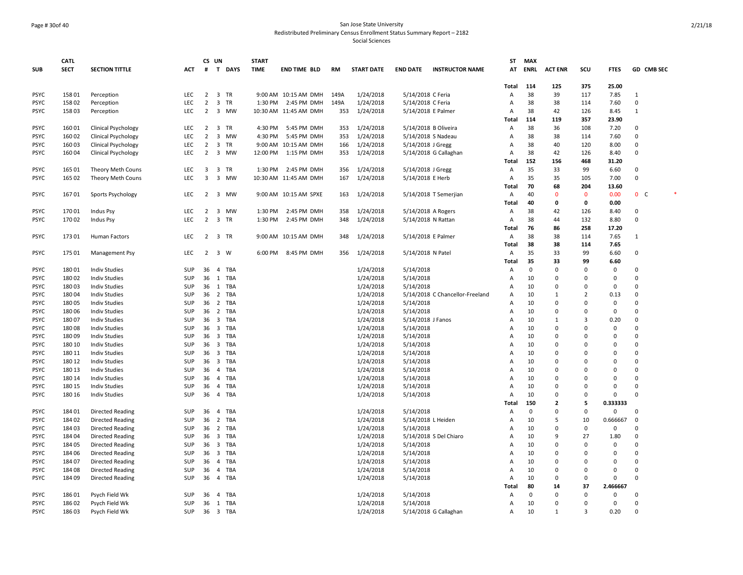San Jose State University
Redistributed Preliminary Census Enrollment Status Summary Report – 2182
Social Sciences

| SUB | CATL SECT | SECTION TITTLE | ACT | CS # | UN T | DAYS | START TIME | END TIME | BLD | RM | START DATE | END DATE | INSTRUCTOR NAME | ST AT | MAX ENRL | ACT ENR | SCU | FTES | GD | CMB SEC |
|---|---|---|---|---|---|---|---|---|---|---|---|---|---|---|---|---|---|---|---|---|
| | | | | | | | | | | | | | | Total | 114 | 125 | 375 | 25.00 | | |
| PSYC | 158 01 | Perception | LEC | 2 | 3 | TR | 9:00 AM | 10:15 AM | DMH | 149A | 1/24/2018 | 5/14/2018 | C Feria | A | 38 | 39 | 117 | 7.85 | 1 | |
| PSYC | 158 02 | Perception | LEC | 2 | 3 | TR | 1:30 PM | 2:45 PM | DMH | 149A | 1/24/2018 | 5/14/2018 | C Feria | A | 38 | 38 | 114 | 7.60 | 0 | |
| PSYC | 158 03 | Perception | LEC | 2 | 3 | MW | 10:30 AM | 11:45 AM | DMH | 353 | 1/24/2018 | 5/14/2018 | E Palmer | A | 38 | 42 | 126 | 8.45 | 1 | |
| | | | | | | | | | | | | | | Total | 114 | 119 | 357 | 23.90 | | |
| PSYC | 160 01 | Clinical Psychology | LEC | 2 | 3 | TR | 4:30 PM | 5:45 PM | DMH | 353 | 1/24/2018 | 5/14/2018 | B Oliveira | A | 38 | 36 | 108 | 7.20 | 0 | |
| PSYC | 160 02 | Clinical Psychology | LEC | 2 | 3 | MW | 4:30 PM | 5:45 PM | DMH | 353 | 1/24/2018 | 5/14/2018 | S Nadeau | A | 38 | 38 | 114 | 7.60 | 0 | |
| PSYC | 160 03 | Clinical Psychology | LEC | 2 | 3 | TR | 9:00 AM | 10:15 AM | DMH | 166 | 1/24/2018 | 5/14/2018 | J Gregg | A | 38 | 40 | 120 | 8.00 | 0 | |
| PSYC | 160 04 | Clinical Psychology | LEC | 2 | 3 | MW | 12:00 PM | 1:15 PM | DMH | 353 | 1/24/2018 | 5/14/2018 | G Callaghan | A | 38 | 42 | 126 | 8.40 | 0 | |
| | | | | | | | | | | | | | | Total | 152 | 156 | 468 | 31.20 | | |
| PSYC | 165 01 | Theory Meth Couns | LEC | 3 | 3 | TR | 1:30 PM | 2:45 PM | DMH | 356 | 1/24/2018 | 5/14/2018 | J Gregg | A | 35 | 33 | 99 | 6.60 | 0 | |
| PSYC | 165 02 | Theory Meth Couns | LEC | 3 | 3 | MW | 10:30 AM | 11:45 AM | DMH | 167 | 1/24/2018 | 5/14/2018 | E Herb | A | 35 | 35 | 105 | 7.00 | 0 | |
| | | | | | | | | | | | | | | Total | 70 | 68 | 204 | 13.60 | | |
| PSYC | 167 01 | Sports Psychology | LEC | 2 | 3 | MW | 9:00 AM | 10:15 AM | SPXE | 163 | 1/24/2018 | 5/14/2018 | T Semerjian | A | 40 | 0 | 0 | 0.00 | 0 | C * |
| | | | | | | | | | | | | | | Total | 40 | 0 | 0 | 0.00 | | |
| PSYC | 170 01 | Indus Psy | LEC | 2 | 3 | MW | 1:30 PM | 2:45 PM | DMH | 358 | 1/24/2018 | 5/14/2018 | A Rogers | A | 38 | 42 | 126 | 8.40 | 0 | |
| PSYC | 170 02 | Indus Psy | LEC | 2 | 3 | TR | 1:30 PM | 2:45 PM | DMH | 348 | 1/24/2018 | 5/14/2018 | N Rattan | A | 38 | 44 | 132 | 8.80 | 0 | |
| | | | | | | | | | | | | | | Total | 76 | 86 | 258 | 17.20 | | |
| PSYC | 173 01 | Human Factors | LEC | 2 | 3 | TR | 9:00 AM | 10:15 AM | DMH | 348 | 1/24/2018 | 5/14/2018 | E Palmer | A | 38 | 38 | 114 | 7.65 | 1 | |
| | | | | | | | | | | | | | | Total | 38 | 38 | 114 | 7.65 | | |
| PSYC | 175 01 | Management Psy | LEC | 2 | 3 | W | 6:00 PM | 8:45 PM | DMH | 356 | 1/24/2018 | 5/14/2018 | N Patel | A | 35 | 33 | 99 | 6.60 | 0 | |
| | | | | | | | | | | | | | | Total | 35 | 33 | 99 | 6.60 | | |
| PSYC | 180 01 | Indiv Studies | SUP | 36 | 4 | TBA | | | | | 1/24/2018 | 5/14/2018 | | A | 0 | 0 | 0 | 0 | 0 | |
| PSYC | 180 02 | Indiv Studies | SUP | 36 | 1 | TBA | | | | | 1/24/2018 | 5/14/2018 | | A | 10 | 0 | 0 | 0 | 0 | |
| PSYC | 180 03 | Indiv Studies | SUP | 36 | 1 | TBA | | | | | 1/24/2018 | 5/14/2018 | | A | 10 | 0 | 0 | 0 | 0 | |
| PSYC | 180 04 | Indiv Studies | SUP | 36 | 2 | TBA | | | | | 1/24/2018 | 5/14/2018 | C Chancellor-Freeland | A | 10 | 1 | 2 | 0.13 | 0 | |
| PSYC | 180 05 | Indiv Studies | SUP | 36 | 2 | TBA | | | | | 1/24/2018 | 5/14/2018 | | A | 10 | 0 | 0 | 0 | 0 | |
| PSYC | 180 06 | Indiv Studies | SUP | 36 | 2 | TBA | | | | | 1/24/2018 | 5/14/2018 | | A | 10 | 0 | 0 | 0 | 0 | |
| PSYC | 180 07 | Indiv Studies | SUP | 36 | 3 | TBA | | | | | 1/24/2018 | 5/14/2018 | J Fanos | A | 10 | 1 | 3 | 0.20 | 0 | |
| PSYC | 180 08 | Indiv Studies | SUP | 36 | 3 | TBA | | | | | 1/24/2018 | 5/14/2018 | | A | 10 | 0 | 0 | 0 | 0 | |
| PSYC | 180 09 | Indiv Studies | SUP | 36 | 3 | TBA | | | | | 1/24/2018 | 5/14/2018 | | A | 10 | 0 | 0 | 0 | 0 | |
| PSYC | 180 10 | Indiv Studies | SUP | 36 | 3 | TBA | | | | | 1/24/2018 | 5/14/2018 | | A | 10 | 0 | 0 | 0 | 0 | |
| PSYC | 180 11 | Indiv Studies | SUP | 36 | 3 | TBA | | | | | 1/24/2018 | 5/14/2018 | | A | 10 | 0 | 0 | 0 | 0 | |
| PSYC | 180 12 | Indiv Studies | SUP | 36 | 3 | TBA | | | | | 1/24/2018 | 5/14/2018 | | A | 10 | 0 | 0 | 0 | 0 | |
| PSYC | 180 13 | Indiv Studies | SUP | 36 | 4 | TBA | | | | | 1/24/2018 | 5/14/2018 | | A | 10 | 0 | 0 | 0 | 0 | |
| PSYC | 180 14 | Indiv Studies | SUP | 36 | 4 | TBA | | | | | 1/24/2018 | 5/14/2018 | | A | 10 | 0 | 0 | 0 | 0 | |
| PSYC | 180 15 | Indiv Studies | SUP | 36 | 4 | TBA | | | | | 1/24/2018 | 5/14/2018 | | A | 10 | 0 | 0 | 0 | 0 | |
| PSYC | 180 16 | Indiv Studies | SUP | 36 | 4 | TBA | | | | | 1/24/2018 | 5/14/2018 | | A | 10 | 0 | 0 | 0 | 0 | |
| | | | | | | | | | | | | | | Total | 150 | 2 | 5 | 0.333333 | | |
| PSYC | 184 01 | Directed Reading | SUP | 36 | 4 | TBA | | | | | 1/24/2018 | 5/14/2018 | | A | 0 | 0 | 0 | 0 | 0 | |
| PSYC | 184 02 | Directed Reading | SUP | 36 | 2 | TBA | | | | | 1/24/2018 | 5/14/2018 | L Heiden | A | 10 | 5 | 10 | 0.666667 | 0 | |
| PSYC | 184 03 | Directed Reading | SUP | 36 | 2 | TBA | | | | | 1/24/2018 | 5/14/2018 | | A | 10 | 0 | 0 | 0 | 0 | |
| PSYC | 184 04 | Directed Reading | SUP | 36 | 3 | TBA | | | | | 1/24/2018 | 5/14/2018 | S Del Chiaro | A | 10 | 9 | 27 | 1.80 | 0 | |
| PSYC | 184 05 | Directed Reading | SUP | 36 | 3 | TBA | | | | | 1/24/2018 | 5/14/2018 | | A | 10 | 0 | 0 | 0 | 0 | |
| PSYC | 184 06 | Directed Reading | SUP | 36 | 3 | TBA | | | | | 1/24/2018 | 5/14/2018 | | A | 10 | 0 | 0 | 0 | 0 | |
| PSYC | 184 07 | Directed Reading | SUP | 36 | 4 | TBA | | | | | 1/24/2018 | 5/14/2018 | | A | 10 | 0 | 0 | 0 | 0 | |
| PSYC | 184 08 | Directed Reading | SUP | 36 | 4 | TBA | | | | | 1/24/2018 | 5/14/2018 | | A | 10 | 0 | 0 | 0 | 0 | |
| PSYC | 184 09 | Directed Reading | SUP | 36 | 4 | TBA | | | | | 1/24/2018 | 5/14/2018 | | A | 10 | 0 | 0 | 0 | 0 | |
| | | | | | | | | | | | | | | Total | 80 | 14 | 37 | 2.466667 | | |
| PSYC | 186 01 | Psych Field Wk | SUP | 36 | 4 | TBA | | | | | 1/24/2018 | 5/14/2018 | | A | 0 | 0 | 0 | 0 | 0 | |
| PSYC | 186 02 | Psych Field Wk | SUP | 36 | 1 | TBA | | | | | 1/24/2018 | 5/14/2018 | | A | 10 | 0 | 0 | 0 | 0 | |
| PSYC | 186 03 | Psych Field Wk | SUP | 36 | 3 | TBA | | | | | 1/24/2018 | 5/14/2018 | G Callaghan | A | 10 | 1 | 3 | 0.20 | 0 | |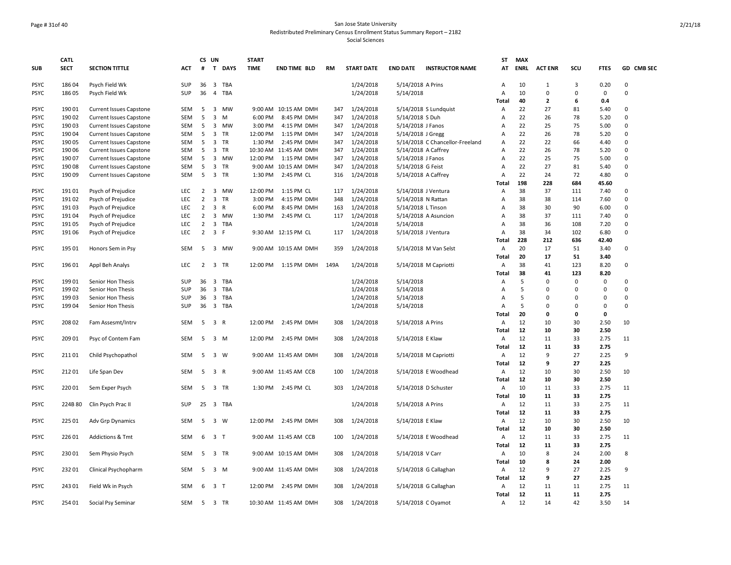San Jose State University
Redistributed Preliminary Census Enrollment Status Summary Report – 2182
Social Sciences

| SUB | CATL SECT | SECTION TITTLE | ACT | CS # | UN T | DAYS | START TIME | END TIME | BLD | RM | START DATE | END DATE | INSTRUCTOR NAME | ST AT | MAX ENRL | ACT ENR | SCU | FTES | GD | CMB SEC |
|---|---|---|---|---|---|---|---|---|---|---|---|---|---|---|---|---|---|---|---|---|
| PSYC | 186 04 | Psych Field Wk | SUP | 36 | 3 | TBA | | | | | 1/24/2018 | 5/14/2018 | A Prins | A | 10 | 1 | 3 | 0.20 | 0 | |
| PSYC | 186 05 | Psych Field Wk | SUP | 36 | 4 | TBA | | | | | 1/24/2018 | 5/14/2018 | | A | 10 | 0 | 0 | 0 | 0 | |
| | | | | | | | | | | | | | | Total | 40 | 2 | 6 | 0.4 | | |
| PSYC | 190 01 | Current Issues Capstone | SEM | 5 | 3 | MW | 9:00 AM | 10:15 AM | DMH | 347 | 1/24/2018 | 5/14/2018 | S Lundquist | A | 22 | 27 | 81 | 5.40 | 0 | |
| PSYC | 190 02 | Current Issues Capstone | SEM | 5 | 3 | M | 6:00 PM | 8:45 PM | DMH | 347 | 1/24/2018 | 5/14/2018 | S Duh | A | 22 | 26 | 78 | 5.20 | 0 | |
| PSYC | 190 03 | Current Issues Capstone | SEM | 5 | 3 | MW | 3:00 PM | 4:15 PM | DMH | 347 | 1/24/2018 | 5/14/2018 | J Fanos | A | 22 | 25 | 75 | 5.00 | 0 | |
| PSYC | 190 04 | Current Issues Capstone | SEM | 5 | 3 | TR | 12:00 PM | 1:15 PM | DMH | 347 | 1/24/2018 | 5/14/2018 | J Gregg | A | 22 | 26 | 78 | 5.20 | 0 | |
| PSYC | 190 05 | Current Issues Capstone | SEM | 5 | 3 | TR | 1:30 PM | 2:45 PM | DMH | 347 | 1/24/2018 | 5/14/2018 | C Chancellor-Freeland | A | 22 | 22 | 66 | 4.40 | 0 | |
| PSYC | 190 06 | Current Issues Capstone | SEM | 5 | 3 | TR | 10:30 AM | 11:45 AM | DMH | 347 | 1/24/2018 | 5/14/2018 | A Caffrey | A | 22 | 26 | 78 | 5.20 | 0 | |
| PSYC | 190 07 | Current Issues Capstone | SEM | 5 | 3 | MW | 12:00 PM | 1:15 PM | DMH | 347 | 1/24/2018 | 5/14/2018 | J Fanos | A | 22 | 25 | 75 | 5.00 | 0 | |
| PSYC | 190 08 | Current Issues Capstone | SEM | 5 | 3 | TR | 9:00 AM | 10:15 AM | DMH | 347 | 1/24/2018 | 5/14/2018 | G Feist | A | 22 | 27 | 81 | 5.40 | 0 | |
| PSYC | 190 09 | Current Issues Capstone | SEM | 5 | 3 | TR | 1:30 PM | 2:45 PM | CL | 316 | 1/24/2018 | 5/14/2018 | A Caffrey | A | 22 | 24 | 72 | 4.80 | 0 | |
| | | | | | | | | | | | | | | Total | 198 | 228 | 684 | 45.60 | | |
| PSYC | 191 01 | Psych of Prejudice | LEC | 2 | 3 | MW | 12:00 PM | 1:15 PM | CL | 117 | 1/24/2018 | 5/14/2018 | J Ventura | A | 38 | 37 | 111 | 7.40 | 0 | |
| PSYC | 191 02 | Psych of Prejudice | LEC | 2 | 3 | TR | 3:00 PM | 4:15 PM | DMH | 348 | 1/24/2018 | 5/14/2018 | N Rattan | A | 38 | 38 | 114 | 7.60 | 0 | |
| PSYC | 191 03 | Psych of Prejudice | LEC | 2 | 3 | R | 6:00 PM | 8:45 PM | DMH | 163 | 1/24/2018 | 5/14/2018 | L Tinson | A | 38 | 30 | 90 | 6.00 | 0 | |
| PSYC | 191 04 | Psych of Prejudice | LEC | 2 | 3 | MW | 1:30 PM | 2:45 PM | CL | 117 | 1/24/2018 | 5/14/2018 | A Asuncion | A | 38 | 37 | 111 | 7.40 | 0 | |
| PSYC | 191 05 | Psych of Prejudice | LEC | 2 | 3 | TBA | | | | | 1/24/2018 | 5/14/2018 | | A | 38 | 36 | 108 | 7.20 | 0 | |
| PSYC | 191 06 | Psych of Prejudice | LEC | 2 | 3 | F | 9:30 AM | 12:15 PM | CL | 117 | 1/24/2018 | 5/14/2018 | J Ventura | A | 38 | 34 | 102 | 6.80 | 0 | |
| | | | | | | | | | | | | | | Total | 228 | 212 | 636 | 42.40 | | |
| PSYC | 195 01 | Honors Sem in Psy | SEM | 5 | 3 | MW | 9:00 AM | 10:15 AM | DMH | 359 | 1/24/2018 | 5/14/2018 | M Van Selst | A | 20 | 17 | 51 | 3.40 | 0 | |
| | | | | | | | | | | | | | | Total | 20 | 17 | 51 | 3.40 | | |
| PSYC | 196 01 | Appl Beh Analys | LEC | 2 | 3 | TR | 12:00 PM | 1:15 PM | DMH | 149A | 1/24/2018 | 5/14/2018 | M Capriotti | A | 38 | 41 | 123 | 8.20 | 0 | |
| | | | | | | | | | | | | | | Total | 38 | 41 | 123 | 8.20 | | |
| PSYC | 199 01 | Senior Hon Thesis | SUP | 36 | 3 | TBA | | | | | 1/24/2018 | 5/14/2018 | | A | 5 | 0 | 0 | 0 | 0 | |
| PSYC | 199 02 | Senior Hon Thesis | SUP | 36 | 3 | TBA | | | | | 1/24/2018 | 5/14/2018 | | A | 5 | 0 | 0 | 0 | 0 | |
| PSYC | 199 03 | Senior Hon Thesis | SUP | 36 | 3 | TBA | | | | | 1/24/2018 | 5/14/2018 | | A | 5 | 0 | 0 | 0 | 0 | |
| PSYC | 199 04 | Senior Hon Thesis | SUP | 36 | 3 | TBA | | | | | 1/24/2018 | 5/14/2018 | | A | 5 | 0 | 0 | 0 | 0 | |
| | | | | | | | | | | | | | | Total | 20 | 0 | 0 | 0 | | |
| PSYC | 208 02 | Fam Assesmt/Intrv | SEM | 5 | 3 | R | 12:00 PM | 2:45 PM | DMH | 308 | 1/24/2018 | 5/14/2018 | A Prins | A | 12 | 10 | 30 | 2.50 | 10 | |
| | | | | | | | | | | | | | | Total | 12 | 10 | 30 | 2.50 | | |
| PSYC | 209 01 | Psyc of Contem Fam | SEM | 5 | 3 | M | 12:00 PM | 2:45 PM | DMH | 308 | 1/24/2018 | 5/14/2018 | E Klaw | A | 12 | 11 | 33 | 2.75 | 11 | |
| | | | | | | | | | | | | | | Total | 12 | 11 | 33 | 2.75 | | |
| PSYC | 211 01 | Child Psychopathol | SEM | 5 | 3 | W | 9:00 AM | 11:45 AM | DMH | 308 | 1/24/2018 | 5/14/2018 | M Capriotti | A | 12 | 9 | 27 | 2.25 | 9 | |
| | | | | | | | | | | | | | | Total | 12 | 9 | 27 | 2.25 | | |
| PSYC | 212 01 | Life Span Dev | SEM | 5 | 3 | R | 9:00 AM | 11:45 AM | CCB | 100 | 1/24/2018 | 5/14/2018 | E Woodhead | A | 12 | 10 | 30 | 2.50 | 10 | |
| | | | | | | | | | | | | | | Total | 12 | 10 | 30 | 2.50 | | |
| PSYC | 220 01 | Sem Exper Psych | SEM | 5 | 3 | TR | 1:30 PM | 2:45 PM | CL | 303 | 1/24/2018 | 5/14/2018 | D Schuster | A | 10 | 11 | 33 | 2.75 | 11 | |
| | | | | | | | | | | | | | | Total | 10 | 11 | 33 | 2.75 | | |
| PSYC | 224B 80 | Clin Psych Prac II | SUP | 25 | 3 | TBA | | | | | 1/24/2018 | 5/14/2018 | A Prins | A | 12 | 11 | 33 | 2.75 | 11 | |
| | | | | | | | | | | | | | | Total | 12 | 11 | 33 | 2.75 | | |
| PSYC | 225 01 | Adv Grp Dynamics | SEM | 5 | 3 | W | 12:00 PM | 2:45 PM | DMH | 308 | 1/24/2018 | 5/14/2018 | E Klaw | A | 12 | 10 | 30 | 2.50 | 10 | |
| | | | | | | | | | | | | | | Total | 12 | 10 | 30 | 2.50 | | |
| PSYC | 226 01 | Addictions & Tmt | SEM | 6 | 3 | T | 9:00 AM | 11:45 AM | CCB | 100 | 1/24/2018 | 5/14/2018 | E Woodhead | A | 12 | 11 | 33 | 2.75 | 11 | |
| | | | | | | | | | | | | | | Total | 12 | 11 | 33 | 2.75 | | |
| PSYC | 230 01 | Sem Physio Psych | SEM | 5 | 3 | TR | 9:00 AM | 10:15 AM | DMH | 308 | 1/24/2018 | 5/14/2018 | V Carr | A | 10 | 8 | 24 | 2.00 | 8 | |
| | | | | | | | | | | | | | | Total | 10 | 8 | 24 | 2.00 | | |
| PSYC | 232 01 | Clinical Psychopharm | SEM | 5 | 3 | M | 9:00 AM | 11:45 AM | DMH | 308 | 1/24/2018 | 5/14/2018 | G Callaghan | A | 12 | 9 | 27 | 2.25 | 9 | |
| | | | | | | | | | | | | | | Total | 12 | 9 | 27 | 2.25 | | |
| PSYC | 243 01 | Field Wk in Psych | SEM | 6 | 3 | T | 12:00 PM | 2:45 PM | DMH | 308 | 1/24/2018 | 5/14/2018 | G Callaghan | A | 12 | 11 | 11 | 2.75 | 11 | |
| | | | | | | | | | | | | | | Total | 12 | 11 | 11 | 2.75 | | |
| PSYC | 254 01 | Social Psy Seminar | SEM | 5 | 3 | TR | 10:30 AM | 11:45 AM | DMH | 308 | 1/24/2018 | 5/14/2018 | C Oyamot | A | 12 | 14 | 42 | 3.50 | 14 | |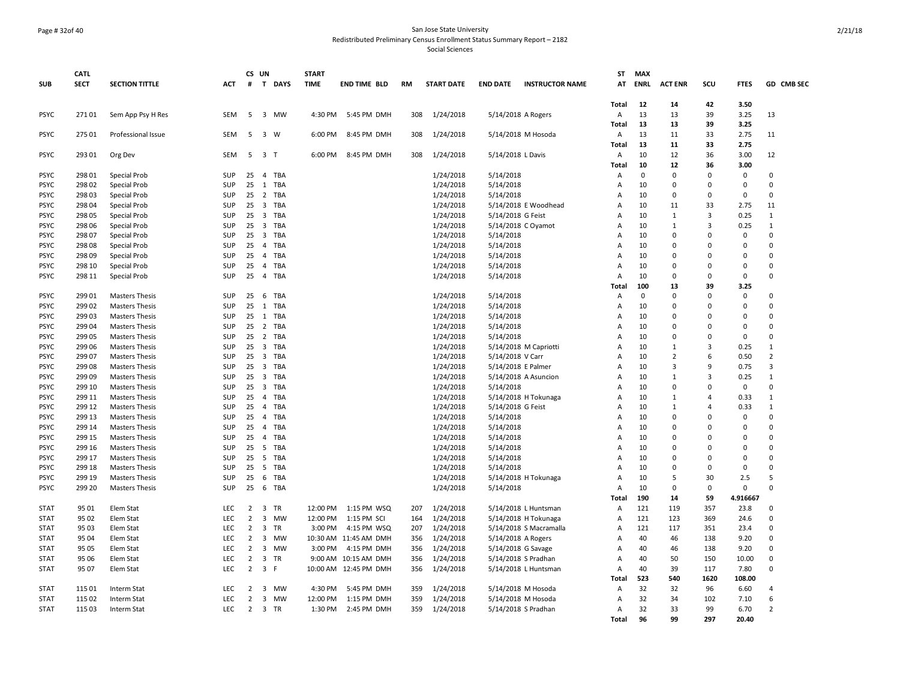San Jose State University
Redistributed Preliminary Census Enrollment Status Summary Report – 2182
Social Sciences

| SUB | CATL SECT | SECTION TITTLE | ACT | CS # | UN T | DAYS | START TIME | END TIME | BLD | RM | START DATE | END DATE | INSTRUCTOR NAME | ST AT | MAX ENRL | ACT ENR | SCU | FTES | GD | CMB SEC |
|---|---|---|---|---|---|---|---|---|---|---|---|---|---|---|---|---|---|---|---|---|
| | | | | | | | | | | | | | | Total | 12 | 14 | 42 | 3.50 | | |
| PSYC | 271 01 | Sem App Psy H Res | SEM | 5 | 3 | MW | 4:30 PM | 5:45 PM | DMH | 308 | 1/24/2018 | 5/14/2018 | A Rogers | A | 13 | 13 | 39 | 3.25 | 13 | |
| | | | | | | | | | | | | | | Total | 13 | 13 | 39 | 3.25 | | |
| PSYC | 275 01 | Professional Issue | SEM | 5 | 3 | W | 6:00 PM | 8:45 PM | DMH | 308 | 1/24/2018 | 5/14/2018 | M Hosoda | A | 13 | 11 | 33 | 2.75 | 11 | |
| | | | | | | | | | | | | | | Total | 13 | 11 | 33 | 2.75 | | |
| PSYC | 293 01 | Org Dev | SEM | 5 | 3 | T | 6:00 PM | 8:45 PM | DMH | 308 | 1/24/2018 | 5/14/2018 | L Davis | A | 10 | 12 | 36 | 3.00 | 12 | |
| | | | | | | | | | | | | | | Total | 10 | 12 | 36 | 3.00 | | |
| PSYC | 298 01 | Special Prob | SUP | 25 | 4 | TBA | | | | | 1/24/2018 | 5/14/2018 | | A | 0 | 0 | 0 | 0 | 0 | |
| PSYC | 298 02 | Special Prob | SUP | 25 | 1 | TBA | | | | | 1/24/2018 | 5/14/2018 | | A | 10 | 0 | 0 | 0 | 0 | |
| PSYC | 298 03 | Special Prob | SUP | 25 | 2 | TBA | | | | | 1/24/2018 | 5/14/2018 | | A | 10 | 0 | 0 | 0 | 0 | |
| PSYC | 298 04 | Special Prob | SUP | 25 | 3 | TBA | | | | | 1/24/2018 | 5/14/2018 | E Woodhead | A | 10 | 11 | 33 | 2.75 | 11 | |
| PSYC | 298 05 | Special Prob | SUP | 25 | 3 | TBA | | | | | 1/24/2018 | 5/14/2018 | G Feist | A | 10 | 1 | 3 | 0.25 | 1 | |
| PSYC | 298 06 | Special Prob | SUP | 25 | 3 | TBA | | | | | 1/24/2018 | 5/14/2018 | C Oyamot | A | 10 | 1 | 3 | 0.25 | 1 | |
| PSYC | 298 07 | Special Prob | SUP | 25 | 3 | TBA | | | | | 1/24/2018 | 5/14/2018 | | A | 10 | 0 | 0 | 0 | 0 | |
| PSYC | 298 08 | Special Prob | SUP | 25 | 4 | TBA | | | | | 1/24/2018 | 5/14/2018 | | A | 10 | 0 | 0 | 0 | 0 | |
| PSYC | 298 09 | Special Prob | SUP | 25 | 4 | TBA | | | | | 1/24/2018 | 5/14/2018 | | A | 10 | 0 | 0 | 0 | 0 | |
| PSYC | 298 10 | Special Prob | SUP | 25 | 4 | TBA | | | | | 1/24/2018 | 5/14/2018 | | A | 10 | 0 | 0 | 0 | 0 | |
| PSYC | 298 11 | Special Prob | SUP | 25 | 4 | TBA | | | | | 1/24/2018 | 5/14/2018 | | A | 10 | 0 | 0 | 0 | 0 | |
| | | | | | | | | | | | | | | Total | 100 | 13 | 39 | 3.25 | | |
| PSYC | 299 01 | Masters Thesis | SUP | 25 | 6 | TBA | | | | | 1/24/2018 | 5/14/2018 | | A | 0 | 0 | 0 | 0 | 0 | |
| PSYC | 299 02 | Masters Thesis | SUP | 25 | 1 | TBA | | | | | 1/24/2018 | 5/14/2018 | | A | 10 | 0 | 0 | 0 | 0 | |
| PSYC | 299 03 | Masters Thesis | SUP | 25 | 1 | TBA | | | | | 1/24/2018 | 5/14/2018 | | A | 10 | 0 | 0 | 0 | 0 | |
| PSYC | 299 04 | Masters Thesis | SUP | 25 | 2 | TBA | | | | | 1/24/2018 | 5/14/2018 | | A | 10 | 0 | 0 | 0 | 0 | |
| PSYC | 299 05 | Masters Thesis | SUP | 25 | 2 | TBA | | | | | 1/24/2018 | 5/14/2018 | | A | 10 | 0 | 0 | 0 | 0 | |
| PSYC | 299 06 | Masters Thesis | SUP | 25 | 3 | TBA | | | | | 1/24/2018 | 5/14/2018 | M Capriotti | A | 10 | 1 | 3 | 0.25 | 1 | |
| PSYC | 299 07 | Masters Thesis | SUP | 25 | 3 | TBA | | | | | 1/24/2018 | 5/14/2018 | V Carr | A | 10 | 2 | 6 | 0.50 | 2 | |
| PSYC | 299 08 | Masters Thesis | SUP | 25 | 3 | TBA | | | | | 1/24/2018 | 5/14/2018 | E Palmer | A | 10 | 3 | 9 | 0.75 | 3 | |
| PSYC | 299 09 | Masters Thesis | SUP | 25 | 3 | TBA | | | | | 1/24/2018 | 5/14/2018 | A Asuncion | A | 10 | 1 | 3 | 0.25 | 1 | |
| PSYC | 299 10 | Masters Thesis | SUP | 25 | 3 | TBA | | | | | 1/24/2018 | 5/14/2018 | | A | 10 | 0 | 0 | 0 | 0 | |
| PSYC | 299 11 | Masters Thesis | SUP | 25 | 4 | TBA | | | | | 1/24/2018 | 5/14/2018 | H Tokunaga | A | 10 | 1 | 4 | 0.33 | 1 | |
| PSYC | 299 12 | Masters Thesis | SUP | 25 | 4 | TBA | | | | | 1/24/2018 | 5/14/2018 | G Feist | A | 10 | 1 | 4 | 0.33 | 1 | |
| PSYC | 299 13 | Masters Thesis | SUP | 25 | 4 | TBA | | | | | 1/24/2018 | 5/14/2018 | | A | 10 | 0 | 0 | 0 | 0 | |
| PSYC | 299 14 | Masters Thesis | SUP | 25 | 4 | TBA | | | | | 1/24/2018 | 5/14/2018 | | A | 10 | 0 | 0 | 0 | 0 | |
| PSYC | 299 15 | Masters Thesis | SUP | 25 | 4 | TBA | | | | | 1/24/2018 | 5/14/2018 | | A | 10 | 0 | 0 | 0 | 0 | |
| PSYC | 299 16 | Masters Thesis | SUP | 25 | 5 | TBA | | | | | 1/24/2018 | 5/14/2018 | | A | 10 | 0 | 0 | 0 | 0 | |
| PSYC | 299 17 | Masters Thesis | SUP | 25 | 5 | TBA | | | | | 1/24/2018 | 5/14/2018 | | A | 10 | 0 | 0 | 0 | 0 | |
| PSYC | 299 18 | Masters Thesis | SUP | 25 | 5 | TBA | | | | | 1/24/2018 | 5/14/2018 | | A | 10 | 0 | 0 | 0 | 0 | |
| PSYC | 299 19 | Masters Thesis | SUP | 25 | 6 | TBA | | | | | 1/24/2018 | 5/14/2018 | H Tokunaga | A | 10 | 5 | 30 | 2.5 | 5 | |
| PSYC | 299 20 | Masters Thesis | SUP | 25 | 6 | TBA | | | | | 1/24/2018 | 5/14/2018 | | A | 10 | 0 | 0 | 0 | 0 | |
| | | | | | | | | | | | | | | Total | 190 | 14 | 59 | 4.916667 | | |
| STAT | 95 01 | Elem Stat | LEC | 2 | 3 | TR | 12:00 PM | 1:15 PM | WSQ | 207 | 1/24/2018 | 5/14/2018 | L Huntsman | A | 121 | 119 | 357 | 23.8 | 0 | |
| STAT | 95 02 | Elem Stat | LEC | 2 | 3 | MW | 12:00 PM | 1:15 PM | SCI | 164 | 1/24/2018 | 5/14/2018 | H Tokunaga | A | 121 | 123 | 369 | 24.6 | 0 | |
| STAT | 95 03 | Elem Stat | LEC | 2 | 3 | TR | 3:00 PM | 4:15 PM | WSQ | 207 | 1/24/2018 | 5/14/2018 | S Macramalla | A | 121 | 117 | 351 | 23.4 | 0 | |
| STAT | 95 04 | Elem Stat | LEC | 2 | 3 | MW | 10:30 AM | 11:45 AM | DMH | 356 | 1/24/2018 | 5/14/2018 | A Rogers | A | 40 | 46 | 138 | 9.20 | 0 | |
| STAT | 95 05 | Elem Stat | LEC | 2 | 3 | MW | 3:00 PM | 4:15 PM | DMH | 356 | 1/24/2018 | 5/14/2018 | G Savage | A | 40 | 46 | 138 | 9.20 | 0 | |
| STAT | 95 06 | Elem Stat | LEC | 2 | 3 | TR | 9:00 AM | 10:15 AM | DMH | 356 | 1/24/2018 | 5/14/2018 | S Pradhan | A | 40 | 50 | 150 | 10.00 | 0 | |
| STAT | 95 07 | Elem Stat | LEC | 2 | 3 | F | 10:00 AM | 12:45 PM | DMH | 356 | 1/24/2018 | 5/14/2018 | L Huntsman | A | 40 | 39 | 117 | 7.80 | 0 | |
| | | | | | | | | | | | | | | Total | 523 | 540 | 1620 | 108.00 | | |
| STAT | 115 01 | Interm Stat | LEC | 2 | 3 | MW | 4:30 PM | 5:45 PM | DMH | 359 | 1/24/2018 | 5/14/2018 | M Hosoda | A | 32 | 32 | 96 | 6.60 | 4 | |
| STAT | 115 02 | Interm Stat | LEC | 2 | 3 | MW | 12:00 PM | 1:15 PM | DMH | 359 | 1/24/2018 | 5/14/2018 | M Hosoda | A | 32 | 34 | 102 | 7.10 | 6 | |
| STAT | 115 03 | Interm Stat | LEC | 2 | 3 | TR | 1:30 PM | 2:45 PM | DMH | 359 | 1/24/2018 | 5/14/2018 | S Pradhan | A | 32 | 33 | 99 | 6.70 | 2 | |
| | | | | | | | | | | | | | | Total | 96 | 99 | 297 | 20.40 | | |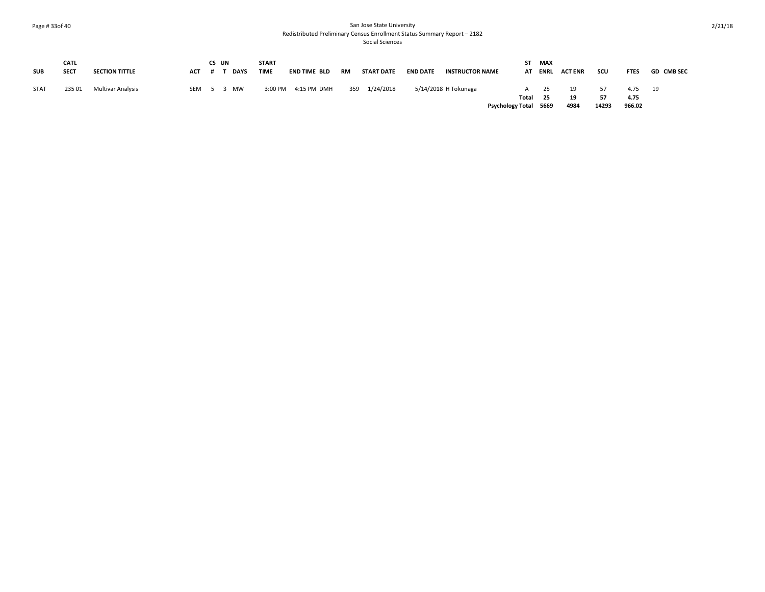| SUB | CATL SECT | SECTION TITTLE | ACT | CS # | UN T | DAYS | START TIME | END TIME | BLD | RM | START DATE | END DATE | INSTRUCTOR NAME | ST AT | MAX ENRL | ACT ENR | SCU | FTES | GD | CMB SEC |
|---|---|---|---|---|---|---|---|---|---|---|---|---|---|---|---|---|---|---|---|---|
| STAT | 235 01 | Multivar Analysis | SEM | 5 | 3 | MW | 3:00 PM | 4:15 PM | DMH | 359 | 1/24/2018 | 5/14/2018 | H Tokunaga | A | 25 | 19 | 57 | 4.75 | 19 | |
| | | | | | | | | | | | | | | **Total** | **25** | **19** | **57** | **4.75** | | |
| | | | | | | | | | | | | | | **Psychology Total** | **5669** | **4984** | **14293** | **966.02** | | |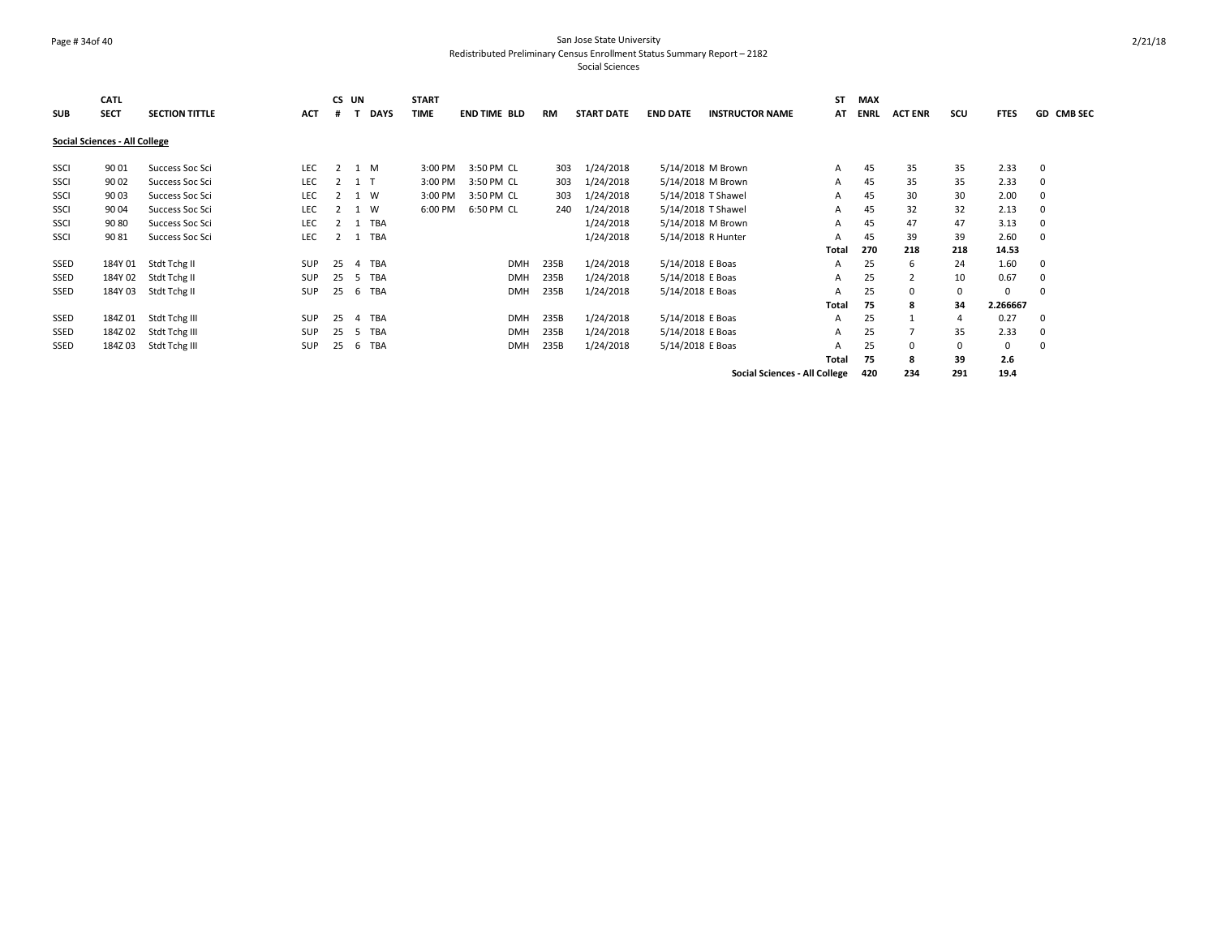San Jose State University
Redistributed Preliminary Census Enrollment Status Summary Report – 2182
Social Sciences

| SUB | CATL SECT | SECTION TITTLE | ACT | CS # | UN T | DAYS | START TIME | END TIME | BLD | RM | START DATE | END DATE | INSTRUCTOR NAME | ST AT | MAX ENRL | ACT ENR | SCU | FTES | GD | CMB SEC |
|---|---|---|---|---|---|---|---|---|---|---|---|---|---|---|---|---|---|---|---|---|
| **Social Sciences - All College** | | | | | | | | | | | | | | | | | | | | |
| SSCI | 90 01 | Success Soc Sci | LEC | 2 | 1 | M | 3:00 PM | 3:50 PM | CL | 303 | 1/24/2018 | 5/14/2018 | M Brown | A | 45 | 35 | 35 | 2.33 | 0 | |
| SSCI | 90 02 | Success Soc Sci | LEC | 2 | 1 | T | 3:00 PM | 3:50 PM | CL | 303 | 1/24/2018 | 5/14/2018 | M Brown | A | 45 | 35 | 35 | 2.33 | 0 | |
| SSCI | 90 03 | Success Soc Sci | LEC | 2 | 1 | W | 3:00 PM | 3:50 PM | CL | 303 | 1/24/2018 | 5/14/2018 | T Shawel | A | 45 | 30 | 30 | 2.00 | 0 | |
| SSCI | 90 04 | Success Soc Sci | LEC | 2 | 1 | W | 6:00 PM | 6:50 PM | CL | 240 | 1/24/2018 | 5/14/2018 | T Shawel | A | 45 | 32 | 32 | 2.13 | 0 | |
| SSCI | 90 80 | Success Soc Sci | LEC | 2 | 1 | TBA | | | | | 1/24/2018 | 5/14/2018 | M Brown | A | 45 | 47 | 47 | 3.13 | 0 | |
| SSCI | 90 81 | Success Soc Sci | LEC | 2 | 1 | TBA | | | | | 1/24/2018 | 5/14/2018 | R Hunter | A | 45 | 39 | 39 | 2.60 | 0 | |
| | | | | | | | | | | | | | | **Total** | **270** | **218** | **218** | **14.53** | | |
| SSED | 184Y 01 | Stdt Tchg II | SUP | 25 | 4 | TBA | | | DMH | 235B | 1/24/2018 | 5/14/2018 | E Boas | A | 25 | 6 | 24 | 1.60 | 0 | |
| SSED | 184Y 02 | Stdt Tchg II | SUP | 25 | 5 | TBA | | | DMH | 235B | 1/24/2018 | 5/14/2018 | E Boas | A | 25 | 2 | 10 | 0.67 | 0 | |
| SSED | 184Y 03 | Stdt Tchg II | SUP | 25 | 6 | TBA | | | DMH | 235B | 1/24/2018 | 5/14/2018 | E Boas | A | 25 | 0 | 0 | 0 | 0 | |
| | | | | | | | | | | | | | | **Total** | **75** | **8** | **34** | **2.266667** | | |
| SSED | 184Z 01 | Stdt Tchg III | SUP | 25 | 4 | TBA | | | DMH | 235B | 1/24/2018 | 5/14/2018 | E Boas | A | 25 | 1 | 4 | 0.27 | 0 | |
| SSED | 184Z 02 | Stdt Tchg III | SUP | 25 | 5 | TBA | | | DMH | 235B | 1/24/2018 | 5/14/2018 | E Boas | A | 25 | 7 | 35 | 2.33 | 0 | |
| SSED | 184Z 03 | Stdt Tchg III | SUP | 25 | 6 | TBA | | | DMH | 235B | 1/24/2018 | 5/14/2018 | E Boas | A | 25 | 0 | 0 | 0 | 0 | |
| | | | | | | | | | | | | | | **Total** | **75** | **8** | **39** | **2.6** | | |
| | | | | | | | | | | | | | **Social Sciences - All College** | | **420** | **234** | **291** | **19.4** | | |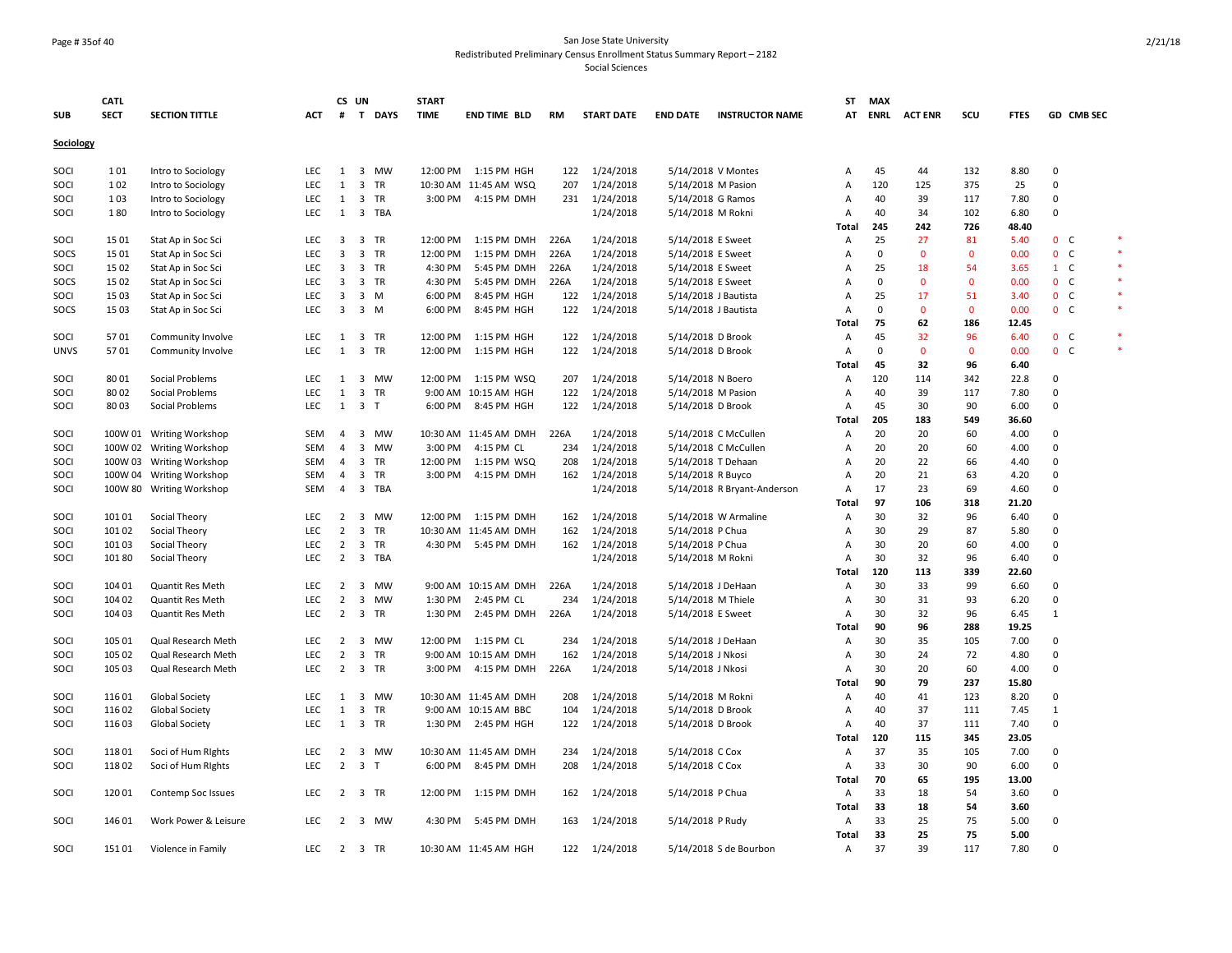San Jose State University
Redistributed Preliminary Census Enrollment Status Summary Report – 2182
Social Sciences

| SUB | CATL SECT | SECTION TITTLE | ACT | CS # | UN T | DAYS | START TIME | END TIME | BLD | RM | START DATE | END DATE | INSTRUCTOR NAME | ST AT | MAX ENRL | ACT ENR | SCU | FTES | GD | CMB SEC | |
|---|---|---|---|---|---|---|---|---|---|---|---|---|---|---|---|---|---|---|---|---|---|
| **Sociology** | | | | | | | | | | | | | | | | | | | | | |
| SOCI | 1 01 | Intro to Sociology | LEC | 1 | 3 | MW | 12:00 PM | 1:15 PM | HGH | 122 | 1/24/2018 | 5/14/2018 | V Montes | A | 45 | 44 | 132 | 8.80 | 0 | | |
| SOCI | 1 02 | Intro to Sociology | LEC | 1 | 3 | TR | 10:30 AM | 11:45 AM | WSQ | 207 | 1/24/2018 | 5/14/2018 | M Pasion | A | 120 | 125 | 375 | 25 | 0 | | |
| SOCI | 1 03 | Intro to Sociology | LEC | 1 | 3 | TR | 3:00 PM | 4:15 PM | DMH | 231 | 1/24/2018 | 5/14/2018 | G Ramos | A | 40 | 39 | 117 | 7.80 | 0 | | |
| SOCI | 1 80 | Intro to Sociology | LEC | 1 | 3 | TBA | | | | | 1/24/2018 | 5/14/2018 | M Rokni | A | 40 | 34 | 102 | 6.80 | 0 | | |
| | | | | | | | | | | | | | | **Total** | **245** | **242** | **726** | **48.40** | | | |
| SOCI | 15 01 | Stat Ap in Soc Sci | LEC | 3 | 3 | TR | 12:00 PM | 1:15 PM | DMH | 226A | 1/24/2018 | 5/14/2018 | E Sweet | A | 25 | 27 | 81 | 5.40 | 0 | C | * |
| SOCS | 15 01 | Stat Ap in Soc Sci | LEC | 3 | 3 | TR | 12:00 PM | 1:15 PM | DMH | 226A | 1/24/2018 | 5/14/2018 | E Sweet | A | 0 | 0 | 0 | 0.00 | 0 | C | * |
| SOCI | 15 02 | Stat Ap in Soc Sci | LEC | 3 | 3 | TR | 4:30 PM | 5:45 PM | DMH | 226A | 1/24/2018 | 5/14/2018 | E Sweet | A | 25 | 18 | 54 | 3.65 | 1 | C | * |
| SOCS | 15 02 | Stat Ap in Soc Sci | LEC | 3 | 3 | TR | 4:30 PM | 5:45 PM | DMH | 226A | 1/24/2018 | 5/14/2018 | E Sweet | A | 0 | 0 | 0 | 0.00 | 0 | C | * |
| SOCI | 15 03 | Stat Ap in Soc Sci | LEC | 3 | 3 | M | 6:00 PM | 8:45 PM | HGH | 122 | 1/24/2018 | 5/14/2018 | J Bautista | A | 25 | 17 | 51 | 3.40 | 0 | C | * |
| SOCS | 15 03 | Stat Ap in Soc Sci | LEC | 3 | 3 | M | 6:00 PM | 8:45 PM | HGH | 122 | 1/24/2018 | 5/14/2018 | J Bautista | A | 0 | 0 | 0 | 0.00 | 0 | C | * |
| | | | | | | | | | | | | | | **Total** | **75** | **62** | **186** | **12.45** | | | |
| SOCI | 57 01 | Community Involve | LEC | 1 | 3 | TR | 12:00 PM | 1:15 PM | HGH | 122 | 1/24/2018 | 5/14/2018 | D Brook | A | 45 | 32 | 96 | 6.40 | 0 | C | * |
| UNVS | 57 01 | Community Involve | LEC | 1 | 3 | TR | 12:00 PM | 1:15 PM | HGH | 122 | 1/24/2018 | 5/14/2018 | D Brook | A | 0 | 0 | 0 | 0.00 | 0 | C | * |
| | | | | | | | | | | | | | | **Total** | **45** | **32** | **96** | **6.40** | | | |
| SOCI | 80 01 | Social Problems | LEC | 1 | 3 | MW | 12:00 PM | 1:15 PM | WSQ | 207 | 1/24/2018 | 5/14/2018 | N Boero | A | 120 | 114 | 342 | 22.8 | 0 | | |
| SOCI | 80 02 | Social Problems | LEC | 1 | 3 | TR | 9:00 AM | 10:15 AM | HGH | 122 | 1/24/2018 | 5/14/2018 | M Pasion | A | 40 | 39 | 117 | 7.80 | 0 | | |
| SOCI | 80 03 | Social Problems | LEC | 1 | 3 | T | 6:00 PM | 8:45 PM | HGH | 122 | 1/24/2018 | 5/14/2018 | D Brook | A | 45 | 30 | 90 | 6.00 | 0 | | |
| | | | | | | | | | | | | | | **Total** | **205** | **183** | **549** | **36.60** | | | |
| SOCI | 100W 01 | Writing Workshop | SEM | 4 | 3 | MW | 10:30 AM | 11:45 AM | DMH | 226A | 1/24/2018 | 5/14/2018 | C McCullen | A | 20 | 20 | 60 | 4.00 | 0 | | |
| SOCI | 100W 02 | Writing Workshop | SEM | 4 | 3 | MW | 3:00 PM | 4:15 PM | CL | 234 | 1/24/2018 | 5/14/2018 | C McCullen | A | 20 | 20 | 60 | 4.00 | 0 | | |
| SOCI | 100W 03 | Writing Workshop | SEM | 4 | 3 | TR | 12:00 PM | 1:15 PM | WSQ | 208 | 1/24/2018 | 5/14/2018 | T Dehaan | A | 20 | 22 | 66 | 4.40 | 0 | | |
| SOCI | 100W 04 | Writing Workshop | SEM | 4 | 3 | TR | 3:00 PM | 4:15 PM | DMH | 162 | 1/24/2018 | 5/14/2018 | R Buyco | A | 20 | 21 | 63 | 4.20 | 0 | | |
| SOCI | 100W 80 | Writing Workshop | SEM | 4 | 3 | TBA | | | | | 1/24/2018 | 5/14/2018 | R Bryant-Anderson | A | 17 | 23 | 69 | 4.60 | 0 | | |
| | | | | | | | | | | | | | | **Total** | **97** | **106** | **318** | **21.20** | | | |
| SOCI | 101 01 | Social Theory | LEC | 2 | 3 | MW | 12:00 PM | 1:15 PM | DMH | 162 | 1/24/2018 | 5/14/2018 | W Armaline | A | 30 | 32 | 96 | 6.40 | 0 | | |
| SOCI | 101 02 | Social Theory | LEC | 2 | 3 | TR | 10:30 AM | 11:45 AM | DMH | 162 | 1/24/2018 | 5/14/2018 | P Chua | A | 30 | 29 | 87 | 5.80 | 0 | | |
| SOCI | 101 03 | Social Theory | LEC | 2 | 3 | TR | 4:30 PM | 5:45 PM | DMH | 162 | 1/24/2018 | 5/14/2018 | P Chua | A | 30 | 20 | 60 | 4.00 | 0 | | |
| SOCI | 101 80 | Social Theory | LEC | 2 | 3 | TBA | | | | | 1/24/2018 | 5/14/2018 | M Rokni | A | 30 | 32 | 96 | 6.40 | 0 | | |
| | | | | | | | | | | | | | | **Total** | **120** | **113** | **339** | **22.60** | | | |
| SOCI | 104 01 | Quantit Res Meth | LEC | 2 | 3 | MW | 9:00 AM | 10:15 AM | DMH | 226A | 1/24/2018 | 5/14/2018 | J DeHaan | A | 30 | 33 | 99 | 6.60 | 0 | | |
| SOCI | 104 02 | Quantit Res Meth | LEC | 2 | 3 | MW | 1:30 PM | 2:45 PM | CL | 234 | 1/24/2018 | 5/14/2018 | M Thiele | A | 30 | 31 | 93 | 6.20 | 0 | | |
| SOCI | 104 03 | Quantit Res Meth | LEC | 2 | 3 | TR | 1:30 PM | 2:45 PM | DMH | 226A | 1/24/2018 | 5/14/2018 | E Sweet | A | 30 | 32 | 96 | 6.45 | 1 | | |
| | | | | | | | | | | | | | | **Total** | **90** | **96** | **288** | **19.25** | | | |
| SOCI | 105 01 | Qual Research Meth | LEC | 2 | 3 | MW | 12:00 PM | 1:15 PM | CL | 234 | 1/24/2018 | 5/14/2018 | J DeHaan | A | 30 | 35 | 105 | 7.00 | 0 | | |
| SOCI | 105 02 | Qual Research Meth | LEC | 2 | 3 | TR | 9:00 AM | 10:15 AM | DMH | 162 | 1/24/2018 | 5/14/2018 | J Nkosi | A | 30 | 24 | 72 | 4.80 | 0 | | |
| SOCI | 105 03 | Qual Research Meth | LEC | 2 | 3 | TR | 3:00 PM | 4:15 PM | DMH | 226A | 1/24/2018 | 5/14/2018 | J Nkosi | A | 30 | 20 | 60 | 4.00 | 0 | | |
| | | | | | | | | | | | | | | **Total** | **90** | **79** | **237** | **15.80** | | | |
| SOCI | 116 01 | Global Society | LEC | 1 | 3 | MW | 10:30 AM | 11:45 AM | DMH | 208 | 1/24/2018 | 5/14/2018 | M Rokni | A | 40 | 41 | 123 | 8.20 | 0 | | |
| SOCI | 116 02 | Global Society | LEC | 1 | 3 | TR | 9:00 AM | 10:15 AM | BBC | 104 | 1/24/2018 | 5/14/2018 | D Brook | A | 40 | 37 | 111 | 7.45 | 1 | | |
| SOCI | 116 03 | Global Society | LEC | 1 | 3 | TR | 1:30 PM | 2:45 PM | HGH | 122 | 1/24/2018 | 5/14/2018 | D Brook | A | 40 | 37 | 111 | 7.40 | 0 | | |
| | | | | | | | | | | | | | | **Total** | **120** | **115** | **345** | **23.05** | | | |
| SOCI | 118 01 | Soci of Hum RIghts | LEC | 2 | 3 | MW | 10:30 AM | 11:45 AM | DMH | 234 | 1/24/2018 | 5/14/2018 | C Cox | A | 37 | 35 | 105 | 7.00 | 0 | | |
| SOCI | 118 02 | Soci of Hum RIghts | LEC | 2 | 3 | T | 6:00 PM | 8:45 PM | DMH | 208 | 1/24/2018 | 5/14/2018 | C Cox | A | 33 | 30 | 90 | 6.00 | 0 | | |
| | | | | | | | | | | | | | | **Total** | **70** | **65** | **195** | **13.00** | | | |
| SOCI | 120 01 | Contemp Soc Issues | LEC | 2 | 3 | TR | 12:00 PM | 1:15 PM | DMH | 162 | 1/24/2018 | 5/14/2018 | P Chua | A | 33 | 18 | 54 | 3.60 | 0 | | |
| | | | | | | | | | | | | | | **Total** | **33** | **18** | **54** | **3.60** | | | |
| SOCI | 146 01 | Work Power & Leisure | LEC | 2 | 3 | MW | 4:30 PM | 5:45 PM | DMH | 163 | 1/24/2018 | 5/14/2018 | P Rudy | A | 33 | 25 | 75 | 5.00 | 0 | | |
| | | | | | | | | | | | | | | **Total** | **33** | **25** | **75** | **5.00** | | | |
| SOCI | 151 01 | Violence in Family | LEC | 2 | 3 | TR | 10:30 AM | 11:45 AM | HGH | 122 | 1/24/2018 | 5/14/2018 | S de Bourbon | A | 37 | 39 | 117 | 7.80 | 0 | | |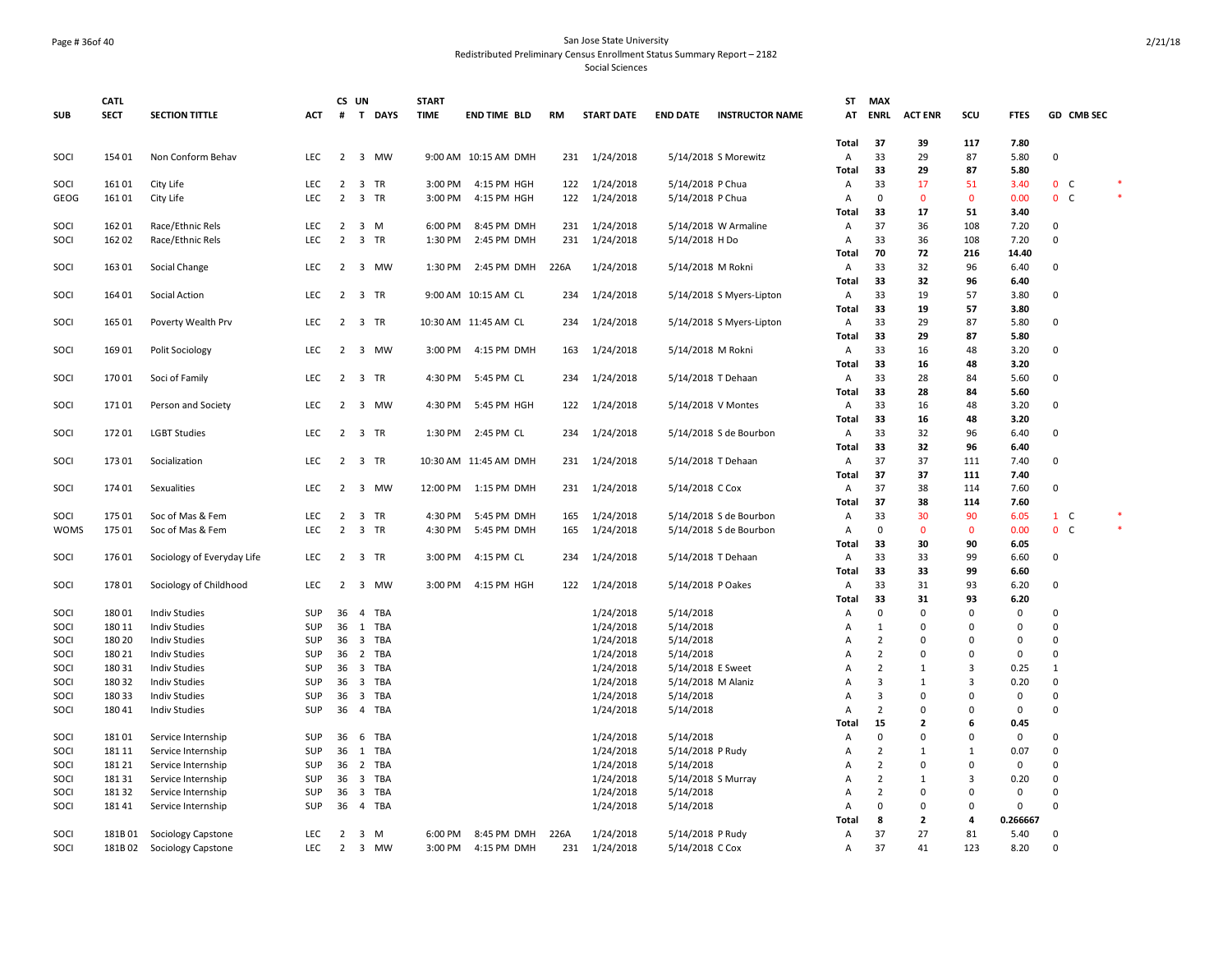San Jose State University
Redistributed Preliminary Census Enrollment Status Summary Report – 2182
Social Sciences

| SUB | CATL SECT | SECTION TITTLE | ACT | CS # | UN T | DAYS | START TIME | END TIME | BLD | RM | START DATE | END DATE | INSTRUCTOR NAME | ST AT | MAX ENRL | ACT ENR | SCU | FTES | GD | CMB SEC | |
|---|---|---|---|---|---|---|---|---|---|---|---|---|---|---|---|---|---|---|---|---|---|
| | | | | | | | | | | | | | | Total | 37 | 39 | 117 | 7.80 | | | |
| SOCI | 154 01 | Non Conform Behav | LEC | 2 | 3 | MW | 9:00 AM | 10:15 AM | DMH | 231 | 1/24/2018 | 5/14/2018 | S Morewitz | A | 33 | 29 | 87 | 5.80 | 0 | | |
| | | | | | | | | | | | | | | Total | 33 | 29 | 87 | 5.80 | | | |
| SOCI | 161 01 | City Life | LEC | 2 | 3 | TR | 3:00 PM | 4:15 PM | HGH | 122 | 1/24/2018 | 5/14/2018 | P Chua | A | 33 | 17 | 51 | 3.40 | 0 | C | * |
| GEOG | 161 01 | City Life | LEC | 2 | 3 | TR | 3:00 PM | 4:15 PM | HGH | 122 | 1/24/2018 | 5/14/2018 | P Chua | A | 0 | 0 | 0 | 0.00 | 0 | C | * |
| | | | | | | | | | | | | | | Total | 33 | 17 | 51 | 3.40 | | | |
| SOCI | 162 01 | Race/Ethnic Rels | LEC | 2 | 3 | M | 6:00 PM | 8:45 PM | DMH | 231 | 1/24/2018 | 5/14/2018 | W Armaline | A | 37 | 36 | 108 | 7.20 | 0 | | |
| SOCI | 162 02 | Race/Ethnic Rels | LEC | 2 | 3 | TR | 1:30 PM | 2:45 PM | DMH | 231 | 1/24/2018 | 5/14/2018 | H Do | A | 33 | 36 | 108 | 7.20 | 0 | | |
| | | | | | | | | | | | | | | Total | 70 | 72 | 216 | 14.40 | | | |
| SOCI | 163 01 | Social Change | LEC | 2 | 3 | MW | 1:30 PM | 2:45 PM | DMH | 226A | 1/24/2018 | 5/14/2018 | M Rokni | A | 33 | 32 | 96 | 6.40 | 0 | | |
| | | | | | | | | | | | | | | Total | 33 | 32 | 96 | 6.40 | | | |
| SOCI | 164 01 | Social Action | LEC | 2 | 3 | TR | 9:00 AM | 10:15 AM | CL | 234 | 1/24/2018 | 5/14/2018 | S Myers-Lipton | A | 33 | 19 | 57 | 3.80 | 0 | | |
| | | | | | | | | | | | | | | Total | 33 | 19 | 57 | 3.80 | | | |
| SOCI | 165 01 | Poverty Wealth Prv | LEC | 2 | 3 | TR | 10:30 AM | 11:45 AM | CL | 234 | 1/24/2018 | 5/14/2018 | S Myers-Lipton | A | 33 | 29 | 87 | 5.80 | 0 | | |
| | | | | | | | | | | | | | | Total | 33 | 29 | 87 | 5.80 | | | |
| SOCI | 169 01 | Polit Sociology | LEC | 2 | 3 | MW | 3:00 PM | 4:15 PM | DMH | 163 | 1/24/2018 | 5/14/2018 | M Rokni | A | 33 | 16 | 48 | 3.20 | 0 | | |
| | | | | | | | | | | | | | | Total | 33 | 16 | 48 | 3.20 | | | |
| SOCI | 170 01 | Soci of Family | LEC | 2 | 3 | TR | 4:30 PM | 5:45 PM | CL | 234 | 1/24/2018 | 5/14/2018 | T Dehaan | A | 33 | 28 | 84 | 5.60 | 0 | | |
| | | | | | | | | | | | | | | Total | 33 | 28 | 84 | 5.60 | | | |
| SOCI | 171 01 | Person and Society | LEC | 2 | 3 | MW | 4:30 PM | 5:45 PM | HGH | 122 | 1/24/2018 | 5/14/2018 | V Montes | A | 33 | 16 | 48 | 3.20 | 0 | | |
| | | | | | | | | | | | | | | Total | 33 | 16 | 48 | 3.20 | | | |
| SOCI | 172 01 | LGBT Studies | LEC | 2 | 3 | TR | 1:30 PM | 2:45 PM | CL | 234 | 1/24/2018 | 5/14/2018 | S de Bourbon | A | 33 | 32 | 96 | 6.40 | 0 | | |
| | | | | | | | | | | | | | | Total | 33 | 32 | 96 | 6.40 | | | |
| SOCI | 173 01 | Socialization | LEC | 2 | 3 | TR | 10:30 AM | 11:45 AM | DMH | 231 | 1/24/2018 | 5/14/2018 | T Dehaan | A | 37 | 37 | 111 | 7.40 | 0 | | |
| | | | | | | | | | | | | | | Total | 37 | 37 | 111 | 7.40 | | | |
| SOCI | 174 01 | Sexualities | LEC | 2 | 3 | MW | 12:00 PM | 1:15 PM | DMH | 231 | 1/24/2018 | 5/14/2018 | C Cox | A | 37 | 38 | 114 | 7.60 | 0 | | |
| | | | | | | | | | | | | | | Total | 37 | 38 | 114 | 7.60 | | | |
| SOCI | 175 01 | Soc of Mas & Fem | LEC | 2 | 3 | TR | 4:30 PM | 5:45 PM | DMH | 165 | 1/24/2018 | 5/14/2018 | S de Bourbon | A | 33 | 30 | 90 | 6.05 | 1 | C | * |
| WOMS | 175 01 | Soc of Mas & Fem | LEC | 2 | 3 | TR | 4:30 PM | 5:45 PM | DMH | 165 | 1/24/2018 | 5/14/2018 | S de Bourbon | A | 0 | 0 | 0 | 0.00 | 0 | C | * |
| | | | | | | | | | | | | | | Total | 33 | 30 | 90 | 6.05 | | | |
| SOCI | 176 01 | Sociology of Everyday Life | LEC | 2 | 3 | TR | 3:00 PM | 4:15 PM | CL | 234 | 1/24/2018 | 5/14/2018 | T Dehaan | A | 33 | 33 | 99 | 6.60 | 0 | | |
| | | | | | | | | | | | | | | Total | 33 | 33 | 99 | 6.60 | | | |
| SOCI | 178 01 | Sociology of Childhood | LEC | 2 | 3 | MW | 3:00 PM | 4:15 PM | HGH | 122 | 1/24/2018 | 5/14/2018 | P Oakes | A | 33 | 31 | 93 | 6.20 | 0 | | |
| | | | | | | | | | | | | | | Total | 33 | 31 | 93 | 6.20 | | | |
| SOCI | 180 01 | Indiv Studies | SUP | 36 | 4 | TBA | | | | | 1/24/2018 | 5/14/2018 | | A | 0 | 0 | 0 | 0 | 0 | | |
| SOCI | 180 11 | Indiv Studies | SUP | 36 | 1 | TBA | | | | | 1/24/2018 | 5/14/2018 | | A | 1 | 0 | 0 | 0 | 0 | | |
| SOCI | 180 20 | Indiv Studies | SUP | 36 | 3 | TBA | | | | | 1/24/2018 | 5/14/2018 | | A | 2 | 0 | 0 | 0 | 0 | | |
| SOCI | 180 21 | Indiv Studies | SUP | 36 | 2 | TBA | | | | | 1/24/2018 | 5/14/2018 | | A | 2 | 0 | 0 | 0 | 0 | | |
| SOCI | 180 31 | Indiv Studies | SUP | 36 | 3 | TBA | | | | | 1/24/2018 | 5/14/2018 | E Sweet | A | 2 | 1 | 3 | 0.25 | 1 | | |
| SOCI | 180 32 | Indiv Studies | SUP | 36 | 3 | TBA | | | | | 1/24/2018 | 5/14/2018 | M Alaniz | A | 3 | 1 | 3 | 0.20 | 0 | | |
| SOCI | 180 33 | Indiv Studies | SUP | 36 | 3 | TBA | | | | | 1/24/2018 | 5/14/2018 | | A | 3 | 0 | 0 | 0 | 0 | | |
| SOCI | 180 41 | Indiv Studies | SUP | 36 | 4 | TBA | | | | | 1/24/2018 | 5/14/2018 | | A | 2 | 0 | 0 | 0 | 0 | | |
| | | | | | | | | | | | | | | Total | 15 | 2 | 6 | 0.45 | | | |
| SOCI | 181 01 | Service Internship | SUP | 36 | 6 | TBA | | | | | 1/24/2018 | 5/14/2018 | | A | 0 | 0 | 0 | 0 | 0 | | |
| SOCI | 181 11 | Service Internship | SUP | 36 | 1 | TBA | | | | | 1/24/2018 | 5/14/2018 | P Rudy | A | 2 | 1 | 1 | 0.07 | 0 | | |
| SOCI | 181 21 | Service Internship | SUP | 36 | 2 | TBA | | | | | 1/24/2018 | 5/14/2018 | | A | 2 | 0 | 0 | 0 | 0 | | |
| SOCI | 181 31 | Service Internship | SUP | 36 | 3 | TBA | | | | | 1/24/2018 | 5/14/2018 | S Murray | A | 2 | 1 | 3 | 0.20 | 0 | | |
| SOCI | 181 32 | Service Internship | SUP | 36 | 3 | TBA | | | | | 1/24/2018 | 5/14/2018 | | A | 2 | 0 | 0 | 0 | 0 | | |
| SOCI | 181 41 | Service Internship | SUP | 36 | 4 | TBA | | | | | 1/24/2018 | 5/14/2018 | | A | 0 | 0 | 0 | 0 | 0 | | |
| | | | | | | | | | | | | | | Total | 8 | 2 | 4 | 0.266667 | | | |
| SOCI | 181B 01 | Sociology Capstone | LEC | 2 | 3 | M | 6:00 PM | 8:45 PM | DMH | 226A | 1/24/2018 | 5/14/2018 | P Rudy | A | 37 | 27 | 81 | 5.40 | 0 | | |
| SOCI | 181B 02 | Sociology Capstone | LEC | 2 | 3 | MW | 3:00 PM | 4:15 PM | DMH | 231 | 1/24/2018 | 5/14/2018 | C Cox | A | 37 | 41 | 123 | 8.20 | 0 | | |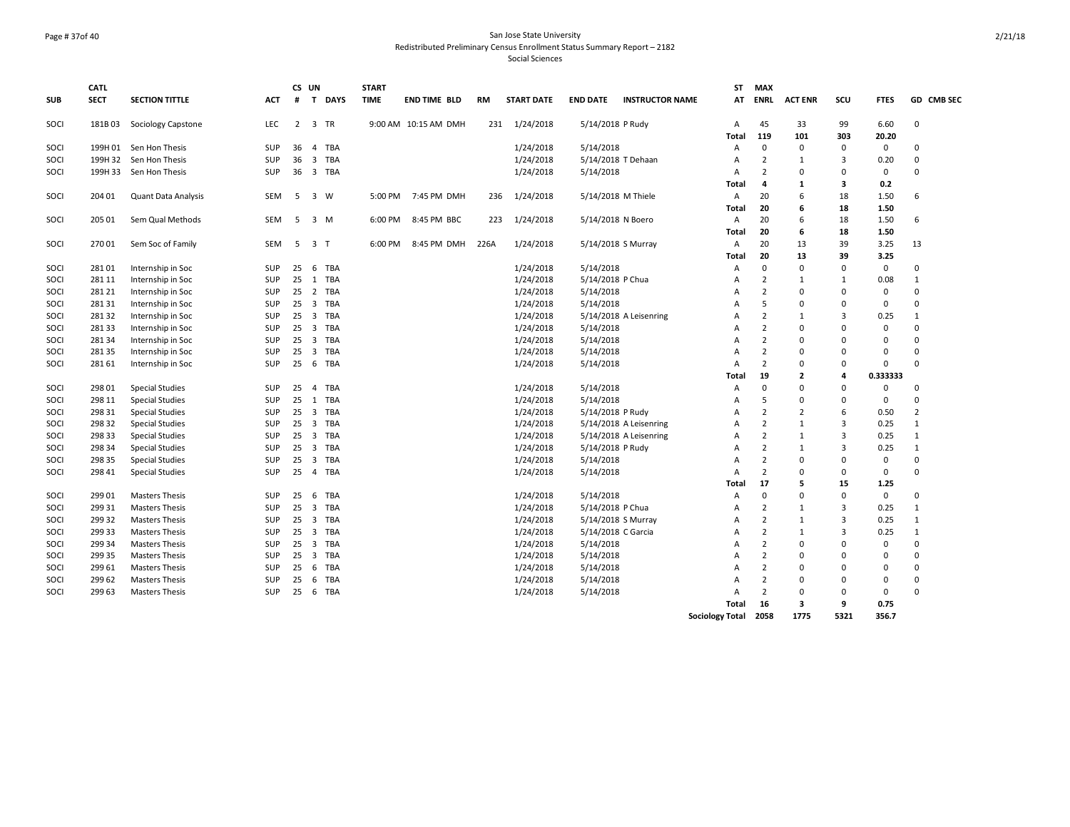San Jose State University
Redistributed Preliminary Census Enrollment Status Summary Report – 2182
Social Sciences

| SUB | CATL SECT | SECTION TITTLE | ACT | CS # | UN T | DAYS | START TIME | END TIME | BLD | RM | START DATE | END DATE | INSTRUCTOR NAME | ST AT | MAX ENRL | ACT ENR | SCU | FTES | GD | CMB SEC |
|---|---|---|---|---|---|---|---|---|---|---|---|---|---|---|---|---|---|---|---|---|
| SOCI | 181B 03 | Sociology Capstone | LEC | 2 | 3 | TR | 9:00 AM | 10:15 AM | DMH | 231 | 1/24/2018 | 5/14/2018 | P Rudy | A | 45 | 33 | 99 | 6.60 | 0 | |
| | | | | | | | | | | | | | | **Total** | **119** | **101** | **303** | **20.20** | | |
| SOCI | 199H 01 | Sen Hon Thesis | SUP | 36 | 4 | TBA | | | | | 1/24/2018 | 5/14/2018 | | A | 0 | 0 | 0 | 0 | 0 | |
| SOCI | 199H 32 | Sen Hon Thesis | SUP | 36 | 3 | TBA | | | | | 1/24/2018 | 5/14/2018 | T Dehaan | A | 2 | 1 | 3 | 0.20 | 0 | |
| SOCI | 199H 33 | Sen Hon Thesis | SUP | 36 | 3 | TBA | | | | | 1/24/2018 | 5/14/2018 | | A | 2 | 0 | 0 | 0 | 0 | |
| | | | | | | | | | | | | | | **Total** | **4** | **1** | **3** | **0.2** | | |
| SOCI | 204 01 | Quant Data Analysis | SEM | 5 | 3 | W | 5:00 PM | 7:45 PM | DMH | 236 | 1/24/2018 | 5/14/2018 | M Thiele | A | 20 | 6 | 18 | 1.50 | 6 | |
| | | | | | | | | | | | | | | **Total** | **20** | **6** | **18** | **1.50** | | |
| SOCI | 205 01 | Sem Qual Methods | SEM | 5 | 3 | M | 6:00 PM | 8:45 PM | BBC | 223 | 1/24/2018 | 5/14/2018 | N Boero | A | 20 | 6 | 18 | 1.50 | 6 | |
| | | | | | | | | | | | | | | **Total** | **20** | **6** | **18** | **1.50** | | |
| SOCI | 270 01 | Sem Soc of Family | SEM | 5 | 3 | T | 6:00 PM | 8:45 PM | DMH | 226A | 1/24/2018 | 5/14/2018 | S Murray | A | 20 | 13 | 39 | 3.25 | 13 | |
| | | | | | | | | | | | | | | **Total** | **20** | **13** | **39** | **3.25** | | |
| SOCI | 281 01 | Internship in Soc | SUP | 25 | 6 | TBA | | | | | 1/24/2018 | 5/14/2018 | | A | 0 | 0 | 0 | 0 | 0 | |
| SOCI | 281 11 | Internship in Soc | SUP | 25 | 1 | TBA | | | | | 1/24/2018 | 5/14/2018 | P Chua | A | 2 | 1 | 1 | 0.08 | 1 | |
| SOCI | 281 21 | Internship in Soc | SUP | 25 | 2 | TBA | | | | | 1/24/2018 | 5/14/2018 | | A | 2 | 0 | 0 | 0 | 0 | |
| SOCI | 281 31 | Internship in Soc | SUP | 25 | 3 | TBA | | | | | 1/24/2018 | 5/14/2018 | | A | 5 | 0 | 0 | 0 | 0 | |
| SOCI | 281 32 | Internship in Soc | SUP | 25 | 3 | TBA | | | | | 1/24/2018 | 5/14/2018 | A Leisenring | A | 2 | 1 | 3 | 0.25 | 1 | |
| SOCI | 281 33 | Internship in Soc | SUP | 25 | 3 | TBA | | | | | 1/24/2018 | 5/14/2018 | | A | 2 | 0 | 0 | 0 | 0 | |
| SOCI | 281 34 | Internship in Soc | SUP | 25 | 3 | TBA | | | | | 1/24/2018 | 5/14/2018 | | A | 2 | 0 | 0 | 0 | 0 | |
| SOCI | 281 35 | Internship in Soc | SUP | 25 | 3 | TBA | | | | | 1/24/2018 | 5/14/2018 | | A | 2 | 0 | 0 | 0 | 0 | |
| SOCI | 281 61 | Internship in Soc | SUP | 25 | 6 | TBA | | | | | 1/24/2018 | 5/14/2018 | | A | 2 | 0 | 0 | 0 | 0 | |
| | | | | | | | | | | | | | | **Total** | **19** | **2** | **4** | **0.333333** | | |
| SOCI | 298 01 | Special Studies | SUP | 25 | 4 | TBA | | | | | 1/24/2018 | 5/14/2018 | | A | 0 | 0 | 0 | 0 | 0 | |
| SOCI | 298 11 | Special Studies | SUP | 25 | 1 | TBA | | | | | 1/24/2018 | 5/14/2018 | | A | 5 | 0 | 0 | 0 | 0 | |
| SOCI | 298 31 | Special Studies | SUP | 25 | 3 | TBA | | | | | 1/24/2018 | 5/14/2018 | P Rudy | A | 2 | 2 | 6 | 0.50 | 2 | |
| SOCI | 298 32 | Special Studies | SUP | 25 | 3 | TBA | | | | | 1/24/2018 | 5/14/2018 | A Leisenring | A | 2 | 1 | 3 | 0.25 | 1 | |
| SOCI | 298 33 | Special Studies | SUP | 25 | 3 | TBA | | | | | 1/24/2018 | 5/14/2018 | A Leisenring | A | 2 | 1 | 3 | 0.25 | 1 | |
| SOCI | 298 34 | Special Studies | SUP | 25 | 3 | TBA | | | | | 1/24/2018 | 5/14/2018 | P Rudy | A | 2 | 1 | 3 | 0.25 | 1 | |
| SOCI | 298 35 | Special Studies | SUP | 25 | 3 | TBA | | | | | 1/24/2018 | 5/14/2018 | | A | 2 | 0 | 0 | 0 | 0 | |
| SOCI | 298 41 | Special Studies | SUP | 25 | 4 | TBA | | | | | 1/24/2018 | 5/14/2018 | | A | 2 | 0 | 0 | 0 | 0 | |
| | | | | | | | | | | | | | | **Total** | **17** | **5** | **15** | **1.25** | | |
| SOCI | 299 01 | Masters Thesis | SUP | 25 | 6 | TBA | | | | | 1/24/2018 | 5/14/2018 | | A | 0 | 0 | 0 | 0 | 0 | |
| SOCI | 299 31 | Masters Thesis | SUP | 25 | 3 | TBA | | | | | 1/24/2018 | 5/14/2018 | P Chua | A | 2 | 1 | 3 | 0.25 | 1 | |
| SOCI | 299 32 | Masters Thesis | SUP | 25 | 3 | TBA | | | | | 1/24/2018 | 5/14/2018 | S Murray | A | 2 | 1 | 3 | 0.25 | 1 | |
| SOCI | 299 33 | Masters Thesis | SUP | 25 | 3 | TBA | | | | | 1/24/2018 | 5/14/2018 | C Garcia | A | 2 | 1 | 3 | 0.25 | 1 | |
| SOCI | 299 34 | Masters Thesis | SUP | 25 | 3 | TBA | | | | | 1/24/2018 | 5/14/2018 | | A | 2 | 0 | 0 | 0 | 0 | |
| SOCI | 299 35 | Masters Thesis | SUP | 25 | 3 | TBA | | | | | 1/24/2018 | 5/14/2018 | | A | 2 | 0 | 0 | 0 | 0 | |
| SOCI | 299 61 | Masters Thesis | SUP | 25 | 6 | TBA | | | | | 1/24/2018 | 5/14/2018 | | A | 2 | 0 | 0 | 0 | 0 | |
| SOCI | 299 62 | Masters Thesis | SUP | 25 | 6 | TBA | | | | | 1/24/2018 | 5/14/2018 | | A | 2 | 0 | 0 | 0 | 0 | |
| SOCI | 299 63 | Masters Thesis | SUP | 25 | 6 | TBA | | | | | 1/24/2018 | 5/14/2018 | | A | 2 | 0 | 0 | 0 | 0 | |
| | | | | | | | | | | | | | | **Total** | **16** | **3** | **9** | **0.75** | | |
| | | | | | | | | | | | | | | **Sociology Total** | **2058** | **1775** | **5321** | **356.7** | | |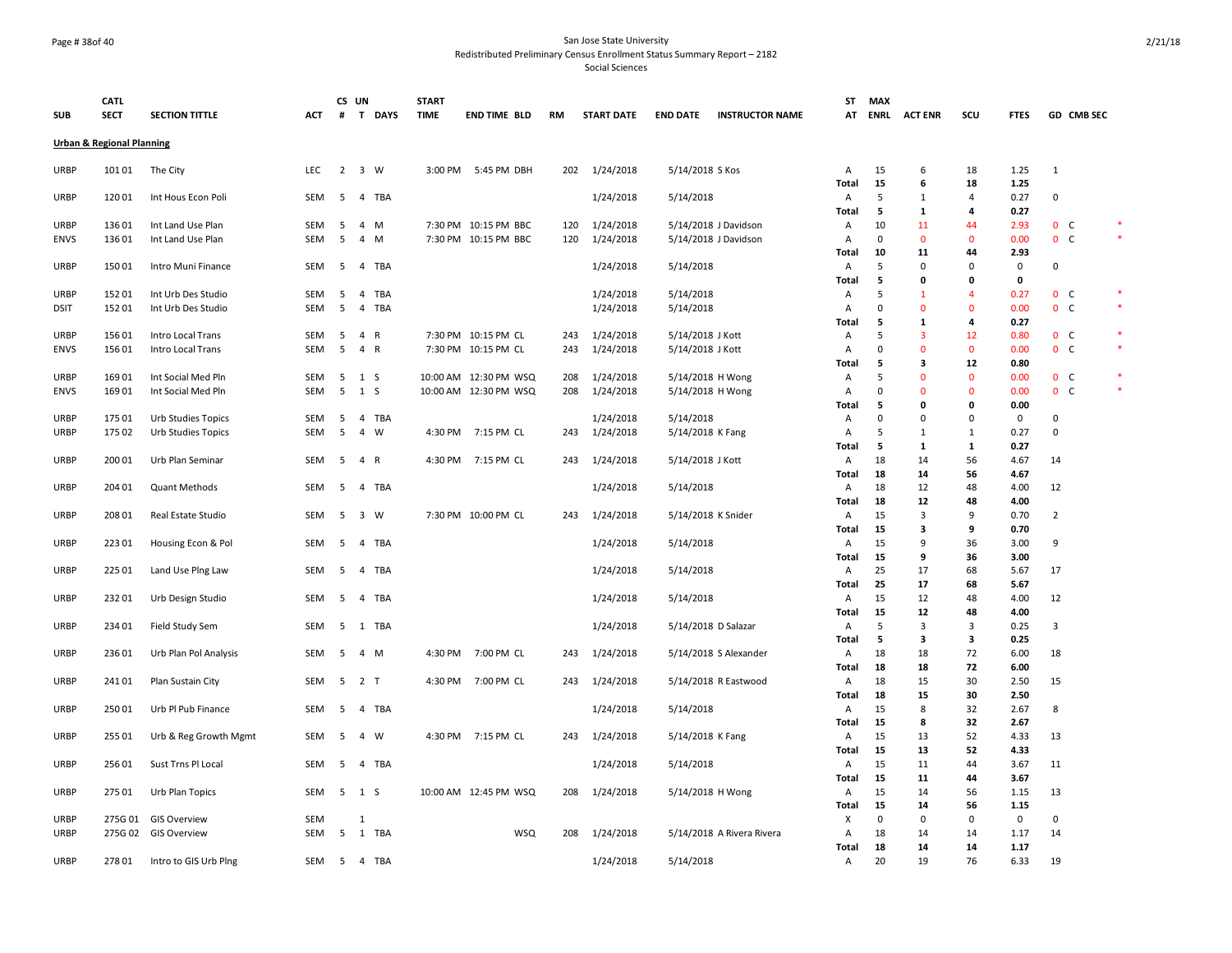San Jose State University
Redistributed Preliminary Census Enrollment Status Summary Report – 2182
Social Sciences

| SUB | CATL SECT | SECTION TITTLE | ACT | CS # | UN T | DAYS | START TIME | END TIME | BLD | RM | START DATE | END DATE | INSTRUCTOR NAME | ST AT | MAX ENRL | ACT ENR | SCU | FTES | GD | CMB SEC | |
|---|---|---|---|---|---|---|---|---|---|---|---|---|---|---|---|---|---|---|---|---|---|
| **Urban & Regional Planning** | | | | | | | | | | | | | | | | | | | | | |
| URBP | 101 01 | The City | LEC | 2 | 3 | W | 3:00 PM | 5:45 PM | DBH | 202 | 1/24/2018 | 5/14/2018 | S Kos | A | 15 | 6 | 18 | 1.25 | 1 | | |
| | | | | | | | | | | | | | | **Total** | **15** | **6** | **18** | **1.25** | | | |
| URBP | 120 01 | Int Hous Econ Poli | SEM | 5 | 4 | TBA | | | | | 1/24/2018 | 5/14/2018 | | A | 5 | 1 | 4 | 0.27 | 0 | | |
| | | | | | | | | | | | | | | **Total** | **5** | **1** | **4** | **0.27** | | | |
| URBP | 136 01 | Int Land Use Plan | SEM | 5 | 4 | M | 7:30 PM | 10:15 PM | BBC | 120 | 1/24/2018 | 5/14/2018 | J Davidson | A | 10 | 11 | 44 | 2.93 | 0 | C | * |
| ENVS | 136 01 | Int Land Use Plan | SEM | 5 | 4 | M | 7:30 PM | 10:15 PM | BBC | 120 | 1/24/2018 | 5/14/2018 | J Davidson | A | 0 | 0 | 0 | 0.00 | 0 | C | * |
| | | | | | | | | | | | | | | **Total** | **10** | **11** | **44** | **2.93** | | | |
| URBP | 150 01 | Intro Muni Finance | SEM | 5 | 4 | TBA | | | | | 1/24/2018 | 5/14/2018 | | A | 5 | 0 | 0 | 0 | 0 | | |
| | | | | | | | | | | | | | | **Total** | **5** | **0** | **0** | **0** | | | |
| URBP | 152 01 | Int Urb Des Studio | SEM | 5 | 4 | TBA | | | | | 1/24/2018 | 5/14/2018 | | A | 5 | 1 | 4 | 0.27 | 0 | C | * |
| DSIT | 152 01 | Int Urb Des Studio | SEM | 5 | 4 | TBA | | | | | 1/24/2018 | 5/14/2018 | | A | 0 | 0 | 0 | 0.00 | 0 | C | * |
| | | | | | | | | | | | | | | **Total** | **5** | **1** | **4** | **0.27** | | | |
| URBP | 156 01 | Intro Local Trans | SEM | 5 | 4 | R | 7:30 PM | 10:15 PM | CL | 243 | 1/24/2018 | 5/14/2018 | J Kott | A | 5 | 3 | 12 | 0.80 | 0 | C | * |
| ENVS | 156 01 | Intro Local Trans | SEM | 5 | 4 | R | 7:30 PM | 10:15 PM | CL | 243 | 1/24/2018 | 5/14/2018 | J Kott | A | 0 | 0 | 0 | 0.00 | 0 | C | * |
| | | | | | | | | | | | | | | **Total** | **5** | **3** | **12** | **0.80** | | | |
| URBP | 169 01 | Int Social Med Pln | SEM | 5 | 1 | S | 10:00 AM | 12:30 PM | WSQ | 208 | 1/24/2018 | 5/14/2018 | H Wong | A | 5 | 0 | 0 | 0.00 | 0 | C | * |
| ENVS | 169 01 | Int Social Med Pln | SEM | 5 | 1 | S | 10:00 AM | 12:30 PM | WSQ | 208 | 1/24/2018 | 5/14/2018 | H Wong | A | 0 | 0 | 0 | 0.00 | 0 | C | * |
| | | | | | | | | | | | | | | **Total** | **5** | **0** | **0** | **0.00** | | | |
| URBP | 175 01 | Urb Studies Topics | SEM | 5 | 4 | TBA | | | | | 1/24/2018 | 5/14/2018 | | A | 0 | 0 | 0 | 0 | 0 | | |
| URBP | 175 02 | Urb Studies Topics | SEM | 5 | 4 | W | 4:30 PM | 7:15 PM | CL | 243 | 1/24/2018 | 5/14/2018 | K Fang | A | 5 | 1 | 1 | 0.27 | 0 | | |
| | | | | | | | | | | | | | | **Total** | **5** | **1** | **1** | **0.27** | | | |
| URBP | 200 01 | Urb Plan Seminar | SEM | 5 | 4 | R | 4:30 PM | 7:15 PM | CL | 243 | 1/24/2018 | 5/14/2018 | J Kott | A | 18 | 14 | 56 | 4.67 | 14 | | |
| | | | | | | | | | | | | | | **Total** | **18** | **14** | **56** | **4.67** | | | |
| URBP | 204 01 | Quant Methods | SEM | 5 | 4 | TBA | | | | | 1/24/2018 | 5/14/2018 | | A | 18 | 12 | 48 | 4.00 | 12 | | |
| | | | | | | | | | | | | | | **Total** | **18** | **12** | **48** | **4.00** | | | |
| URBP | 208 01 | Real Estate Studio | SEM | 5 | 3 | W | 7:30 PM | 10:00 PM | CL | 243 | 1/24/2018 | 5/14/2018 | K Snider | A | 15 | 3 | 9 | 0.70 | 2 | | |
| | | | | | | | | | | | | | | **Total** | **15** | **3** | **9** | **0.70** | | | |
| URBP | 223 01 | Housing Econ & Pol | SEM | 5 | 4 | TBA | | | | | 1/24/2018 | 5/14/2018 | | A | 15 | 9 | 36 | 3.00 | 9 | | |
| | | | | | | | | | | | | | | **Total** | **15** | **9** | **36** | **3.00** | | | |
| URBP | 225 01 | Land Use Plng Law | SEM | 5 | 4 | TBA | | | | | 1/24/2018 | 5/14/2018 | | A | 25 | 17 | 68 | 5.67 | 17 | | |
| | | | | | | | | | | | | | | **Total** | **25** | **17** | **68** | **5.67** | | | |
| URBP | 232 01 | Urb Design Studio | SEM | 5 | 4 | TBA | | | | | 1/24/2018 | 5/14/2018 | | A | 15 | 12 | 48 | 4.00 | 12 | | |
| | | | | | | | | | | | | | | **Total** | **15** | **12** | **48** | **4.00** | | | |
| URBP | 234 01 | Field Study Sem | SEM | 5 | 1 | TBA | | | | | 1/24/2018 | 5/14/2018 | D Salazar | A | 5 | 3 | 3 | 0.25 | 3 | | |
| | | | | | | | | | | | | | | **Total** | **5** | **3** | **3** | **0.25** | | | |
| URBP | 236 01 | Urb Plan Pol Analysis | SEM | 5 | 4 | M | 4:30 PM | 7:00 PM | CL | 243 | 1/24/2018 | 5/14/2018 | S Alexander | A | 18 | 18 | 72 | 6.00 | 18 | | |
| | | | | | | | | | | | | | | **Total** | **18** | **18** | **72** | **6.00** | | | |
| URBP | 241 01 | Plan Sustain City | SEM | 5 | 2 | T | 4:30 PM | 7:00 PM | CL | 243 | 1/24/2018 | 5/14/2018 | R Eastwood | A | 18 | 15 | 30 | 2.50 | 15 | | |
| | | | | | | | | | | | | | | **Total** | **18** | **15** | **30** | **2.50** | | | |
| URBP | 250 01 | Urb Pl Pub Finance | SEM | 5 | 4 | TBA | | | | | 1/24/2018 | 5/14/2018 | | A | 15 | 8 | 32 | 2.67 | 8 | | |
| | | | | | | | | | | | | | | **Total** | **15** | **8** | **32** | **2.67** | | | |
| URBP | 255 01 | Urb & Reg Growth Mgmt | SEM | 5 | 4 | W | 4:30 PM | 7:15 PM | CL | 243 | 1/24/2018 | 5/14/2018 | K Fang | A | 15 | 13 | 52 | 4.33 | 13 | | |
| | | | | | | | | | | | | | | **Total** | **15** | **13** | **52** | **4.33** | | | |
| URBP | 256 01 | Sust Trns Pl Local | SEM | 5 | 4 | TBA | | | | | 1/24/2018 | 5/14/2018 | | A | 15 | 11 | 44 | 3.67 | 11 | | |
| | | | | | | | | | | | | | | **Total** | **15** | **11** | **44** | **3.67** | | | |
| URBP | 275 01 | Urb Plan Topics | SEM | 5 | 1 | S | 10:00 AM | 12:45 PM | WSQ | 208 | 1/24/2018 | 5/14/2018 | H Wong | A | 15 | 14 | 56 | 1.15 | 13 | | |
| | | | | | | | | | | | | | | **Total** | **15** | **14** | **56** | **1.15** | | | |
| URBP | 275G 01 | GIS Overview | SEM | | 1 | | | | | | | | | X | 0 | 0 | 0 | 0 | 0 | | |
| URBP | 275G 02 | GIS Overview | SEM | 5 | 1 | TBA | | | WSQ | 208 | 1/24/2018 | 5/14/2018 | A Rivera Rivera | A | 18 | 14 | 14 | 1.17 | 14 | | |
| | | | | | | | | | | | | | | **Total** | **18** | **14** | **14** | **1.17** | | | |
| URBP | 278 01 | Intro to GIS Urb Plng | SEM | 5 | 4 | TBA | | | | | 1/24/2018 | 5/14/2018 | | A | 20 | 19 | 76 | 6.33 | 19 | | |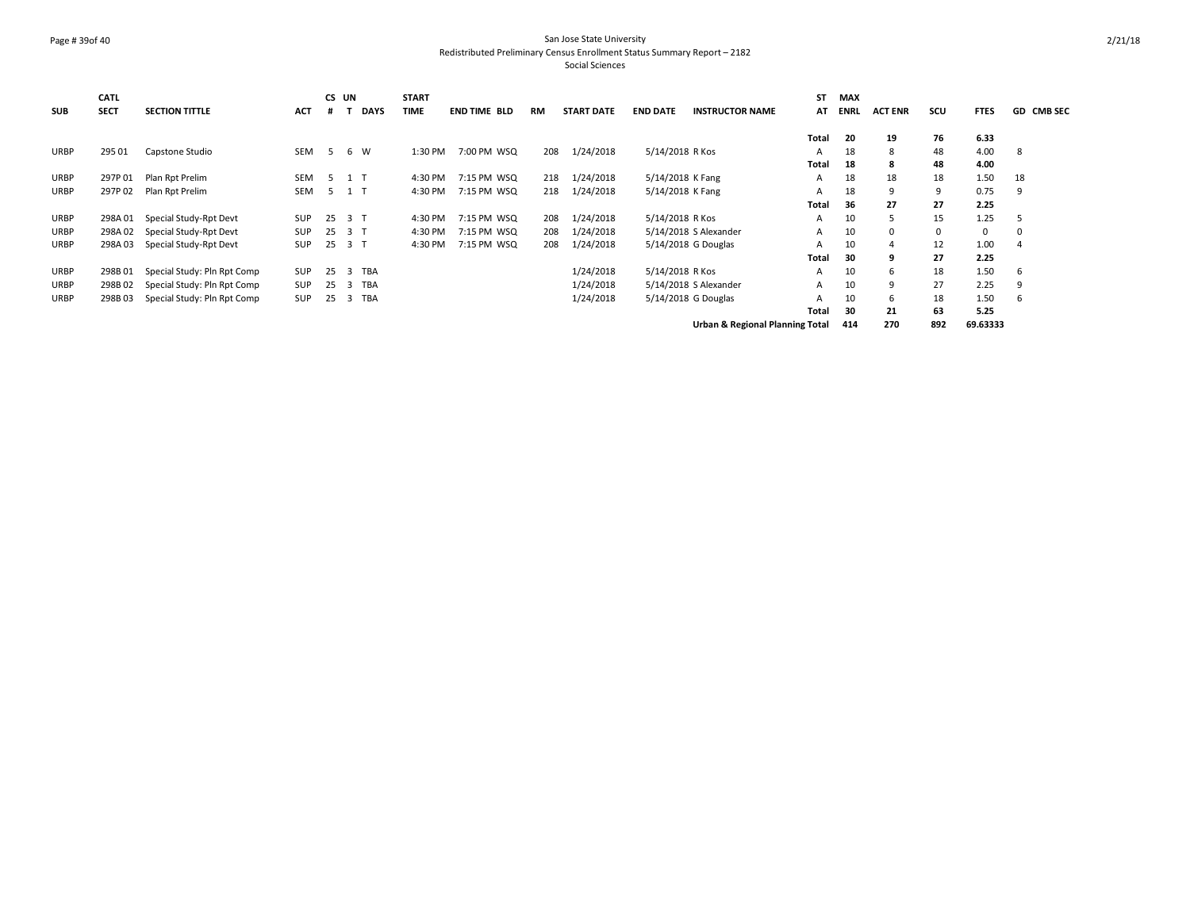San Jose State University
Redistributed Preliminary Census Enrollment Status Summary Report – 2182
Social Sciences

| SUB | CATL SECT | SECTION TITTLE | ACT | CS # | UN T | DAYS | START TIME | END TIME | BLD | RM | START DATE | END DATE | INSTRUCTOR NAME | ST AT | MAX ENRL | ACT ENR | SCU | FTES | GD | CMB SEC |
|---|---|---|---|---|---|---|---|---|---|---|---|---|---|---|---|---|---|---|---|---|
| | | | | | | | | | | | | | | **Total** | **20** | **19** | **76** | **6.33** | | |
| URBP | 295 01 | Capstone Studio | SEM | 5 | 6 | W | 1:30 PM | 7:00 PM | WSQ | 208 | 1/24/2018 | 5/14/2018 | R Kos | A | 18 | 8 | 48 | 4.00 | 8 | |
| | | | | | | | | | | | | | | **Total** | **18** | **8** | **48** | **4.00** | | |
| URBP | 297P 01 | Plan Rpt Prelim | SEM | 5 | 1 | T | 4:30 PM | 7:15 PM | WSQ | 218 | 1/24/2018 | 5/14/2018 | K Fang | A | 18 | 18 | 18 | 1.50 | 18 | |
| URBP | 297P 02 | Plan Rpt Prelim | SEM | 5 | 1 | T | 4:30 PM | 7:15 PM | WSQ | 218 | 1/24/2018 | 5/14/2018 | K Fang | A | 18 | 9 | 9 | 0.75 | 9 | |
| | | | | | | | | | | | | | | **Total** | **36** | **27** | **27** | **2.25** | | |
| URBP | 298A 01 | Special Study-Rpt Devt | SUP | 25 | 3 | T | 4:30 PM | 7:15 PM | WSQ | 208 | 1/24/2018 | 5/14/2018 | R Kos | A | 10 | 5 | 15 | 1.25 | 5 | |
| URBP | 298A 02 | Special Study-Rpt Devt | SUP | 25 | 3 | T | 4:30 PM | 7:15 PM | WSQ | 208 | 1/24/2018 | 5/14/2018 | S Alexander | A | 10 | 0 | 0 | 0 | 0 | |
| URBP | 298A 03 | Special Study-Rpt Devt | SUP | 25 | 3 | T | 4:30 PM | 7:15 PM | WSQ | 208 | 1/24/2018 | 5/14/2018 | G Douglas | A | 10 | 4 | 12 | 1.00 | 4 | |
| | | | | | | | | | | | | | | **Total** | **30** | **9** | **27** | **2.25** | | |
| URBP | 298B 01 | Special Study: Pln Rpt Comp | SUP | 25 | 3 | TBA | | | | | 1/24/2018 | 5/14/2018 | R Kos | A | 10 | 6 | 18 | 1.50 | 6 | |
| URBP | 298B 02 | Special Study: Pln Rpt Comp | SUP | 25 | 3 | TBA | | | | | 1/24/2018 | 5/14/2018 | S Alexander | A | 10 | 9 | 27 | 2.25 | 9 | |
| URBP | 298B 03 | Special Study: Pln Rpt Comp | SUP | 25 | 3 | TBA | | | | | 1/24/2018 | 5/14/2018 | G Douglas | A | 10 | 6 | 18 | 1.50 | 6 | |
| | | | | | | | | | | | | | | **Total** | **30** | **21** | **63** | **5.25** | | |
| | | | | | | | | | | | | | **Urban & Regional Planning Total** | | **414** | **270** | **892** | **69.63333** | | |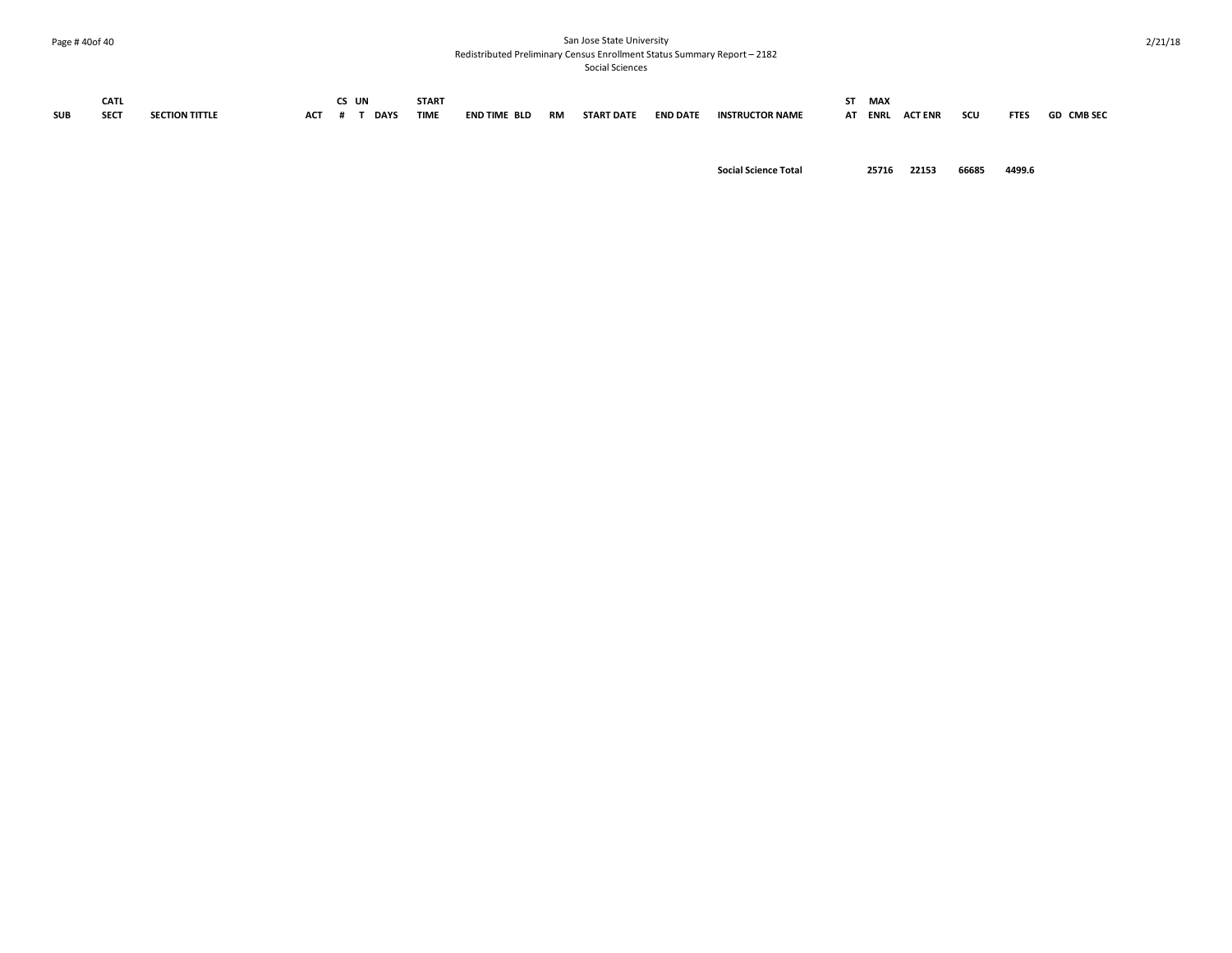| SUB | CATL SECT | SECTION TITTLE | ACT | CS # | UN T | DAYS | START TIME | END TIME | BLD | RM | START DATE | END DATE | INSTRUCTOR NAME | ST AT | MAX ENRL | ACT ENR | SCU | FTES | GD | CMB SEC |
|---|---|---|---|---|---|---|---|---|---|---|---|---|---|---|---|---|---|---|---|---|
| | | | | | | | | | | | | | **Social Science Total** | | **25716** | **22153** | **66685** | **4499.6** | | |